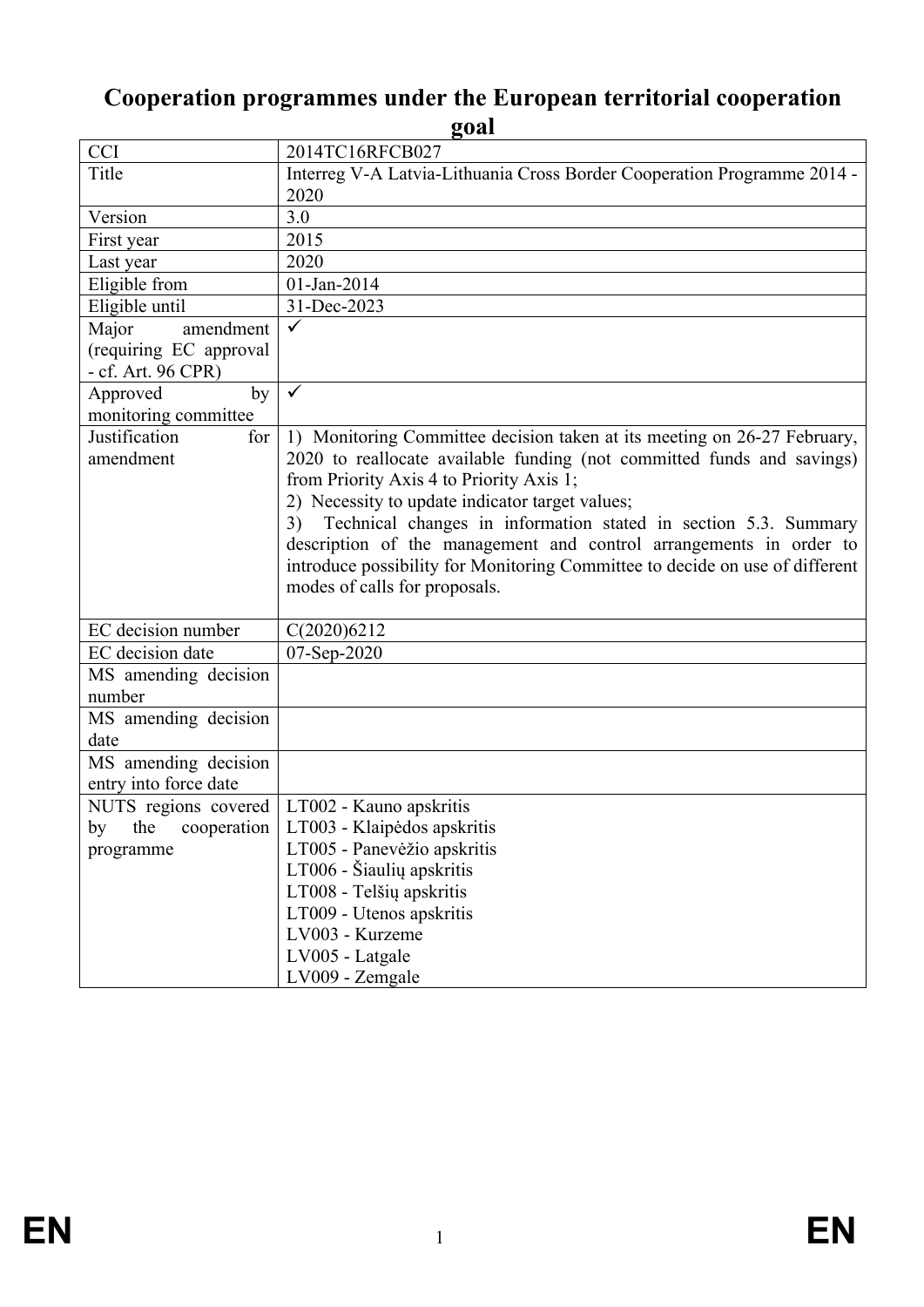# Cooperation programmes under the European territorial cooperation goal

| | |
|---|---|
| CCI | 2014TC16RFCB027 |
| Title | Interreg V-A Latvia-Lithuania Cross Border Cooperation Programme 2014 - 2020 |
| Version | 3.0 |
| First year | 2015 |
| Last year | 2020 |
| Eligible from | 01-Jan-2014 |
| Eligible until | 31-Dec-2023 |
| Major amendment (requiring EC approval - cf. Art. 96 CPR) | ✓ |
| Approved by monitoring committee | ✓ |
| Justification for amendment | 1) Monitoring Committee decision taken at its meeting on 26-27 February, 2020 to reallocate available funding (not committed funds and savings) from Priority Axis 4 to Priority Axis 1;<br>2) Necessity to update indicator target values;<br>3) Technical changes in information stated in section 5.3. Summary description of the management and control arrangements in order to introduce possibility for Monitoring Committee to decide on use of different modes of calls for proposals. |
| EC decision number | C(2020)6212 |
| EC decision date | 07-Sep-2020 |
| MS amending decision number | |
| MS amending decision date | |
| MS amending decision entry into force date | |
| NUTS regions covered by the cooperation programme | LT002 - Kauno apskritis<br>LT003 - Klaipėdos apskritis<br>LT005 - Panevėžio apskritis<br>LT006 - Šiaulių apskritis<br>LT008 - Telšių apskritis<br>LT009 - Utenos apskritis<br>LV003 - Kurzeme<br>LV005 - Latgale<br>LV009 - Zemgale |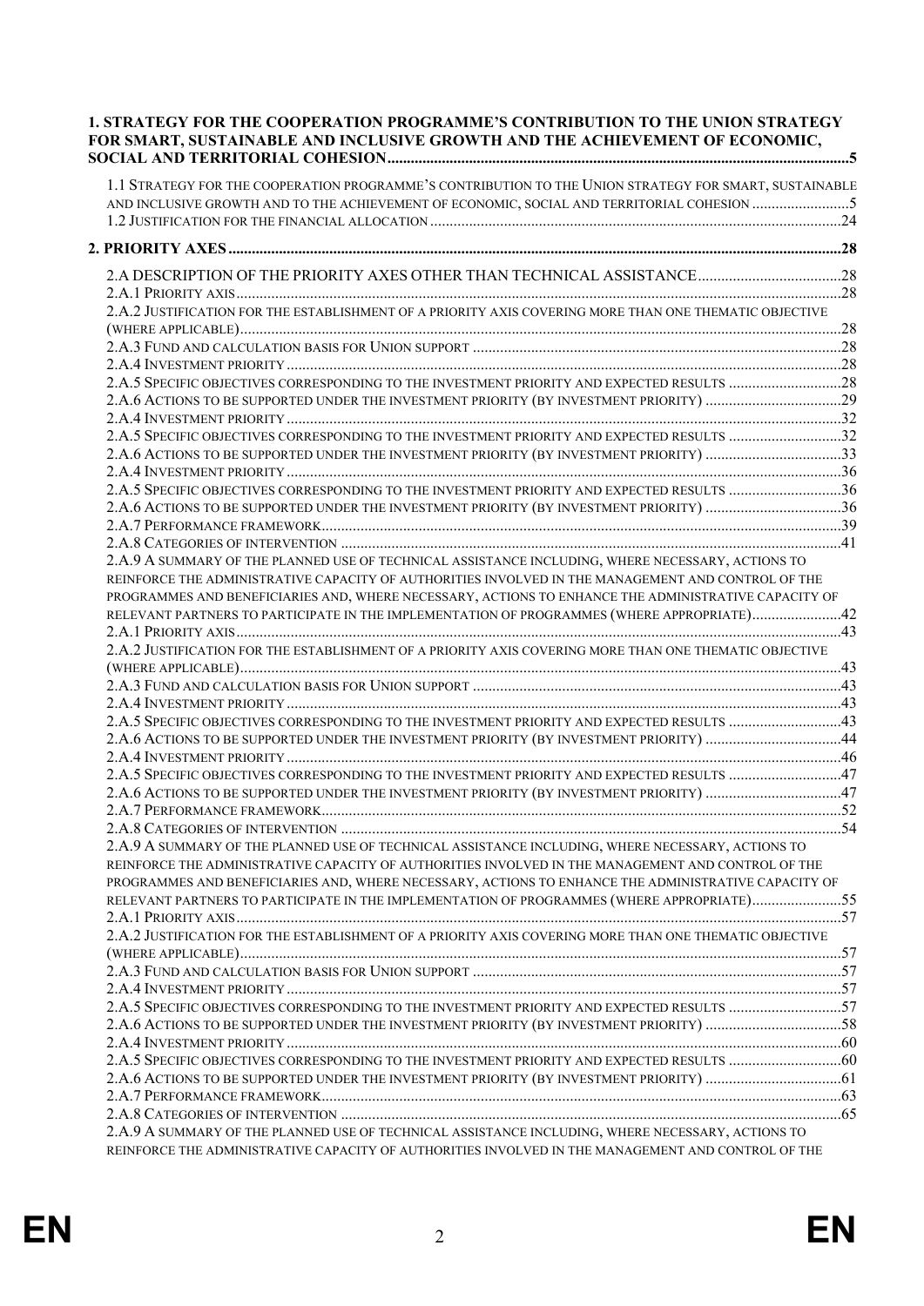**1. STRATEGY FOR THE COOPERATION PROGRAMME'S CONTRIBUTION TO THE UNION STRATEGY FOR SMART, SUSTAINABLE AND INCLUSIVE GROWTH AND THE ACHIEVEMENT OF ECONOMIC, SOCIAL AND TERRITORIAL COHESION** ..... 5

1.1 STRATEGY FOR THE COOPERATION PROGRAMME'S CONTRIBUTION TO THE UNION STRATEGY FOR SMART, SUSTAINABLE AND INCLUSIVE GROWTH AND TO THE ACHIEVEMENT OF ECONOMIC, SOCIAL AND TERRITORIAL COHESION ..... 5
1.2 JUSTIFICATION FOR THE FINANCIAL ALLOCATION ..... 24

**2. PRIORITY AXES** ..... 28

2.A DESCRIPTION OF THE PRIORITY AXES OTHER THAN TECHNICAL ASSISTANCE ..... 28
2.A.1 PRIORITY AXIS ..... 28
2.A.2 JUSTIFICATION FOR THE ESTABLISHMENT OF A PRIORITY AXIS COVERING MORE THAN ONE THEMATIC OBJECTIVE (WHERE APPLICABLE) ..... 28
2.A.3 FUND AND CALCULATION BASIS FOR UNION SUPPORT ..... 28
2.A.4 INVESTMENT PRIORITY ..... 28
2.A.5 SPECIFIC OBJECTIVES CORRESPONDING TO THE INVESTMENT PRIORITY AND EXPECTED RESULTS ..... 28
2.A.6 ACTIONS TO BE SUPPORTED UNDER THE INVESTMENT PRIORITY (BY INVESTMENT PRIORITY) ..... 29
2.A.4 INVESTMENT PRIORITY ..... 32
2.A.5 SPECIFIC OBJECTIVES CORRESPONDING TO THE INVESTMENT PRIORITY AND EXPECTED RESULTS ..... 32
2.A.6 ACTIONS TO BE SUPPORTED UNDER THE INVESTMENT PRIORITY (BY INVESTMENT PRIORITY) ..... 33
2.A.4 INVESTMENT PRIORITY ..... 36
2.A.5 SPECIFIC OBJECTIVES CORRESPONDING TO THE INVESTMENT PRIORITY AND EXPECTED RESULTS ..... 36
2.A.6 ACTIONS TO BE SUPPORTED UNDER THE INVESTMENT PRIORITY (BY INVESTMENT PRIORITY) ..... 36
2.A.7 PERFORMANCE FRAMEWORK ..... 39
2.A.8 CATEGORIES OF INTERVENTION ..... 41
2.A.9 A SUMMARY OF THE PLANNED USE OF TECHNICAL ASSISTANCE INCLUDING, WHERE NECESSARY, ACTIONS TO REINFORCE THE ADMINISTRATIVE CAPACITY OF AUTHORITIES INVOLVED IN THE MANAGEMENT AND CONTROL OF THE PROGRAMMES AND BENEFICIARIES AND, WHERE NECESSARY, ACTIONS TO ENHANCE THE ADMINISTRATIVE CAPACITY OF RELEVANT PARTNERS TO PARTICIPATE IN THE IMPLEMENTATION OF PROGRAMMES (WHERE APPROPRIATE) ..... 42
2.A.1 PRIORITY AXIS ..... 43
2.A.2 JUSTIFICATION FOR THE ESTABLISHMENT OF A PRIORITY AXIS COVERING MORE THAN ONE THEMATIC OBJECTIVE (WHERE APPLICABLE) ..... 43
2.A.3 FUND AND CALCULATION BASIS FOR UNION SUPPORT ..... 43
2.A.4 INVESTMENT PRIORITY ..... 43
2.A.5 SPECIFIC OBJECTIVES CORRESPONDING TO THE INVESTMENT PRIORITY AND EXPECTED RESULTS ..... 43
2.A.6 ACTIONS TO BE SUPPORTED UNDER THE INVESTMENT PRIORITY (BY INVESTMENT PRIORITY) ..... 44
2.A.4 INVESTMENT PRIORITY ..... 46
2.A.5 SPECIFIC OBJECTIVES CORRESPONDING TO THE INVESTMENT PRIORITY AND EXPECTED RESULTS ..... 47
2.A.6 ACTIONS TO BE SUPPORTED UNDER THE INVESTMENT PRIORITY (BY INVESTMENT PRIORITY) ..... 47
2.A.7 PERFORMANCE FRAMEWORK ..... 52
2.A.8 CATEGORIES OF INTERVENTION ..... 54
2.A.9 A SUMMARY OF THE PLANNED USE OF TECHNICAL ASSISTANCE INCLUDING, WHERE NECESSARY, ACTIONS TO REINFORCE THE ADMINISTRATIVE CAPACITY OF AUTHORITIES INVOLVED IN THE MANAGEMENT AND CONTROL OF THE PROGRAMMES AND BENEFICIARIES AND, WHERE NECESSARY, ACTIONS TO ENHANCE THE ADMINISTRATIVE CAPACITY OF RELEVANT PARTNERS TO PARTICIPATE IN THE IMPLEMENTATION OF PROGRAMMES (WHERE APPROPRIATE) ..... 55
2.A.1 PRIORITY AXIS ..... 57
2.A.2 JUSTIFICATION FOR THE ESTABLISHMENT OF A PRIORITY AXIS COVERING MORE THAN ONE THEMATIC OBJECTIVE (WHERE APPLICABLE) ..... 57
2.A.3 FUND AND CALCULATION BASIS FOR UNION SUPPORT ..... 57
2.A.4 INVESTMENT PRIORITY ..... 57
2.A.5 SPECIFIC OBJECTIVES CORRESPONDING TO THE INVESTMENT PRIORITY AND EXPECTED RESULTS ..... 57
2.A.6 ACTIONS TO BE SUPPORTED UNDER THE INVESTMENT PRIORITY (BY INVESTMENT PRIORITY) ..... 58
2.A.4 INVESTMENT PRIORITY ..... 60
2.A.5 SPECIFIC OBJECTIVES CORRESPONDING TO THE INVESTMENT PRIORITY AND EXPECTED RESULTS ..... 60
2.A.6 ACTIONS TO BE SUPPORTED UNDER THE INVESTMENT PRIORITY (BY INVESTMENT PRIORITY) ..... 61
2.A.7 PERFORMANCE FRAMEWORK ..... 63
2.A.8 CATEGORIES OF INTERVENTION ..... 65
2.A.9 A SUMMARY OF THE PLANNED USE OF TECHNICAL ASSISTANCE INCLUDING, WHERE NECESSARY, ACTIONS TO REINFORCE THE ADMINISTRATIVE CAPACITY OF AUTHORITIES INVOLVED IN THE MANAGEMENT AND CONTROL OF THE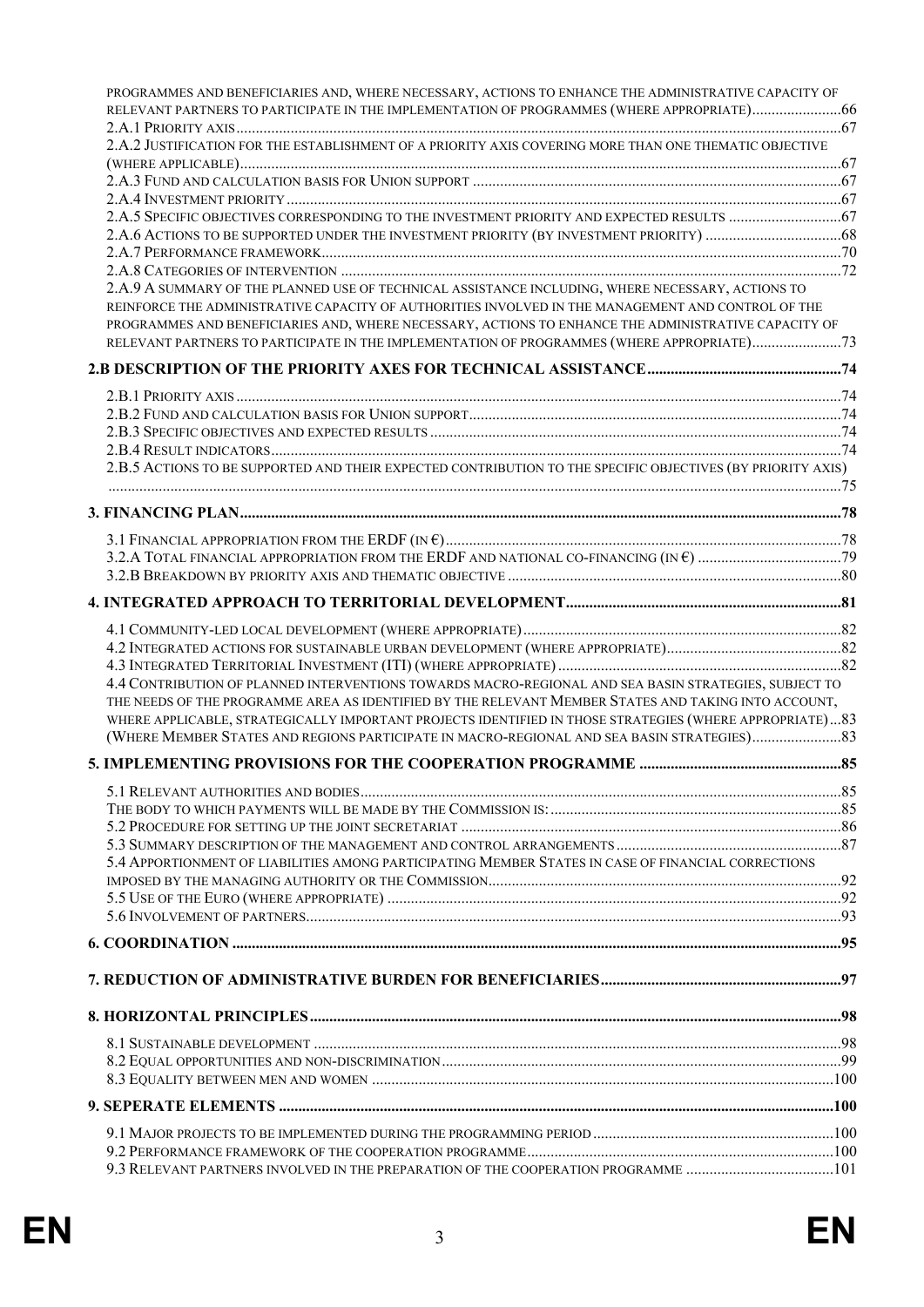PROGRAMMES AND BENEFICIARIES AND, WHERE NECESSARY, ACTIONS TO ENHANCE THE ADMINISTRATIVE CAPACITY OF RELEVANT PARTNERS TO PARTICIPATE IN THE IMPLEMENTATION OF PROGRAMMES (WHERE APPROPRIATE)....................66

2.A.1 PRIORITY AXIS....................67

2.A.2 JUSTIFICATION FOR THE ESTABLISHMENT OF A PRIORITY AXIS COVERING MORE THAN ONE THEMATIC OBJECTIVE (WHERE APPLICABLE)....................67

2.A.3 FUND AND CALCULATION BASIS FOR UNION SUPPORT....................67

2.A.4 INVESTMENT PRIORITY....................67

2.A.5 SPECIFIC OBJECTIVES CORRESPONDING TO THE INVESTMENT PRIORITY AND EXPECTED RESULTS....................67

2.A.6 ACTIONS TO BE SUPPORTED UNDER THE INVESTMENT PRIORITY (BY INVESTMENT PRIORITY)....................68

2.A.7 PERFORMANCE FRAMEWORK....................70

2.A.8 CATEGORIES OF INTERVENTION....................72

2.A.9 A SUMMARY OF THE PLANNED USE OF TECHNICAL ASSISTANCE INCLUDING, WHERE NECESSARY, ACTIONS TO REINFORCE THE ADMINISTRATIVE CAPACITY OF AUTHORITIES INVOLVED IN THE MANAGEMENT AND CONTROL OF THE PROGRAMMES AND BENEFICIARIES AND, WHERE NECESSARY, ACTIONS TO ENHANCE THE ADMINISTRATIVE CAPACITY OF RELEVANT PARTNERS TO PARTICIPATE IN THE IMPLEMENTATION OF PROGRAMMES (WHERE APPROPRIATE)....................73

**2.B DESCRIPTION OF THE PRIORITY AXES FOR TECHNICAL ASSISTANCE....................74**

2.B.1 PRIORITY AXIS....................74

2.B.2 FUND AND CALCULATION BASIS FOR UNION SUPPORT....................74

2.B.3 SPECIFIC OBJECTIVES AND EXPECTED RESULTS....................74

2.B.4 RESULT INDICATORS....................74

2.B.5 ACTIONS TO BE SUPPORTED AND THEIR EXPECTED CONTRIBUTION TO THE SPECIFIC OBJECTIVES (BY PRIORITY AXIS)....................75

**3. FINANCING PLAN....................78**

3.1 FINANCIAL APPROPRIATION FROM THE ERDF (IN €)....................78

3.2.A TOTAL FINANCIAL APPROPRIATION FROM THE ERDF AND NATIONAL CO-FINANCING (IN €)....................79

3.2.B BREAKDOWN BY PRIORITY AXIS AND THEMATIC OBJECTIVE....................80

**4. INTEGRATED APPROACH TO TERRITORIAL DEVELOPMENT....................81**

4.1 COMMUNITY-LED LOCAL DEVELOPMENT (WHERE APPROPRIATE)....................82

4.2 INTEGRATED ACTIONS FOR SUSTAINABLE URBAN DEVELOPMENT (WHERE APPROPRIATE)....................82

4.3 INTEGRATED TERRITORIAL INVESTMENT (ITI) (WHERE APPROPRIATE)....................82

4.4 CONTRIBUTION OF PLANNED INTERVENTIONS TOWARDS MACRO-REGIONAL AND SEA BASIN STRATEGIES, SUBJECT TO THE NEEDS OF THE PROGRAMME AREA AS IDENTIFIED BY THE RELEVANT MEMBER STATES AND TAKING INTO ACCOUNT, WHERE APPLICABLE, STRATEGICALLY IMPORTANT PROJECTS IDENTIFIED IN THOSE STRATEGIES (WHERE APPROPRIATE)...83

(WHERE MEMBER STATES AND REGIONS PARTICIPATE IN MACRO-REGIONAL AND SEA BASIN STRATEGIES)....................83

**5. IMPLEMENTING PROVISIONS FOR THE COOPERATION PROGRAMME....................85**

5.1 RELEVANT AUTHORITIES AND BODIES....................85

THE BODY TO WHICH PAYMENTS WILL BE MADE BY THE COMMISSION IS:....................85

5.2 PROCEDURE FOR SETTING UP THE JOINT SECRETARIAT....................86

5.3 SUMMARY DESCRIPTION OF THE MANAGEMENT AND CONTROL ARRANGEMENTS....................87

5.4 APPORTIONMENT OF LIABILITIES AMONG PARTICIPATING MEMBER STATES IN CASE OF FINANCIAL CORRECTIONS IMPOSED BY THE MANAGING AUTHORITY OR THE COMMISSION....................92

5.5 USE OF THE EURO (WHERE APPROPRIATE)....................92

5.6 INVOLVEMENT OF PARTNERS....................93

**6. COORDINATION....................95**

**7. REDUCTION OF ADMINISTRATIVE BURDEN FOR BENEFICIARIES....................97**

**8. HORIZONTAL PRINCIPLES....................98**

8.1 SUSTAINABLE DEVELOPMENT....................98

8.2 EQUAL OPPORTUNITIES AND NON-DISCRIMINATION....................99

8.3 EQUALITY BETWEEN MEN AND WOMEN....................100

**9. SEPERATE ELEMENTS....................100**

9.1 MAJOR PROJECTS TO BE IMPLEMENTED DURING THE PROGRAMMING PERIOD....................100

9.2 PERFORMANCE FRAMEWORK OF THE COOPERATION PROGRAMME....................100

9.3 RELEVANT PARTNERS INVOLVED IN THE PREPARATION OF THE COOPERATION PROGRAMME....................101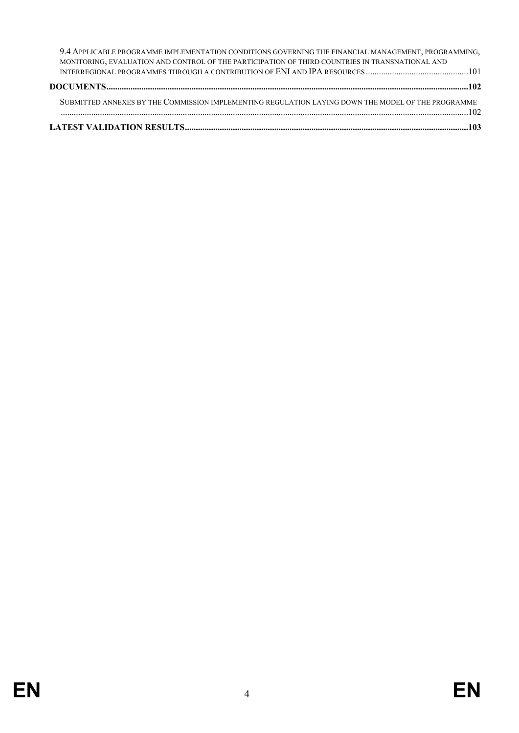9.4 APPLICABLE PROGRAMME IMPLEMENTATION CONDITIONS GOVERNING THE FINANCIAL MANAGEMENT, PROGRAMMING, MONITORING, EVALUATION AND CONTROL OF THE PARTICIPATION OF THIRD COUNTRIES IN TRANSNATIONAL AND INTERREGIONAL PROGRAMMES THROUGH A CONTRIBUTION OF ENI AND IPA RESOURCES ....................................................101

**DOCUMENTS......................................................................................................................................................102**

SUBMITTED ANNEXES BY THE COMMISSION IMPLEMENTING REGULATION LAYING DOWN THE MODEL OF THE PROGRAMME ......................................................................................................................................................102

**LATEST VALIDATION RESULTS.....................................................................................................................103**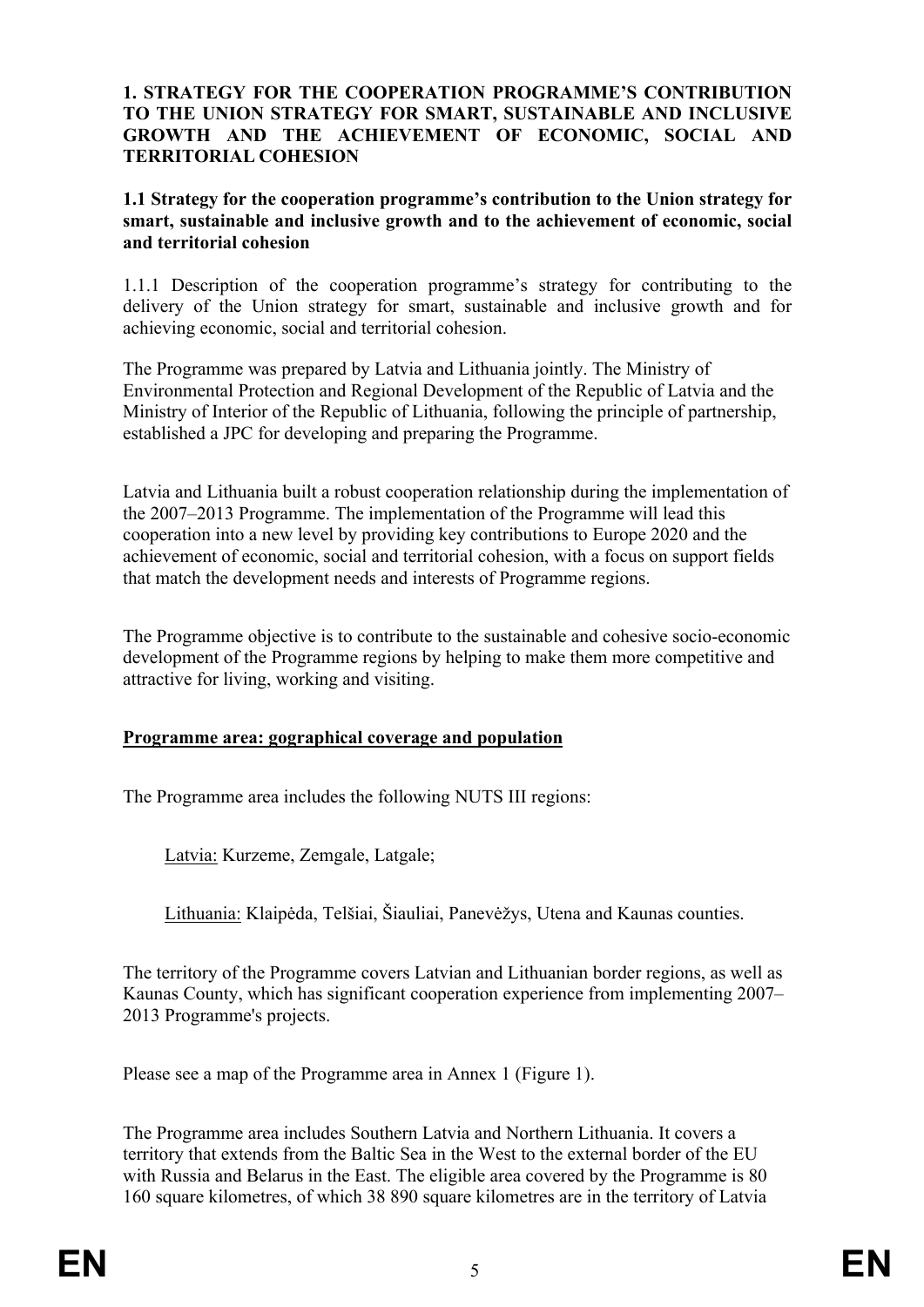# 1. STRATEGY FOR THE COOPERATION PROGRAMME'S CONTRIBUTION TO THE UNION STRATEGY FOR SMART, SUSTAINABLE AND INCLUSIVE GROWTH AND THE ACHIEVEMENT OF ECONOMIC, SOCIAL AND TERRITORIAL COHESION

## 1.1 Strategy for the cooperation programme's contribution to the Union strategy for smart, sustainable and inclusive growth and to the achievement of economic, social and territorial cohesion

1.1.1 Description of the cooperation programme's strategy for contributing to the delivery of the Union strategy for smart, sustainable and inclusive growth and for achieving economic, social and territorial cohesion.

The Programme was prepared by Latvia and Lithuania jointly. The Ministry of Environmental Protection and Regional Development of the Republic of Latvia and the Ministry of Interior of the Republic of Lithuania, following the principle of partnership, established a JPC for developing and preparing the Programme.

Latvia and Lithuania built a robust cooperation relationship during the implementation of the 2007–2013 Programme. The implementation of the Programme will lead this cooperation into a new level by providing key contributions to Europe 2020 and the achievement of economic, social and territorial cohesion, with a focus on support fields that match the development needs and interests of Programme regions.

The Programme objective is to contribute to the sustainable and cohesive socio-economic development of the Programme regions by helping to make them more competitive and attractive for living, working and visiting.

**Programme area: gographical coverage and population**

The Programme area includes the following NUTS III regions:

Latvia: Kurzeme, Zemgale, Latgale;

Lithuania: Klaipėda, Telšiai, Šiauliai, Panevėžys, Utena and Kaunas counties.

The territory of the Programme covers Latvian and Lithuanian border regions, as well as Kaunas County, which has significant cooperation experience from implementing 2007–2013 Programme's projects.

Please see a map of the Programme area in Annex 1 (Figure 1).

The Programme area includes Southern Latvia and Northern Lithuania. It covers a territory that extends from the Baltic Sea in the West to the external border of the EU with Russia and Belarus in the East. The eligible area covered by the Programme is 80 160 square kilometres, of which 38 890 square kilometres are in the territory of Latvia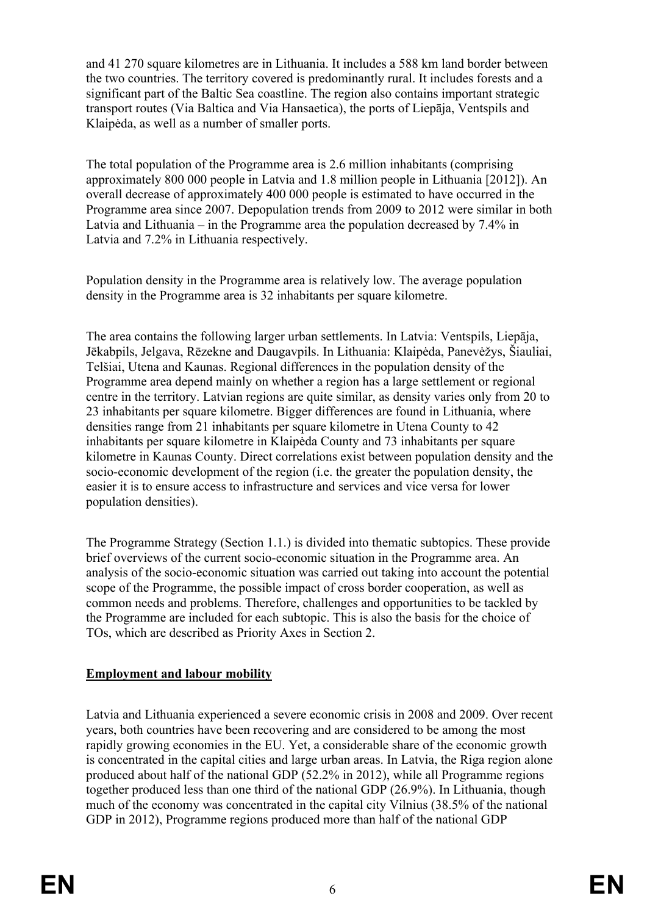and 41 270 square kilometres are in Lithuania. It includes a 588 km land border between the two countries. The territory covered is predominantly rural. It includes forests and a significant part of the Baltic Sea coastline. The region also contains important strategic transport routes (Via Baltica and Via Hansaetica), the ports of Liepāja, Ventspils and Klaipėda, as well as a number of smaller ports.

The total population of the Programme area is 2.6 million inhabitants (comprising approximately 800 000 people in Latvia and 1.8 million people in Lithuania [2012]). An overall decrease of approximately 400 000 people is estimated to have occurred in the Programme area since 2007. Depopulation trends from 2009 to 2012 were similar in both Latvia and Lithuania – in the Programme area the population decreased by 7.4% in Latvia and 7.2% in Lithuania respectively.

Population density in the Programme area is relatively low. The average population density in the Programme area is 32 inhabitants per square kilometre.

The area contains the following larger urban settlements. In Latvia: Ventspils, Liepāja, Jēkabpils, Jelgava, Rēzekne and Daugavpils. In Lithuania: Klaipėda, Panevėžys, Šiauliai, Telšiai, Utena and Kaunas. Regional differences in the population density of the Programme area depend mainly on whether a region has a large settlement or regional centre in the territory. Latvian regions are quite similar, as density varies only from 20 to 23 inhabitants per square kilometre. Bigger differences are found in Lithuania, where densities range from 21 inhabitants per square kilometre in Utena County to 42 inhabitants per square kilometre in Klaipėda County and 73 inhabitants per square kilometre in Kaunas County. Direct correlations exist between population density and the socio-economic development of the region (i.e. the greater the population density, the easier it is to ensure access to infrastructure and services and vice versa for lower population densities).

The Programme Strategy (Section 1.1.) is divided into thematic subtopics. These provide brief overviews of the current socio-economic situation in the Programme area. An analysis of the socio-economic situation was carried out taking into account the potential scope of the Programme, the possible impact of cross border cooperation, as well as common needs and problems. Therefore, challenges and opportunities to be tackled by the Programme are included for each subtopic. This is also the basis for the choice of TOs, which are described as Priority Axes in Section 2.

**Employment and labour mobility**

Latvia and Lithuania experienced a severe economic crisis in 2008 and 2009. Over recent years, both countries have been recovering and are considered to be among the most rapidly growing economies in the EU. Yet, a considerable share of the economic growth is concentrated in the capital cities and large urban areas. In Latvia, the Riga region alone produced about half of the national GDP (52.2% in 2012), while all Programme regions together produced less than one third of the national GDP (26.9%). In Lithuania, though much of the economy was concentrated in the capital city Vilnius (38.5% of the national GDP in 2012), Programme regions produced more than half of the national GDP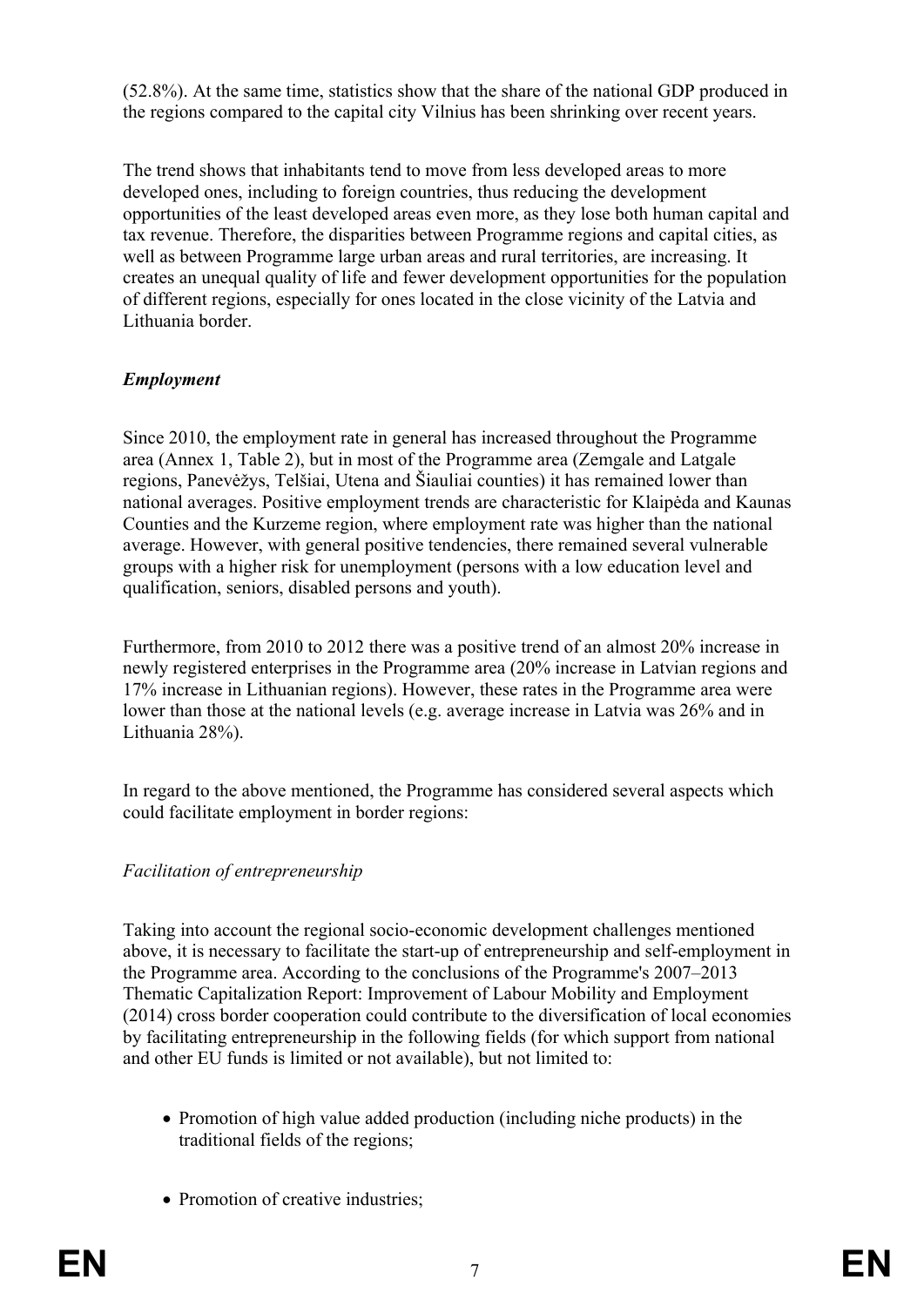(52.8%). At the same time, statistics show that the share of the national GDP produced in the regions compared to the capital city Vilnius has been shrinking over recent years.

The trend shows that inhabitants tend to move from less developed areas to more developed ones, including to foreign countries, thus reducing the development opportunities of the least developed areas even more, as they lose both human capital and tax revenue. Therefore, the disparities between Programme regions and capital cities, as well as between Programme large urban areas and rural territories, are increasing. It creates an unequal quality of life and fewer development opportunities for the population of different regions, especially for ones located in the close vicinity of the Latvia and Lithuania border.

***Employment***

Since 2010, the employment rate in general has increased throughout the Programme area (Annex 1, Table 2), but in most of the Programme area (Zemgale and Latgale regions, Panevėžys, Telšiai, Utena and Šiauliai counties) it has remained lower than national averages. Positive employment trends are characteristic for Klaipėda and Kaunas Counties and the Kurzeme region, where employment rate was higher than the national average. However, with general positive tendencies, there remained several vulnerable groups with a higher risk for unemployment (persons with a low education level and qualification, seniors, disabled persons and youth).

Furthermore, from 2010 to 2012 there was a positive trend of an almost 20% increase in newly registered enterprises in the Programme area (20% increase in Latvian regions and 17% increase in Lithuanian regions). However, these rates in the Programme area were lower than those at the national levels (e.g. average increase in Latvia was 26% and in Lithuania 28%).

In regard to the above mentioned, the Programme has considered several aspects which could facilitate employment in border regions:

*Facilitation of entrepreneurship*

Taking into account the regional socio-economic development challenges mentioned above, it is necessary to facilitate the start-up of entrepreneurship and self-employment in the Programme area. According to the conclusions of the Programme's 2007–2013 Thematic Capitalization Report: Improvement of Labour Mobility and Employment (2014) cross border cooperation could contribute to the diversification of local economies by facilitating entrepreneurship in the following fields (for which support from national and other EU funds is limited or not available), but not limited to:

- Promotion of high value added production (including niche products) in the traditional fields of the regions;
- Promotion of creative industries;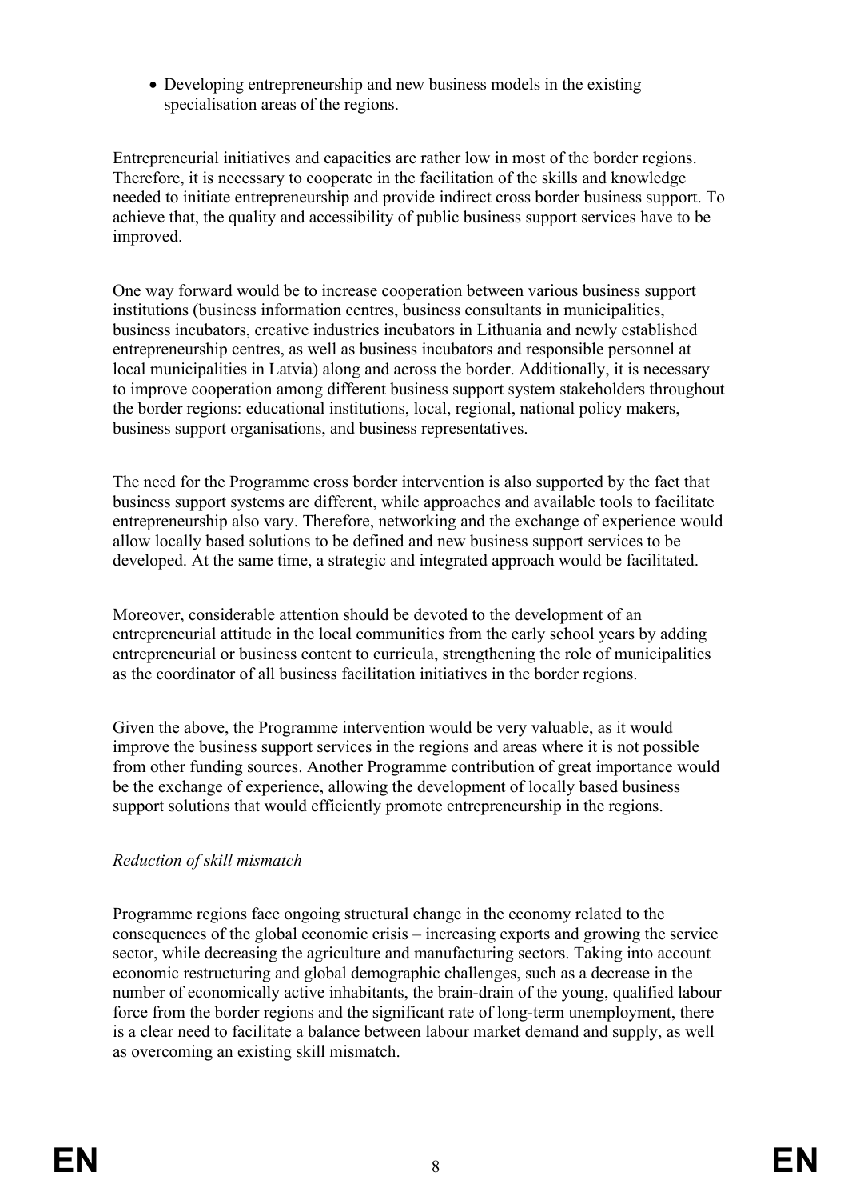- Developing entrepreneurship and new business models in the existing specialisation areas of the regions.

Entrepreneurial initiatives and capacities are rather low in most of the border regions. Therefore, it is necessary to cooperate in the facilitation of the skills and knowledge needed to initiate entrepreneurship and provide indirect cross border business support. To achieve that, the quality and accessibility of public business support services have to be improved.

One way forward would be to increase cooperation between various business support institutions (business information centres, business consultants in municipalities, business incubators, creative industries incubators in Lithuania and newly established entrepreneurship centres, as well as business incubators and responsible personnel at local municipalities in Latvia) along and across the border. Additionally, it is necessary to improve cooperation among different business support system stakeholders throughout the border regions: educational institutions, local, regional, national policy makers, business support organisations, and business representatives.

The need for the Programme cross border intervention is also supported by the fact that business support systems are different, while approaches and available tools to facilitate entrepreneurship also vary. Therefore, networking and the exchange of experience would allow locally based solutions to be defined and new business support services to be developed. At the same time, a strategic and integrated approach would be facilitated.

Moreover, considerable attention should be devoted to the development of an entrepreneurial attitude in the local communities from the early school years by adding entrepreneurial or business content to curricula, strengthening the role of municipalities as the coordinator of all business facilitation initiatives in the border regions.

Given the above, the Programme intervention would be very valuable, as it would improve the business support services in the regions and areas where it is not possible from other funding sources. Another Programme contribution of great importance would be the exchange of experience, allowing the development of locally based business support solutions that would efficiently promote entrepreneurship in the regions.

*Reduction of skill mismatch*

Programme regions face ongoing structural change in the economy related to the consequences of the global economic crisis – increasing exports and growing the service sector, while decreasing the agriculture and manufacturing sectors. Taking into account economic restructuring and global demographic challenges, such as a decrease in the number of economically active inhabitants, the brain-drain of the young, qualified labour force from the border regions and the significant rate of long-term unemployment, there is a clear need to facilitate a balance between labour market demand and supply, as well as overcoming an existing skill mismatch.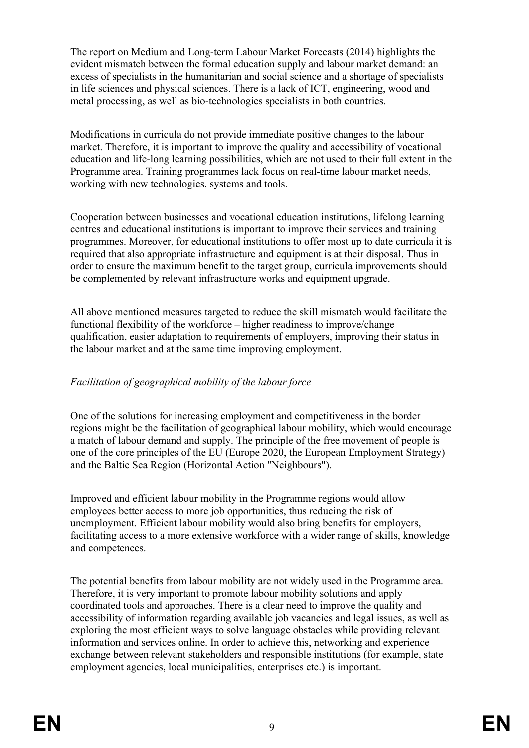The report on Medium and Long-term Labour Market Forecasts (2014) highlights the evident mismatch between the formal education supply and labour market demand: an excess of specialists in the humanitarian and social science and a shortage of specialists in life sciences and physical sciences. There is a lack of ICT, engineering, wood and metal processing, as well as bio-technologies specialists in both countries.

Modifications in curricula do not provide immediate positive changes to the labour market. Therefore, it is important to improve the quality and accessibility of vocational education and life-long learning possibilities, which are not used to their full extent in the Programme area. Training programmes lack focus on real-time labour market needs, working with new technologies, systems and tools.

Cooperation between businesses and vocational education institutions, lifelong learning centres and educational institutions is important to improve their services and training programmes. Moreover, for educational institutions to offer most up to date curricula it is required that also appropriate infrastructure and equipment is at their disposal. Thus in order to ensure the maximum benefit to the target group, curricula improvements should be complemented by relevant infrastructure works and equipment upgrade.

All above mentioned measures targeted to reduce the skill mismatch would facilitate the functional flexibility of the workforce – higher readiness to improve/change qualification, easier adaptation to requirements of employers, improving their status in the labour market and at the same time improving employment.

*Facilitation of geographical mobility of the labour force*

One of the solutions for increasing employment and competitiveness in the border regions might be the facilitation of geographical labour mobility, which would encourage a match of labour demand and supply. The principle of the free movement of people is one of the core principles of the EU (Europe 2020, the European Employment Strategy) and the Baltic Sea Region (Horizontal Action "Neighbours").

Improved and efficient labour mobility in the Programme regions would allow employees better access to more job opportunities, thus reducing the risk of unemployment. Efficient labour mobility would also bring benefits for employers, facilitating access to a more extensive workforce with a wider range of skills, knowledge and competences.

The potential benefits from labour mobility are not widely used in the Programme area. Therefore, it is very important to promote labour mobility solutions and apply coordinated tools and approaches. There is a clear need to improve the quality and accessibility of information regarding available job vacancies and legal issues, as well as exploring the most efficient ways to solve language obstacles while providing relevant information and services online. In order to achieve this, networking and experience exchange between relevant stakeholders and responsible institutions (for example, state employment agencies, local municipalities, enterprises etc.) is important.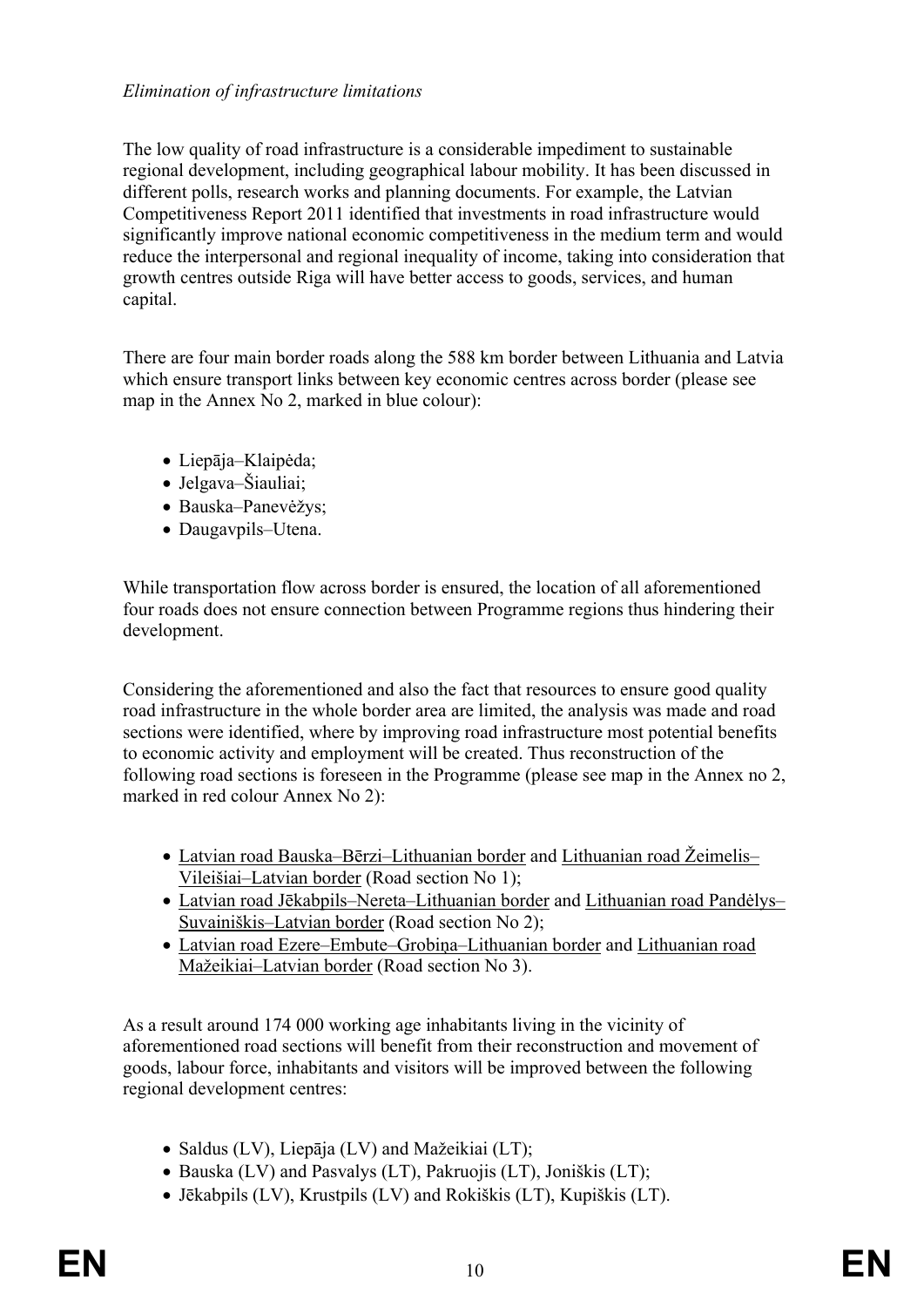*Elimination of infrastructure limitations*

The low quality of road infrastructure is a considerable impediment to sustainable regional development, including geographical labour mobility. It has been discussed in different polls, research works and planning documents. For example, the Latvian Competitiveness Report 2011 identified that investments in road infrastructure would significantly improve national economic competitiveness in the medium term and would reduce the interpersonal and regional inequality of income, taking into consideration that growth centres outside Riga will have better access to goods, services, and human capital.

There are four main border roads along the 588 km border between Lithuania and Latvia which ensure transport links between key economic centres across border (please see map in the Annex No 2, marked in blue colour):

- Liepāja–Klaipėda;
- Jelgava–Šiauliai;
- Bauska–Panevėžys;
- Daugavpils–Utena.

While transportation flow across border is ensured, the location of all aforementioned four roads does not ensure connection between Programme regions thus hindering their development.

Considering the aforementioned and also the fact that resources to ensure good quality road infrastructure in the whole border area are limited, the analysis was made and road sections were identified, where by improving road infrastructure most potential benefits to economic activity and employment will be created. Thus reconstruction of the following road sections is foreseen in the Programme (please see map in the Annex no 2, marked in red colour Annex No 2):

- Latvian road Bauska–Bērzi–Lithuanian border and Lithuanian road Žeimelis–Vileišiai–Latvian border (Road section No 1);
- Latvian road Jēkabpils–Nereta–Lithuanian border and Lithuanian road Pandėlys–Suvainiškis–Latvian border (Road section No 2);
- Latvian road Ezere–Embute–Grobiņa–Lithuanian border and Lithuanian road Mažeikiai–Latvian border (Road section No 3).

As a result around 174 000 working age inhabitants living in the vicinity of aforementioned road sections will benefit from their reconstruction and movement of goods, labour force, inhabitants and visitors will be improved between the following regional development centres:

- Saldus (LV), Liepāja (LV) and Mažeikiai (LT);
- Bauska (LV) and Pasvalys (LT), Pakruojis (LT), Joniškis (LT);
- Jēkabpils (LV), Krustpils (LV) and Rokiškis (LT), Kupiškis (LT).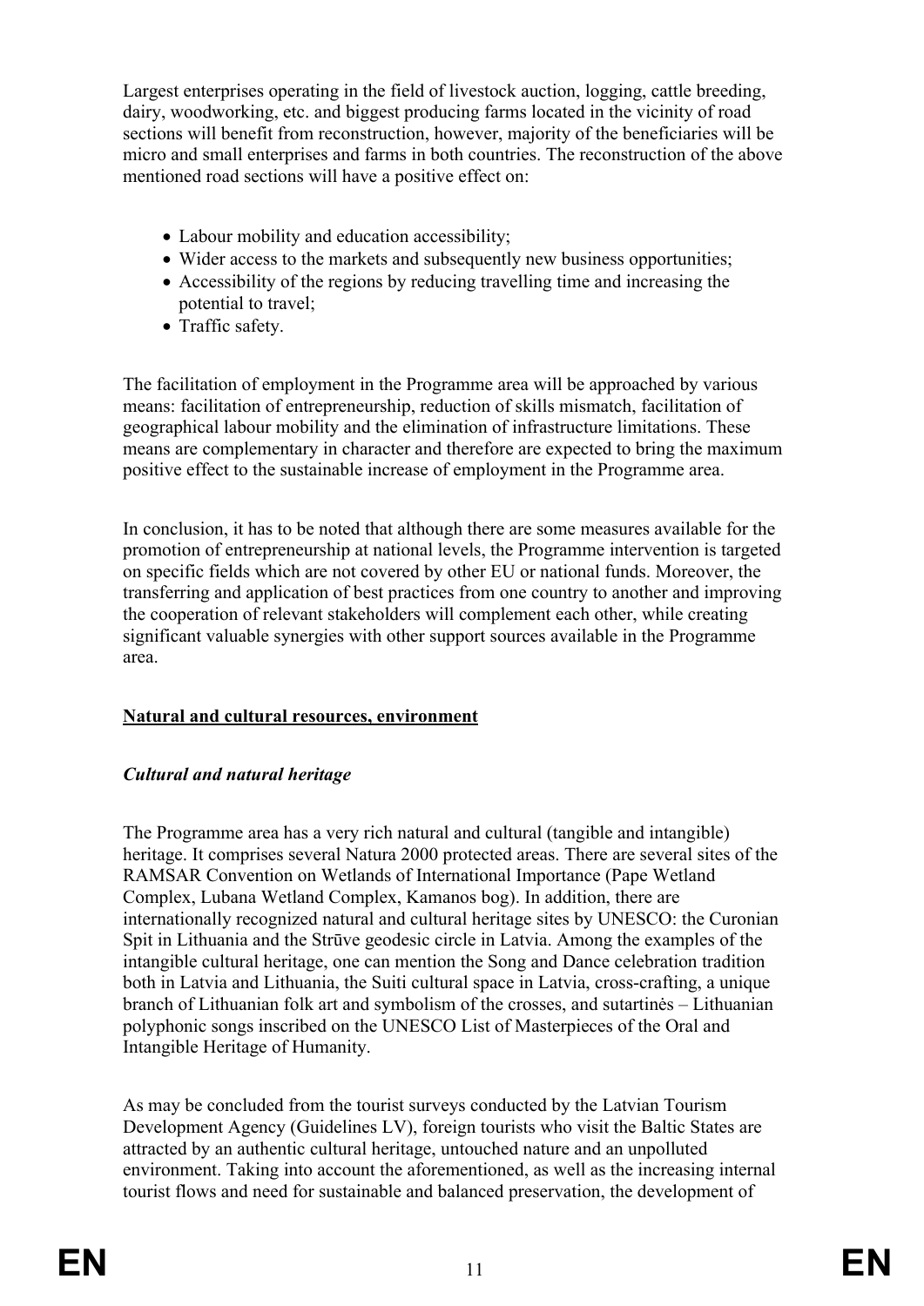Largest enterprises operating in the field of livestock auction, logging, cattle breeding, dairy, woodworking, etc. and biggest producing farms located in the vicinity of road sections will benefit from reconstruction, however, majority of the beneficiaries will be micro and small enterprises and farms in both countries. The reconstruction of the above mentioned road sections will have a positive effect on:

- Labour mobility and education accessibility;
- Wider access to the markets and subsequently new business opportunities;
- Accessibility of the regions by reducing travelling time and increasing the potential to travel;
- Traffic safety.

The facilitation of employment in the Programme area will be approached by various means: facilitation of entrepreneurship, reduction of skills mismatch, facilitation of geographical labour mobility and the elimination of infrastructure limitations. These means are complementary in character and therefore are expected to bring the maximum positive effect to the sustainable increase of employment in the Programme area.

In conclusion, it has to be noted that although there are some measures available for the promotion of entrepreneurship at national levels, the Programme intervention is targeted on specific fields which are not covered by other EU or national funds. Moreover, the transferring and application of best practices from one country to another and improving the cooperation of relevant stakeholders will complement each other, while creating significant valuable synergies with other support sources available in the Programme area.

<u>**Natural and cultural resources, environment**</u>

***Cultural and natural heritage***

The Programme area has a very rich natural and cultural (tangible and intangible) heritage. It comprises several Natura 2000 protected areas. There are several sites of the RAMSAR Convention on Wetlands of International Importance (Pape Wetland Complex, Lubana Wetland Complex, Kamanos bog). In addition, there are internationally recognized natural and cultural heritage sites by UNESCO: the Curonian Spit in Lithuania and the Strūve geodesic circle in Latvia. Among the examples of the intangible cultural heritage, one can mention the Song and Dance celebration tradition both in Latvia and Lithuania, the Suiti cultural space in Latvia, cross-crafting, a unique branch of Lithuanian folk art and symbolism of the crosses, and sutartinės – Lithuanian polyphonic songs inscribed on the UNESCO List of Masterpieces of the Oral and Intangible Heritage of Humanity.

As may be concluded from the tourist surveys conducted by the Latvian Tourism Development Agency (Guidelines LV), foreign tourists who visit the Baltic States are attracted by an authentic cultural heritage, untouched nature and an unpolluted environment. Taking into account the aforementioned, as well as the increasing internal tourist flows and need for sustainable and balanced preservation, the development of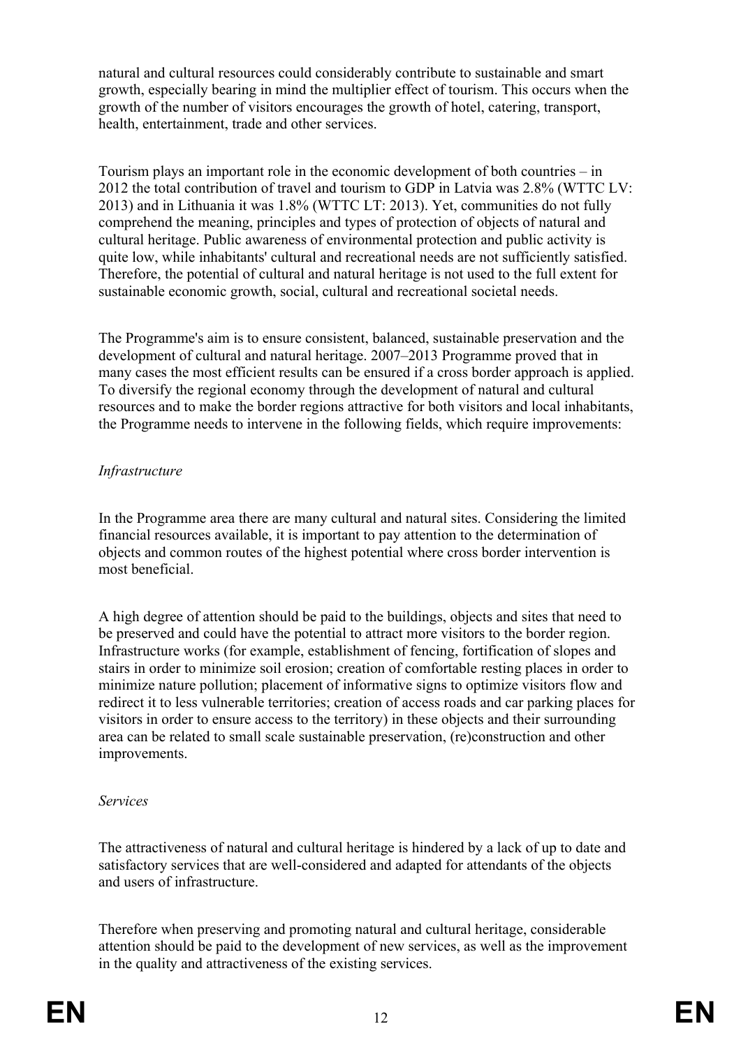natural and cultural resources could considerably contribute to sustainable and smart growth, especially bearing in mind the multiplier effect of tourism. This occurs when the growth of the number of visitors encourages the growth of hotel, catering, transport, health, entertainment, trade and other services.

Tourism plays an important role in the economic development of both countries – in 2012 the total contribution of travel and tourism to GDP in Latvia was 2.8% (WTTC LV: 2013) and in Lithuania it was 1.8% (WTTC LT: 2013). Yet, communities do not fully comprehend the meaning, principles and types of protection of objects of natural and cultural heritage. Public awareness of environmental protection and public activity is quite low, while inhabitants' cultural and recreational needs are not sufficiently satisfied. Therefore, the potential of cultural and natural heritage is not used to the full extent for sustainable economic growth, social, cultural and recreational societal needs.

The Programme's aim is to ensure consistent, balanced, sustainable preservation and the development of cultural and natural heritage. 2007–2013 Programme proved that in many cases the most efficient results can be ensured if a cross border approach is applied. To diversify the regional economy through the development of natural and cultural resources and to make the border regions attractive for both visitors and local inhabitants, the Programme needs to intervene in the following fields, which require improvements:

*Infrastructure*

In the Programme area there are many cultural and natural sites. Considering the limited financial resources available, it is important to pay attention to the determination of objects and common routes of the highest potential where cross border intervention is most beneficial.

A high degree of attention should be paid to the buildings, objects and sites that need to be preserved and could have the potential to attract more visitors to the border region. Infrastructure works (for example, establishment of fencing, fortification of slopes and stairs in order to minimize soil erosion; creation of comfortable resting places in order to minimize nature pollution; placement of informative signs to optimize visitors flow and redirect it to less vulnerable territories; creation of access roads and car parking places for visitors in order to ensure access to the territory) in these objects and their surrounding area can be related to small scale sustainable preservation, (re)construction and other improvements.

*Services*

The attractiveness of natural and cultural heritage is hindered by a lack of up to date and satisfactory services that are well-considered and adapted for attendants of the objects and users of infrastructure.

Therefore when preserving and promoting natural and cultural heritage, considerable attention should be paid to the development of new services, as well as the improvement in the quality and attractiveness of the existing services.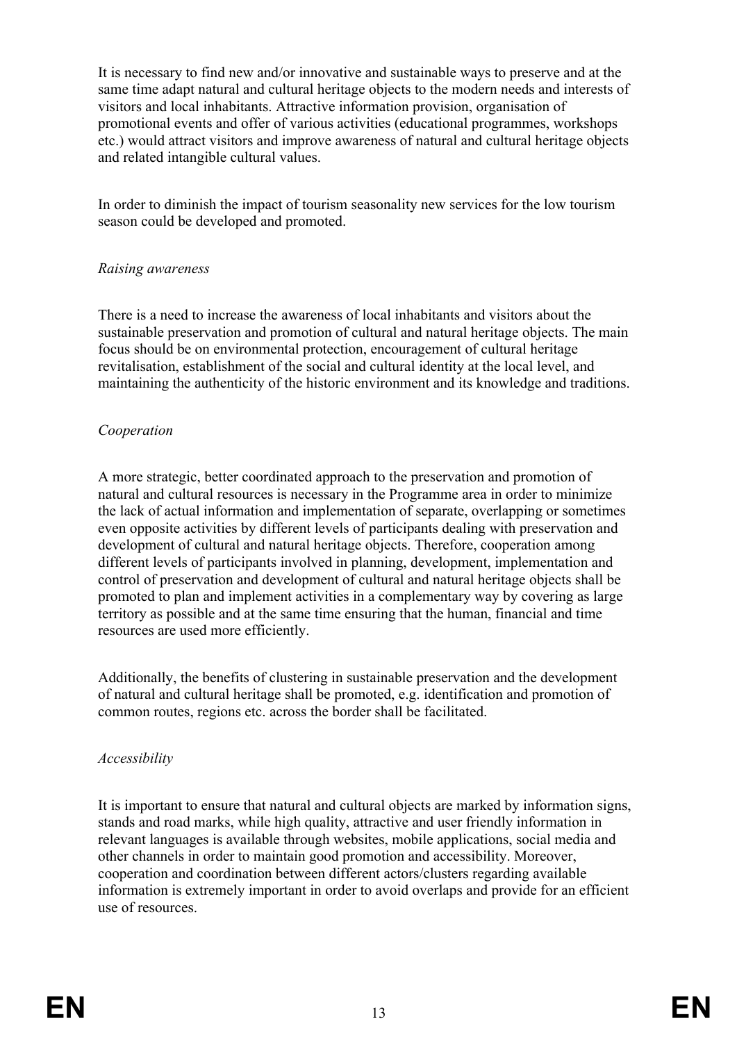It is necessary to find new and/or innovative and sustainable ways to preserve and at the same time adapt natural and cultural heritage objects to the modern needs and interests of visitors and local inhabitants. Attractive information provision, organisation of promotional events and offer of various activities (educational programmes, workshops etc.) would attract visitors and improve awareness of natural and cultural heritage objects and related intangible cultural values.

In order to diminish the impact of tourism seasonality new services for the low tourism season could be developed and promoted.

*Raising awareness*

There is a need to increase the awareness of local inhabitants and visitors about the sustainable preservation and promotion of cultural and natural heritage objects. The main focus should be on environmental protection, encouragement of cultural heritage revitalisation, establishment of the social and cultural identity at the local level, and maintaining the authenticity of the historic environment and its knowledge and traditions.

*Cooperation*

A more strategic, better coordinated approach to the preservation and promotion of natural and cultural resources is necessary in the Programme area in order to minimize the lack of actual information and implementation of separate, overlapping or sometimes even opposite activities by different levels of participants dealing with preservation and development of cultural and natural heritage objects. Therefore, cooperation among different levels of participants involved in planning, development, implementation and control of preservation and development of cultural and natural heritage objects shall be promoted to plan and implement activities in a complementary way by covering as large territory as possible and at the same time ensuring that the human, financial and time resources are used more efficiently.

Additionally, the benefits of clustering in sustainable preservation and the development of natural and cultural heritage shall be promoted, e.g. identification and promotion of common routes, regions etc. across the border shall be facilitated.

*Accessibility*

It is important to ensure that natural and cultural objects are marked by information signs, stands and road marks, while high quality, attractive and user friendly information in relevant languages is available through websites, mobile applications, social media and other channels in order to maintain good promotion and accessibility. Moreover, cooperation and coordination between different actors/clusters regarding available information is extremely important in order to avoid overlaps and provide for an efficient use of resources.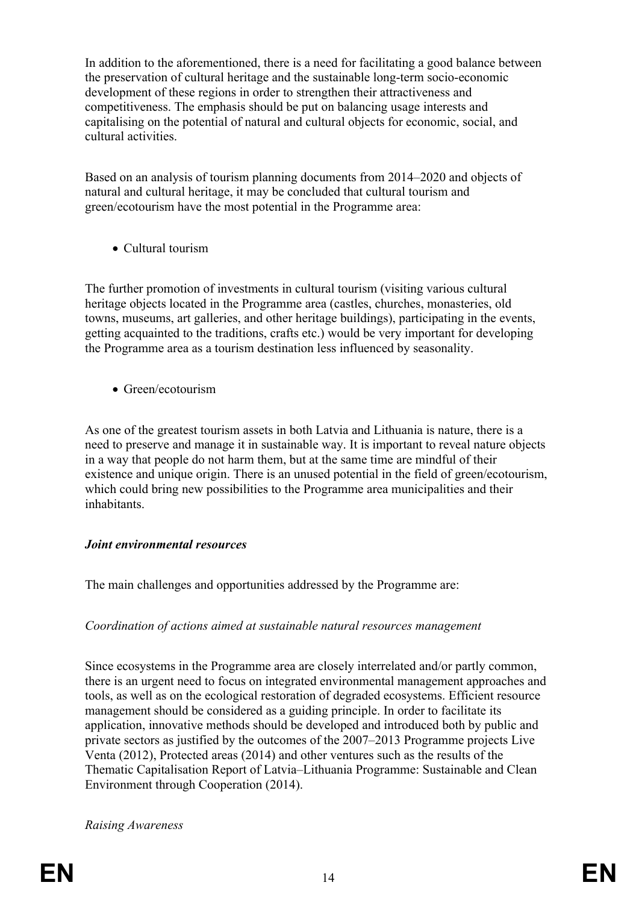In addition to the aforementioned, there is a need for facilitating a good balance between the preservation of cultural heritage and the sustainable long-term socio-economic development of these regions in order to strengthen their attractiveness and competitiveness. The emphasis should be put on balancing usage interests and capitalising on the potential of natural and cultural objects for economic, social, and cultural activities.

Based on an analysis of tourism planning documents from 2014–2020 and objects of natural and cultural heritage, it may be concluded that cultural tourism and green/ecotourism have the most potential in the Programme area:

- Cultural tourism

The further promotion of investments in cultural tourism (visiting various cultural heritage objects located in the Programme area (castles, churches, monasteries, old towns, museums, art galleries, and other heritage buildings), participating in the events, getting acquainted to the traditions, crafts etc.) would be very important for developing the Programme area as a tourism destination less influenced by seasonality.

- Green/ecotourism

As one of the greatest tourism assets in both Latvia and Lithuania is nature, there is a need to preserve and manage it in sustainable way. It is important to reveal nature objects in a way that people do not harm them, but at the same time are mindful of their existence and unique origin. There is an unused potential in the field of green/ecotourism, which could bring new possibilities to the Programme area municipalities and their inhabitants.

***Joint environmental resources***

The main challenges and opportunities addressed by the Programme are:

*Coordination of actions aimed at sustainable natural resources management*

Since ecosystems in the Programme area are closely interrelated and/or partly common, there is an urgent need to focus on integrated environmental management approaches and tools, as well as on the ecological restoration of degraded ecosystems. Efficient resource management should be considered as a guiding principle. In order to facilitate its application, innovative methods should be developed and introduced both by public and private sectors as justified by the outcomes of the 2007–2013 Programme projects Live Venta (2012), Protected areas (2014) and other ventures such as the results of the Thematic Capitalisation Report of Latvia–Lithuania Programme: Sustainable and Clean Environment through Cooperation (2014).

*Raising Awareness*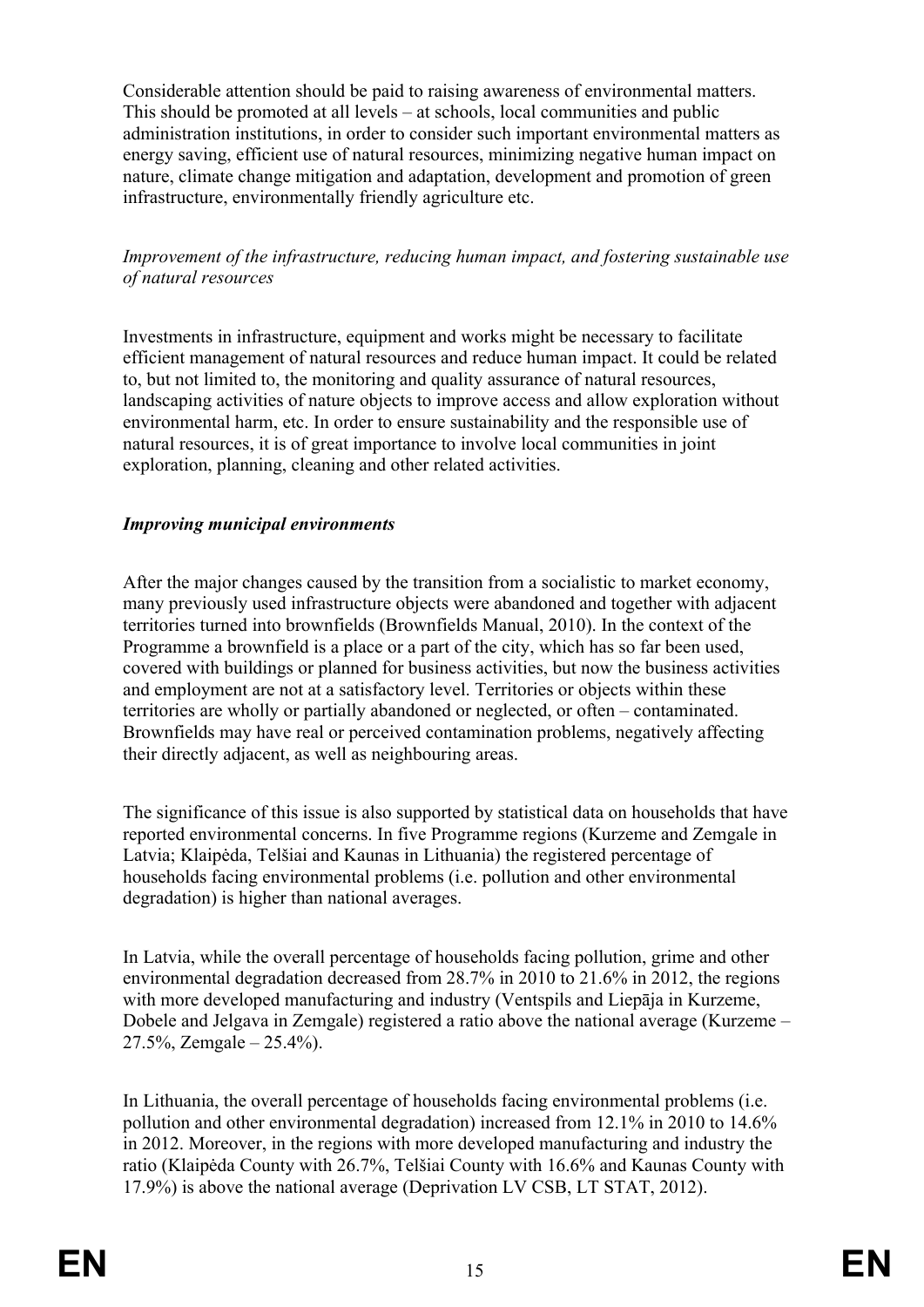Considerable attention should be paid to raising awareness of environmental matters. This should be promoted at all levels – at schools, local communities and public administration institutions, in order to consider such important environmental matters as energy saving, efficient use of natural resources, minimizing negative human impact on nature, climate change mitigation and adaptation, development and promotion of green infrastructure, environmentally friendly agriculture etc.

*Improvement of the infrastructure, reducing human impact, and fostering sustainable use of natural resources*

Investments in infrastructure, equipment and works might be necessary to facilitate efficient management of natural resources and reduce human impact. It could be related to, but not limited to, the monitoring and quality assurance of natural resources, landscaping activities of nature objects to improve access and allow exploration without environmental harm, etc. In order to ensure sustainability and the responsible use of natural resources, it is of great importance to involve local communities in joint exploration, planning, cleaning and other related activities.

***Improving municipal environments***

After the major changes caused by the transition from a socialistic to market economy, many previously used infrastructure objects were abandoned and together with adjacent territories turned into brownfields (Brownfields Manual, 2010). In the context of the Programme a brownfield is a place or a part of the city, which has so far been used, covered with buildings or planned for business activities, but now the business activities and employment are not at a satisfactory level. Territories or objects within these territories are wholly or partially abandoned or neglected, or often – contaminated. Brownfields may have real or perceived contamination problems, negatively affecting their directly adjacent, as well as neighbouring areas.

The significance of this issue is also supported by statistical data on households that have reported environmental concerns. In five Programme regions (Kurzeme and Zemgale in Latvia; Klaipėda, Telšiai and Kaunas in Lithuania) the registered percentage of households facing environmental problems (i.e. pollution and other environmental degradation) is higher than national averages.

In Latvia, while the overall percentage of households facing pollution, grime and other environmental degradation decreased from 28.7% in 2010 to 21.6% in 2012, the regions with more developed manufacturing and industry (Ventspils and Liepāja in Kurzeme, Dobele and Jelgava in Zemgale) registered a ratio above the national average (Kurzeme – 27.5%, Zemgale – 25.4%).

In Lithuania, the overall percentage of households facing environmental problems (i.e. pollution and other environmental degradation) increased from 12.1% in 2010 to 14.6% in 2012. Moreover, in the regions with more developed manufacturing and industry the ratio (Klaipėda County with 26.7%, Telšiai County with 16.6% and Kaunas County with 17.9%) is above the national average (Deprivation LV CSB, LT STAT, 2012).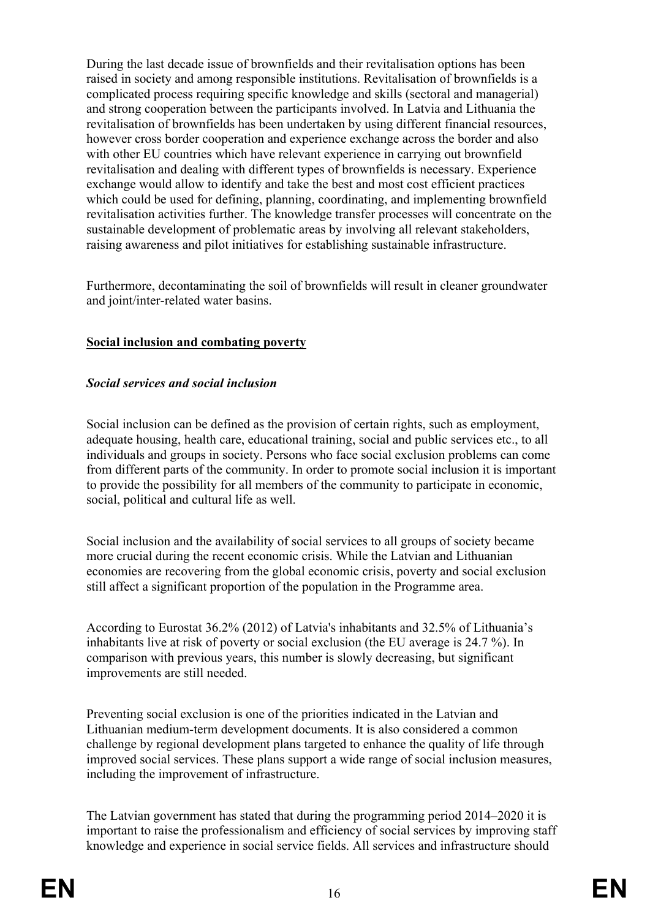During the last decade issue of brownfields and their revitalisation options has been raised in society and among responsible institutions. Revitalisation of brownfields is a complicated process requiring specific knowledge and skills (sectoral and managerial) and strong cooperation between the participants involved. In Latvia and Lithuania the revitalisation of brownfields has been undertaken by using different financial resources, however cross border cooperation and experience exchange across the border and also with other EU countries which have relevant experience in carrying out brownfield revitalisation and dealing with different types of brownfields is necessary. Experience exchange would allow to identify and take the best and most cost efficient practices which could be used for defining, planning, coordinating, and implementing brownfield revitalisation activities further. The knowledge transfer processes will concentrate on the sustainable development of problematic areas by involving all relevant stakeholders, raising awareness and pilot initiatives for establishing sustainable infrastructure.

Furthermore, decontaminating the soil of brownfields will result in cleaner groundwater and joint/inter-related water basins.

**Social inclusion and combating poverty**

***Social services and social inclusion***

Social inclusion can be defined as the provision of certain rights, such as employment, adequate housing, health care, educational training, social and public services etc., to all individuals and groups in society. Persons who face social exclusion problems can come from different parts of the community. In order to promote social inclusion it is important to provide the possibility for all members of the community to participate in economic, social, political and cultural life as well.

Social inclusion and the availability of social services to all groups of society became more crucial during the recent economic crisis. While the Latvian and Lithuanian economies are recovering from the global economic crisis, poverty and social exclusion still affect a significant proportion of the population in the Programme area.

According to Eurostat 36.2% (2012) of Latvia's inhabitants and 32.5% of Lithuania's inhabitants live at risk of poverty or social exclusion (the EU average is 24.7 %). In comparison with previous years, this number is slowly decreasing, but significant improvements are still needed.

Preventing social exclusion is one of the priorities indicated in the Latvian and Lithuanian medium-term development documents. It is also considered a common challenge by regional development plans targeted to enhance the quality of life through improved social services. These plans support a wide range of social inclusion measures, including the improvement of infrastructure.

The Latvian government has stated that during the programming period 2014–2020 it is important to raise the professionalism and efficiency of social services by improving staff knowledge and experience in social service fields. All services and infrastructure should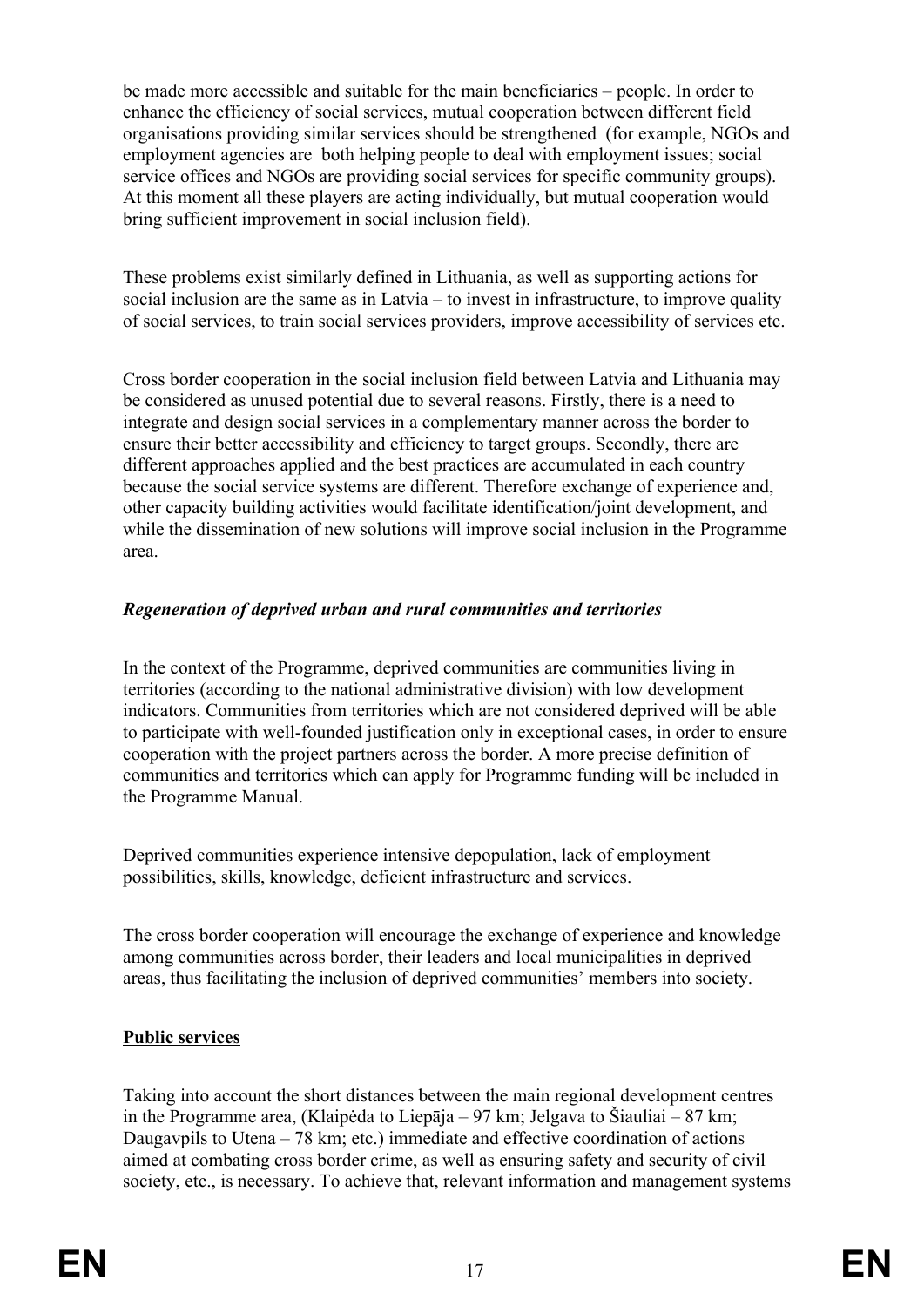be made more accessible and suitable for the main beneficiaries – people. In order to enhance the efficiency of social services, mutual cooperation between different field organisations providing similar services should be strengthened (for example, NGOs and employment agencies are both helping people to deal with employment issues; social service offices and NGOs are providing social services for specific community groups). At this moment all these players are acting individually, but mutual cooperation would bring sufficient improvement in social inclusion field).

These problems exist similarly defined in Lithuania, as well as supporting actions for social inclusion are the same as in Latvia – to invest in infrastructure, to improve quality of social services, to train social services providers, improve accessibility of services etc.

Cross border cooperation in the social inclusion field between Latvia and Lithuania may be considered as unused potential due to several reasons. Firstly, there is a need to integrate and design social services in a complementary manner across the border to ensure their better accessibility and efficiency to target groups. Secondly, there are different approaches applied and the best practices are accumulated in each country because the social service systems are different. Therefore exchange of experience and, other capacity building activities would facilitate identification/joint development, and while the dissemination of new solutions will improve social inclusion in the Programme area.

***Regeneration of deprived urban and rural communities and territories***

In the context of the Programme, deprived communities are communities living in territories (according to the national administrative division) with low development indicators. Communities from territories which are not considered deprived will be able to participate with well-founded justification only in exceptional cases, in order to ensure cooperation with the project partners across the border. A more precise definition of communities and territories which can apply for Programme funding will be included in the Programme Manual.

Deprived communities experience intensive depopulation, lack of employment possibilities, skills, knowledge, deficient infrastructure and services.

The cross border cooperation will encourage the exchange of experience and knowledge among communities across border, their leaders and local municipalities in deprived areas, thus facilitating the inclusion of deprived communities' members into society.

**Public services**

Taking into account the short distances between the main regional development centres in the Programme area, (Klaipėda to Liepāja – 97 km; Jelgava to Šiauliai – 87 km; Daugavpils to Utena – 78 km; etc.) immediate and effective coordination of actions aimed at combating cross border crime, as well as ensuring safety and security of civil society, etc., is necessary. To achieve that, relevant information and management systems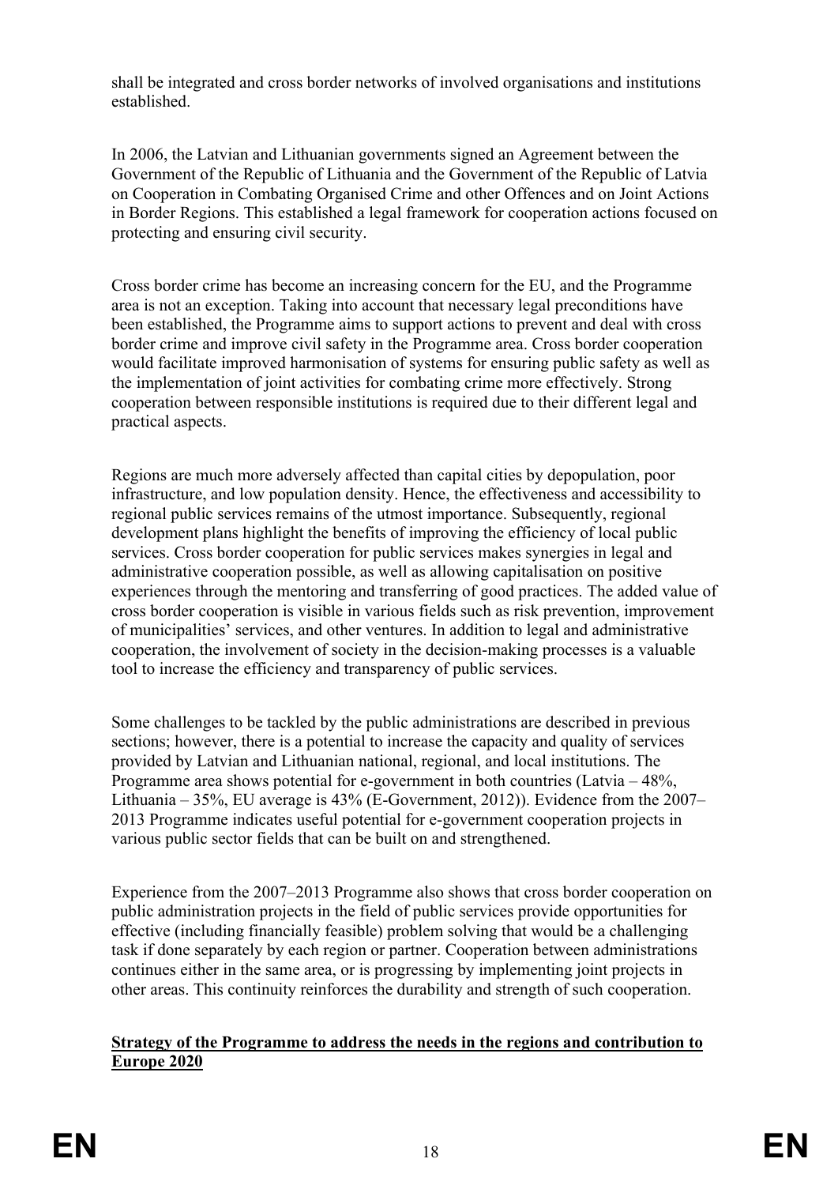shall be integrated and cross border networks of involved organisations and institutions established.

In 2006, the Latvian and Lithuanian governments signed an Agreement between the Government of the Republic of Lithuania and the Government of the Republic of Latvia on Cooperation in Combating Organised Crime and other Offences and on Joint Actions in Border Regions. This established a legal framework for cooperation actions focused on protecting and ensuring civil security.

Cross border crime has become an increasing concern for the EU, and the Programme area is not an exception. Taking into account that necessary legal preconditions have been established, the Programme aims to support actions to prevent and deal with cross border crime and improve civil safety in the Programme area. Cross border cooperation would facilitate improved harmonisation of systems for ensuring public safety as well as the implementation of joint activities for combating crime more effectively. Strong cooperation between responsible institutions is required due to their different legal and practical aspects.

Regions are much more adversely affected than capital cities by depopulation, poor infrastructure, and low population density. Hence, the effectiveness and accessibility to regional public services remains of the utmost importance. Subsequently, regional development plans highlight the benefits of improving the efficiency of local public services. Cross border cooperation for public services makes synergies in legal and administrative cooperation possible, as well as allowing capitalisation on positive experiences through the mentoring and transferring of good practices. The added value of cross border cooperation is visible in various fields such as risk prevention, improvement of municipalities' services, and other ventures. In addition to legal and administrative cooperation, the involvement of society in the decision-making processes is a valuable tool to increase the efficiency and transparency of public services.

Some challenges to be tackled by the public administrations are described in previous sections; however, there is a potential to increase the capacity and quality of services provided by Latvian and Lithuanian national, regional, and local institutions. The Programme area shows potential for e-government in both countries (Latvia – 48%, Lithuania – 35%, EU average is 43% (E-Government, 2012)). Evidence from the 2007–2013 Programme indicates useful potential for e-government cooperation projects in various public sector fields that can be built on and strengthened.

Experience from the 2007–2013 Programme also shows that cross border cooperation on public administration projects in the field of public services provide opportunities for effective (including financially feasible) problem solving that would be a challenging task if done separately by each region or partner. Cooperation between administrations continues either in the same area, or is progressing by implementing joint projects in other areas. This continuity reinforces the durability and strength of such cooperation.

**Strategy of the Programme to address the needs in the regions and contribution to Europe 2020**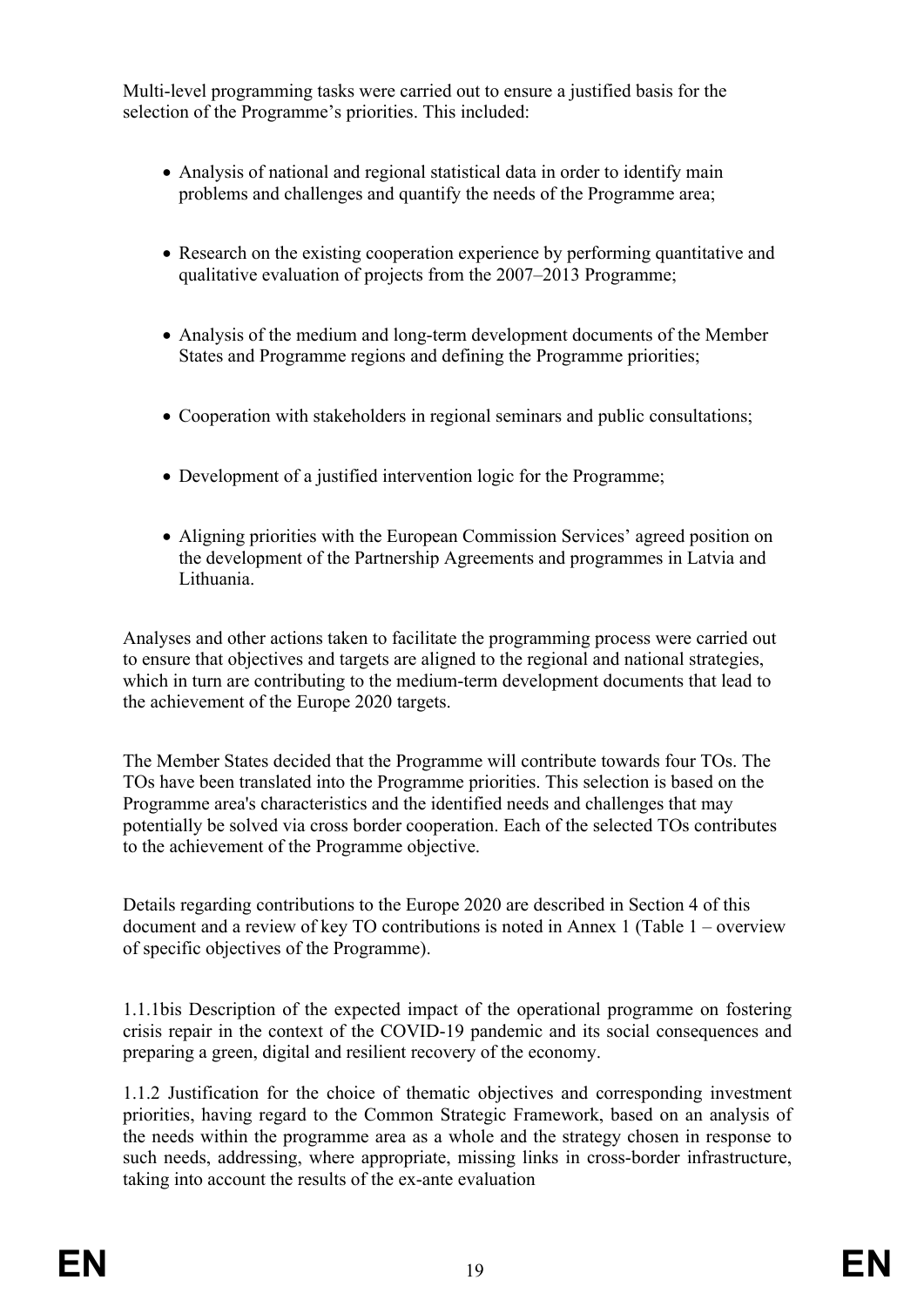Multi-level programming tasks were carried out to ensure a justified basis for the selection of the Programme's priorities. This included:

- Analysis of national and regional statistical data in order to identify main problems and challenges and quantify the needs of the Programme area;
- Research on the existing cooperation experience by performing quantitative and qualitative evaluation of projects from the 2007–2013 Programme;
- Analysis of the medium and long-term development documents of the Member States and Programme regions and defining the Programme priorities;
- Cooperation with stakeholders in regional seminars and public consultations;
- Development of a justified intervention logic for the Programme;
- Aligning priorities with the European Commission Services' agreed position on the development of the Partnership Agreements and programmes in Latvia and Lithuania.

Analyses and other actions taken to facilitate the programming process were carried out to ensure that objectives and targets are aligned to the regional and national strategies, which in turn are contributing to the medium-term development documents that lead to the achievement of the Europe 2020 targets.

The Member States decided that the Programme will contribute towards four TOs. The TOs have been translated into the Programme priorities. This selection is based on the Programme area's characteristics and the identified needs and challenges that may potentially be solved via cross border cooperation. Each of the selected TOs contributes to the achievement of the Programme objective.

Details regarding contributions to the Europe 2020 are described in Section 4 of this document and a review of key TO contributions is noted in Annex 1 (Table 1 – overview of specific objectives of the Programme).

1.1.1bis Description of the expected impact of the operational programme on fostering crisis repair in the context of the COVID-19 pandemic and its social consequences and preparing a green, digital and resilient recovery of the economy.

1.1.2 Justification for the choice of thematic objectives and corresponding investment priorities, having regard to the Common Strategic Framework, based on an analysis of the needs within the programme area as a whole and the strategy chosen in response to such needs, addressing, where appropriate, missing links in cross-border infrastructure, taking into account the results of the ex-ante evaluation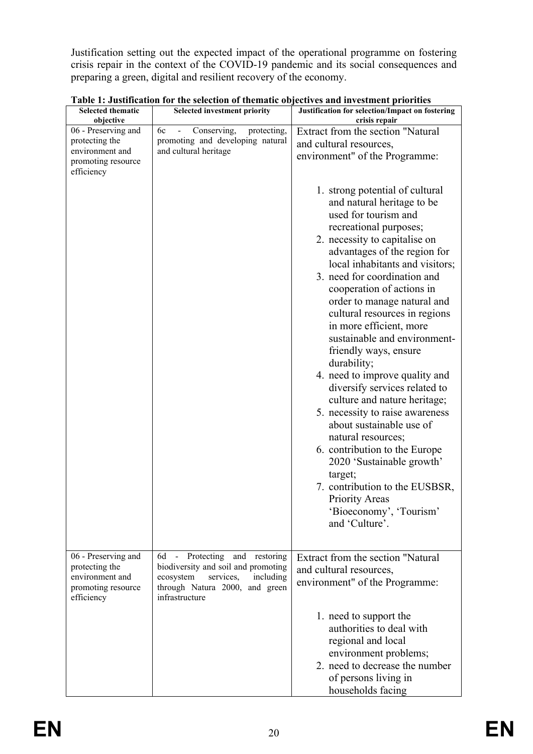Justification setting out the expected impact of the operational programme on fostering crisis repair in the context of the COVID-19 pandemic and its social consequences and preparing a green, digital and resilient recovery of the economy.

**Table 1: Justification for the selection of thematic objectives and investment priorities**

| Selected thematic objective | Selected investment priority | Justification for selection/Impact on fostering crisis repair |
|---|---|---|
| 06 - Preserving and protecting the environment and promoting resource efficiency | 6c - Conserving, protecting, promoting and developing natural and cultural heritage | Extract from the section "Natural and cultural resources, environment" of the Programme:<br><br>1. strong potential of cultural and natural heritage to be used for tourism and recreational purposes;<br>2. necessity to capitalise on advantages of the region for local inhabitants and visitors;<br>3. need for coordination and cooperation of actions in order to manage natural and cultural resources in regions in more efficient, more sustainable and environment-friendly ways, ensure durability;<br>4. need to improve quality and diversify services related to culture and nature heritage;<br>5. necessity to raise awareness about sustainable use of natural resources;<br>6. contribution to the Europe 2020 'Sustainable growth' target;<br>7. contribution to the EUSBSR, Priority Areas 'Bioeconomy', 'Tourism' and 'Culture'. |
| 06 - Preserving and protecting the environment and promoting resource efficiency | 6d - Protecting and restoring biodiversity and soil and promoting ecosystem services, including through Natura 2000, and green infrastructure | Extract from the section "Natural and cultural resources, environment" of the Programme:<br><br>1. need to support the authorities to deal with regional and local environment problems;<br>2. need to decrease the number of persons living in households facing |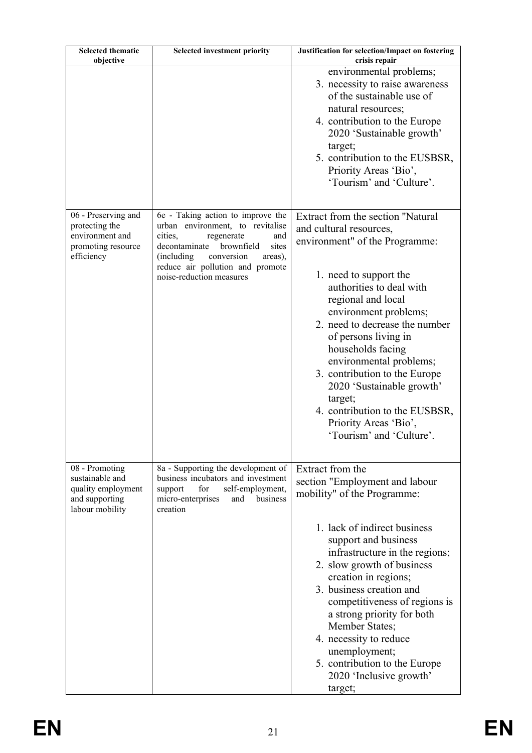| Selected thematic objective | Selected investment priority | Justification for selection/Impact on fostering crisis repair |
|---|---|---|
| | | environmental problems;<br>3. necessity to raise awareness of the sustainable use of natural resources;<br>4. contribution to the Europe 2020 'Sustainable growth' target;<br>5. contribution to the EUSBSR, Priority Areas 'Bio', 'Tourism' and 'Culture'. |
| 06 - Preserving and protecting the environment and promoting resource efficiency | 6e - Taking action to improve the urban environment, to revitalise cities, regenerate and decontaminate brownfield sites (including conversion areas), reduce air pollution and promote noise-reduction measures | Extract from the section "Natural and cultural resources, environment" of the Programme:<br><br>1. need to support the authorities to deal with regional and local environment problems;<br>2. need to decrease the number of persons living in households facing environmental problems;<br>3. contribution to the Europe 2020 'Sustainable growth' target;<br>4. contribution to the EUSBSR, Priority Areas 'Bio', 'Tourism' and 'Culture'. |
| 08 - Promoting sustainable and quality employment and supporting labour mobility | 8a - Supporting the development of business incubators and investment support for self-employment, micro-enterprises and business creation | Extract from the section "Employment and labour mobility" of the Programme:<br><br>1. lack of indirect business support and business infrastructure in the regions;<br>2. slow growth of business creation in regions;<br>3. business creation and competitiveness of regions is a strong priority for both Member States;<br>4. necessity to reduce unemployment;<br>5. contribution to the Europe 2020 'Inclusive growth' target; |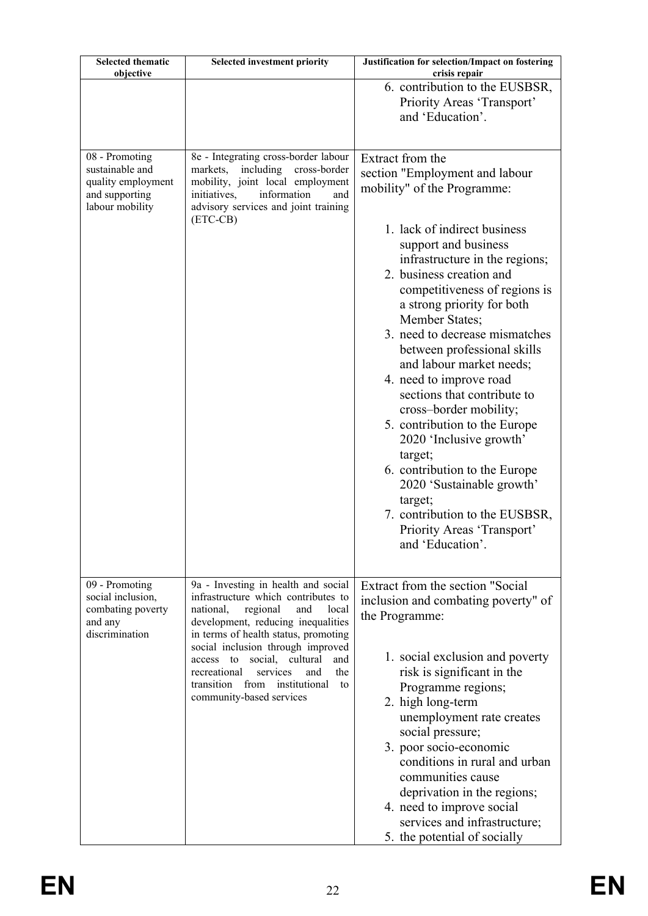| Selected thematic objective | Selected investment priority | Justification for selection/Impact on fostering crisis repair |
|---|---|---|
| | | 6. contribution to the EUSBSR, Priority Areas 'Transport' and 'Education'. |
| 08 - Promoting sustainable and quality employment and supporting labour mobility | 8e - Integrating cross-border labour markets, including cross-border mobility, joint local employment initiatives, information and advisory services and joint training (ETC-CB) | Extract from the section "Employment and labour mobility" of the Programme:<br><br>1. lack of indirect business support and business infrastructure in the regions;<br>2. business creation and competitiveness of regions is a strong priority for both Member States;<br>3. need to decrease mismatches between professional skills and labour market needs;<br>4. need to improve road sections that contribute to cross–border mobility;<br>5. contribution to the Europe 2020 'Inclusive growth' target;<br>6. contribution to the Europe 2020 'Sustainable growth' target;<br>7. contribution to the EUSBSR, Priority Areas 'Transport' and 'Education'. |
| 09 - Promoting social inclusion, combating poverty and any discrimination | 9a - Investing in health and social infrastructure which contributes to national, regional and local development, reducing inequalities in terms of health status, promoting social inclusion through improved access to social, cultural and recreational services and the transition from institutional to community-based services | Extract from the section "Social inclusion and combating poverty" of the Programme:<br><br>1. social exclusion and poverty risk is significant in the Programme regions;<br>2. high long-term unemployment rate creates social pressure;<br>3. poor socio-economic conditions in rural and urban communities cause deprivation in the regions;<br>4. need to improve social services and infrastructure;<br>5. the potential of socially |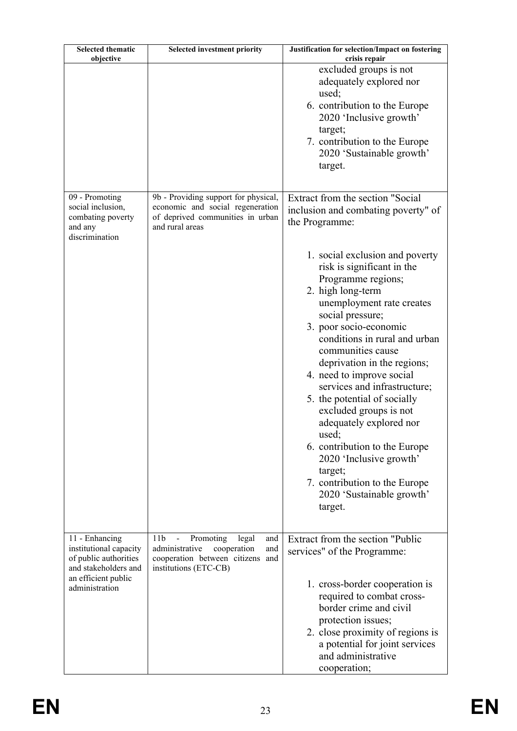| Selected thematic objective | Selected investment priority | Justification for selection/Impact on fostering crisis repair |
|---|---|---|
| | | excluded groups is not adequately explored nor used;<br>6. contribution to the Europe 2020 'Inclusive growth' target;<br>7. contribution to the Europe 2020 'Sustainable growth' target. |
| 09 - Promoting social inclusion, combating poverty and any discrimination | 9b - Providing support for physical, economic and social regeneration of deprived communities in urban and rural areas | Extract from the section "Social inclusion and combating poverty" of the Programme:<br><br>1. social exclusion and poverty risk is significant in the Programme regions;<br>2. high long-term unemployment rate creates social pressure;<br>3. poor socio-economic conditions in rural and urban communities cause deprivation in the regions;<br>4. need to improve social services and infrastructure;<br>5. the potential of socially excluded groups is not adequately explored nor used;<br>6. contribution to the Europe 2020 'Inclusive growth' target;<br>7. contribution to the Europe 2020 'Sustainable growth' target. |
| 11 - Enhancing institutional capacity of public authorities and stakeholders and an efficient public administration | 11b - Promoting legal and administrative cooperation and cooperation between citizens and institutions (ETC-CB) | Extract from the section "Public services" of the Programme:<br><br>1. cross-border cooperation is required to combat cross-border crime and civil protection issues;<br>2. close proximity of regions is a potential for joint services and administrative cooperation; |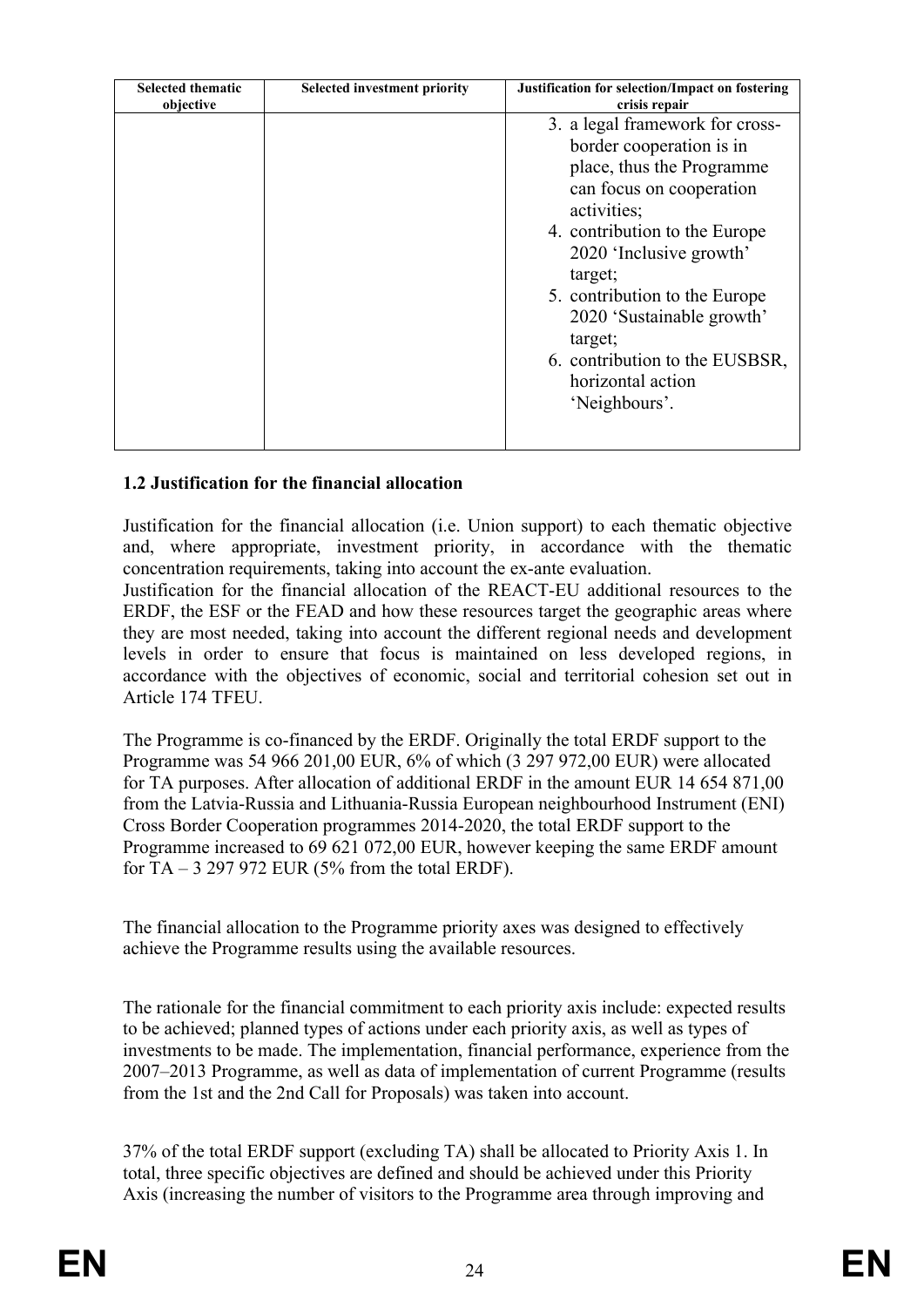| Selected thematic objective | Selected investment priority | Justification for selection/Impact on fostering crisis repair |
|---|---|---|
| | | 3. a legal framework for cross-border cooperation is in place, thus the Programme can focus on cooperation activities;<br>4. contribution to the Europe 2020 'Inclusive growth' target;<br>5. contribution to the Europe 2020 'Sustainable growth' target;<br>6. contribution to the EUSBSR, horizontal action 'Neighbours'. |

**1.2 Justification for the financial allocation**

Justification for the financial allocation (i.e. Union support) to each thematic objective and, where appropriate, investment priority, in accordance with the thematic concentration requirements, taking into account the ex-ante evaluation.
Justification for the financial allocation of the REACT-EU additional resources to the ERDF, the ESF or the FEAD and how these resources target the geographic areas where they are most needed, taking into account the different regional needs and development levels in order to ensure that focus is maintained on less developed regions, in accordance with the objectives of economic, social and territorial cohesion set out in Article 174 TFEU.

The Programme is co-financed by the ERDF. Originally the total ERDF support to the Programme was 54 966 201,00 EUR, 6% of which (3 297 972,00 EUR) were allocated for TA purposes. After allocation of additional ERDF in the amount EUR 14 654 871,00 from the Latvia-Russia and Lithuania-Russia European neighbourhood Instrument (ENI) Cross Border Cooperation programmes 2014-2020, the total ERDF support to the Programme increased to 69 621 072,00 EUR, however keeping the same ERDF amount for TA – 3 297 972 EUR (5% from the total ERDF).

The financial allocation to the Programme priority axes was designed to effectively achieve the Programme results using the available resources.

The rationale for the financial commitment to each priority axis include: expected results to be achieved; planned types of actions under each priority axis, as well as types of investments to be made. The implementation, financial performance, experience from the 2007–2013 Programme, as well as data of implementation of current Programme (results from the 1st and the 2nd Call for Proposals) was taken into account.

37% of the total ERDF support (excluding TA) shall be allocated to Priority Axis 1. In total, three specific objectives are defined and should be achieved under this Priority Axis (increasing the number of visitors to the Programme area through improving and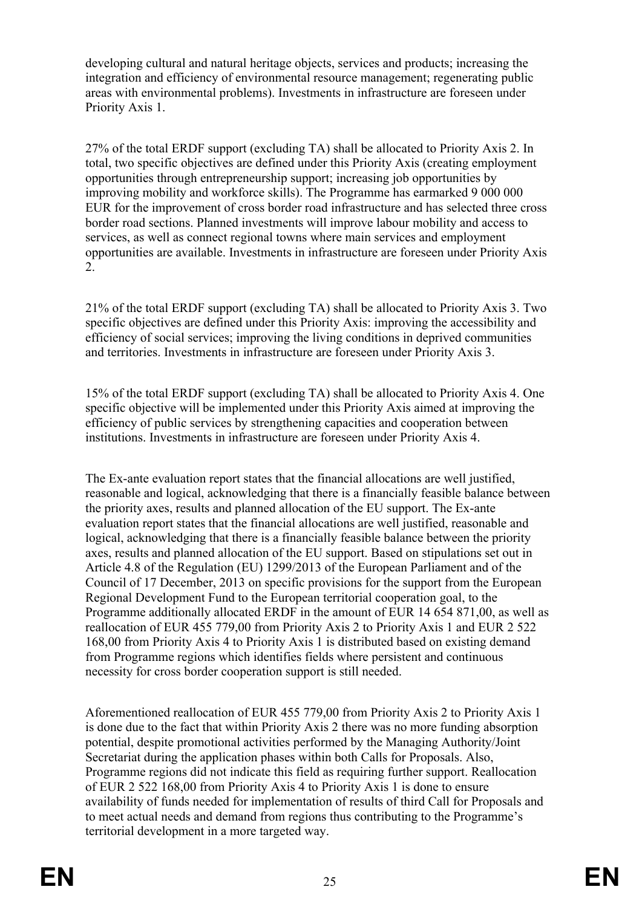developing cultural and natural heritage objects, services and products; increasing the integration and efficiency of environmental resource management; regenerating public areas with environmental problems). Investments in infrastructure are foreseen under Priority Axis 1.

27% of the total ERDF support (excluding TA) shall be allocated to Priority Axis 2. In total, two specific objectives are defined under this Priority Axis (creating employment opportunities through entrepreneurship support; increasing job opportunities by improving mobility and workforce skills). The Programme has earmarked 9 000 000 EUR for the improvement of cross border road infrastructure and has selected three cross border road sections. Planned investments will improve labour mobility and access to services, as well as connect regional towns where main services and employment opportunities are available. Investments in infrastructure are foreseen under Priority Axis 2.

21% of the total ERDF support (excluding TA) shall be allocated to Priority Axis 3. Two specific objectives are defined under this Priority Axis: improving the accessibility and efficiency of social services; improving the living conditions in deprived communities and territories. Investments in infrastructure are foreseen under Priority Axis 3.

15% of the total ERDF support (excluding TA) shall be allocated to Priority Axis 4. One specific objective will be implemented under this Priority Axis aimed at improving the efficiency of public services by strengthening capacities and cooperation between institutions. Investments in infrastructure are foreseen under Priority Axis 4.

The Ex-ante evaluation report states that the financial allocations are well justified, reasonable and logical, acknowledging that there is a financially feasible balance between the priority axes, results and planned allocation of the EU support. The Ex-ante evaluation report states that the financial allocations are well justified, reasonable and logical, acknowledging that there is a financially feasible balance between the priority axes, results and planned allocation of the EU support. Based on stipulations set out in Article 4.8 of the Regulation (EU) 1299/2013 of the European Parliament and of the Council of 17 December, 2013 on specific provisions for the support from the European Regional Development Fund to the European territorial cooperation goal, to the Programme additionally allocated ERDF in the amount of EUR 14 654 871,00, as well as reallocation of EUR 455 779,00 from Priority Axis 2 to Priority Axis 1 and EUR 2 522 168,00 from Priority Axis 4 to Priority Axis 1 is distributed based on existing demand from Programme regions which identifies fields where persistent and continuous necessity for cross border cooperation support is still needed.

Aforementioned reallocation of EUR 455 779,00 from Priority Axis 2 to Priority Axis 1 is done due to the fact that within Priority Axis 2 there was no more funding absorption potential, despite promotional activities performed by the Managing Authority/Joint Secretariat during the application phases within both Calls for Proposals. Also, Programme regions did not indicate this field as requiring further support. Reallocation of EUR 2 522 168,00 from Priority Axis 4 to Priority Axis 1 is done to ensure availability of funds needed for implementation of results of third Call for Proposals and to meet actual needs and demand from regions thus contributing to the Programme's territorial development in a more targeted way.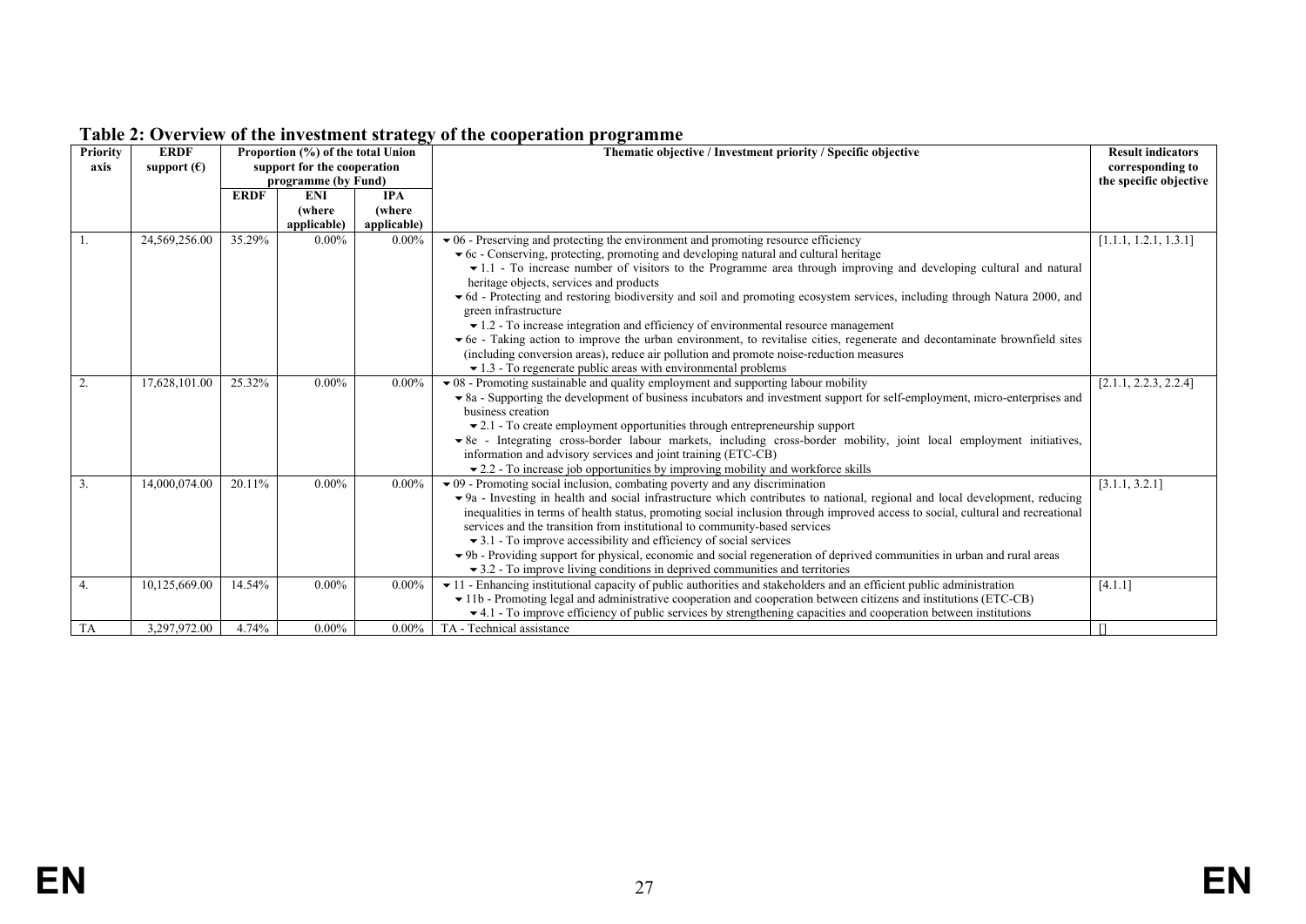## Table 2: Overview of the investment strategy of the cooperation programme

| Priority axis | ERDF support (€) | Proportion (%) of the total Union support for the cooperation programme (by Fund) | | | Thematic objective / Investment priority / Specific objective | Result indicators corresponding to the specific objective |
|---|---|---|---|---|---|---|
| | | ERDF | ENI (where applicable) | IPA (where applicable) | | |
| 1. | 24,569,256.00 | 35.29% | 0.00% | 0.00% | ▾06 - Preserving and protecting the environment and promoting resource efficiency<br>▾6c - Conserving, protecting, promoting and developing natural and cultural heritage<br>▾1.1 - To increase number of visitors to the Programme area through improving and developing cultural and natural heritage objects, services and products<br>▾6d - Protecting and restoring biodiversity and soil and promoting ecosystem services, including through Natura 2000, and green infrastructure<br>▾1.2 - To increase integration and efficiency of environmental resource management<br>▾6e - Taking action to improve the urban environment, to revitalise cities, regenerate and decontaminate brownfield sites (including conversion areas), reduce air pollution and promote noise-reduction measures<br>▾1.3 - To regenerate public areas with environmental problems | [1.1.1, 1.2.1, 1.3.1] |
| 2. | 17,628,101.00 | 25.32% | 0.00% | 0.00% | ▾08 - Promoting sustainable and quality employment and supporting labour mobility<br>▾8a - Supporting the development of business incubators and investment support for self-employment, micro-enterprises and business creation<br>▾2.1 - To create employment opportunities through entrepreneurship support<br>▾8e - Integrating cross-border labour markets, including cross-border mobility, joint local employment initiatives, information and advisory services and joint training (ETC-CB)<br>▾2.2 - To increase job opportunities by improving mobility and workforce skills | [2.1.1, 2.2.3, 2.2.4] |
| 3. | 14,000,074.00 | 20.11% | 0.00% | 0.00% | ▾09 - Promoting social inclusion, combating poverty and any discrimination<br>▾9a - Investing in health and social infrastructure which contributes to national, regional and local development, reducing inequalities in terms of health status, promoting social inclusion through improved access to social, cultural and recreational services and the transition from institutional to community-based services<br>▾3.1 - To improve accessibility and efficiency of social services<br>▾9b - Providing support for physical, economic and social regeneration of deprived communities in urban and rural areas<br>▾3.2 - To improve living conditions in deprived communities and territories | [3.1.1, 3.2.1] |
| 4. | 10,125,669.00 | 14.54% | 0.00% | 0.00% | ▾11 - Enhancing institutional capacity of public authorities and stakeholders and an efficient public administration<br>▾11b - Promoting legal and administrative cooperation and cooperation between citizens and institutions (ETC-CB)<br>▾4.1 - To improve efficiency of public services by strengthening capacities and cooperation between institutions | [4.1.1] |
| TA | 3,297,972.00 | 4.74% | 0.00% | 0.00% | TA - Technical assistance | [] |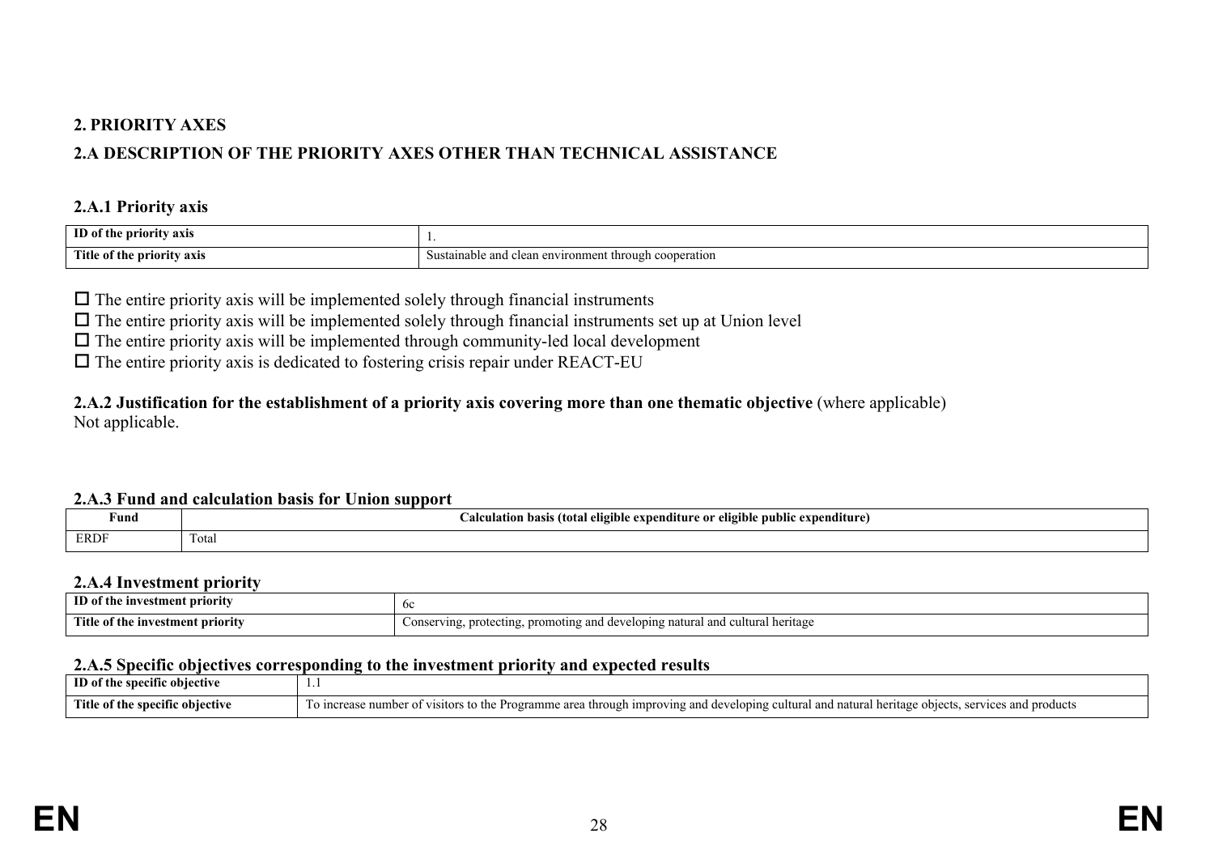## 2. PRIORITY AXES

## 2.A DESCRIPTION OF THE PRIORITY AXES OTHER THAN TECHNICAL ASSISTANCE

### 2.A.1 Priority axis

| | |
|---|---|
| **ID of the priority axis** | 1. |
| **Title of the priority axis** | Sustainable and clean environment through cooperation |

☐ The entire priority axis will be implemented solely through financial instruments

☐ The entire priority axis will be implemented solely through financial instruments set up at Union level

☐ The entire priority axis will be implemented through community-led local development

☐ The entire priority axis is dedicated to fostering crisis repair under REACT-EU

### 2.A.2 Justification for the establishment of a priority axis covering more than one thematic objective (where applicable)

Not applicable.

### 2.A.3 Fund and calculation basis for Union support

| Fund | Calculation basis (total eligible expenditure or eligible public expenditure) |
|---|---|
| ERDF | Total |

### 2.A.4 Investment priority

| | |
|---|---|
| **ID of the investment priority** | 6c |
| **Title of the investment priority** | Conserving, protecting, promoting and developing natural and cultural heritage |

### 2.A.5 Specific objectives corresponding to the investment priority and expected results

| | |
|---|---|
| **ID of the specific objective** | 1.1 |
| **Title of the specific objective** | To increase number of visitors to the Programme area through improving and developing cultural and natural heritage objects, services and products |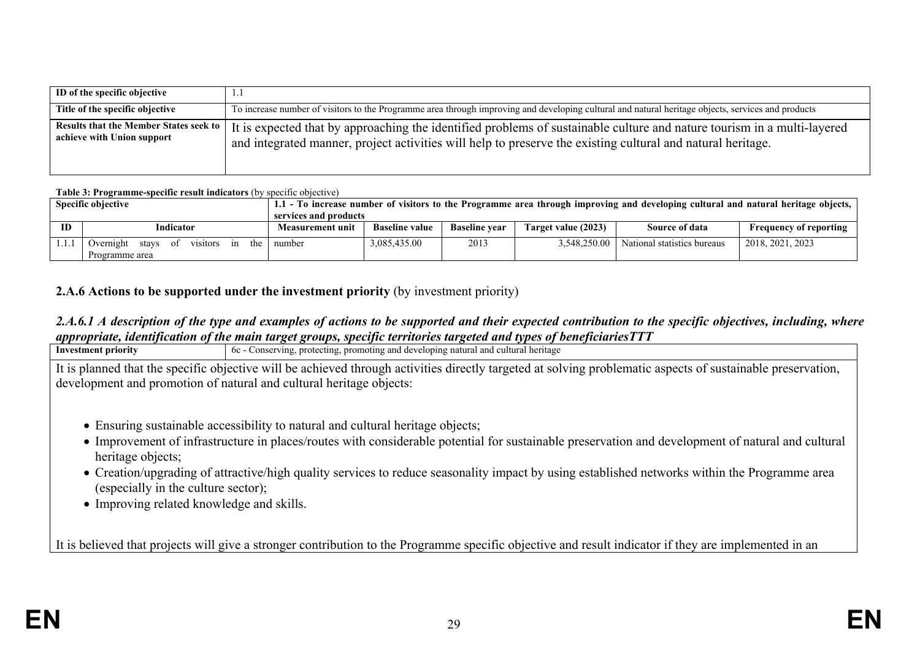| | |
|---|---|
| **ID of the specific objective** | 1.1 |
| **Title of the specific objective** | To increase number of visitors to the Programme area through improving and developing cultural and natural heritage objects, services and products |
| **Results that the Member States seek to achieve with Union support** | It is expected that by approaching the identified problems of sustainable culture and nature tourism in a multi-layered and integrated manner, project activities will help to preserve the existing cultural and natural heritage. |

**Table 3: Programme-specific result indicators** (by specific objective)

| **Specific objective** | | **1.1 - To increase number of visitors to the Programme area through improving and developing cultural and natural heritage objects, services and products** | | | | | |
|---|---|---|---|---|---|---|---|
| **ID** | **Indicator** | **Measurement unit** | **Baseline value** | **Baseline year** | **Target value (2023)** | **Source of data** | **Frequency of reporting** |
| 1.1.1 | Overnight stays of visitors in the Programme area | number | 3,085,435.00 | 2013 | 3,548,250.00 | National statistics bureaus | 2018, 2021, 2023 |

### 2.A.6 Actions to be supported under the investment priority (by investment priority)

#### *2.A.6.1 A description of the type and examples of actions to be supported and their expected contribution to the specific objectives, including, where appropriate, identification of the main target groups, specific territories targeted and types of beneficiariesTTT*

| **Investment priority** | 6c - Conserving, protecting, promoting and developing natural and cultural heritage |
|---|---|

It is planned that the specific objective will be achieved through activities directly targeted at solving problematic aspects of sustainable preservation, development and promotion of natural and cultural heritage objects:

- Ensuring sustainable accessibility to natural and cultural heritage objects;
- Improvement of infrastructure in places/routes with considerable potential for sustainable preservation and development of natural and cultural heritage objects;
- Creation/upgrading of attractive/high quality services to reduce seasonality impact by using established networks within the Programme area (especially in the culture sector);
- Improving related knowledge and skills.

It is believed that projects will give a stronger contribution to the Programme specific objective and result indicator if they are implemented in an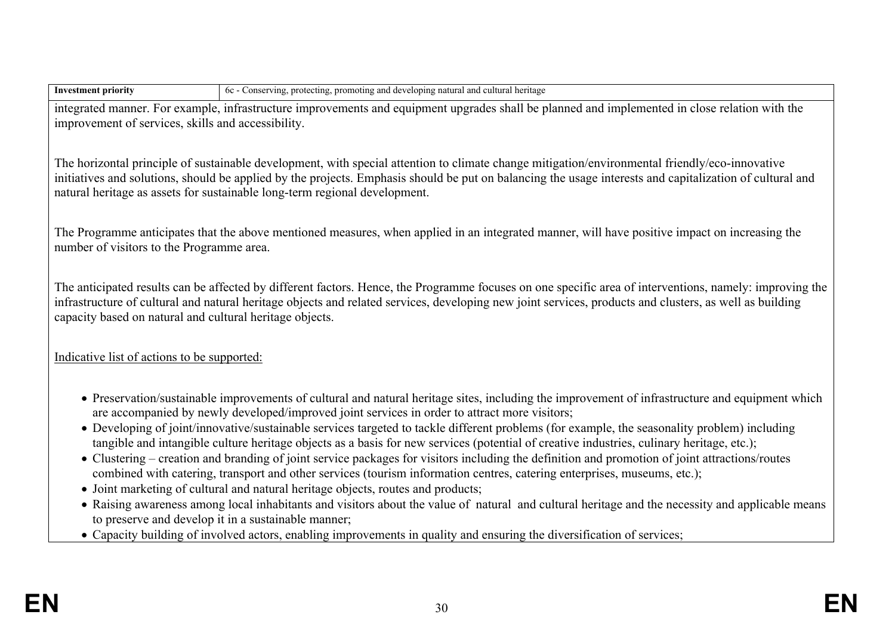| Investment priority | 6c - Conserving, protecting, promoting and developing natural and cultural heritage |
|---|---|

integrated manner. For example, infrastructure improvements and equipment upgrades shall be planned and implemented in close relation with the improvement of services, skills and accessibility.

The horizontal principle of sustainable development, with special attention to climate change mitigation/environmental friendly/eco-innovative initiatives and solutions, should be applied by the projects. Emphasis should be put on balancing the usage interests and capitalization of cultural and natural heritage as assets for sustainable long-term regional development.

The Programme anticipates that the above mentioned measures, when applied in an integrated manner, will have positive impact on increasing the number of visitors to the Programme area.

The anticipated results can be affected by different factors. Hence, the Programme focuses on one specific area of interventions, namely: improving the infrastructure of cultural and natural heritage objects and related services, developing new joint services, products and clusters, as well as building capacity based on natural and cultural heritage objects.

Indicative list of actions to be supported:

- Preservation/sustainable improvements of cultural and natural heritage sites, including the improvement of infrastructure and equipment which are accompanied by newly developed/improved joint services in order to attract more visitors;
- Developing of joint/innovative/sustainable services targeted to tackle different problems (for example, the seasonality problem) including tangible and intangible culture heritage objects as a basis for new services (potential of creative industries, culinary heritage, etc.);
- Clustering – creation and branding of joint service packages for visitors including the definition and promotion of joint attractions/routes combined with catering, transport and other services (tourism information centres, catering enterprises, museums, etc.);
- Joint marketing of cultural and natural heritage objects, routes and products;
- Raising awareness among local inhabitants and visitors about the value of natural and cultural heritage and the necessity and applicable means to preserve and develop it in a sustainable manner;
- Capacity building of involved actors, enabling improvements in quality and ensuring the diversification of services;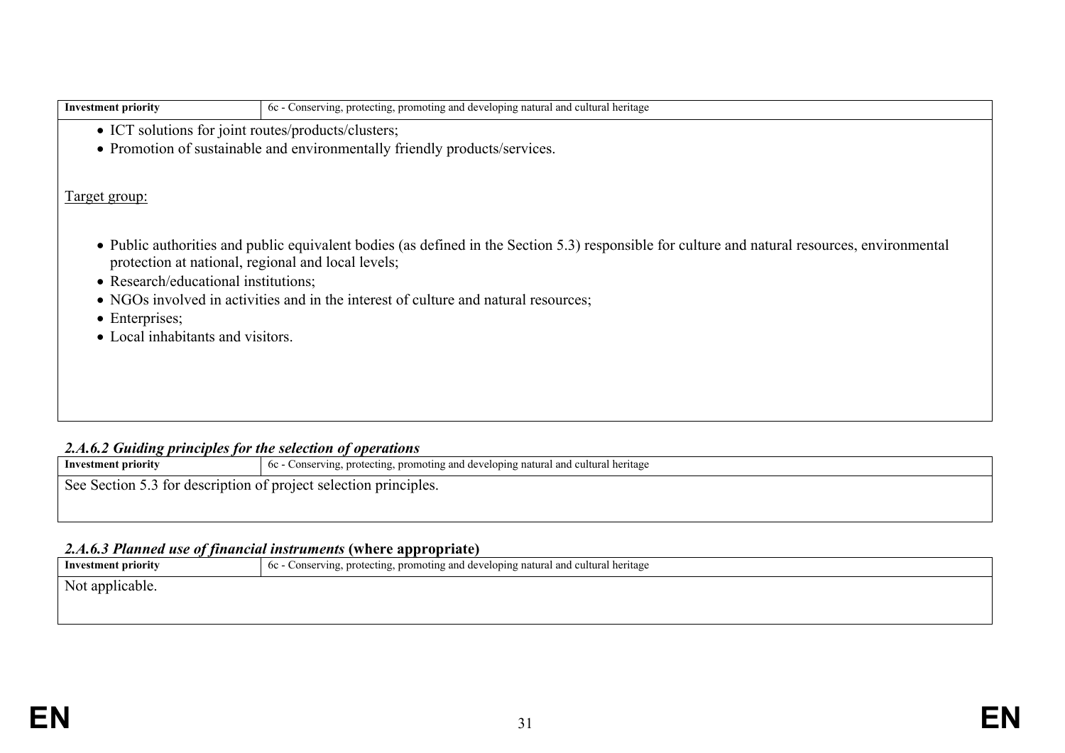| Investment priority | 6c - Conserving, protecting, promoting and developing natural and cultural heritage |
|---|---|

- ICT solutions for joint routes/products/clusters;
- Promotion of sustainable and environmentally friendly products/services.

Target group:

- Public authorities and public equivalent bodies (as defined in the Section 5.3) responsible for culture and natural resources, environmental protection at national, regional and local levels;
- Research/educational institutions;
- NGOs involved in activities and in the interest of culture and natural resources;
- Enterprises;
- Local inhabitants and visitors.

#### *2.A.6.2 Guiding principles for the selection of operations*

| Investment priority | 6c - Conserving, protecting, promoting and developing natural and cultural heritage |
|---|---|

See Section 5.3 for description of project selection principles.

#### *2.A.6.3 Planned use of financial instruments* (where appropriate)

| Investment priority | 6c - Conserving, protecting, promoting and developing natural and cultural heritage |
|---|---|

Not applicable.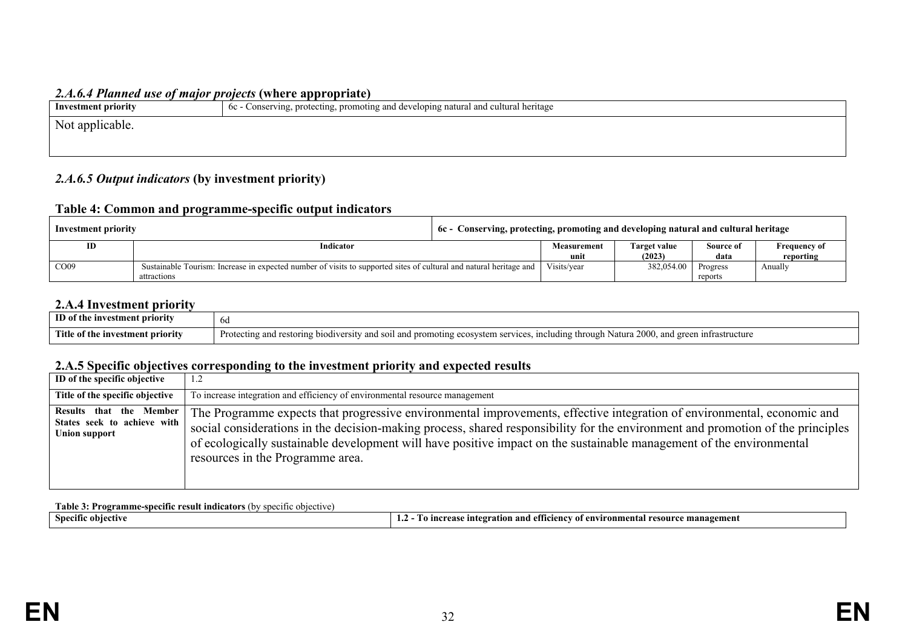#### *2.A.6.4 Planned use of major projects* (where appropriate)

| **Investment priority** | 6c - Conserving, protecting, promoting and developing natural and cultural heritage |
|---|---|
| Not applicable. | |

#### *2.A.6.5 Output indicators* (by investment priority)

**Table 4: Common and programme-specific output indicators**

| **Investment priority** | | **6c - Conserving, protecting, promoting and developing natural and cultural heritage** | | | |
|---|---|---|---|---|---|
| **ID** | **Indicator** | **Measurement unit** | **Target value (2023)** | **Source of data** | **Frequency of reporting** |
| CO09 | Sustainable Tourism: Increase in expected number of visits to supported sites of cultural and natural heritage and attractions | Visits/year | 382,054.00 | Progress reports | Anually |

### 2.A.4 Investment priority

| **ID of the investment priority** | 6d |
|---|---|
| **Title of the investment priority** | Protecting and restoring biodiversity and soil and promoting ecosystem services, including through Natura 2000, and green infrastructure |

### 2.A.5 Specific objectives corresponding to the investment priority and expected results

| **ID of the specific objective** | 1.2 |
|---|---|
| **Title of the specific objective** | To increase integration and efficiency of environmental resource management |
| **Results that the Member States seek to achieve with Union support** | The Programme expects that progressive environmental improvements, effective integration of environmental, economic and social considerations in the decision-making process, shared responsibility for the environment and promotion of the principles of ecologically sustainable development will have positive impact on the sustainable management of the environmental resources in the Programme area. |

**Table 3: Programme-specific result indicators** (by specific objective)

| **Specific objective** | **1.2 - To increase integration and efficiency of environmental resource management** |
|---|---|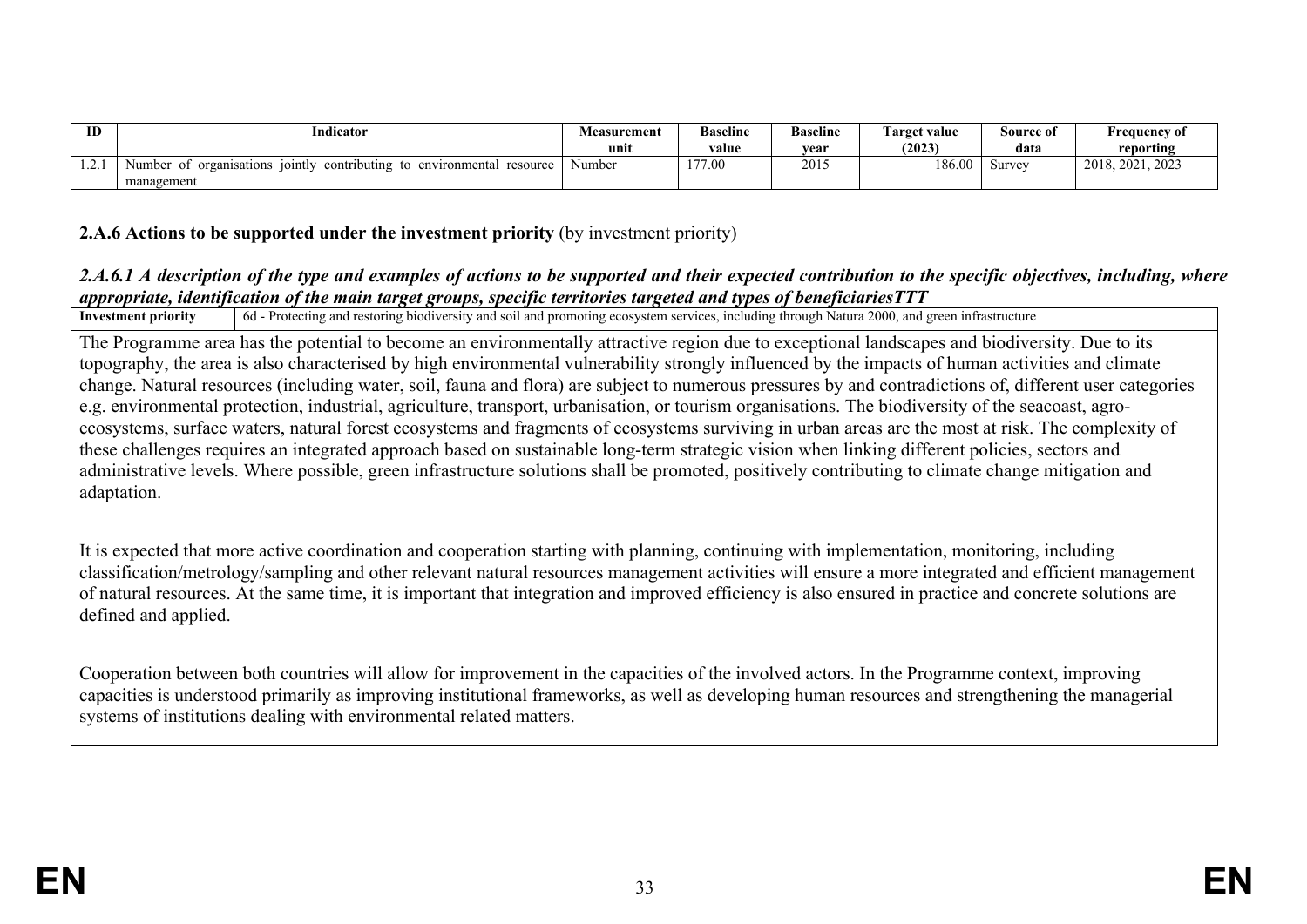| ID | Indicator | Measurement unit | Baseline value | Baseline year | Target value (2023) | Source of data | Frequency of reporting |
|---|---|---|---|---|---|---|---|
| 1.2.1 | Number of organisations jointly contributing to environmental resource management | Number | 177.00 | 2015 | 186.00 | Survey | 2018, 2021, 2023 |

**2.A.6 Actions to be supported under the investment priority** (by investment priority)

***2.A.6.1 A description of the type and examples of actions to be supported and their expected contribution to the specific objectives, including, where appropriate, identification of the main target groups, specific territories targeted and types of beneficiariesTTT***

| | |
|---|---|
| **Investment priority** | 6d - Protecting and restoring biodiversity and soil and promoting ecosystem services, including through Natura 2000, and green infrastructure |

The Programme area has the potential to become an environmentally attractive region due to exceptional landscapes and biodiversity. Due to its topography, the area is also characterised by high environmental vulnerability strongly influenced by the impacts of human activities and climate change. Natural resources (including water, soil, fauna and flora) are subject to numerous pressures by and contradictions of, different user categories e.g. environmental protection, industrial, agriculture, transport, urbanisation, or tourism organisations. The biodiversity of the seacoast, agro-ecosystems, surface waters, natural forest ecosystems and fragments of ecosystems surviving in urban areas are the most at risk. The complexity of these challenges requires an integrated approach based on sustainable long-term strategic vision when linking different policies, sectors and administrative levels. Where possible, green infrastructure solutions shall be promoted, positively contributing to climate change mitigation and adaptation.

It is expected that more active coordination and cooperation starting with planning, continuing with implementation, monitoring, including classification/metrology/sampling and other relevant natural resources management activities will ensure a more integrated and efficient management of natural resources. At the same time, it is important that integration and improved efficiency is also ensured in practice and concrete solutions are defined and applied.

Cooperation between both countries will allow for improvement in the capacities of the involved actors. In the Programme context, improving capacities is understood primarily as improving institutional frameworks, as well as developing human resources and strengthening the managerial systems of institutions dealing with environmental related matters.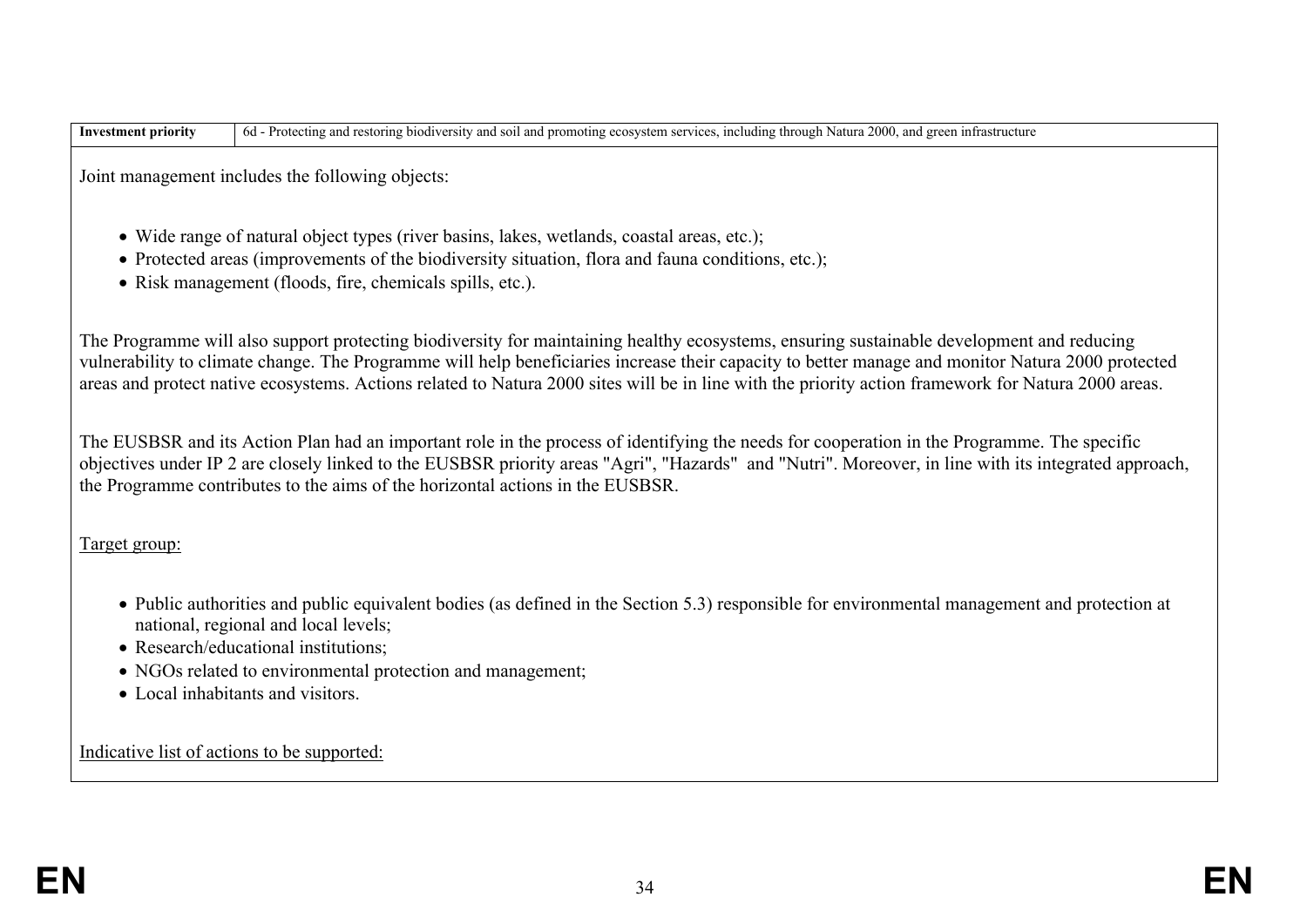| **Investment priority** | 6d - Protecting and restoring biodiversity and soil and promoting ecosystem services, including through Natura 2000, and green infrastructure |
| --- | --- |

Joint management includes the following objects:

- Wide range of natural object types (river basins, lakes, wetlands, coastal areas, etc.);
- Protected areas (improvements of the biodiversity situation, flora and fauna conditions, etc.);
- Risk management (floods, fire, chemicals spills, etc.).

The Programme will also support protecting biodiversity for maintaining healthy ecosystems, ensuring sustainable development and reducing vulnerability to climate change. The Programme will help beneficiaries increase their capacity to better manage and monitor Natura 2000 protected areas and protect native ecosystems. Actions related to Natura 2000 sites will be in line with the priority action framework for Natura 2000 areas.

The EUSBSR and its Action Plan had an important role in the process of identifying the needs for cooperation in the Programme. The specific objectives under IP 2 are closely linked to the EUSBSR priority areas "Agri", "Hazards" and "Nutri". Moreover, in line with its integrated approach, the Programme contributes to the aims of the horizontal actions in the EUSBSR.

Target group:

- Public authorities and public equivalent bodies (as defined in the Section 5.3) responsible for environmental management and protection at national, regional and local levels;
- Research/educational institutions;
- NGOs related to environmental protection and management;
- Local inhabitants and visitors.

Indicative list of actions to be supported: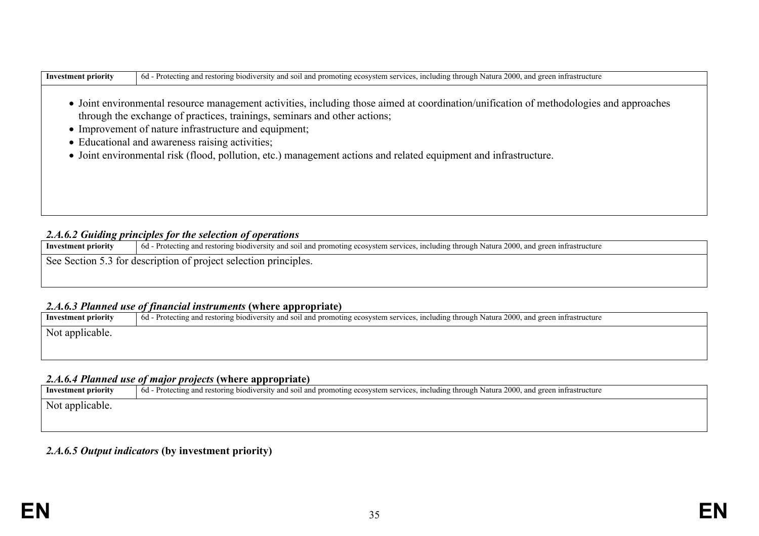| Investment priority | 6d - Protecting and restoring biodiversity and soil and promoting ecosystem services, including through Natura 2000, and green infrastructure |
|---|---|

- Joint environmental resource management activities, including those aimed at coordination/unification of methodologies and approaches through the exchange of practices, trainings, seminars and other actions;
- Improvement of nature infrastructure and equipment;
- Educational and awareness raising activities;
- Joint environmental risk (flood, pollution, etc.) management actions and related equipment and infrastructure.

### *2.A.6.2 Guiding principles for the selection of operations*

| Investment priority | 6d - Protecting and restoring biodiversity and soil and promoting ecosystem services, including through Natura 2000, and green infrastructure |
|---|---|

See Section 5.3 for description of project selection principles.

### *2.A.6.3 Planned use of financial instruments* **(where appropriate)**

| Investment priority | 6d - Protecting and restoring biodiversity and soil and promoting ecosystem services, including through Natura 2000, and green infrastructure |
|---|---|

Not applicable.

### *2.A.6.4 Planned use of major projects* **(where appropriate)**

| Investment priority | 6d - Protecting and restoring biodiversity and soil and promoting ecosystem services, including through Natura 2000, and green infrastructure |
|---|---|

Not applicable.

### *2.A.6.5 Output indicators* **(by investment priority)**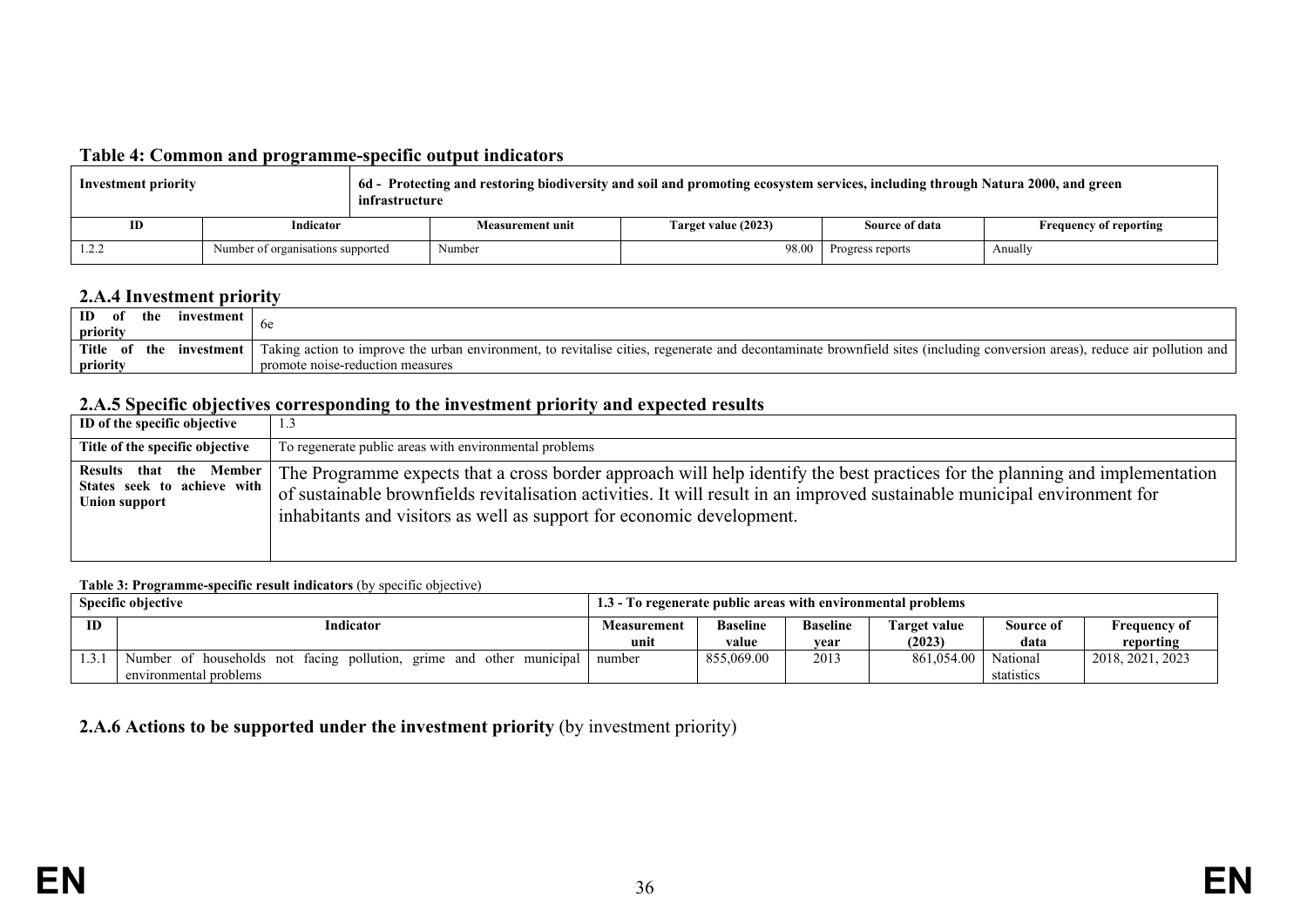**Table 4: Common and programme-specific output indicators**

| Investment priority | | 6d - Protecting and restoring biodiversity and soil and promoting ecosystem services, including through Natura 2000, and green infrastructure | | | |
|---|---|---|---|---|---|
| ID | Indicator | Measurement unit | Target value (2023) | Source of data | Frequency of reporting |
| 1.2.2 | Number of organisations supported | Number | 98.00 | Progress reports | Anually |

## 2.A.4 Investment priority

| | |
|---|---|
| ID of the investment priority | 6e |
| Title of the investment priority | Taking action to improve the urban environment, to revitalise cities, regenerate and decontaminate brownfield sites (including conversion areas), reduce air pollution and promote noise-reduction measures |

## 2.A.5 Specific objectives corresponding to the investment priority and expected results

| | |
|---|---|
| ID of the specific objective | 1.3 |
| Title of the specific objective | To regenerate public areas with environmental problems |
| Results that the Member States seek to achieve with Union support | The Programme expects that a cross border approach will help identify the best practices for the planning and implementation of sustainable brownfields revitalisation activities. It will result in an improved sustainable municipal environment for inhabitants and visitors as well as support for economic development. |

**Table 3: Programme-specific result indicators** (by specific objective)

| Specific objective | | 1.3 - To regenerate public areas with environmental problems | | | | | |
|---|---|---|---|---|---|---|---|
| ID | Indicator | Measurement unit | Baseline value | Baseline year | Target value (2023) | Source of data | Frequency of reporting |
| 1.3.1 | Number of households not facing pollution, grime and other municipal environmental problems | number | 855,069.00 | 2013 | 861,054.00 | National statistics | 2018, 2021, 2023 |

## 2.A.6 Actions to be supported under the investment priority (by investment priority)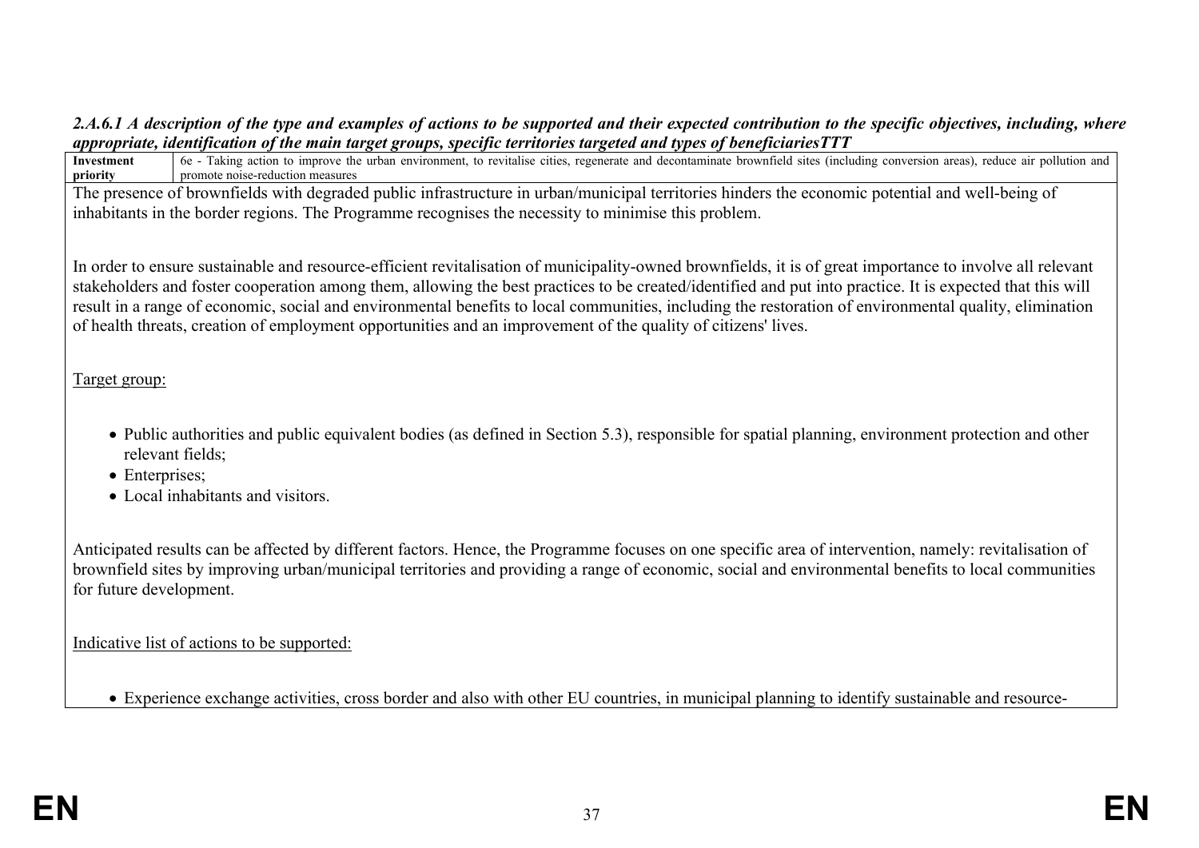***2.A.6.1 A description of the type and examples of actions to be supported and their expected contribution to the specific objectives, including, where appropriate, identification of the main target groups, specific territories targeted and types of beneficiariesTTT***

| | |
|---|---|
| **Investment priority** | 6e - Taking action to improve the urban environment, to revitalise cities, regenerate and decontaminate brownfield sites (including conversion areas), reduce air pollution and promote noise-reduction measures |

The presence of brownfields with degraded public infrastructure in urban/municipal territories hinders the economic potential and well-being of inhabitants in the border regions. The Programme recognises the necessity to minimise this problem.

In order to ensure sustainable and resource-efficient revitalisation of municipality-owned brownfields, it is of great importance to involve all relevant stakeholders and foster cooperation among them, allowing the best practices to be created/identified and put into practice. It is expected that this will result in a range of economic, social and environmental benefits to local communities, including the restoration of environmental quality, elimination of health threats, creation of employment opportunities and an improvement of the quality of citizens' lives.

Target group:

- Public authorities and public equivalent bodies (as defined in Section 5.3), responsible for spatial planning, environment protection and other relevant fields;
- Enterprises;
- Local inhabitants and visitors.

Anticipated results can be affected by different factors. Hence, the Programme focuses on one specific area of intervention, namely: revitalisation of brownfield sites by improving urban/municipal territories and providing a range of economic, social and environmental benefits to local communities for future development.

Indicative list of actions to be supported:

- Experience exchange activities, cross border and also with other EU countries, in municipal planning to identify sustainable and resource-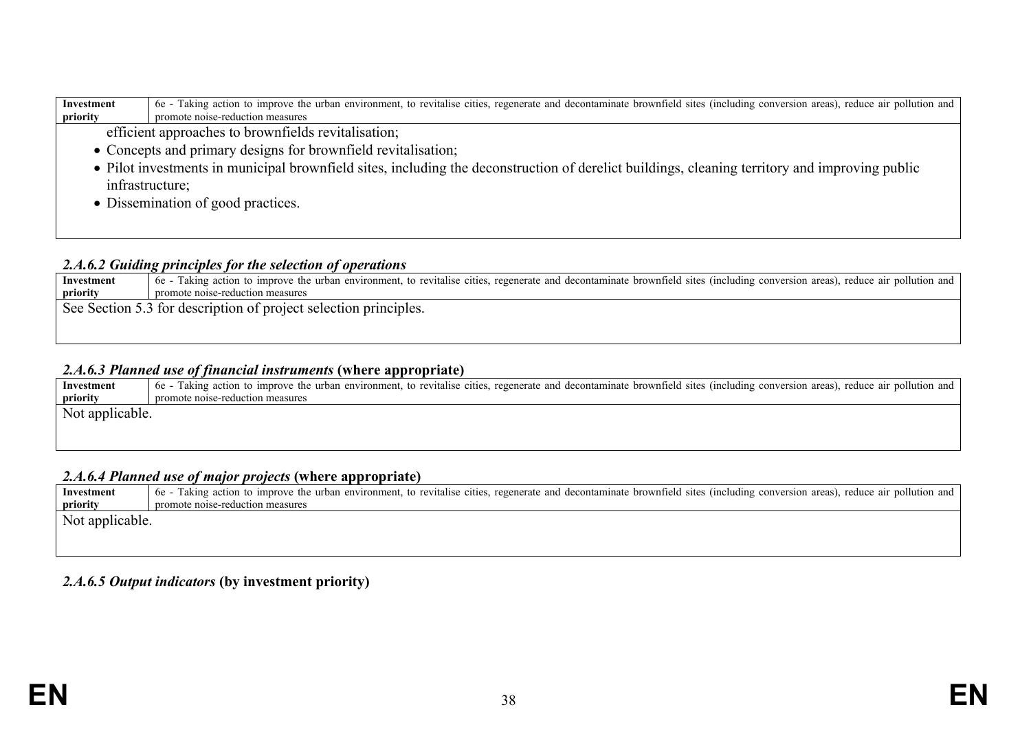| Investment priority | 6e - Taking action to improve the urban environment, to revitalise cities, regenerate and decontaminate brownfield sites (including conversion areas), reduce air pollution and promote noise-reduction measures |
|---|---|

efficient approaches to brownfields revitalisation;

- Concepts and primary designs for brownfield revitalisation;
- Pilot investments in municipal brownfield sites, including the deconstruction of derelict buildings, cleaning territory and improving public infrastructure;
- Dissemination of good practices.

#### *2.A.6.2 Guiding principles for the selection of operations*

| Investment priority | 6e - Taking action to improve the urban environment, to revitalise cities, regenerate and decontaminate brownfield sites (including conversion areas), reduce air pollution and promote noise-reduction measures |
|---|---|

See Section 5.3 for description of project selection principles.

#### *2.A.6.3 Planned use of financial instruments* (where appropriate)

| Investment priority | 6e - Taking action to improve the urban environment, to revitalise cities, regenerate and decontaminate brownfield sites (including conversion areas), reduce air pollution and promote noise-reduction measures |
|---|---|

Not applicable.

#### *2.A.6.4 Planned use of major projects* (where appropriate)

| Investment priority | 6e - Taking action to improve the urban environment, to revitalise cities, regenerate and decontaminate brownfield sites (including conversion areas), reduce air pollution and promote noise-reduction measures |
|---|---|

Not applicable.

#### *2.A.6.5 Output indicators* (by investment priority)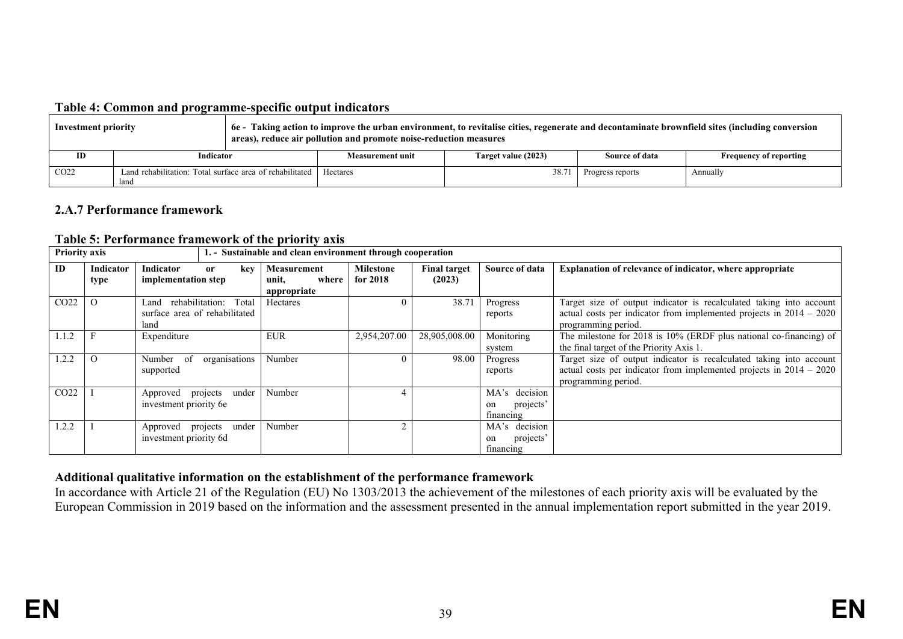**Table 4: Common and programme-specific output indicators**

| Investment priority | | 6e - Taking action to improve the urban environment, to revitalise cities, regenerate and decontaminate brownfield sites (including conversion areas), reduce air pollution and promote noise-reduction measures | | | |
|---|---|---|---|---|---|
| ID | Indicator | Measurement unit | Target value (2023) | Source of data | Frequency of reporting |
| CO22 | Land rehabilitation: Total surface area of rehabilitated land | Hectares | 38.71 | Progress reports | Annually |

### 2.A.7 Performance framework

**Table 5: Performance framework of the priority axis**

| Priority axis | | 1. - Sustainable and clean environment through cooperation | | | | | |
|---|---|---|---|---|---|---|---|
| ID | Indicator type | Indicator or key implementation step | Measurement unit, where appropriate | Milestone for 2018 | Final target (2023) | Source of data | Explanation of relevance of indicator, where appropriate |
| CO22 | O | Land rehabilitation: Total surface area of rehabilitated land | Hectares | 0 | 38.71 | Progress reports | Target size of output indicator is recalculated taking into account actual costs per indicator from implemented projects in 2014 – 2020 programming period. |
| 1.1.2 | F | Expenditure | EUR | 2,954,207.00 | 28,905,008.00 | Monitoring system | The milestone for 2018 is 10% (ERDF plus national co-financing) of the final target of the Priority Axis 1. |
| 1.2.2 | O | Number of organisations supported | Number | 0 | 98.00 | Progress reports | Target size of output indicator is recalculated taking into account actual costs per indicator from implemented projects in 2014 – 2020 programming period. |
| CO22 | I | Approved projects under investment priority 6e | Number | 4 | | MA's decision on projects' financing | |
| 1.2.2 | I | Approved projects under investment priority 6d | Number | 2 | | MA's decision on projects' financing | |

**Additional qualitative information on the establishment of the performance framework**

In accordance with Article 21 of the Regulation (EU) No 1303/2013 the achievement of the milestones of each priority axis will be evaluated by the European Commission in 2019 based on the information and the assessment presented in the annual implementation report submitted in the year 2019.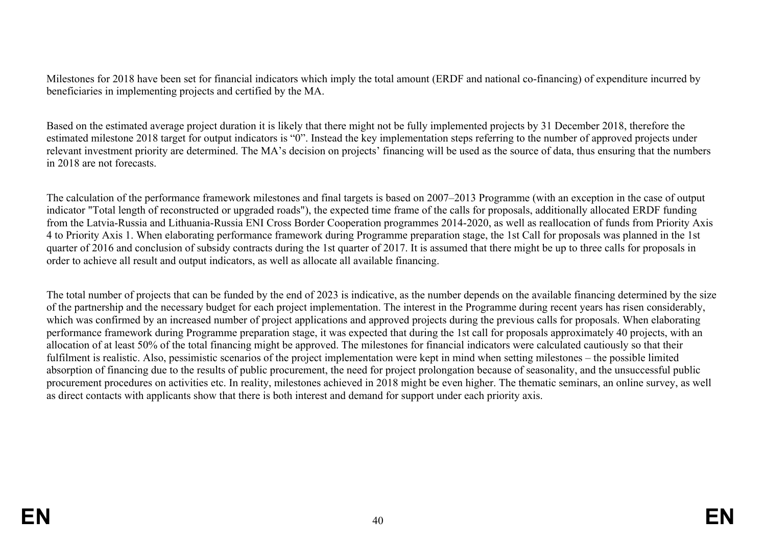Milestones for 2018 have been set for financial indicators which imply the total amount (ERDF and national co-financing) of expenditure incurred by beneficiaries in implementing projects and certified by the MA.

Based on the estimated average project duration it is likely that there might not be fully implemented projects by 31 December 2018, therefore the estimated milestone 2018 target for output indicators is "0". Instead the key implementation steps referring to the number of approved projects under relevant investment priority are determined. The MA's decision on projects' financing will be used as the source of data, thus ensuring that the numbers in 2018 are not forecasts.

The calculation of the performance framework milestones and final targets is based on 2007–2013 Programme (with an exception in the case of output indicator "Total length of reconstructed or upgraded roads"), the expected time frame of the calls for proposals, additionally allocated ERDF funding from the Latvia-Russia and Lithuania-Russia ENI Cross Border Cooperation programmes 2014-2020, as well as reallocation of funds from Priority Axis 4 to Priority Axis 1. When elaborating performance framework during Programme preparation stage, the 1st Call for proposals was planned in the 1st quarter of 2016 and conclusion of subsidy contracts during the 1st quarter of 2017. It is assumed that there might be up to three calls for proposals in order to achieve all result and output indicators, as well as allocate all available financing.

The total number of projects that can be funded by the end of 2023 is indicative, as the number depends on the available financing determined by the size of the partnership and the necessary budget for each project implementation. The interest in the Programme during recent years has risen considerably, which was confirmed by an increased number of project applications and approved projects during the previous calls for proposals. When elaborating performance framework during Programme preparation stage, it was expected that during the 1st call for proposals approximately 40 projects, with an allocation of at least 50% of the total financing might be approved. The milestones for financial indicators were calculated cautiously so that their fulfilment is realistic. Also, pessimistic scenarios of the project implementation were kept in mind when setting milestones – the possible limited absorption of financing due to the results of public procurement, the need for project prolongation because of seasonality, and the unsuccessful public procurement procedures on activities etc. In reality, milestones achieved in 2018 might be even higher. The thematic seminars, an online survey, as well as direct contacts with applicants show that there is both interest and demand for support under each priority axis.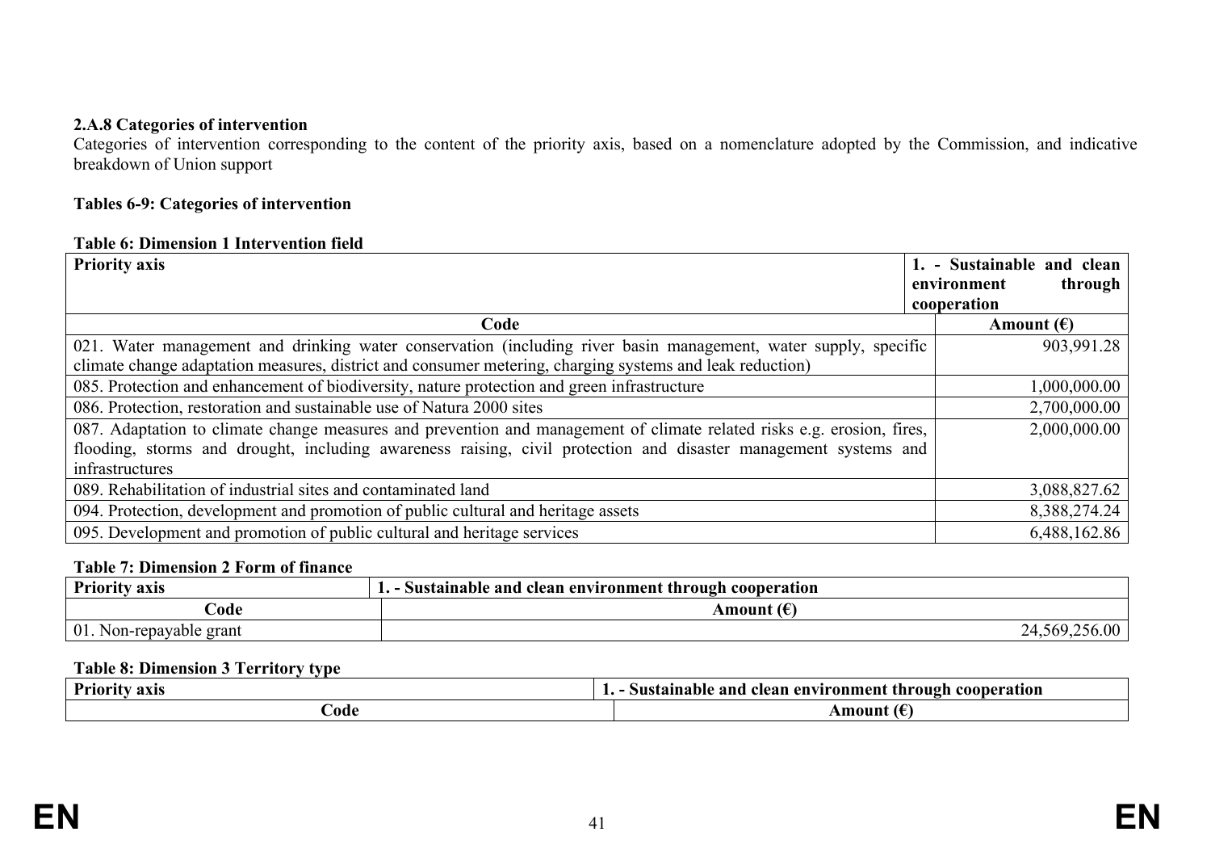**2.A.8 Categories of intervention**

Categories of intervention corresponding to the content of the priority axis, based on a nomenclature adopted by the Commission, and indicative breakdown of Union support

**Tables 6-9: Categories of intervention**

**Table 6: Dimension 1 Intervention field**

| **Priority axis** | **1. - Sustainable and clean environment through cooperation** |
|---|---|
| **Code** | **Amount (€)** |
| 021. Water management and drinking water conservation (including river basin management, water supply, specific climate change adaptation measures, district and consumer metering, charging systems and leak reduction) | 903,991.28 |
| 085. Protection and enhancement of biodiversity, nature protection and green infrastructure | 1,000,000.00 |
| 086. Protection, restoration and sustainable use of Natura 2000 sites | 2,700,000.00 |
| 087. Adaptation to climate change measures and prevention and management of climate related risks e.g. erosion, fires, flooding, storms and drought, including awareness raising, civil protection and disaster management systems and infrastructures | 2,000,000.00 |
| 089. Rehabilitation of industrial sites and contaminated land | 3,088,827.62 |
| 094. Protection, development and promotion of public cultural and heritage assets | 8,388,274.24 |
| 095. Development and promotion of public cultural and heritage services | 6,488,162.86 |

**Table 7: Dimension 2 Form of finance**

| **Priority axis** | **1. - Sustainable and clean environment through cooperation** |
|---|---|
| **Code** | **Amount (€)** |
| 01. Non-repayable grant | 24,569,256.00 |

**Table 8: Dimension 3 Territory type**

| **Priority axis** | **1. - Sustainable and clean environment through cooperation** |
|---|---|
| **Code** | **Amount (€)** |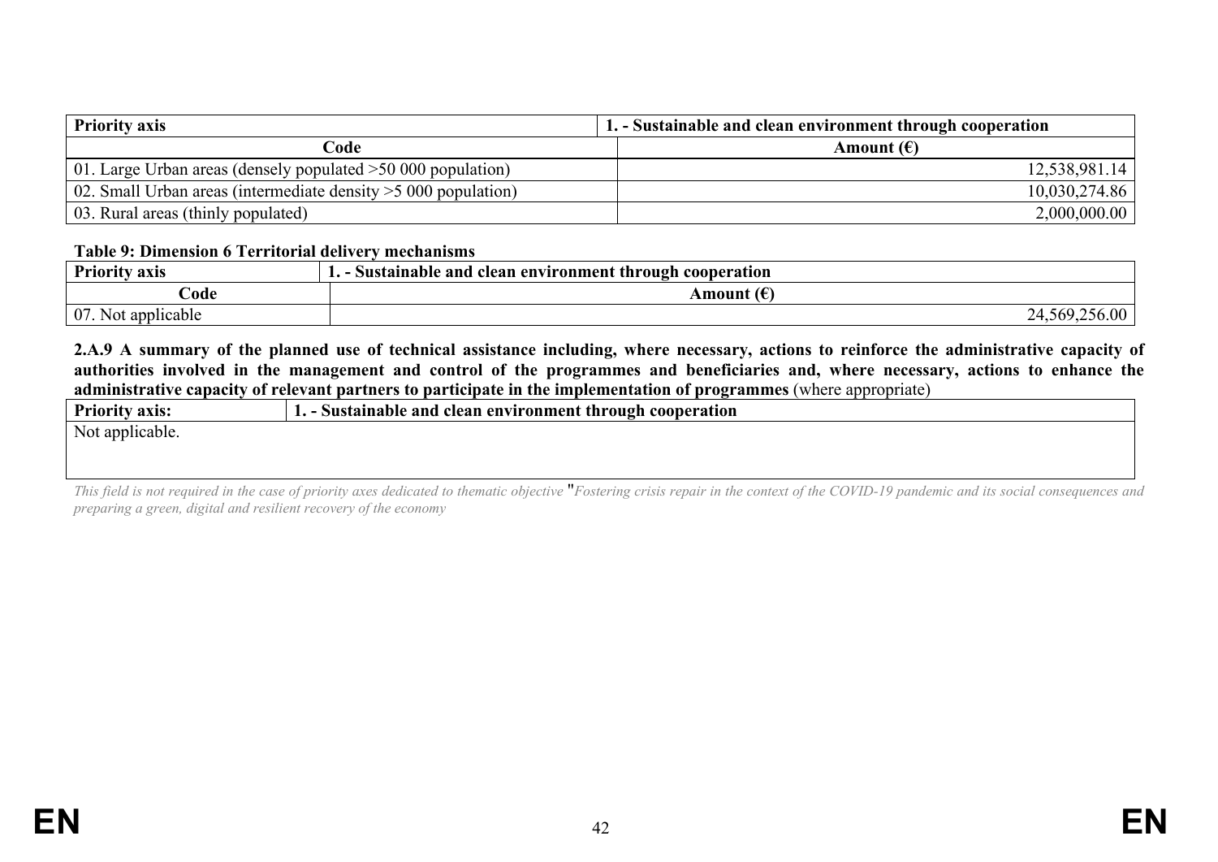| Priority axis | 1. - Sustainable and clean environment through cooperation |
| --- | --- |
| **Code** | **Amount (€)** |
| 01. Large Urban areas (densely populated >50 000 population) | 12,538,981.14 |
| 02. Small Urban areas (intermediate density >5 000 population) | 10,030,274.86 |
| 03. Rural areas (thinly populated) | 2,000,000.00 |

**Table 9: Dimension 6 Territorial delivery mechanisms**

| Priority axis | 1. - Sustainable and clean environment through cooperation |
| --- | --- |
| **Code** | **Amount (€)** |
| 07. Not applicable | 24,569,256.00 |

**2.A.9 A summary of the planned use of technical assistance including, where necessary, actions to reinforce the administrative capacity of authorities involved in the management and control of the programmes and beneficiaries and, where necessary, actions to enhance the administrative capacity of relevant partners to participate in the implementation of programmes** (where appropriate)

| Priority axis: | 1. - Sustainable and clean environment through cooperation |
| --- | --- |
| Not applicable. | |

*This field is not required in the case of priority axes dedicated to thematic objective "Fostering crisis repair in the context of the COVID-19 pandemic and its social consequences and preparing a green, digital and resilient recovery of the economy*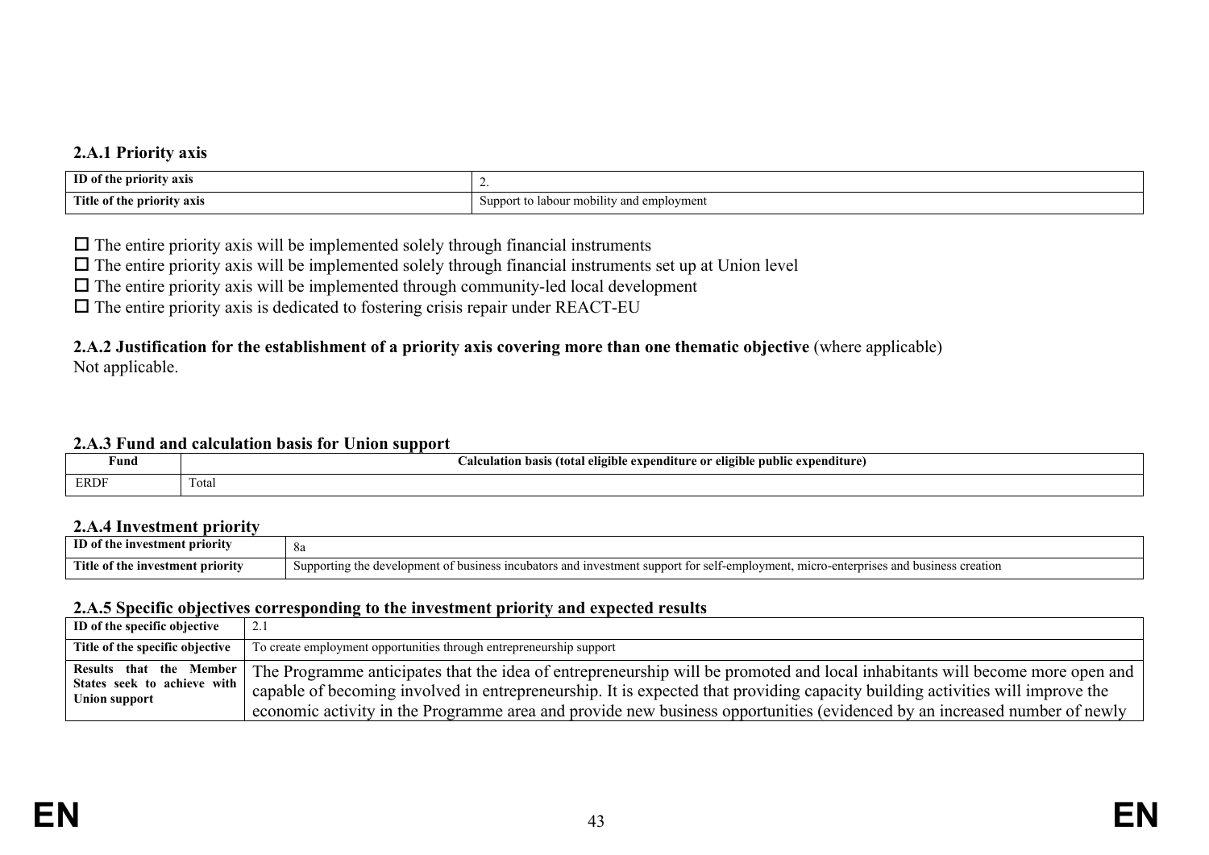### 2.A.1 Priority axis

| | |
|---|---|
| **ID of the priority axis** | 2. |
| **Title of the priority axis** | Support to labour mobility and employment |

☐ The entire priority axis will be implemented solely through financial instruments
☐ The entire priority axis will be implemented solely through financial instruments set up at Union level
☐ The entire priority axis will be implemented through community-led local development
☐ The entire priority axis is dedicated to fostering crisis repair under REACT-EU

### 2.A.2 Justification for the establishment of a priority axis covering more than one thematic objective (where applicable)

Not applicable.

### 2.A.3 Fund and calculation basis for Union support

| Fund | Calculation basis (total eligible expenditure or eligible public expenditure) |
|---|---|
| ERDF | Total |

### 2.A.4 Investment priority

| | |
|---|---|
| **ID of the investment priority** | 8a |
| **Title of the investment priority** | Supporting the development of business incubators and investment support for self-employment, micro-enterprises and business creation |

### 2.A.5 Specific objectives corresponding to the investment priority and expected results

| | |
|---|---|
| **ID of the specific objective** | 2.1 |
| **Title of the specific objective** | To create employment opportunities through entrepreneurship support |
| **Results that the Member States seek to achieve with Union support** | The Programme anticipates that the idea of entrepreneurship will be promoted and local inhabitants will become more open and capable of becoming involved in entrepreneurship. It is expected that providing capacity building activities will improve the economic activity in the Programme area and provide new business opportunities (evidenced by an increased number of newly |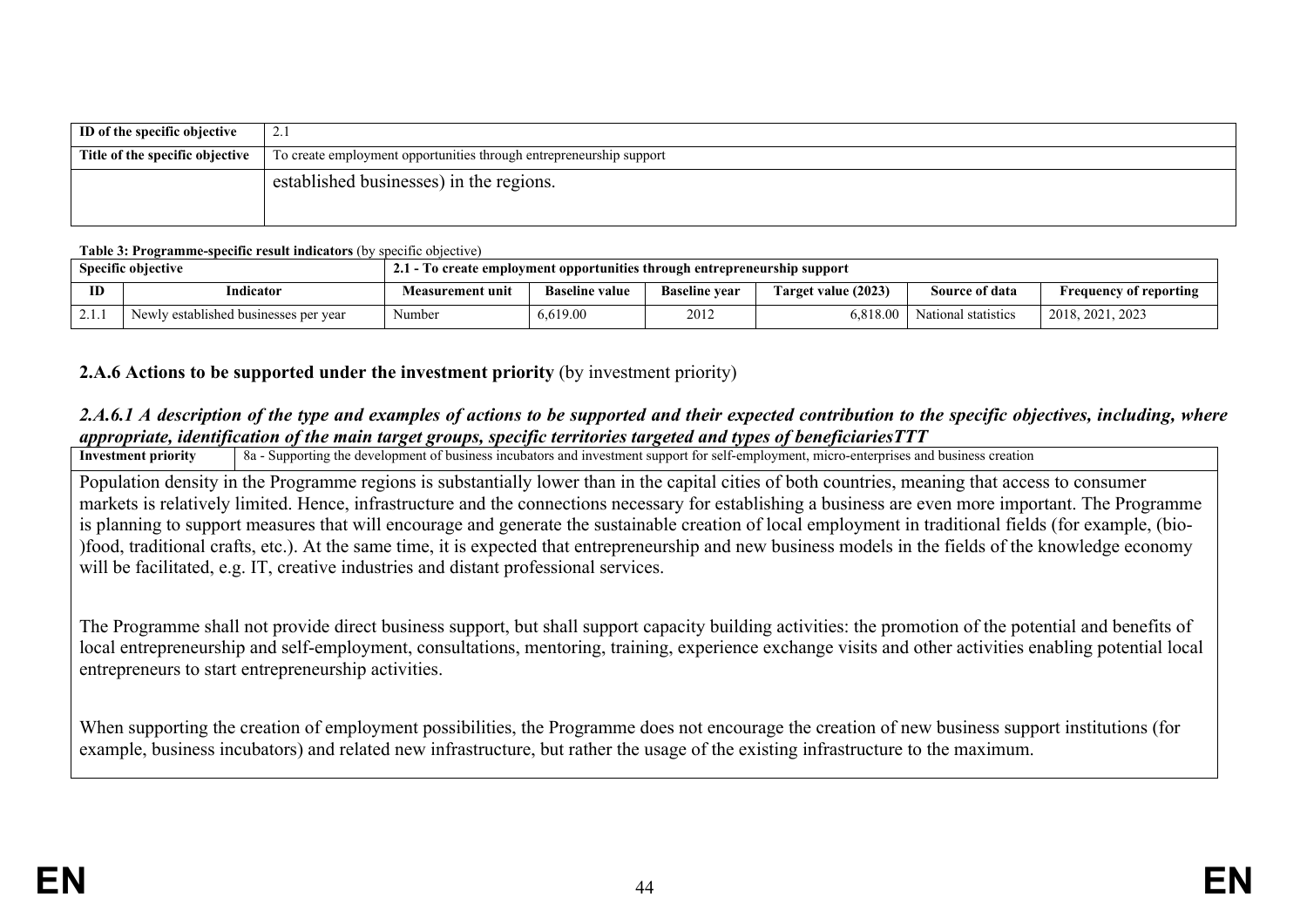| | |
|---|---|
| **ID of the specific objective** | 2.1 |
| **Title of the specific objective** | To create employment opportunities through entrepreneurship support |
| | established businesses) in the regions. |

**Table 3: Programme-specific result indicators** (by specific objective)

| **Specific objective** | | **2.1 - To create employment opportunities through entrepreneurship support** | | | | | |
|---|---|---|---|---|---|---|---|
| **ID** | **Indicator** | **Measurement unit** | **Baseline value** | **Baseline year** | **Target value (2023)** | **Source of data** | **Frequency of reporting** |
| 2.1.1 | Newly established businesses per year | Number | 6,619.00 | 2012 | 6,818.00 | National statistics | 2018, 2021, 2023 |

### 2.A.6 Actions to be supported under the investment priority (by investment priority)

#### *2.A.6.1 A description of the type and examples of actions to be supported and their expected contribution to the specific objectives, including, where appropriate, identification of the main target groups, specific territories targeted and types of beneficiariesTTT*

| | |
|---|---|
| **Investment priority** | 8a - Supporting the development of business incubators and investment support for self-employment, micro-enterprises and business creation |

Population density in the Programme regions is substantially lower than in the capital cities of both countries, meaning that access to consumer markets is relatively limited. Hence, infrastructure and the connections necessary for establishing a business are even more important. The Programme is planning to support measures that will encourage and generate the sustainable creation of local employment in traditional fields (for example, (bio-)food, traditional crafts, etc.). At the same time, it is expected that entrepreneurship and new business models in the fields of the knowledge economy will be facilitated, e.g. IT, creative industries and distant professional services.

The Programme shall not provide direct business support, but shall support capacity building activities: the promotion of the potential and benefits of local entrepreneurship and self-employment, consultations, mentoring, training, experience exchange visits and other activities enabling potential local entrepreneurs to start entrepreneurship activities.

When supporting the creation of employment possibilities, the Programme does not encourage the creation of new business support institutions (for example, business incubators) and related new infrastructure, but rather the usage of the existing infrastructure to the maximum.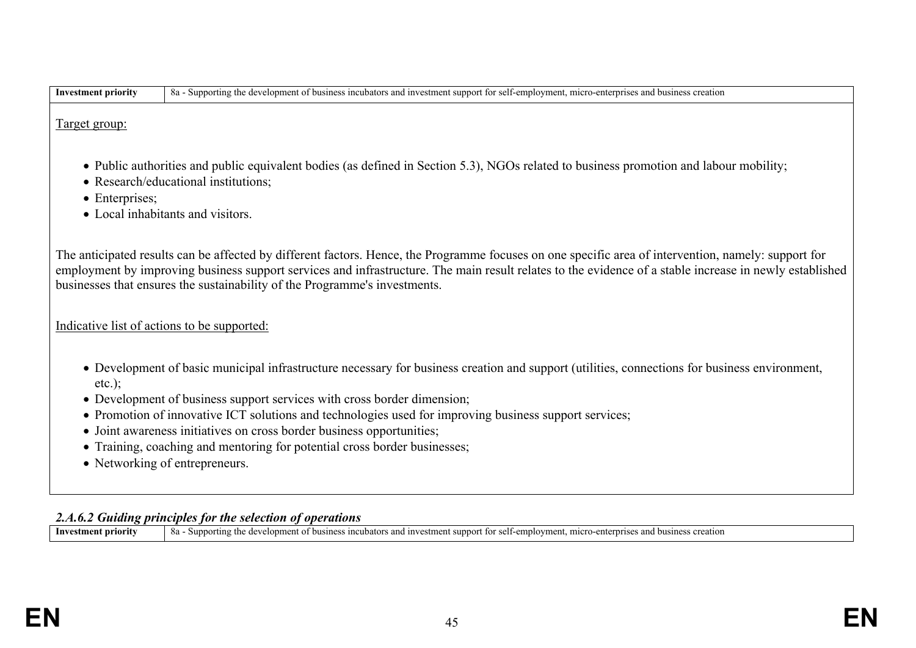| Investment priority | 8a - Supporting the development of business incubators and investment support for self-employment, micro-enterprises and business creation |
|---|---|

Target group:

- Public authorities and public equivalent bodies (as defined in Section 5.3), NGOs related to business promotion and labour mobility;
- Research/educational institutions;
- Enterprises;
- Local inhabitants and visitors.

The anticipated results can be affected by different factors. Hence, the Programme focuses on one specific area of intervention, namely: support for employment by improving business support services and infrastructure. The main result relates to the evidence of a stable increase in newly established businesses that ensures the sustainability of the Programme's investments.

Indicative list of actions to be supported:

- Development of basic municipal infrastructure necessary for business creation and support (utilities, connections for business environment, etc.);
- Development of business support services with cross border dimension;
- Promotion of innovative ICT solutions and technologies used for improving business support services;
- Joint awareness initiatives on cross border business opportunities;
- Training, coaching and mentoring for potential cross border businesses;
- Networking of entrepreneurs.

### *2.A.6.2 Guiding principles for the selection of operations*

| Investment priority | 8a - Supporting the development of business incubators and investment support for self-employment, micro-enterprises and business creation |
|---|---|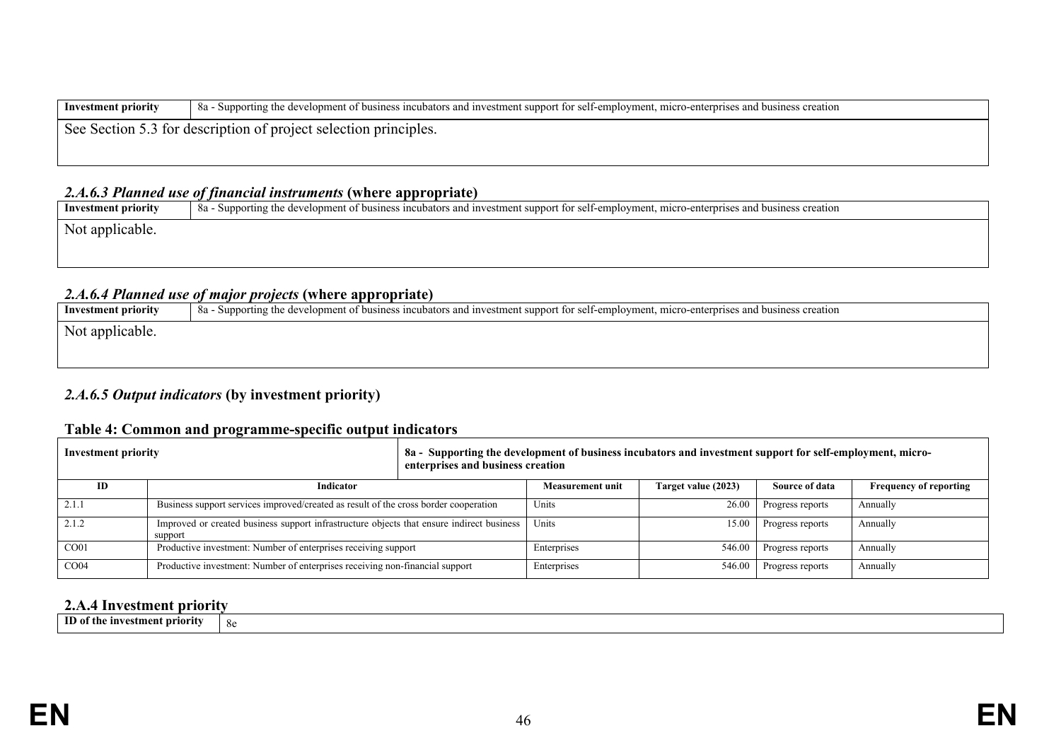| Investment priority | 8a - Supporting the development of business incubators and investment support for self-employment, micro-enterprises and business creation |
|---|---|
| See Section 5.3 for description of project selection principles. | |

### *2.A.6.3 Planned use of financial instruments* (where appropriate)

| Investment priority | 8a - Supporting the development of business incubators and investment support for self-employment, micro-enterprises and business creation |
|---|---|
| Not applicable. | |

### *2.A.6.4 Planned use of major projects* (where appropriate)

| Investment priority | 8a - Supporting the development of business incubators and investment support for self-employment, micro-enterprises and business creation |
|---|---|
| Not applicable. | |

### *2.A.6.5 Output indicators* (by investment priority)

**Table 4: Common and programme-specific output indicators**

| Investment priority | 8a - Supporting the development of business incubators and investment support for self-employment, micro-enterprises and business creation | | | | |
|---|---|---|---|---|---|
| **ID** | **Indicator** | **Measurement unit** | **Target value (2023)** | **Source of data** | **Frequency of reporting** |
| 2.1.1 | Business support services improved/created as result of the cross border cooperation | Units | 26.00 | Progress reports | Annually |
| 2.1.2 | Improved or created business support infrastructure objects that ensure indirect business support | Units | 15.00 | Progress reports | Annually |
| CO01 | Productive investment: Number of enterprises receiving support | Enterprises | 546.00 | Progress reports | Annually |
| CO04 | Productive investment: Number of enterprises receiving non-financial support | Enterprises | 546.00 | Progress reports | Annually |

## 2.A.4 Investment priority

| ID of the investment priority | 8e |
|---|---|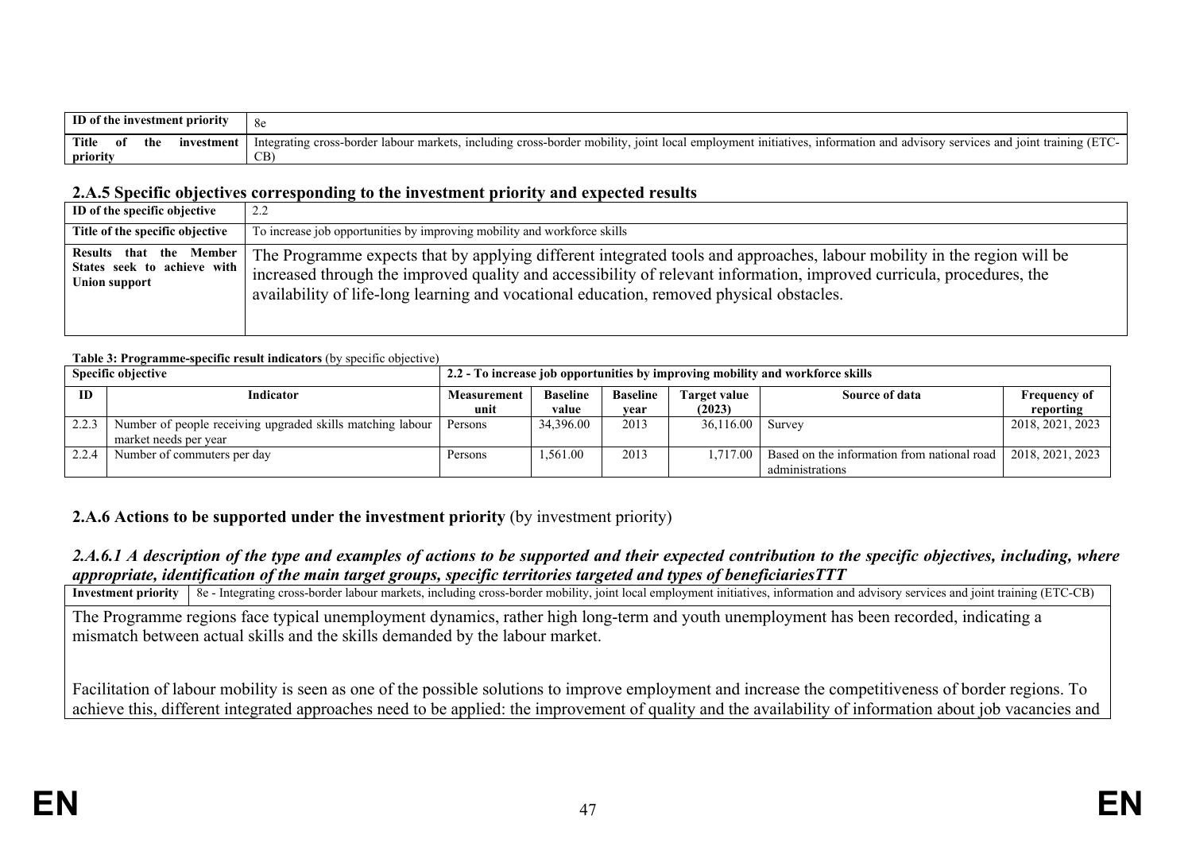| | |
|---|---|
| **ID of the investment priority** | 8e |
| **Title of the investment priority** | Integrating cross-border labour markets, including cross-border mobility, joint local employment initiatives, information and advisory services and joint training (ETC-CB) |

### 2.A.5 Specific objectives corresponding to the investment priority and expected results

| | |
|---|---|
| **ID of the specific objective** | 2.2 |
| **Title of the specific objective** | To increase job opportunities by improving mobility and workforce skills |
| **Results that the Member States seek to achieve with Union support** | The Programme expects that by applying different integrated tools and approaches, labour mobility in the region will be increased through the improved quality and accessibility of relevant information, improved curricula, procedures, the availability of life-long learning and vocational education, removed physical obstacles. |

**Table 3: Programme-specific result indicators** (by specific objective)

| **Specific objective** | | **2.2 - To increase job opportunities by improving mobility and workforce skills** | | | | | |
|---|---|---|---|---|---|---|---|
| **ID** | **Indicator** | **Measurement unit** | **Baseline value** | **Baseline year** | **Target value (2023)** | **Source of data** | **Frequency of reporting** |
| 2.2.3 | Number of people receiving upgraded skills matching labour market needs per year | Persons | 34,396.00 | 2013 | 36,116.00 | Survey | 2018, 2021, 2023 |
| 2.2.4 | Number of commuters per day | Persons | 1,561.00 | 2013 | 1,717.00 | Based on the information from national road administrations | 2018, 2021, 2023 |

### 2.A.6 Actions to be supported under the investment priority (by investment priority)

#### *2.A.6.1 A description of the type and examples of actions to be supported and their expected contribution to the specific objectives, including, where appropriate, identification of the main target groups, specific territories targeted and types of beneficiariesTTT*

| | |
|---|---|
| **Investment priority** | 8e - Integrating cross-border labour markets, including cross-border mobility, joint local employment initiatives, information and advisory services and joint training (ETC-CB) |

The Programme regions face typical unemployment dynamics, rather high long-term and youth unemployment has been recorded, indicating a mismatch between actual skills and the skills demanded by the labour market.

Facilitation of labour mobility is seen as one of the possible solutions to improve employment and increase the competitiveness of border regions. To achieve this, different integrated approaches need to be applied: the improvement of quality and the availability of information about job vacancies and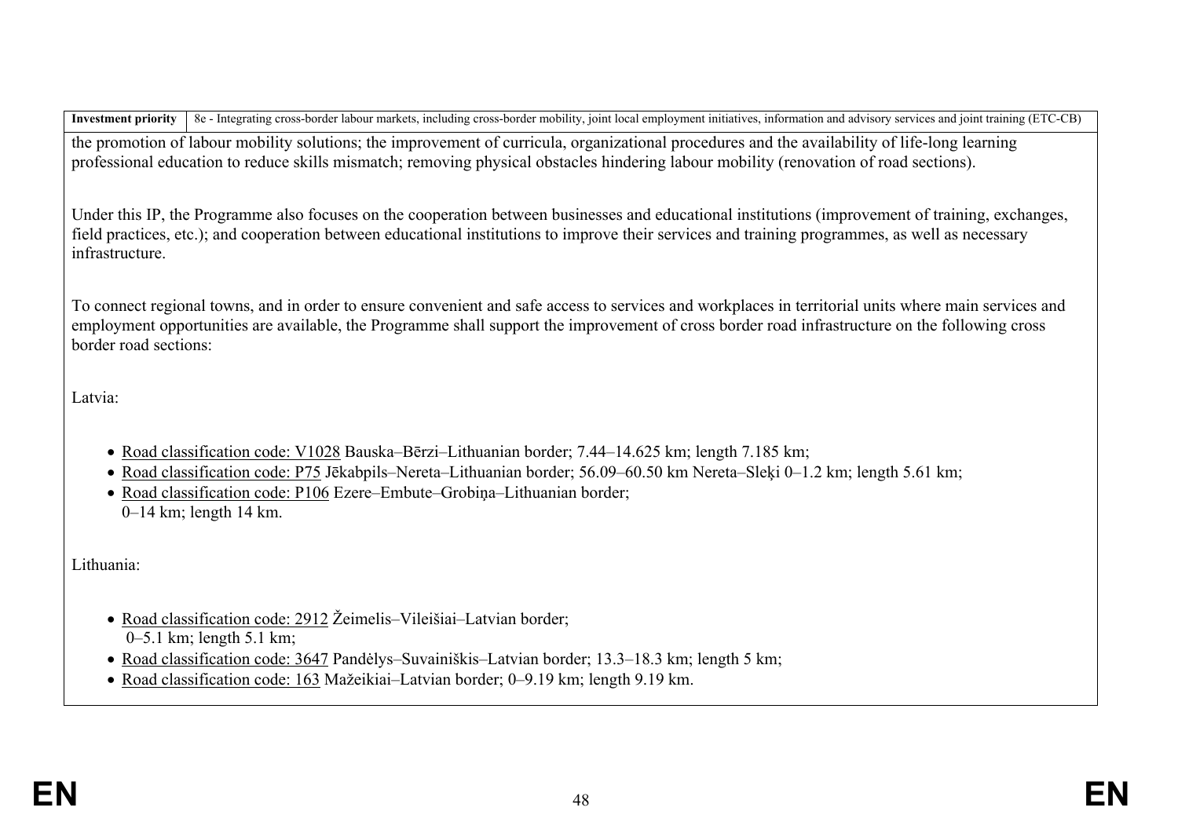| Investment priority | 8e - Integrating cross-border labour markets, including cross-border mobility, joint local employment initiatives, information and advisory services and joint training (ETC-CB) |
|---|---|

the promotion of labour mobility solutions; the improvement of curricula, organizational procedures and the availability of life-long learning professional education to reduce skills mismatch; removing physical obstacles hindering labour mobility (renovation of road sections).

Under this IP, the Programme also focuses on the cooperation between businesses and educational institutions (improvement of training, exchanges, field practices, etc.); and cooperation between educational institutions to improve their services and training programmes, as well as necessary infrastructure.

To connect regional towns, and in order to ensure convenient and safe access to services and workplaces in territorial units where main services and employment opportunities are available, the Programme shall support the improvement of cross border road infrastructure on the following cross border road sections:

Latvia:

- Road classification code: V1028 Bauska–Bērzi–Lithuanian border; 7.44–14.625 km; length 7.185 km;
- Road classification code: P75 Jēkabpils–Nereta–Lithuanian border; 56.09–60.50 km Nereta–Sleķi 0–1.2 km; length 5.61 km;
- Road classification code: P106 Ezere–Embute–Grobiņa–Lithuanian border; 0–14 km; length 14 km.

Lithuania:

- Road classification code: 2912 Žeimelis–Vileišiai–Latvian border; 0–5.1 km; length 5.1 km;
- Road classification code: 3647 Pandėlys–Suvainiškis–Latvian border; 13.3–18.3 km; length 5 km;
- Road classification code: 163 Mažeikiai–Latvian border; 0–9.19 km; length 9.19 km.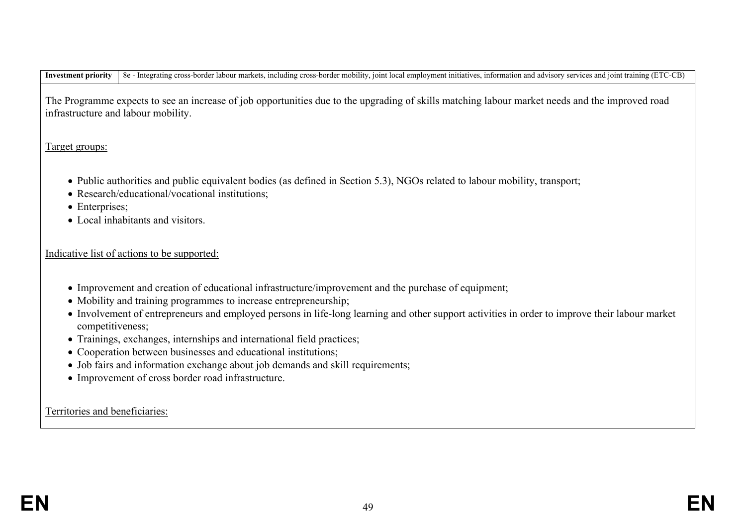| Investment priority | 8e - Integrating cross-border labour markets, including cross-border mobility, joint local employment initiatives, information and advisory services and joint training (ETC-CB) |
| --- | --- |

The Programme expects to see an increase of job opportunities due to the upgrading of skills matching labour market needs and the improved road infrastructure and labour mobility.

Target groups:

- Public authorities and public equivalent bodies (as defined in Section 5.3), NGOs related to labour mobility, transport;
- Research/educational/vocational institutions;
- Enterprises;
- Local inhabitants and visitors.

Indicative list of actions to be supported:

- Improvement and creation of educational infrastructure/improvement and the purchase of equipment;
- Mobility and training programmes to increase entrepreneurship;
- Involvement of entrepreneurs and employed persons in life-long learning and other support activities in order to improve their labour market competitiveness;
- Trainings, exchanges, internships and international field practices;
- Cooperation between businesses and educational institutions;
- Job fairs and information exchange about job demands and skill requirements;
- Improvement of cross border road infrastructure.

Territories and beneficiaries: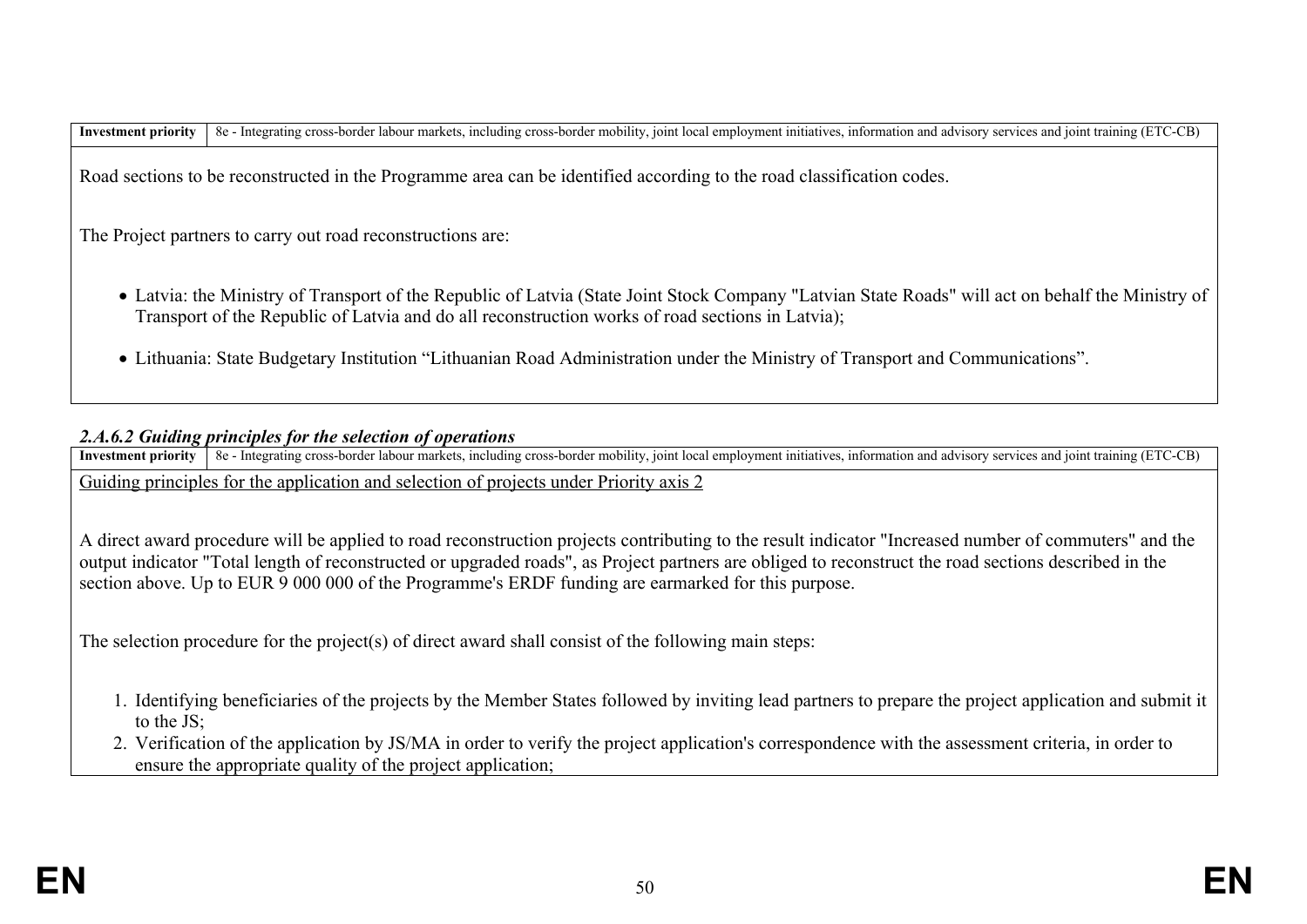| Investment priority | 8e - Integrating cross-border labour markets, including cross-border mobility, joint local employment initiatives, information and advisory services and joint training (ETC-CB) |
|---|---|

Road sections to be reconstructed in the Programme area can be identified according to the road classification codes.

The Project partners to carry out road reconstructions are:

- Latvia: the Ministry of Transport of the Republic of Latvia (State Joint Stock Company "Latvian State Roads" will act on behalf the Ministry of Transport of the Republic of Latvia and do all reconstruction works of road sections in Latvia);
- Lithuania: State Budgetary Institution "Lithuanian Road Administration under the Ministry of Transport and Communications".

### *2.A.6.2 Guiding principles for the selection of operations*

| Investment priority | 8e - Integrating cross-border labour markets, including cross-border mobility, joint local employment initiatives, information and advisory services and joint training (ETC-CB) |
|---|---|

Guiding principles for the application and selection of projects under Priority axis 2

A direct award procedure will be applied to road reconstruction projects contributing to the result indicator "Increased number of commuters" and the output indicator "Total length of reconstructed or upgraded roads", as Project partners are obliged to reconstruct the road sections described in the section above. Up to EUR 9 000 000 of the Programme's ERDF funding are earmarked for this purpose.

The selection procedure for the project(s) of direct award shall consist of the following main steps:

1. Identifying beneficiaries of the projects by the Member States followed by inviting lead partners to prepare the project application and submit it to the JS;
2. Verification of the application by JS/MA in order to verify the project application's correspondence with the assessment criteria, in order to ensure the appropriate quality of the project application;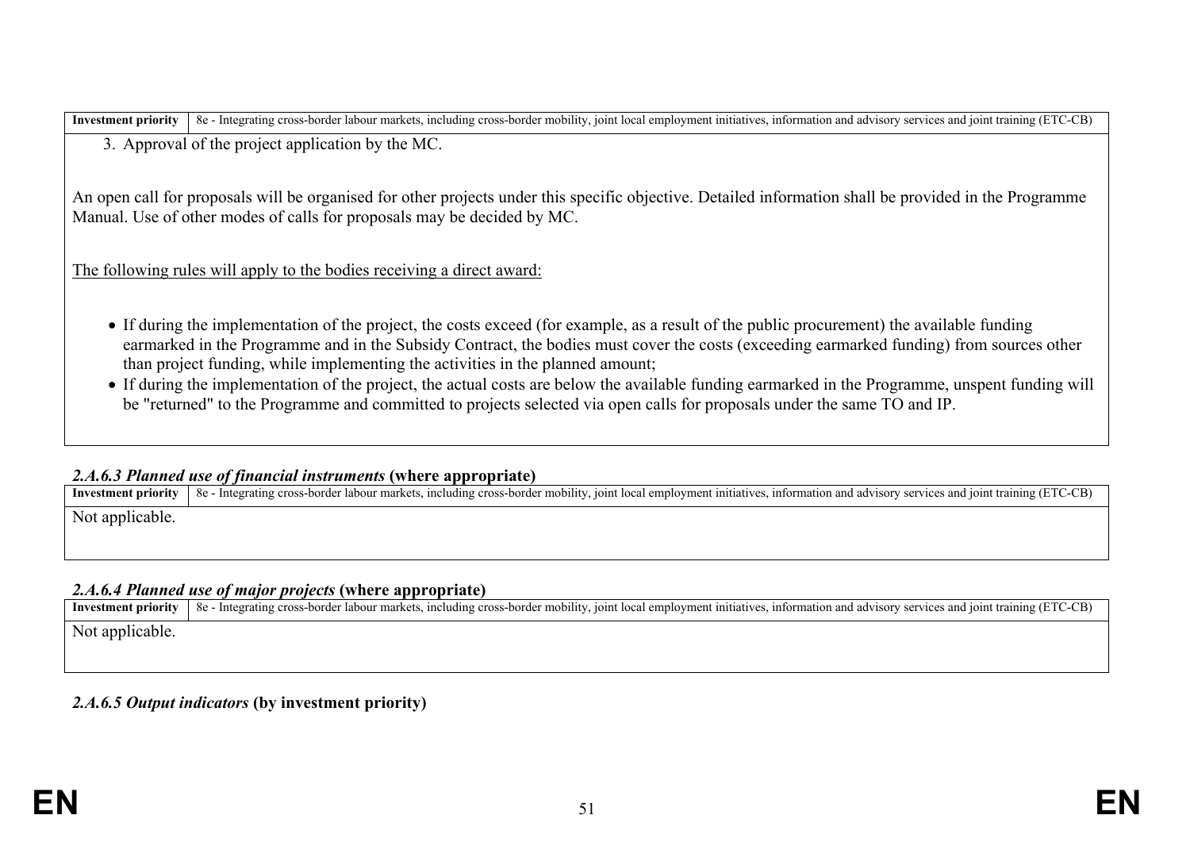| Investment priority | 8e - Integrating cross-border labour markets, including cross-border mobility, joint local employment initiatives, information and advisory services and joint training (ETC-CB) |
|---|---|

3. Approval of the project application by the MC.

An open call for proposals will be organised for other projects under this specific objective. Detailed information shall be provided in the Programme Manual. Use of other modes of calls for proposals may be decided by MC.

The following rules will apply to the bodies receiving a direct award:

- If during the implementation of the project, the costs exceed (for example, as a result of the public procurement) the available funding earmarked in the Programme and in the Subsidy Contract, the bodies must cover the costs (exceeding earmarked funding) from sources other than project funding, while implementing the activities in the planned amount;
- If during the implementation of the project, the actual costs are below the available funding earmarked in the Programme, unspent funding will be "returned" to the Programme and committed to projects selected via open calls for proposals under the same TO and IP.

#### *2.A.6.3 Planned use of financial instruments* (where appropriate)

| Investment priority | 8e - Integrating cross-border labour markets, including cross-border mobility, joint local employment initiatives, information and advisory services and joint training (ETC-CB) |
|---|---|

Not applicable.

#### *2.A.6.4 Planned use of major projects* (where appropriate)

| Investment priority | 8e - Integrating cross-border labour markets, including cross-border mobility, joint local employment initiatives, information and advisory services and joint training (ETC-CB) |
|---|---|

Not applicable.

#### *2.A.6.5 Output indicators* (by investment priority)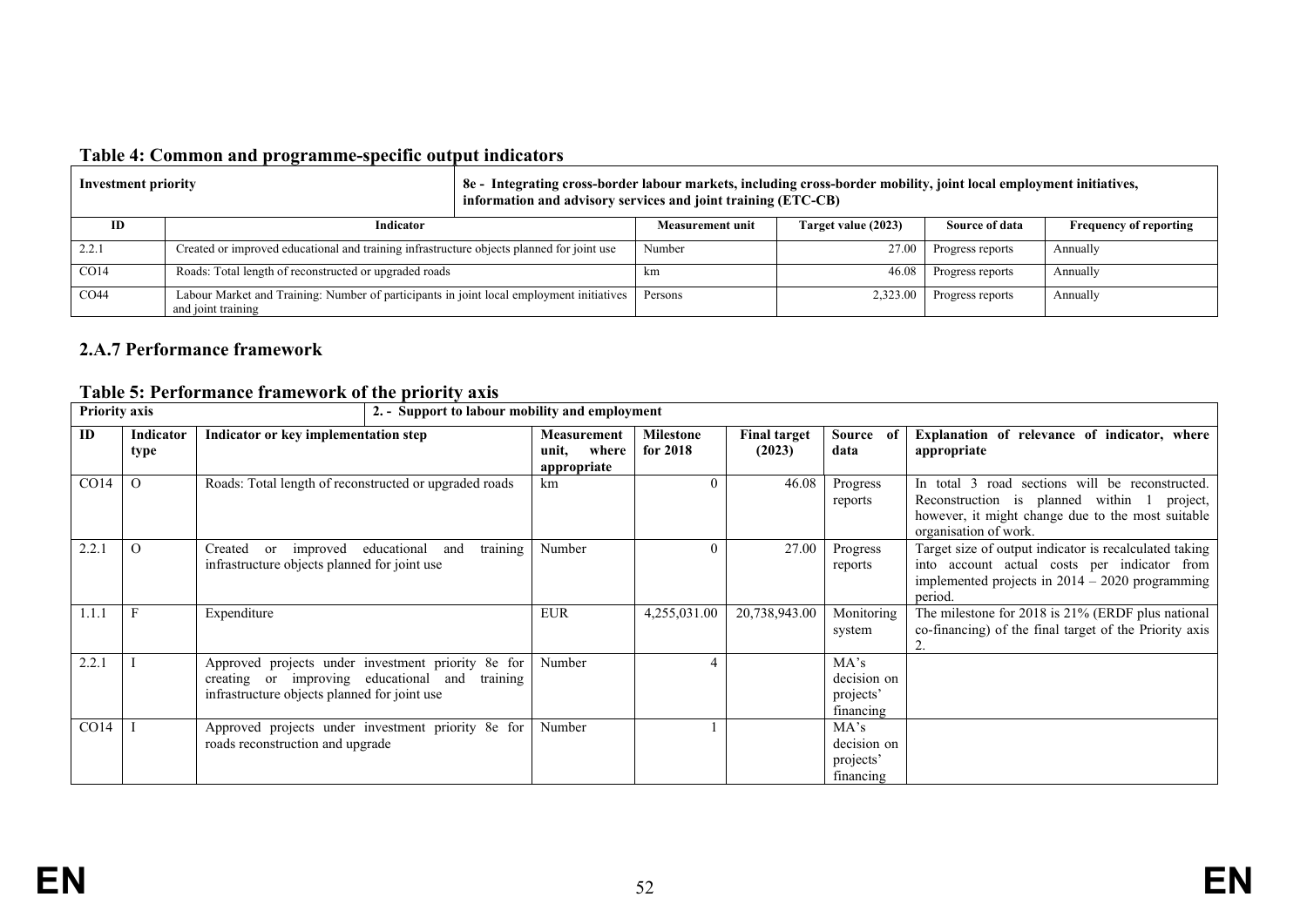### Table 4: Common and programme-specific output indicators

| Investment priority | 8e - Integrating cross-border labour markets, including cross-border mobility, joint local employment initiatives, information and advisory services and joint training (ETC-CB) | | | | |
|---|---|---|---|---|---|
| **ID** | **Indicator** | **Measurement unit** | **Target value (2023)** | **Source of data** | **Frequency of reporting** |
| 2.2.1 | Created or improved educational and training infrastructure objects planned for joint use | Number | 27.00 | Progress reports | Annually |
| CO14 | Roads: Total length of reconstructed or upgraded roads | km | 46.08 | Progress reports | Annually |
| CO44 | Labour Market and Training: Number of participants in joint local employment initiatives and joint training | Persons | 2,323.00 | Progress reports | Annually |

### 2.A.7 Performance framework

### Table 5: Performance framework of the priority axis

| Priority axis | | 2. - Support to labour mobility and employment | | | | | |
|---|---|---|---|---|---|---|---|
| **ID** | **Indicator type** | **Indicator or key implementation step** | **Measurement unit, where appropriate** | **Milestone for 2018** | **Final target (2023)** | **Source of data** | **Explanation of relevance of indicator, where appropriate** |
| CO14 | O | Roads: Total length of reconstructed or upgraded roads | km | 0 | 46.08 | Progress reports | In total 3 road sections will be reconstructed. Reconstruction is planned within 1 project, however, it might change due to the most suitable organisation of work. |
| 2.2.1 | O | Created or improved educational and training infrastructure objects planned for joint use | Number | 0 | 27.00 | Progress reports | Target size of output indicator is recalculated taking into account actual costs per indicator from implemented projects in 2014 – 2020 programming period. |
| 1.1.1 | F | Expenditure | EUR | 4,255,031.00 | 20,738,943.00 | Monitoring system | The milestone for 2018 is 21% (ERDF plus national co-financing) of the final target of the Priority axis 2. |
| 2.2.1 | I | Approved projects under investment priority 8e for creating or improving educational and training infrastructure objects planned for joint use | Number | 4 | | MA's decision on projects' financing | |
| CO14 | I | Approved projects under investment priority 8e for roads reconstruction and upgrade | Number | 1 | | MA's decision on projects' financing | |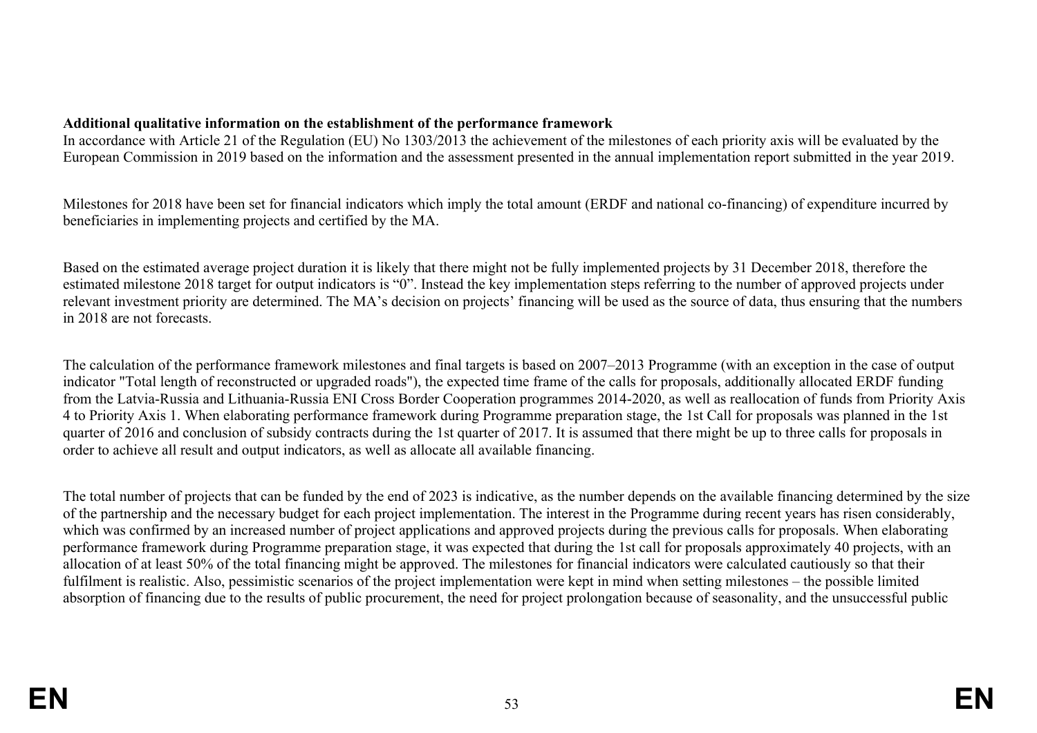**Additional qualitative information on the establishment of the performance framework**

In accordance with Article 21 of the Regulation (EU) No 1303/2013 the achievement of the milestones of each priority axis will be evaluated by the European Commission in 2019 based on the information and the assessment presented in the annual implementation report submitted in the year 2019.

Milestones for 2018 have been set for financial indicators which imply the total amount (ERDF and national co-financing) of expenditure incurred by beneficiaries in implementing projects and certified by the MA.

Based on the estimated average project duration it is likely that there might not be fully implemented projects by 31 December 2018, therefore the estimated milestone 2018 target for output indicators is "0". Instead the key implementation steps referring to the number of approved projects under relevant investment priority are determined. The MA's decision on projects' financing will be used as the source of data, thus ensuring that the numbers in 2018 are not forecasts.

The calculation of the performance framework milestones and final targets is based on 2007–2013 Programme (with an exception in the case of output indicator "Total length of reconstructed or upgraded roads"), the expected time frame of the calls for proposals, additionally allocated ERDF funding from the Latvia-Russia and Lithuania-Russia ENI Cross Border Cooperation programmes 2014-2020, as well as reallocation of funds from Priority Axis 4 to Priority Axis 1. When elaborating performance framework during Programme preparation stage, the 1st Call for proposals was planned in the 1st quarter of 2016 and conclusion of subsidy contracts during the 1st quarter of 2017. It is assumed that there might be up to three calls for proposals in order to achieve all result and output indicators, as well as allocate all available financing.

The total number of projects that can be funded by the end of 2023 is indicative, as the number depends on the available financing determined by the size of the partnership and the necessary budget for each project implementation. The interest in the Programme during recent years has risen considerably, which was confirmed by an increased number of project applications and approved projects during the previous calls for proposals. When elaborating performance framework during Programme preparation stage, it was expected that during the 1st call for proposals approximately 40 projects, with an allocation of at least 50% of the total financing might be approved. The milestones for financial indicators were calculated cautiously so that their fulfilment is realistic. Also, pessimistic scenarios of the project implementation were kept in mind when setting milestones – the possible limited absorption of financing due to the results of public procurement, the need for project prolongation because of seasonality, and the unsuccessful public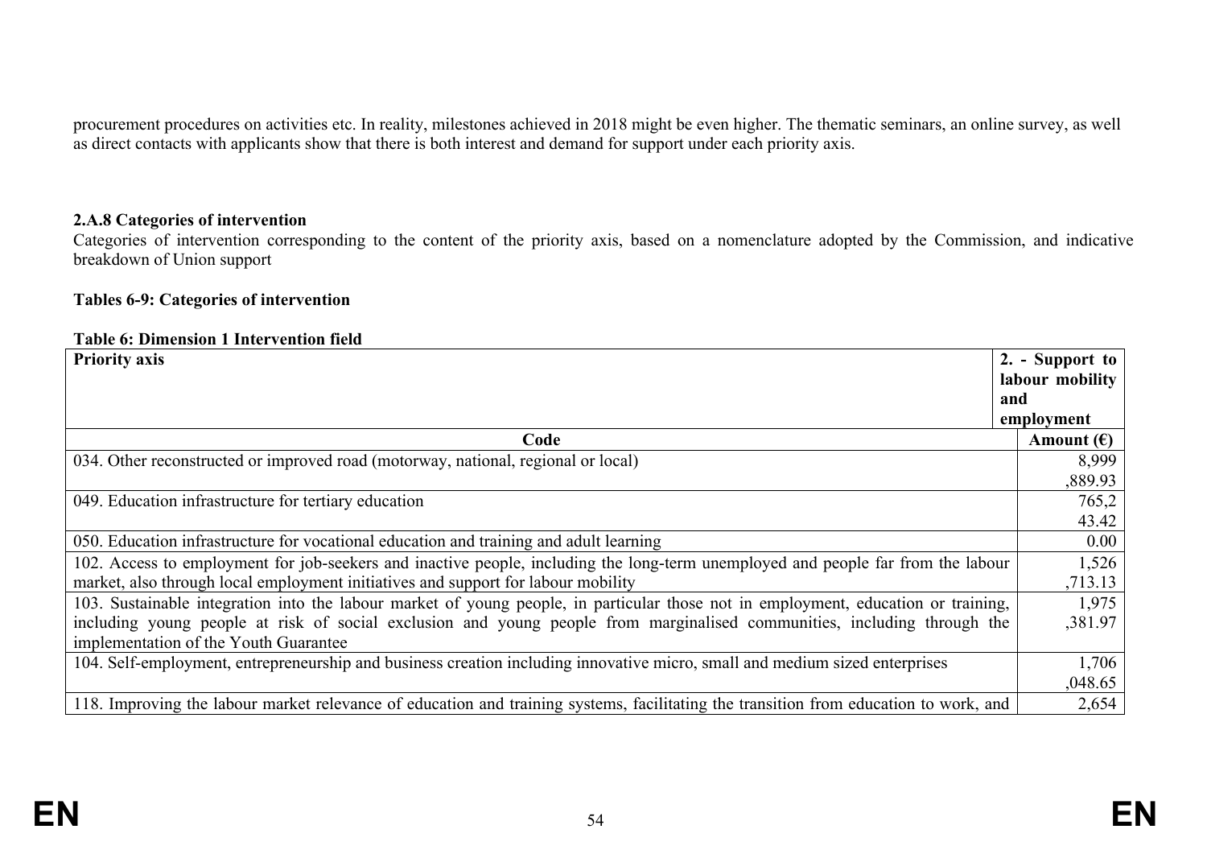procurement procedures on activities etc. In reality, milestones achieved in 2018 might be even higher. The thematic seminars, an online survey, as well as direct contacts with applicants show that there is both interest and demand for support under each priority axis.

**2.A.8 Categories of intervention**

Categories of intervention corresponding to the content of the priority axis, based on a nomenclature adopted by the Commission, and indicative breakdown of Union support

**Tables 6-9: Categories of intervention**

**Table 6: Dimension 1 Intervention field**

| **Priority axis** | **2. - Support to labour mobility and employment** |
|---|---|
| **Code** | **Amount (€)** |
| 034. Other reconstructed or improved road (motorway, national, regional or local) | 8,999,889.93 |
| 049. Education infrastructure for tertiary education | 765,243.42 |
| 050. Education infrastructure for vocational education and training and adult learning | 0.00 |
| 102. Access to employment for job-seekers and inactive people, including the long-term unemployed and people far from the labour market, also through local employment initiatives and support for labour mobility | 1,526,713.13 |
| 103. Sustainable integration into the labour market of young people, in particular those not in employment, education or training, including young people at risk of social exclusion and young people from marginalised communities, including through the implementation of the Youth Guarantee | 1,975,381.97 |
| 104. Self-employment, entrepreneurship and business creation including innovative micro, small and medium sized enterprises | 1,706,048.65 |
| 118. Improving the labour market relevance of education and training systems, facilitating the transition from education to work, and | 2,654 |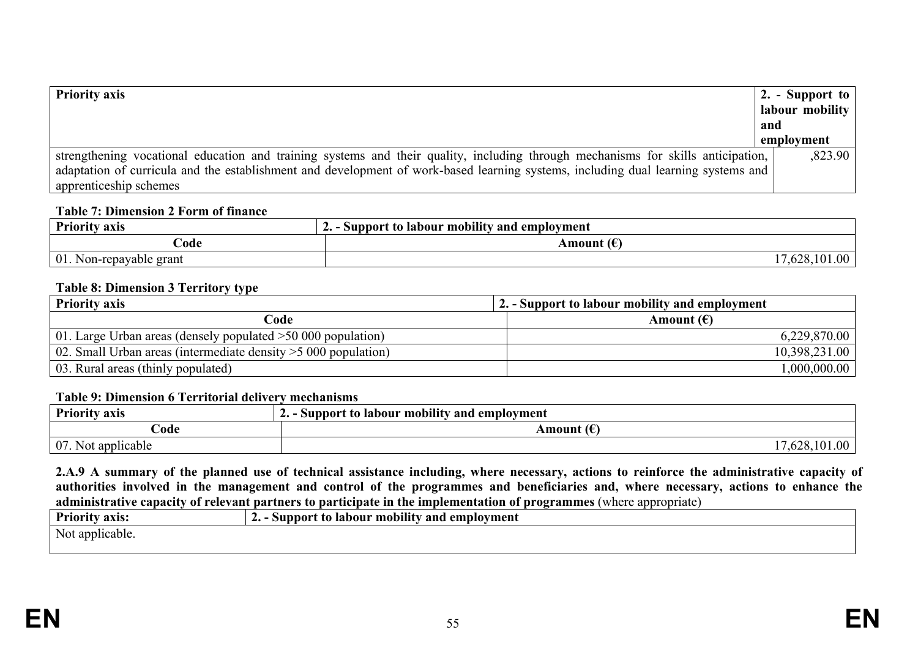| Priority axis | 2. - Support to labour mobility and employment |
|---|---|
| strengthening vocational education and training systems and their quality, including through mechanisms for skills anticipation, adaptation of curricula and the establishment and development of work-based learning systems, including dual learning systems and apprenticeship schemes | ,823.90 |

**Table 7: Dimension 2 Form of finance**

| Priority axis | 2. - Support to labour mobility and employment |
|---|---|
| **Code** | **Amount (€)** |
| 01. Non-repayable grant | 17,628,101.00 |

**Table 8: Dimension 3 Territory type**

| Priority axis | 2. - Support to labour mobility and employment |
|---|---|
| **Code** | **Amount (€)** |
| 01. Large Urban areas (densely populated >50 000 population) | 6,229,870.00 |
| 02. Small Urban areas (intermediate density >5 000 population) | 10,398,231.00 |
| 03. Rural areas (thinly populated) | 1,000,000.00 |

**Table 9: Dimension 6 Territorial delivery mechanisms**

| Priority axis | 2. - Support to labour mobility and employment |
|---|---|
| **Code** | **Amount (€)** |
| 07. Not applicable | 17,628,101.00 |

**2.A.9 A summary of the planned use of technical assistance including, where necessary, actions to reinforce the administrative capacity of authorities involved in the management and control of the programmes and beneficiaries and, where necessary, actions to enhance the administrative capacity of relevant partners to participate in the implementation of programmes** (where appropriate)

| Priority axis: | 2. - Support to labour mobility and employment |
|---|---|
| Not applicable. | |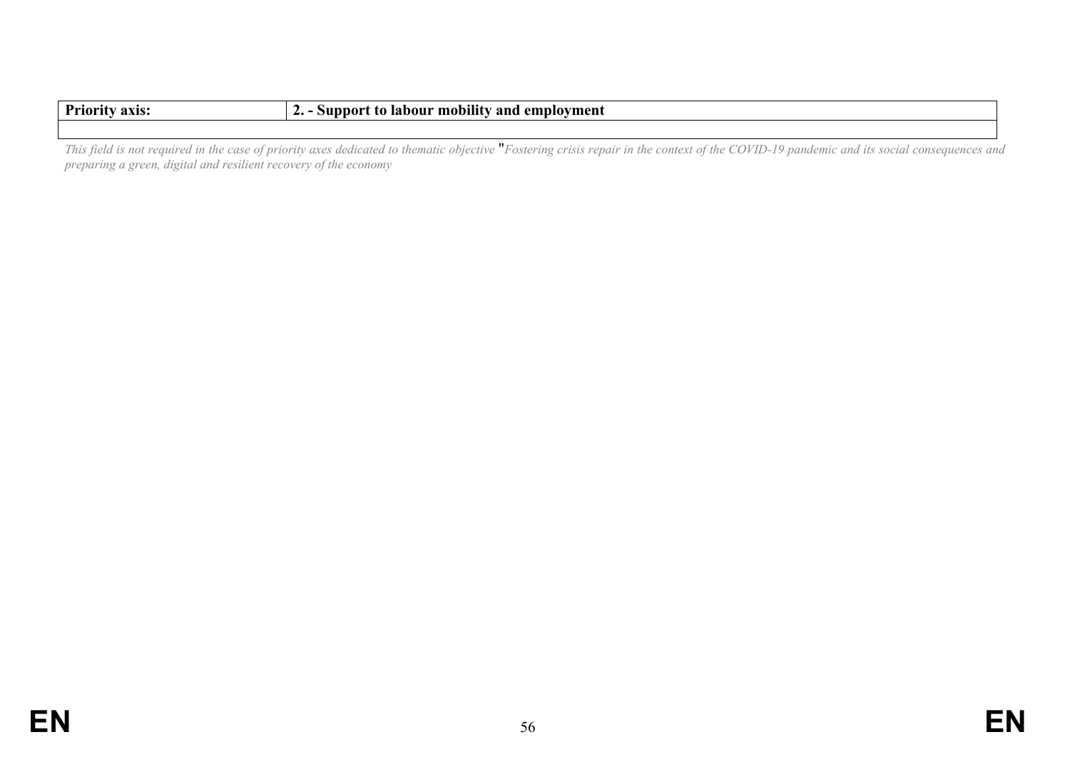| Priority axis: | 2. - Support to labour mobility and employment |
| --- | --- |
| | |

*This field is not required in the case of priority axes dedicated to thematic objective "Fostering crisis repair in the context of the COVID-19 pandemic and its social consequences and preparing a green, digital and resilient recovery of the economy*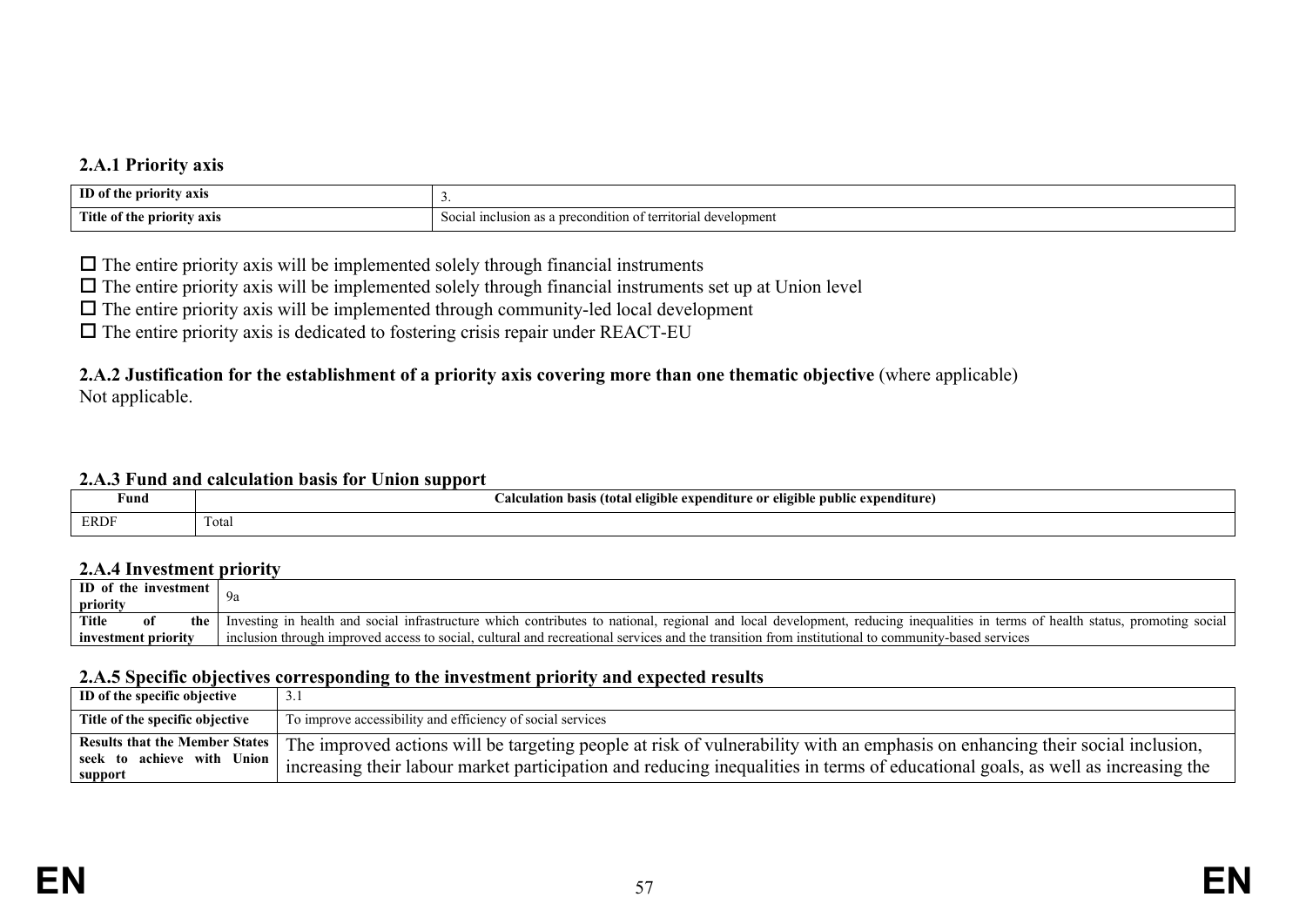### 2.A.1 Priority axis

| | |
|---|---|
| **ID of the priority axis** | 3. |
| **Title of the priority axis** | Social inclusion as a precondition of territorial development |

☐ The entire priority axis will be implemented solely through financial instruments

☐ The entire priority axis will be implemented solely through financial instruments set up at Union level

☐ The entire priority axis will be implemented through community-led local development

☐ The entire priority axis is dedicated to fostering crisis repair under REACT-EU

### 2.A.2 Justification for the establishment of a priority axis covering more than one thematic objective (where applicable)

Not applicable.

### 2.A.3 Fund and calculation basis for Union support

| Fund | Calculation basis (total eligible expenditure or eligible public expenditure) |
|---|---|
| ERDF | Total |

### 2.A.4 Investment priority

| | |
|---|---|
| **ID of the investment priority** | 9a |
| **Title of the investment priority** | Investing in health and social infrastructure which contributes to national, regional and local development, reducing inequalities in terms of health status, promoting social inclusion through improved access to social, cultural and recreational services and the transition from institutional to community-based services |

### 2.A.5 Specific objectives corresponding to the investment priority and expected results

| | |
|---|---|
| **ID of the specific objective** | 3.1 |
| **Title of the specific objective** | To improve accessibility and efficiency of social services |
| **Results that the Member States seek to achieve with Union support** | The improved actions will be targeting people at risk of vulnerability with an emphasis on enhancing their social inclusion, increasing their labour market participation and reducing inequalities in terms of educational goals, as well as increasing the |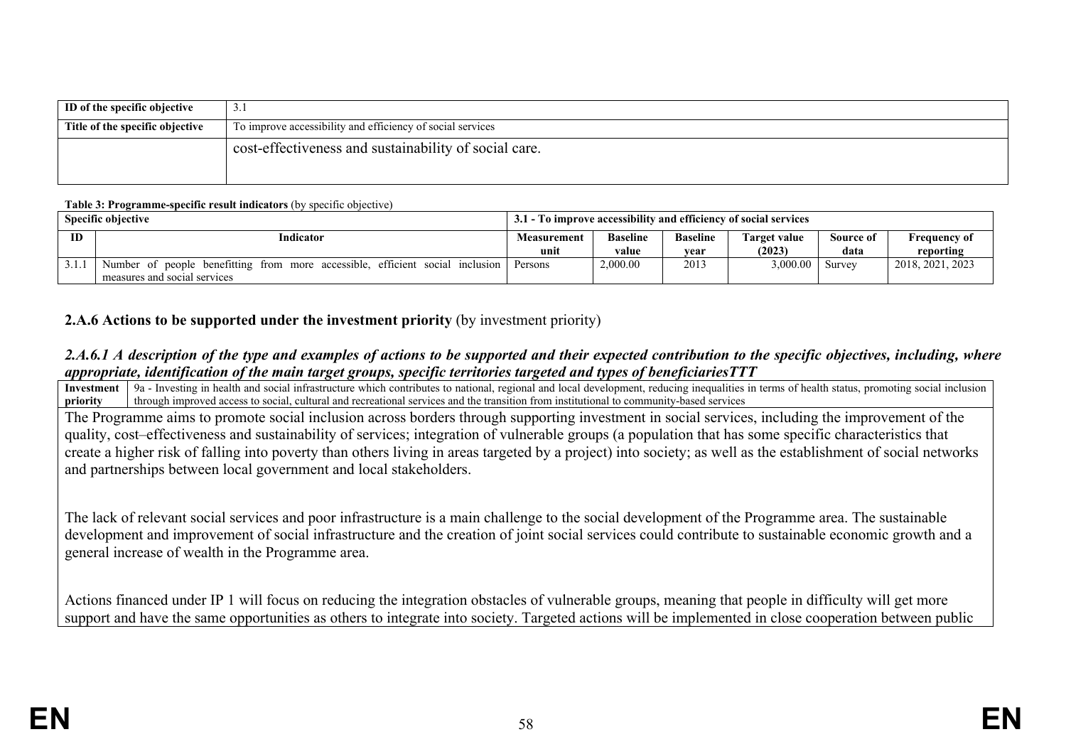| | |
|---|---|
| **ID of the specific objective** | 3.1 |
| **Title of the specific objective** | To improve accessibility and efficiency of social services |
| | cost-effectiveness and sustainability of social care. |

**Table 3: Programme-specific result indicators** (by specific objective)

| **Specific objective** | | **3.1 - To improve accessibility and efficiency of social services** | | | | | |
|---|---|---|---|---|---|---|---|
| **ID** | **Indicator** | **Measurement unit** | **Baseline value** | **Baseline year** | **Target value (2023)** | **Source of data** | **Frequency of reporting** |
| 3.1.1 | Number of people benefitting from more accessible, efficient social inclusion measures and social services | Persons | 2,000.00 | 2013 | 3,000.00 | Survey | 2018, 2021, 2023 |

### 2.A.6 Actions to be supported under the investment priority (by investment priority)

#### *2.A.6.1 A description of the type and examples of actions to be supported and their expected contribution to the specific objectives, including, where appropriate, identification of the main target groups, specific territories targeted and types of beneficiariesTTT*

| | |
|---|---|
| **Investment priority** | 9a - Investing in health and social infrastructure which contributes to national, regional and local development, reducing inequalities in terms of health status, promoting social inclusion through improved access to social, cultural and recreational services and the transition from institutional to community-based services |

The Programme aims to promote social inclusion across borders through supporting investment in social services, including the improvement of the quality, cost–effectiveness and sustainability of services; integration of vulnerable groups (a population that has some specific characteristics that create a higher risk of falling into poverty than others living in areas targeted by a project) into society; as well as the establishment of social networks and partnerships between local government and local stakeholders.

The lack of relevant social services and poor infrastructure is a main challenge to the social development of the Programme area. The sustainable development and improvement of social infrastructure and the creation of joint social services could contribute to sustainable economic growth and a general increase of wealth in the Programme area.

Actions financed under IP 1 will focus on reducing the integration obstacles of vulnerable groups, meaning that people in difficulty will get more support and have the same opportunities as others to integrate into society. Targeted actions will be implemented in close cooperation between public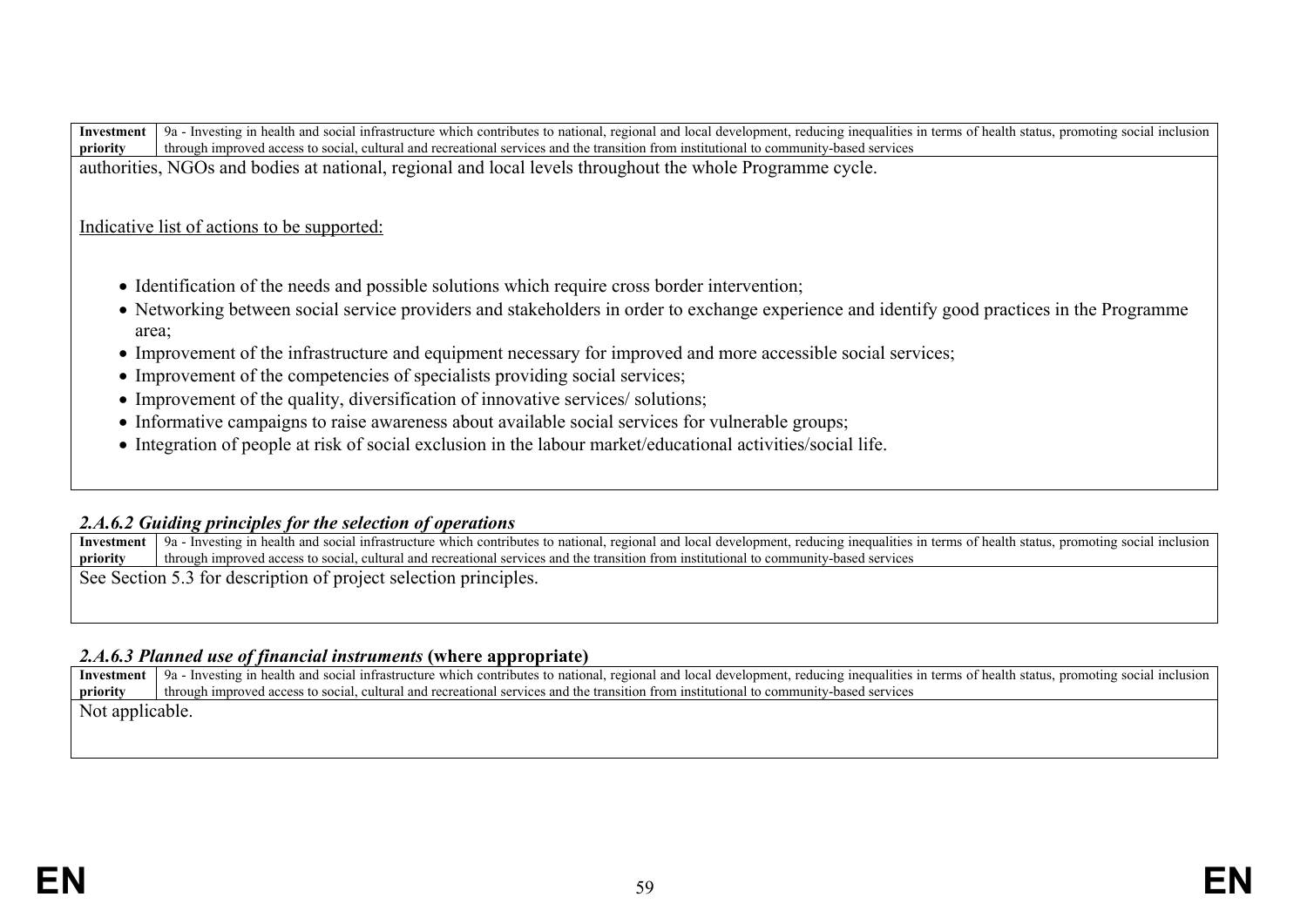| Investment priority | 9a - Investing in health and social infrastructure which contributes to national, regional and local development, reducing inequalities in terms of health status, promoting social inclusion through improved access to social, cultural and recreational services and the transition from institutional to community-based services |
|---|---|

authorities, NGOs and bodies at national, regional and local levels throughout the whole Programme cycle.

Indicative list of actions to be supported:

- Identification of the needs and possible solutions which require cross border intervention;
- Networking between social service providers and stakeholders in order to exchange experience and identify good practices in the Programme area;
- Improvement of the infrastructure and equipment necessary for improved and more accessible social services;
- Improvement of the competencies of specialists providing social services;
- Improvement of the quality, diversification of innovative services/ solutions;
- Informative campaigns to raise awareness about available social services for vulnerable groups;
- Integration of people at risk of social exclusion in the labour market/educational activities/social life.

#### *2.A.6.2 Guiding principles for the selection of operations*

| Investment priority | 9a - Investing in health and social infrastructure which contributes to national, regional and local development, reducing inequalities in terms of health status, promoting social inclusion through improved access to social, cultural and recreational services and the transition from institutional to community-based services |
|---|---|

See Section 5.3 for description of project selection principles.

#### *2.A.6.3 Planned use of financial instruments* (where appropriate)

| Investment priority | 9a - Investing in health and social infrastructure which contributes to national, regional and local development, reducing inequalities in terms of health status, promoting social inclusion through improved access to social, cultural and recreational services and the transition from institutional to community-based services |
|---|---|

Not applicable.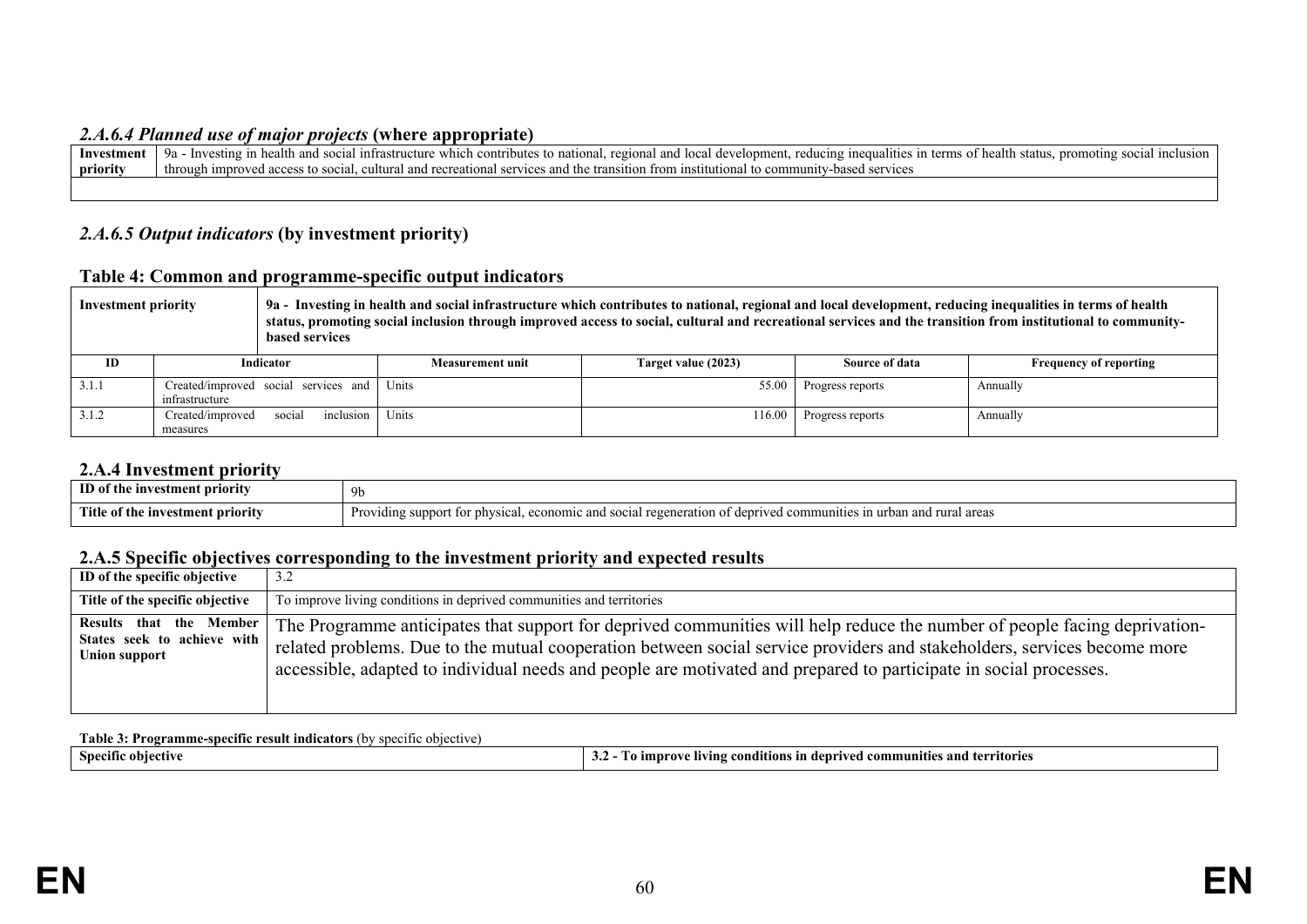### *2.A.6.4 Planned use of major projects* (where appropriate)

| | |
|---|---|
| **Investment priority** | 9a - Investing in health and social infrastructure which contributes to national, regional and local development, reducing inequalities in terms of health status, promoting social inclusion through improved access to social, cultural and recreational services and the transition from institutional to community-based services |
| | |

### *2.A.6.5 Output indicators* (by investment priority)

#### Table 4: Common and programme-specific output indicators

| **Investment priority** | **9a - Investing in health and social infrastructure which contributes to national, regional and local development, reducing inequalities in terms of health status, promoting social inclusion through improved access to social, cultural and recreational services and the transition from institutional to community-based services** | | | | |
|---|---|---|---|---|---|
| **ID** | **Indicator** | **Measurement unit** | **Target value (2023)** | **Source of data** | **Frequency of reporting** |
| 3.1.1 | Created/improved social services and infrastructure | Units | 55.00 | Progress reports | Annually |
| 3.1.2 | Created/improved social inclusion measures | Units | 116.00 | Progress reports | Annually |

### 2.A.4 Investment priority

| | |
|---|---|
| **ID of the investment priority** | 9b |
| **Title of the investment priority** | Providing support for physical, economic and social regeneration of deprived communities in urban and rural areas |

### 2.A.5 Specific objectives corresponding to the investment priority and expected results

| | |
|---|---|
| **ID of the specific objective** | 3.2 |
| **Title of the specific objective** | To improve living conditions in deprived communities and territories |
| **Results that the Member States seek to achieve with Union support** | The Programme anticipates that support for deprived communities will help reduce the number of people facing deprivation-related problems. Due to the mutual cooperation between social service providers and stakeholders, services become more accessible, adapted to individual needs and people are motivated and prepared to participate in social processes. |

**Table 3: Programme-specific result indicators** (by specific objective)

| | |
|---|---|
| **Specific objective** | **3.2 - To improve living conditions in deprived communities and territories** |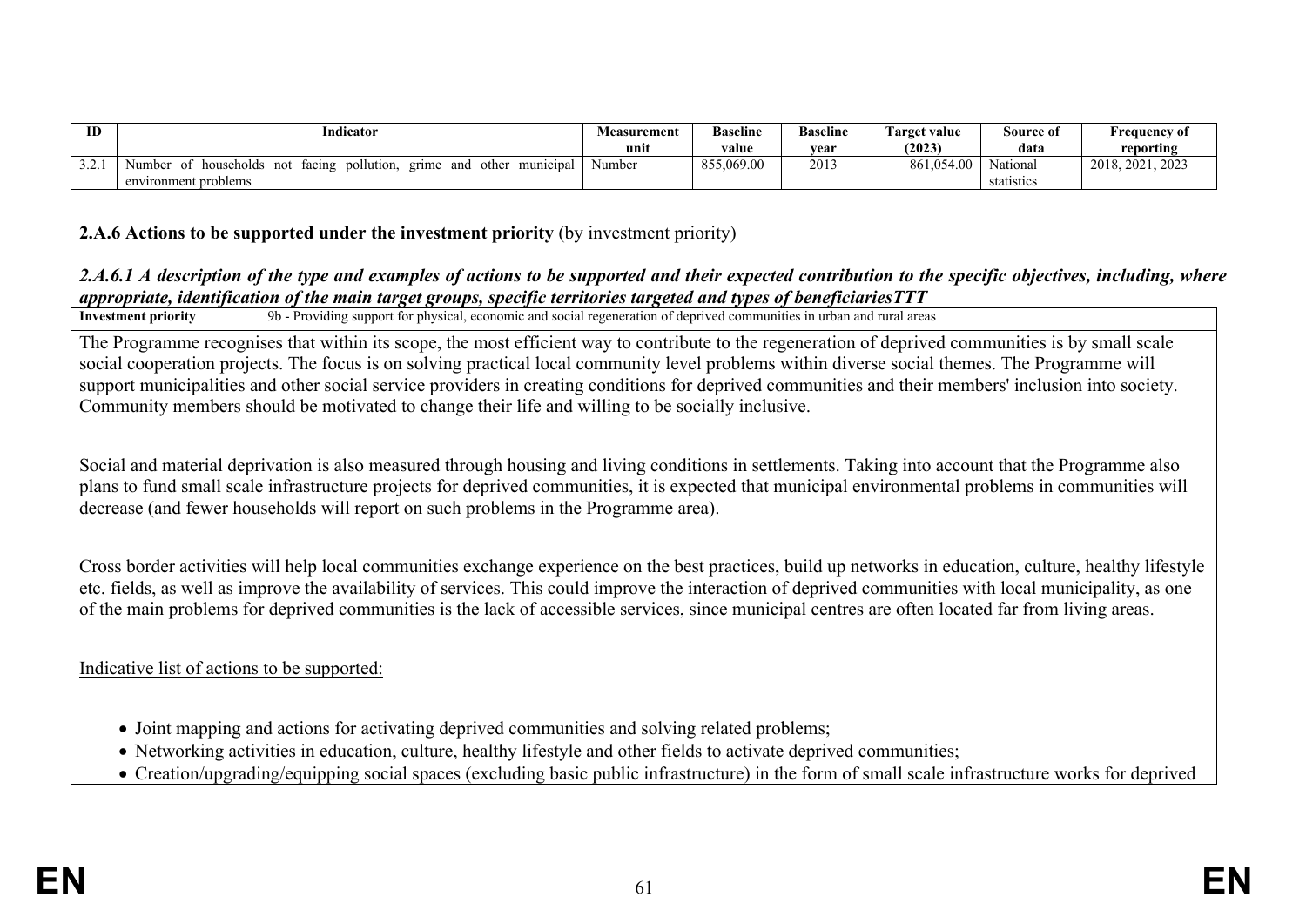| ID | Indicator | Measurement unit | Baseline value | Baseline year | Target value (2023) | Source of data | Frequency of reporting |
|---|---|---|---|---|---|---|---|
| 3.2.1 | Number of households not facing pollution, grime and other municipal environment problems | Number | 855,069.00 | 2013 | 861,054.00 | National statistics | 2018, 2021, 2023 |

**2.A.6 Actions to be supported under the investment priority** (by investment priority)

***2.A.6.1 A description of the type and examples of actions to be supported and their expected contribution to the specific objectives, including, where appropriate, identification of the main target groups, specific territories targeted and types of beneficiariesTTT***

| **Investment priority** | 9b - Providing support for physical, economic and social regeneration of deprived communities in urban and rural areas |
|---|---|

The Programme recognises that within its scope, the most efficient way to contribute to the regeneration of deprived communities is by small scale social cooperation projects. The focus is on solving practical local community level problems within diverse social themes. The Programme will support municipalities and other social service providers in creating conditions for deprived communities and their members' inclusion into society. Community members should be motivated to change their life and willing to be socially inclusive.

Social and material deprivation is also measured through housing and living conditions in settlements. Taking into account that the Programme also plans to fund small scale infrastructure projects for deprived communities, it is expected that municipal environmental problems in communities will decrease (and fewer households will report on such problems in the Programme area).

Cross border activities will help local communities exchange experience on the best practices, build up networks in education, culture, healthy lifestyle etc. fields, as well as improve the availability of services. This could improve the interaction of deprived communities with local municipality, as one of the main problems for deprived communities is the lack of accessible services, since municipal centres are often located far from living areas.

Indicative list of actions to be supported:

- Joint mapping and actions for activating deprived communities and solving related problems;
- Networking activities in education, culture, healthy lifestyle and other fields to activate deprived communities;
- Creation/upgrading/equipping social spaces (excluding basic public infrastructure) in the form of small scale infrastructure works for deprived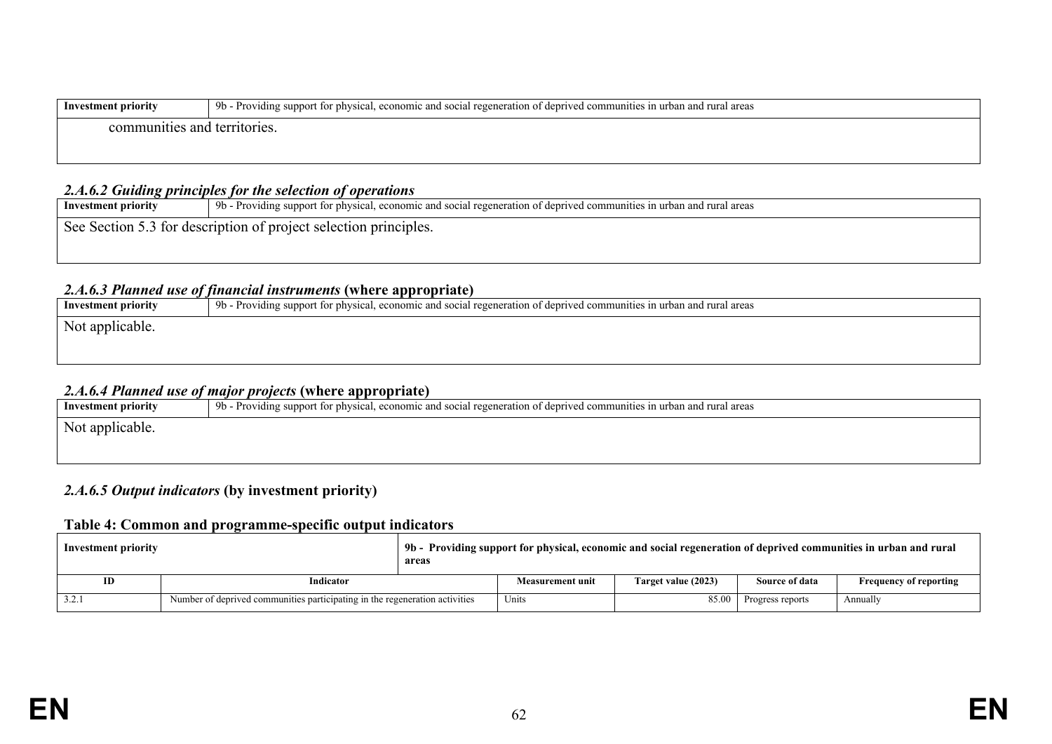| Investment priority | 9b - Providing support for physical, economic and social regeneration of deprived communities in urban and rural areas |
|---|---|
| communities and territories. | |

### *2.A.6.2 Guiding principles for the selection of operations*

| Investment priority | 9b - Providing support for physical, economic and social regeneration of deprived communities in urban and rural areas |
|---|---|
| See Section 5.3 for description of project selection principles. | |

### *2.A.6.3 Planned use of financial instruments* (where appropriate)

| Investment priority | 9b - Providing support for physical, economic and social regeneration of deprived communities in urban and rural areas |
|---|---|
| Not applicable. | |

### *2.A.6.4 Planned use of major projects* (where appropriate)

| Investment priority | 9b - Providing support for physical, economic and social regeneration of deprived communities in urban and rural areas |
|---|---|
| Not applicable. | |

### *2.A.6.5 Output indicators* (by investment priority)

**Table 4: Common and programme-specific output indicators**

| Investment priority | | 9b - Providing support for physical, economic and social regeneration of deprived communities in urban and rural areas | | | |
|---|---|---|---|---|---|
| **ID** | **Indicator** | **Measurement unit** | **Target value (2023)** | **Source of data** | **Frequency of reporting** |
| 3.2.1 | Number of deprived communities participating in the regeneration activities | Units | 85.00 | Progress reports | Annually |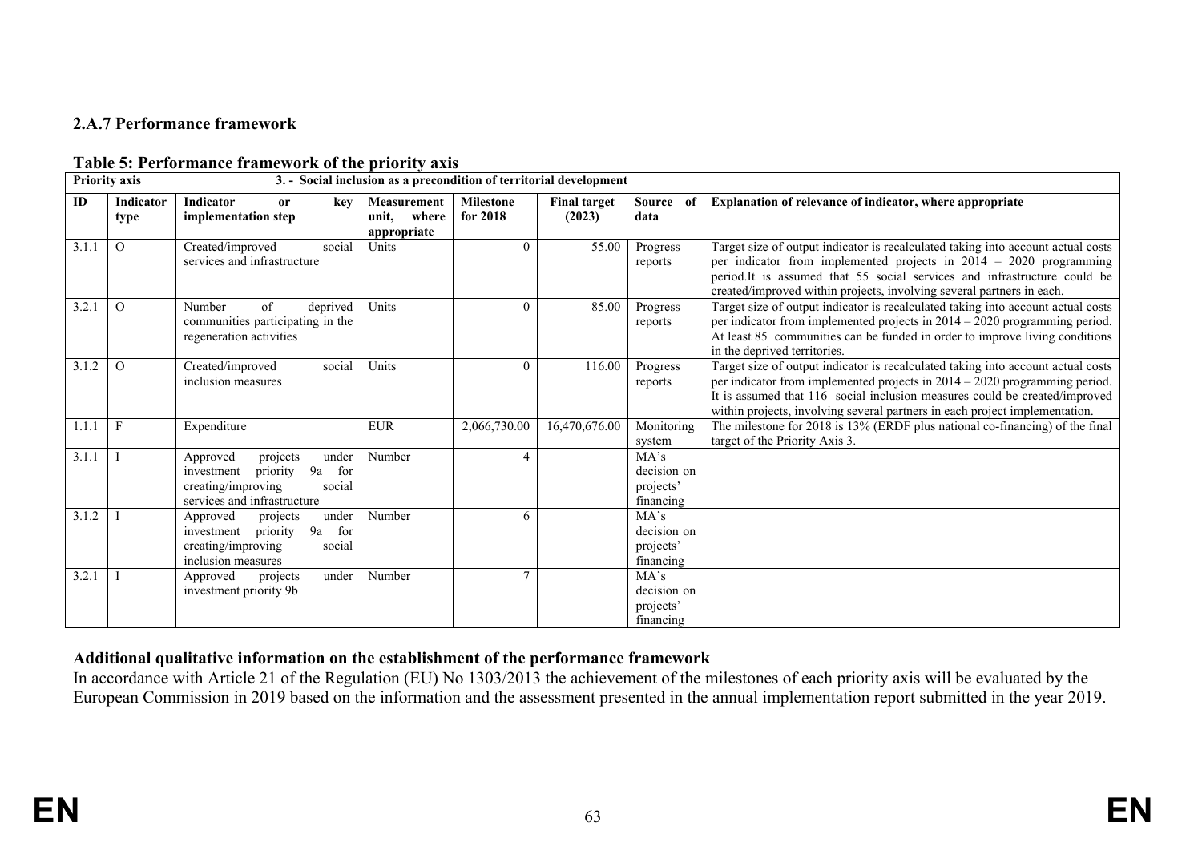**2.A.7 Performance framework**

**Table 5: Performance framework of the priority axis**

| **Priority axis** | | **3. - Social inclusion as a precondition of territorial development** | | | | | |
|---|---|---|---|---|---|---|---|
| **ID** | **Indicator type** | **Indicator or key implementation step** | **Measurement unit, where appropriate** | **Milestone for 2018** | **Final target (2023)** | **Source of data** | **Explanation of relevance of indicator, where appropriate** |
| 3.1.1 | O | Created/improved social services and infrastructure | Units | 0 | 55.00 | Progress reports | Target size of output indicator is recalculated taking into account actual costs per indicator from implemented projects in 2014 – 2020 programming period.It is assumed that 55 social services and infrastructure could be created/improved within projects, involving several partners in each. |
| 3.2.1 | O | Number of deprived communities participating in the regeneration activities | Units | 0 | 85.00 | Progress reports | Target size of output indicator is recalculated taking into account actual costs per indicator from implemented projects in 2014 – 2020 programming period. At least 85 communities can be funded in order to improve living conditions in the deprived territories. |
| 3.1.2 | O | Created/improved social inclusion measures | Units | 0 | 116.00 | Progress reports | Target size of output indicator is recalculated taking into account actual costs per indicator from implemented projects in 2014 – 2020 programming period. It is assumed that 116 social inclusion measures could be created/improved within projects, involving several partners in each project implementation. |
| 1.1.1 | F | Expenditure | EUR | 2,066,730.00 | 16,470,676.00 | Monitoring system | The milestone for 2018 is 13% (ERDF plus national co-financing) of the final target of the Priority Axis 3. |
| 3.1.1 | I | Approved projects under investment priority 9a for creating/improving social services and infrastructure | Number | 4 | | MA's decision on projects' financing | |
| 3.1.2 | I | Approved projects under investment priority 9a for creating/improving social inclusion measures | Number | 6 | | MA's decision on projects' financing | |
| 3.2.1 | I | Approved projects under investment priority 9b | Number | 7 | | MA's decision on projects' financing | |

**Additional qualitative information on the establishment of the performance framework**

In accordance with Article 21 of the Regulation (EU) No 1303/2013 the achievement of the milestones of each priority axis will be evaluated by the European Commission in 2019 based on the information and the assessment presented in the annual implementation report submitted in the year 2019.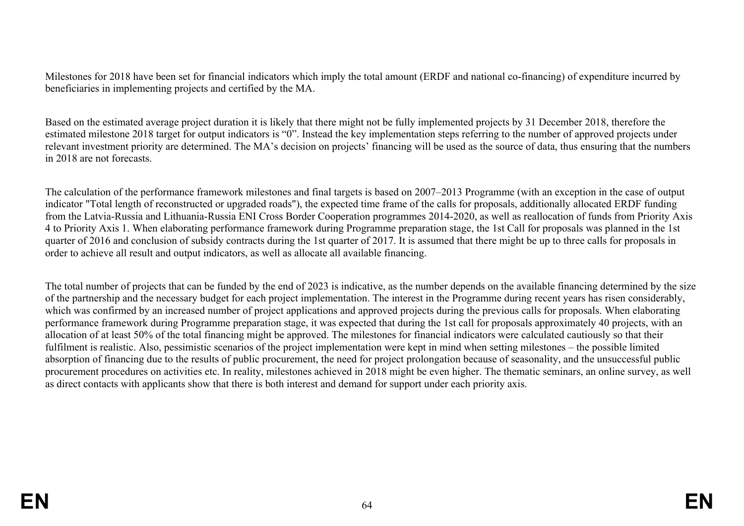Milestones for 2018 have been set for financial indicators which imply the total amount (ERDF and national co-financing) of expenditure incurred by beneficiaries in implementing projects and certified by the MA.

Based on the estimated average project duration it is likely that there might not be fully implemented projects by 31 December 2018, therefore the estimated milestone 2018 target for output indicators is "0". Instead the key implementation steps referring to the number of approved projects under relevant investment priority are determined. The MA's decision on projects' financing will be used as the source of data, thus ensuring that the numbers in 2018 are not forecasts.

The calculation of the performance framework milestones and final targets is based on 2007–2013 Programme (with an exception in the case of output indicator "Total length of reconstructed or upgraded roads"), the expected time frame of the calls for proposals, additionally allocated ERDF funding from the Latvia-Russia and Lithuania-Russia ENI Cross Border Cooperation programmes 2014-2020, as well as reallocation of funds from Priority Axis 4 to Priority Axis 1. When elaborating performance framework during Programme preparation stage, the 1st Call for proposals was planned in the 1st quarter of 2016 and conclusion of subsidy contracts during the 1st quarter of 2017. It is assumed that there might be up to three calls for proposals in order to achieve all result and output indicators, as well as allocate all available financing.

The total number of projects that can be funded by the end of 2023 is indicative, as the number depends on the available financing determined by the size of the partnership and the necessary budget for each project implementation. The interest in the Programme during recent years has risen considerably, which was confirmed by an increased number of project applications and approved projects during the previous calls for proposals. When elaborating performance framework during Programme preparation stage, it was expected that during the 1st call for proposals approximately 40 projects, with an allocation of at least 50% of the total financing might be approved. The milestones for financial indicators were calculated cautiously so that their fulfilment is realistic. Also, pessimistic scenarios of the project implementation were kept in mind when setting milestones – the possible limited absorption of financing due to the results of public procurement, the need for project prolongation because of seasonality, and the unsuccessful public procurement procedures on activities etc. In reality, milestones achieved in 2018 might be even higher. The thematic seminars, an online survey, as well as direct contacts with applicants show that there is both interest and demand for support under each priority axis.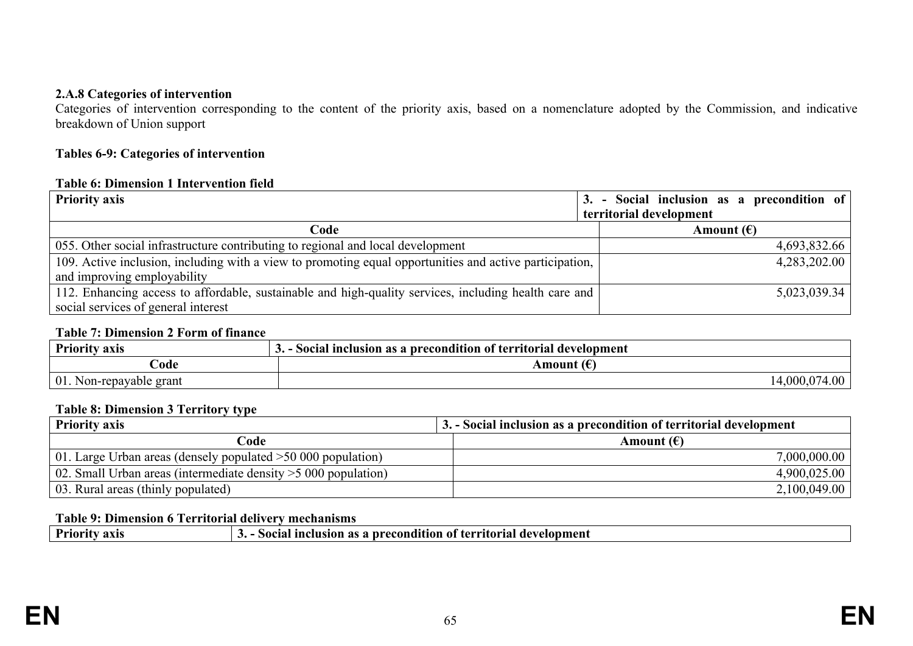**2.A.8 Categories of intervention**

Categories of intervention corresponding to the content of the priority axis, based on a nomenclature adopted by the Commission, and indicative breakdown of Union support

**Tables 6-9: Categories of intervention**

**Table 6: Dimension 1 Intervention field**

| **Priority axis** | **3. - Social inclusion as a precondition of territorial development** |
|---|---|
| **Code** | **Amount (€)** |
| 055. Other social infrastructure contributing to regional and local development | 4,693,832.66 |
| 109. Active inclusion, including with a view to promoting equal opportunities and active participation, and improving employability | 4,283,202.00 |
| 112. Enhancing access to affordable, sustainable and high-quality services, including health care and social services of general interest | 5,023,039.34 |

**Table 7: Dimension 2 Form of finance**

| **Priority axis** | **3. - Social inclusion as a precondition of territorial development** |
|---|---|
| **Code** | **Amount (€)** |
| 01. Non-repayable grant | 14,000,074.00 |

**Table 8: Dimension 3 Territory type**

| **Priority axis** | **3. - Social inclusion as a precondition of territorial development** |
|---|---|
| **Code** | **Amount (€)** |
| 01. Large Urban areas (densely populated >50 000 population) | 7,000,000.00 |
| 02. Small Urban areas (intermediate density >5 000 population) | 4,900,025.00 |
| 03. Rural areas (thinly populated) | 2,100,049.00 |

**Table 9: Dimension 6 Territorial delivery mechanisms**

| **Priority axis** | **3. - Social inclusion as a precondition of territorial development** |
|---|---|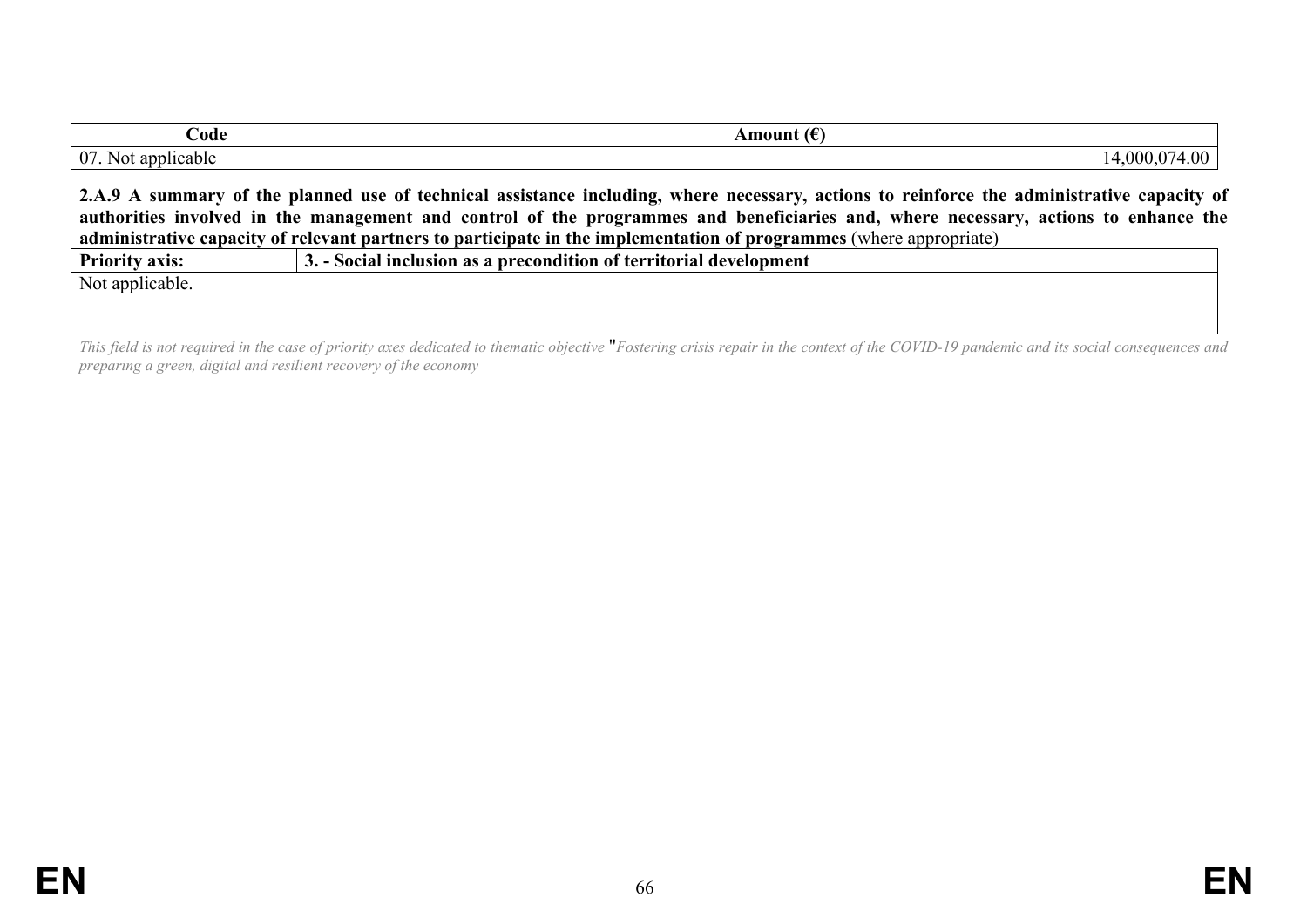| Code | Amount (€) |
|---|---|
| 07. Not applicable | 14,000,074.00 |

**2.A.9 A summary of the planned use of technical assistance including, where necessary, actions to reinforce the administrative capacity of authorities involved in the management and control of the programmes and beneficiaries and, where necessary, actions to enhance the administrative capacity of relevant partners to participate in the implementation of programmes** (where appropriate)

| **Priority axis:** | **3. - Social inclusion as a precondition of territorial development** |
|---|---|
| Not applicable. | |

*This field is not required in the case of priority axes dedicated to thematic objective "Fostering crisis repair in the context of the COVID-19 pandemic and its social consequences and preparing a green, digital and resilient recovery of the economy*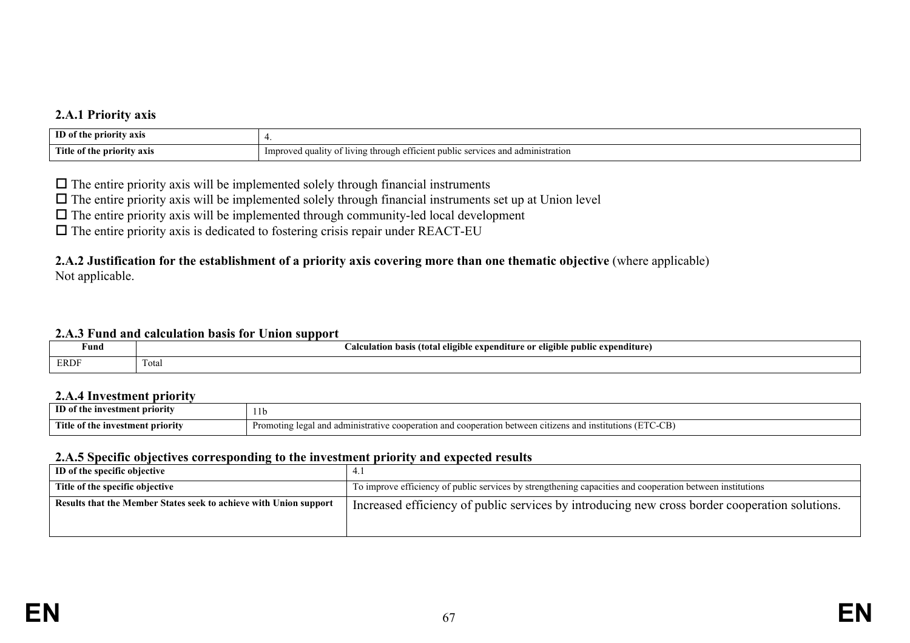### 2.A.1 Priority axis

| | |
|---|---|
| **ID of the priority axis** | 4. |
| **Title of the priority axis** | Improved quality of living through efficient public services and administration |

☐ The entire priority axis will be implemented solely through financial instruments
☐ The entire priority axis will be implemented solely through financial instruments set up at Union level
☐ The entire priority axis will be implemented through community-led local development
☐ The entire priority axis is dedicated to fostering crisis repair under REACT-EU

### 2.A.2 Justification for the establishment of a priority axis covering more than one thematic objective (where applicable)

Not applicable.

### 2.A.3 Fund and calculation basis for Union support

| Fund | Calculation basis (total eligible expenditure or eligible public expenditure) |
|---|---|
| ERDF | Total |

### 2.A.4 Investment priority

| | |
|---|---|
| **ID of the investment priority** | 11b |
| **Title of the investment priority** | Promoting legal and administrative cooperation and cooperation between citizens and institutions (ETC-CB) |

### 2.A.5 Specific objectives corresponding to the investment priority and expected results

| | |
|---|---|
| **ID of the specific objective** | 4.1 |
| **Title of the specific objective** | To improve efficiency of public services by strengthening capacities and cooperation between institutions |
| **Results that the Member States seek to achieve with Union support** | Increased efficiency of public services by introducing new cross border cooperation solutions. |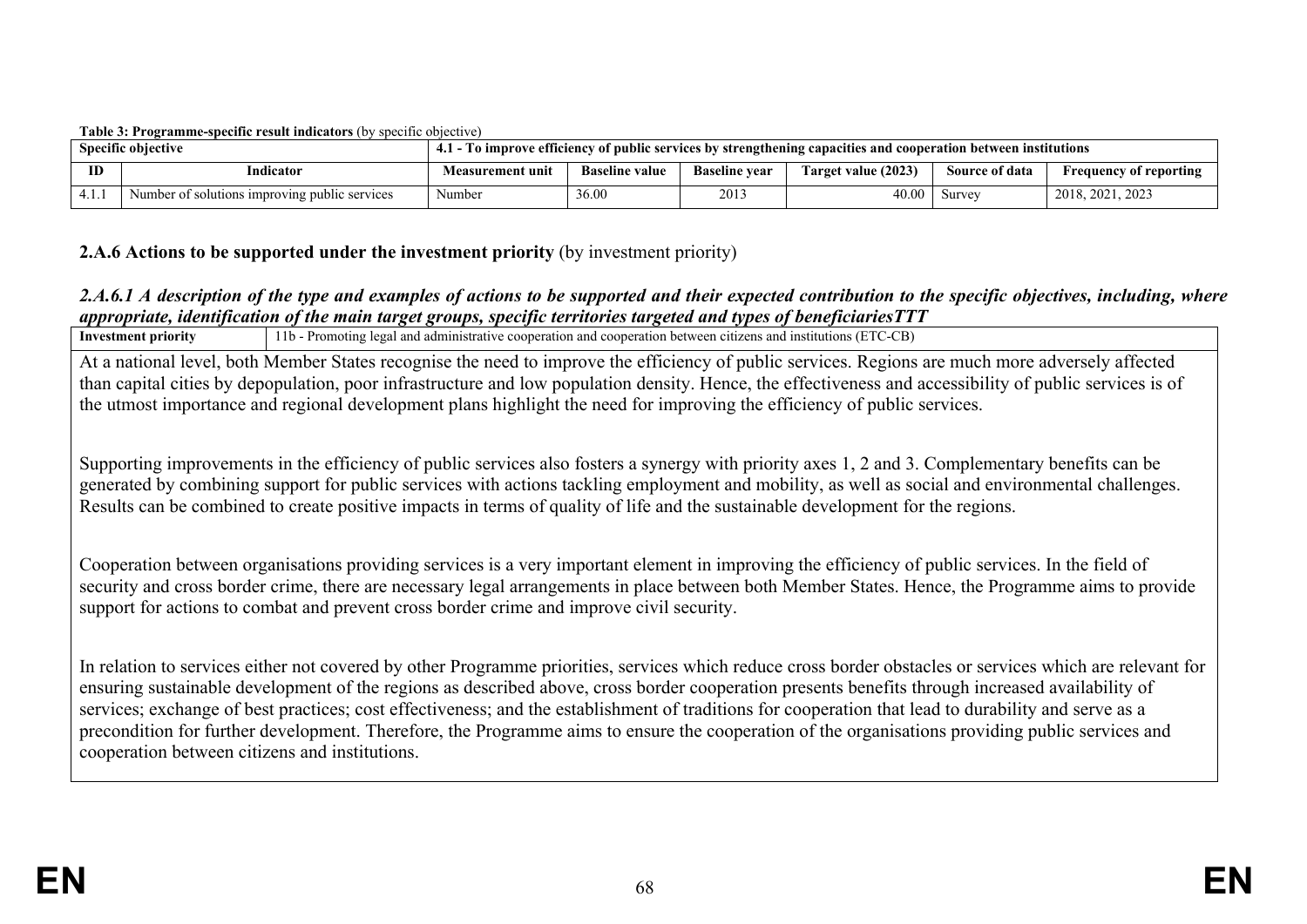**Table 3: Programme-specific result indicators** (by specific objective)

| Specific objective | | 4.1 - To improve efficiency of public services by strengthening capacities and cooperation between institutions | | | | | |
|---|---|---|---|---|---|---|---|
| **ID** | **Indicator** | **Measurement unit** | **Baseline value** | **Baseline year** | **Target value (2023)** | **Source of data** | **Frequency of reporting** |
| 4.1.1 | Number of solutions improving public services | Number | 36.00 | 2013 | 40.00 | Survey | 2018, 2021, 2023 |

### 2.A.6 Actions to be supported under the investment priority (by investment priority)

#### *2.A.6.1 A description of the type and examples of actions to be supported and their expected contribution to the specific objectives, including, where appropriate, identification of the main target groups, specific territories targeted and types of beneficiariesTTT*

| Investment priority | 11b - Promoting legal and administrative cooperation and cooperation between citizens and institutions (ETC-CB) |
|---|---|

At a national level, both Member States recognise the need to improve the efficiency of public services. Regions are much more adversely affected than capital cities by depopulation, poor infrastructure and low population density. Hence, the effectiveness and accessibility of public services is of the utmost importance and regional development plans highlight the need for improving the efficiency of public services.

Supporting improvements in the efficiency of public services also fosters a synergy with priority axes 1, 2 and 3. Complementary benefits can be generated by combining support for public services with actions tackling employment and mobility, as well as social and environmental challenges. Results can be combined to create positive impacts in terms of quality of life and the sustainable development for the regions.

Cooperation between organisations providing services is a very important element in improving the efficiency of public services. In the field of security and cross border crime, there are necessary legal arrangements in place between both Member States. Hence, the Programme aims to provide support for actions to combat and prevent cross border crime and improve civil security.

In relation to services either not covered by other Programme priorities, services which reduce cross border obstacles or services which are relevant for ensuring sustainable development of the regions as described above, cross border cooperation presents benefits through increased availability of services; exchange of best practices; cost effectiveness; and the establishment of traditions for cooperation that lead to durability and serve as a precondition for further development. Therefore, the Programme aims to ensure the cooperation of the organisations providing public services and cooperation between citizens and institutions.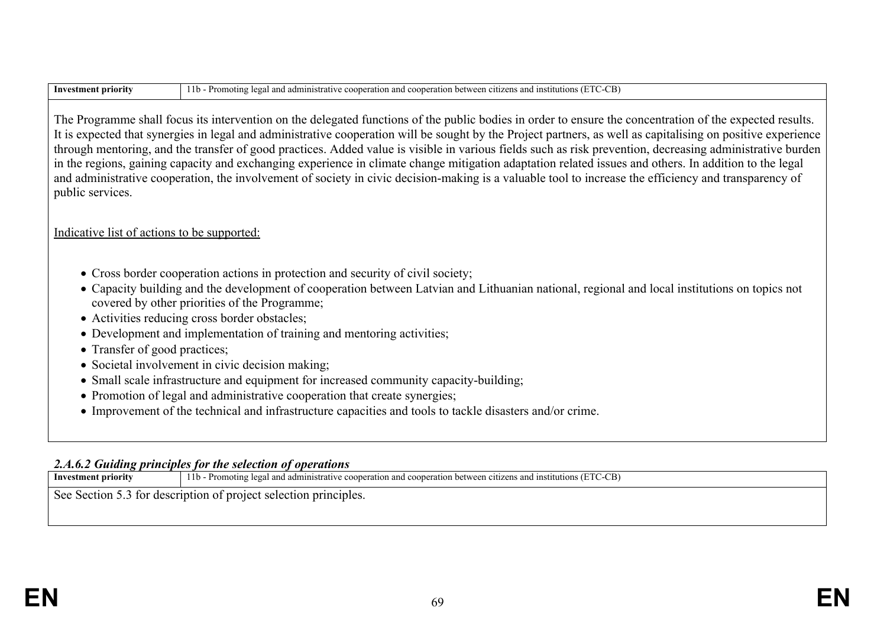| Investment priority | 11b - Promoting legal and administrative cooperation and cooperation between citizens and institutions (ETC-CB) |
|---|---|

The Programme shall focus its intervention on the delegated functions of the public bodies in order to ensure the concentration of the expected results. It is expected that synergies in legal and administrative cooperation will be sought by the Project partners, as well as capitalising on positive experience through mentoring, and the transfer of good practices. Added value is visible in various fields such as risk prevention, decreasing administrative burden in the regions, gaining capacity and exchanging experience in climate change mitigation adaptation related issues and others. In addition to the legal and administrative cooperation, the involvement of society in civic decision-making is a valuable tool to increase the efficiency and transparency of public services.

Indicative list of actions to be supported:

- Cross border cooperation actions in protection and security of civil society;
- Capacity building and the development of cooperation between Latvian and Lithuanian national, regional and local institutions on topics not covered by other priorities of the Programme;
- Activities reducing cross border obstacles;
- Development and implementation of training and mentoring activities;
- Transfer of good practices;
- Societal involvement in civic decision making;
- Small scale infrastructure and equipment for increased community capacity-building;
- Promotion of legal and administrative cooperation that create synergies;
- Improvement of the technical and infrastructure capacities and tools to tackle disasters and/or crime.

#### *2.A.6.2 Guiding principles for the selection of operations*

| Investment priority | 11b - Promoting legal and administrative cooperation and cooperation between citizens and institutions (ETC-CB) |
|---|---|

See Section 5.3 for description of project selection principles.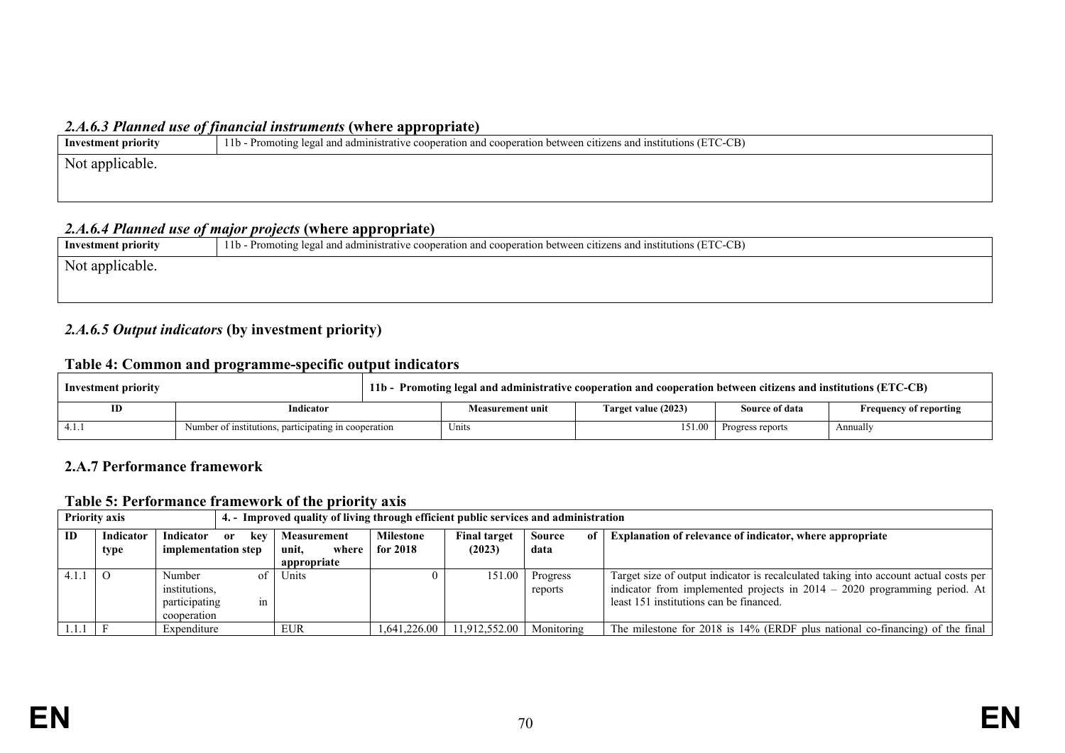### *2.A.6.3 Planned use of financial instruments* (where appropriate)

| Investment priority | 11b - Promoting legal and administrative cooperation and cooperation between citizens and institutions (ETC-CB) |
|---|---|
| Not applicable. | |

### *2.A.6.4 Planned use of major projects* (where appropriate)

| Investment priority | 11b - Promoting legal and administrative cooperation and cooperation between citizens and institutions (ETC-CB) |
|---|---|
| Not applicable. | |

### *2.A.6.5 Output indicators* (by investment priority)

#### Table 4: Common and programme-specific output indicators

| Investment priority | | 11b - Promoting legal and administrative cooperation and cooperation between citizens and institutions (ETC-CB) | | | |
|---|---|---|---|---|---|
| **ID** | **Indicator** | **Measurement unit** | **Target value (2023)** | **Source of data** | **Frequency of reporting** |
| 4.1.1 | Number of institutions, participating in cooperation | Units | 151.00 | Progress reports | Annually |

### 2.A.7 Performance framework

#### Table 5: Performance framework of the priority axis

| Priority axis | | 4. - Improved quality of living through efficient public services and administration | | | | | |
|---|---|---|---|---|---|---|---|
| **ID** | **Indicator type** | **Indicator or key implementation step** | **Measurement unit, where appropriate** | **Milestone for 2018** | **Final target (2023)** | **Source of data** | **Explanation of relevance of indicator, where appropriate** |
| 4.1.1 | O | Number of institutions, participating in cooperation | Units | 0 | 151.00 | Progress reports | Target size of output indicator is recalculated taking into account actual costs per indicator from implemented projects in 2014 – 2020 programming period. At least 151 institutions can be financed. |
| 1.1.1 | F | Expenditure | EUR | 1,641,226.00 | 11,912,552.00 | Monitoring | The milestone for 2018 is 14% (ERDF plus national co-financing) of the final |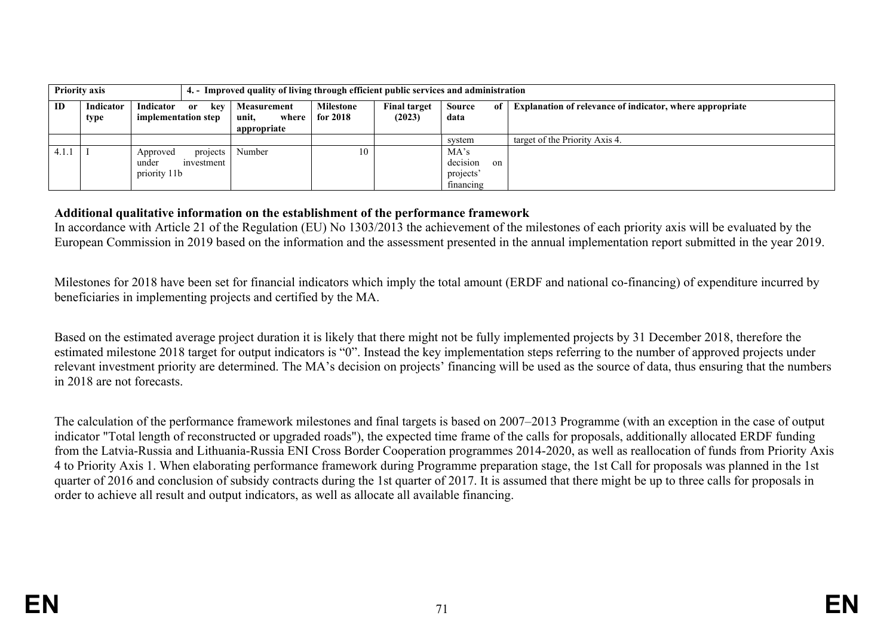| Priority axis | | 4. - Improved quality of living through efficient public services and administration | | | | | |
|---|---|---|---|---|---|---|---|
| **ID** | **Indicator type** | **Indicator or key implementation step** | **Measurement unit, where appropriate** | **Milestone for 2018** | **Final target (2023)** | **Source of data** | **Explanation of relevance of indicator, where appropriate** |
| | | | | | | system | target of the Priority Axis 4. |
| 4.1.1 | I | Approved projects under investment priority 11b | Number | 10 | | MA's decision on projects' financing | |

**Additional qualitative information on the establishment of the performance framework**

In accordance with Article 21 of the Regulation (EU) No 1303/2013 the achievement of the milestones of each priority axis will be evaluated by the European Commission in 2019 based on the information and the assessment presented in the annual implementation report submitted in the year 2019.

Milestones for 2018 have been set for financial indicators which imply the total amount (ERDF and national co-financing) of expenditure incurred by beneficiaries in implementing projects and certified by the MA.

Based on the estimated average project duration it is likely that there might not be fully implemented projects by 31 December 2018, therefore the estimated milestone 2018 target for output indicators is "0". Instead the key implementation steps referring to the number of approved projects under relevant investment priority are determined. The MA's decision on projects' financing will be used as the source of data, thus ensuring that the numbers in 2018 are not forecasts.

The calculation of the performance framework milestones and final targets is based on 2007–2013 Programme (with an exception in the case of output indicator "Total length of reconstructed or upgraded roads"), the expected time frame of the calls for proposals, additionally allocated ERDF funding from the Latvia-Russia and Lithuania-Russia ENI Cross Border Cooperation programmes 2014-2020, as well as reallocation of funds from Priority Axis 4 to Priority Axis 1. When elaborating performance framework during Programme preparation stage, the 1st Call for proposals was planned in the 1st quarter of 2016 and conclusion of subsidy contracts during the 1st quarter of 2017. It is assumed that there might be up to three calls for proposals in order to achieve all result and output indicators, as well as allocate all available financing.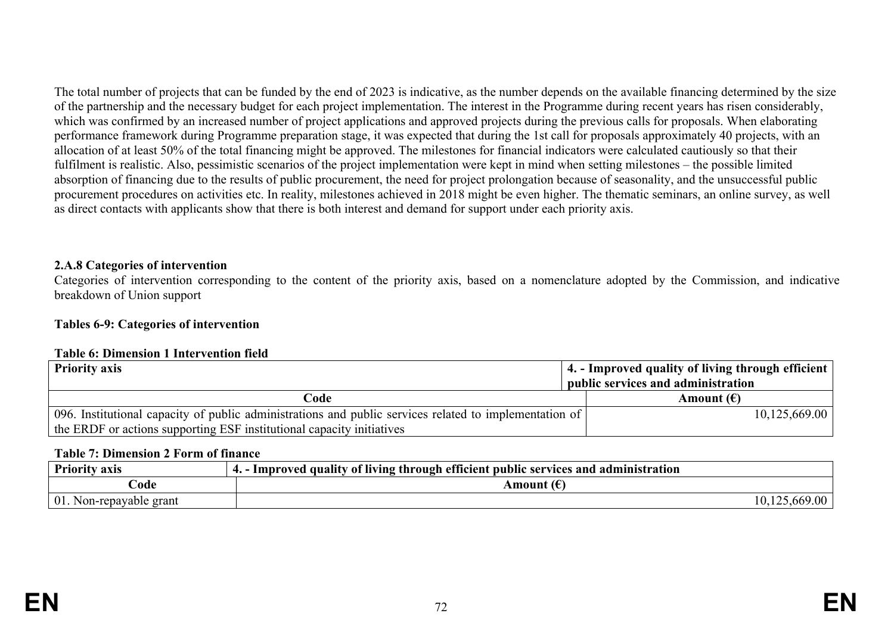The total number of projects that can be funded by the end of 2023 is indicative, as the number depends on the available financing determined by the size of the partnership and the necessary budget for each project implementation. The interest in the Programme during recent years has risen considerably, which was confirmed by an increased number of project applications and approved projects during the previous calls for proposals. When elaborating performance framework during Programme preparation stage, it was expected that during the 1st call for proposals approximately 40 projects, with an allocation of at least 50% of the total financing might be approved. The milestones for financial indicators were calculated cautiously so that their fulfilment is realistic. Also, pessimistic scenarios of the project implementation were kept in mind when setting milestones – the possible limited absorption of financing due to the results of public procurement, the need for project prolongation because of seasonality, and the unsuccessful public procurement procedures on activities etc. In reality, milestones achieved in 2018 might be even higher. The thematic seminars, an online survey, as well as direct contacts with applicants show that there is both interest and demand for support under each priority axis.

### 2.A.8 Categories of intervention

Categories of intervention corresponding to the content of the priority axis, based on a nomenclature adopted by the Commission, and indicative breakdown of Union support

**Tables 6-9: Categories of intervention**

**Table 6: Dimension 1 Intervention field**

| **Priority axis** | **4. - Improved quality of living through efficient public services and administration** |
|---|---|
| **Code** | **Amount (€)** |
| 096. Institutional capacity of public administrations and public services related to implementation of the ERDF or actions supporting ESF institutional capacity initiatives | 10,125,669.00 |

**Table 7: Dimension 2 Form of finance**

| **Priority axis** | **4. - Improved quality of living through efficient public services and administration** |
|---|---|
| **Code** | **Amount (€)** |
| 01. Non-repayable grant | 10,125,669.00 |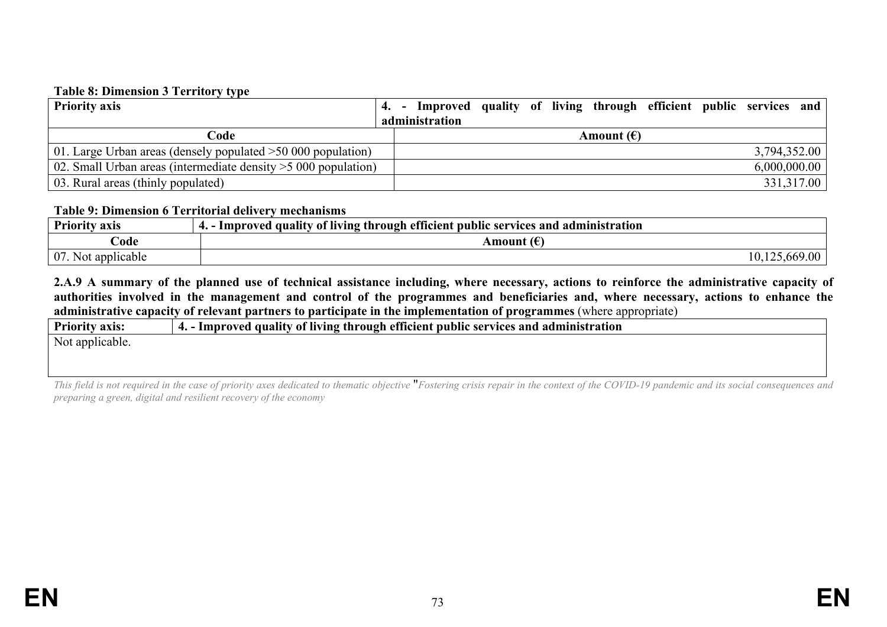**Table 8: Dimension 3 Territory type**

| Priority axis | 4. - Improved quality of living through efficient public services and administration |
|---|---|
| **Code** | **Amount (€)** |
| 01. Large Urban areas (densely populated >50 000 population) | 3,794,352.00 |
| 02. Small Urban areas (intermediate density >5 000 population) | 6,000,000.00 |
| 03. Rural areas (thinly populated) | 331,317.00 |

**Table 9: Dimension 6 Territorial delivery mechanisms**

| Priority axis | 4. - Improved quality of living through efficient public services and administration |
|---|---|
| **Code** | **Amount (€)** |
| 07. Not applicable | 10,125,669.00 |

**2.A.9 A summary of the planned use of technical assistance including, where necessary, actions to reinforce the administrative capacity of authorities involved in the management and control of the programmes and beneficiaries and, where necessary, actions to enhance the administrative capacity of relevant partners to participate in the implementation of programmes** (where appropriate)

| Priority axis: | 4. - Improved quality of living through efficient public services and administration |
|---|---|
| Not applicable. | |

*This field is not required in the case of priority axes dedicated to thematic objective "Fostering crisis repair in the context of the COVID-19 pandemic and its social consequences and preparing a green, digital and resilient recovery of the economy*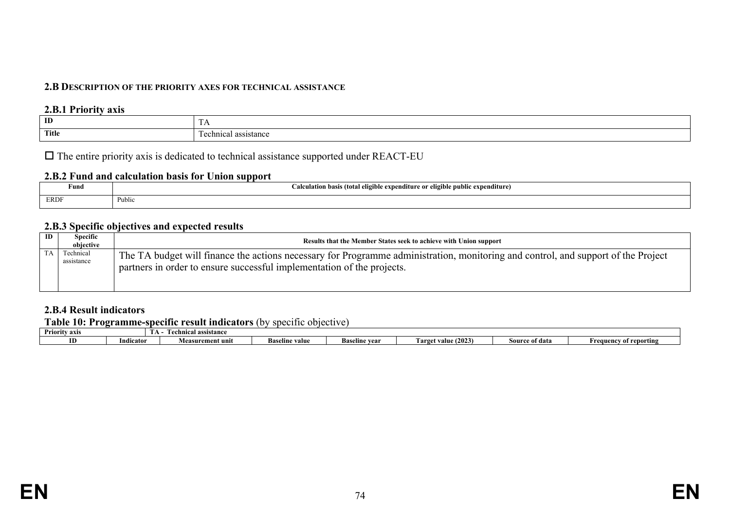### 2.B Description of the priority axes for technical assistance

#### 2.B.1 Priority axis

| | |
|---|---|
| **ID** | TA |
| **Title** | Technical assistance |

☐ The entire priority axis is dedicated to technical assistance supported under REACT-EU

#### 2.B.2 Fund and calculation basis for Union support

| Fund | Calculation basis (total eligible expenditure or eligible public expenditure) |
|---|---|
| ERDF | Public |

#### 2.B.3 Specific objectives and expected results

| ID | Specific objective | Results that the Member States seek to achieve with Union support |
|---|---|---|
| TA | Technical assistance | The TA budget will finance the actions necessary for Programme administration, monitoring and control, and support of the Project partners in order to ensure successful implementation of the projects. |

#### 2.B.4 Result indicators

**Table 10: Programme-specific result indicators** (by specific objective)

| **Priority axis** | | **TA - Technical assistance** | | | | | |
|---|---|---|---|---|---|---|---|
| **ID** | **Indicator** | **Measurement unit** | **Baseline value** | **Baseline year** | **Target value (2023)** | **Source of data** | **Frequency of reporting** |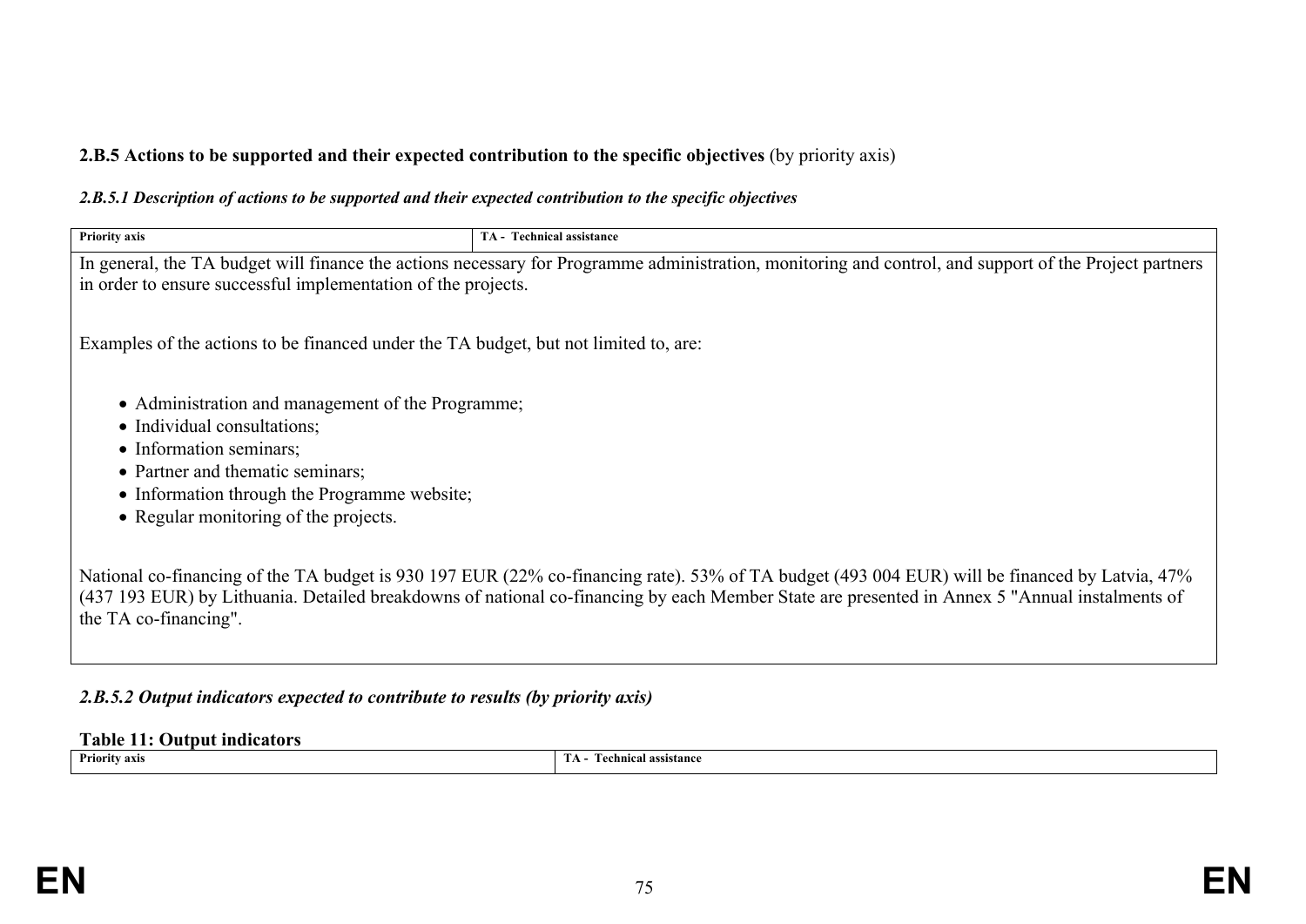**2.B.5 Actions to be supported and their expected contribution to the specific objectives** (by priority axis)

***2.B.5.1 Description of actions to be supported and their expected contribution to the specific objectives***

| Priority axis | TA - Technical assistance |
|---|---|

In general, the TA budget will finance the actions necessary for Programme administration, monitoring and control, and support of the Project partners in order to ensure successful implementation of the projects.

Examples of the actions to be financed under the TA budget, but not limited to, are:

- Administration and management of the Programme;
- Individual consultations;
- Information seminars;
- Partner and thematic seminars;
- Information through the Programme website;
- Regular monitoring of the projects.

National co-financing of the TA budget is 930 197 EUR (22% co-financing rate). 53% of TA budget (493 004 EUR) will be financed by Latvia, 47% (437 193 EUR) by Lithuania. Detailed breakdowns of national co-financing by each Member State are presented in Annex 5 "Annual instalments of the TA co-financing".

***2.B.5.2 Output indicators expected to contribute to results (by priority axis)***

**Table 11: Output indicators**

| Priority axis | TA - Technical assistance |
|---|---|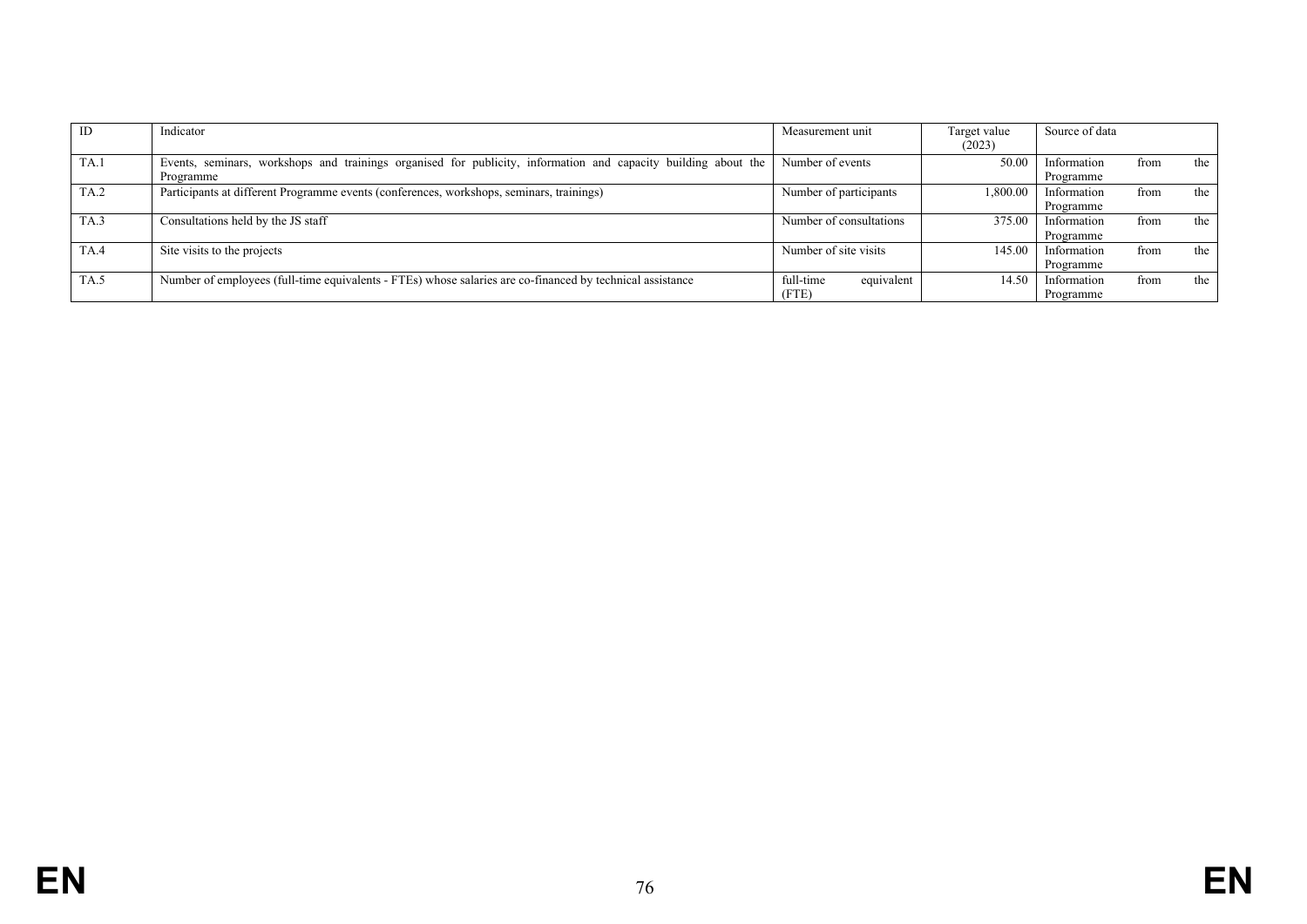| ID | Indicator | Measurement unit | Target value (2023) | Source of data |
|---|---|---|---|---|
| TA.1 | Events, seminars, workshops and trainings organised for publicity, information and capacity building about the Programme | Number of events | 50.00 | Information from the Programme |
| TA.2 | Participants at different Programme events (conferences, workshops, seminars, trainings) | Number of participants | 1,800.00 | Information from the Programme |
| TA.3 | Consultations held by the JS staff | Number of consultations | 375.00 | Information from the Programme |
| TA.4 | Site visits to the projects | Number of site visits | 145.00 | Information from the Programme |
| TA.5 | Number of employees (full-time equivalents - FTEs) whose salaries are co-financed by technical assistance | full-time equivalent (FTE) | 14.50 | Information from the Programme |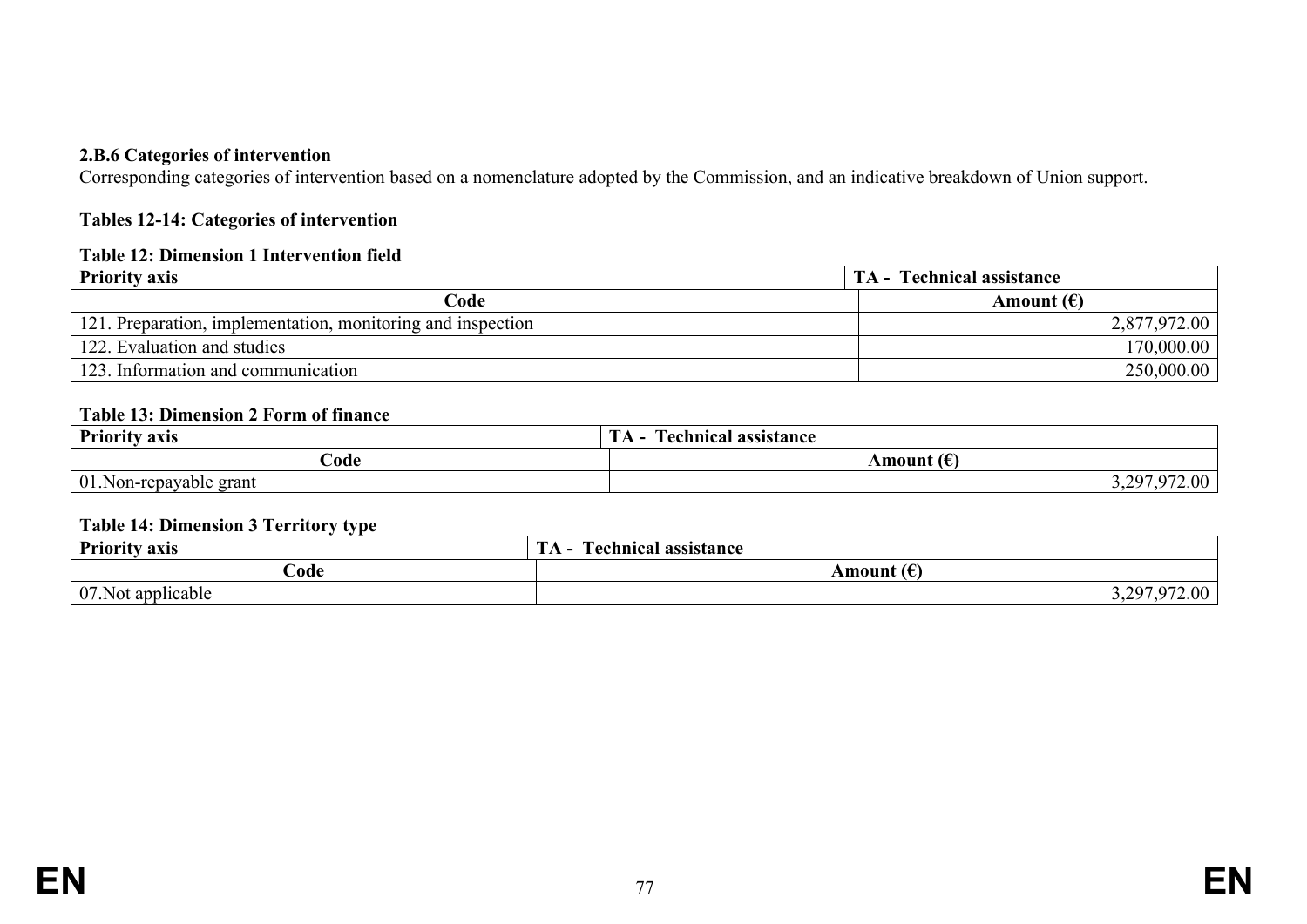**2.B.6 Categories of intervention**

Corresponding categories of intervention based on a nomenclature adopted by the Commission, and an indicative breakdown of Union support.

**Tables 12-14: Categories of intervention**

**Table 12: Dimension 1 Intervention field**

| **Priority axis** | **TA - Technical assistance** |
|---|---|
| **Code** | **Amount (€)** |
| 121. Preparation, implementation, monitoring and inspection | 2,877,972.00 |
| 122. Evaluation and studies | 170,000.00 |
| 123. Information and communication | 250,000.00 |

**Table 13: Dimension 2 Form of finance**

| **Priority axis** | **TA - Technical assistance** |
|---|---|
| **Code** | **Amount (€)** |
| 01.Non-repayable grant | 3,297,972.00 |

**Table 14: Dimension 3 Territory type**

| **Priority axis** | **TA - Technical assistance** |
|---|---|
| **Code** | **Amount (€)** |
| 07.Not applicable | 3,297,972.00 |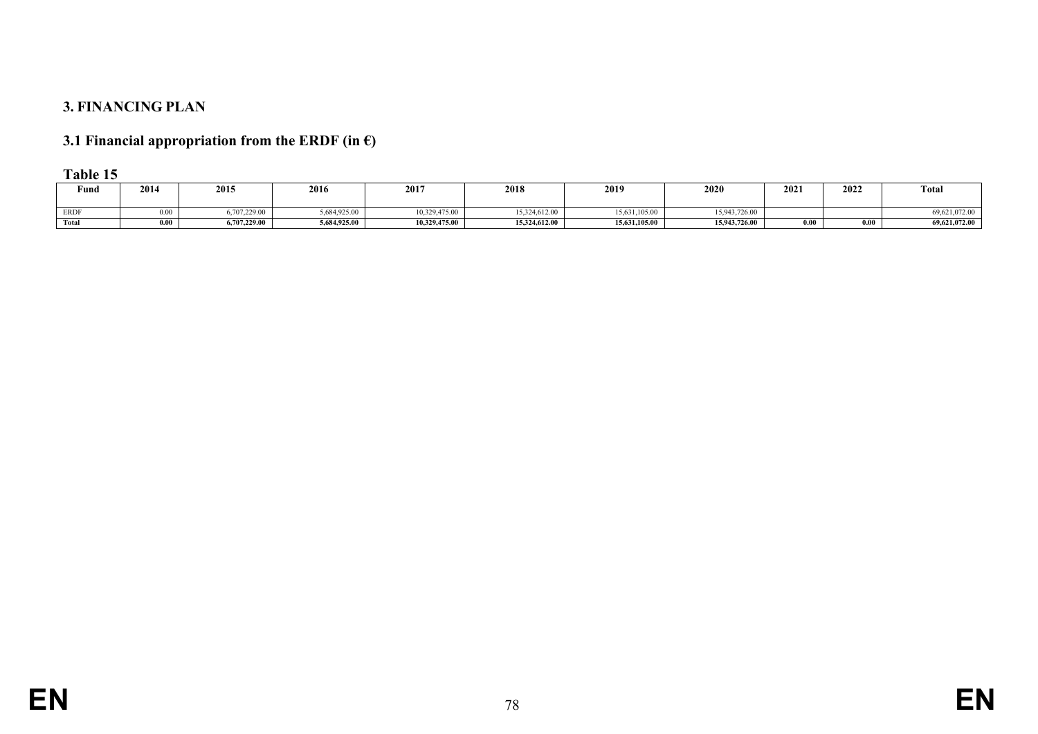## 3. FINANCING PLAN

### 3.1 Financial appropriation from the ERDF (in €)

**Table 15**

| Fund | 2014 | 2015 | 2016 | 2017 | 2018 | 2019 | 2020 | 2021 | 2022 | Total |
|---|---|---|---|---|---|---|---|---|---|---|
| ERDF | 0.00 | 6,707,229.00 | 5,684,925.00 | 10,329,475.00 | 15,324,612.00 | 15,631,105.00 | 15,943,726.00 | | | 69,621,072.00 |
| **Total** | **0.00** | **6,707,229.00** | **5,684,925.00** | **10,329,475.00** | **15,324,612.00** | **15,631,105.00** | **15,943,726.00** | **0.00** | **0.00** | **69,621,072.00** |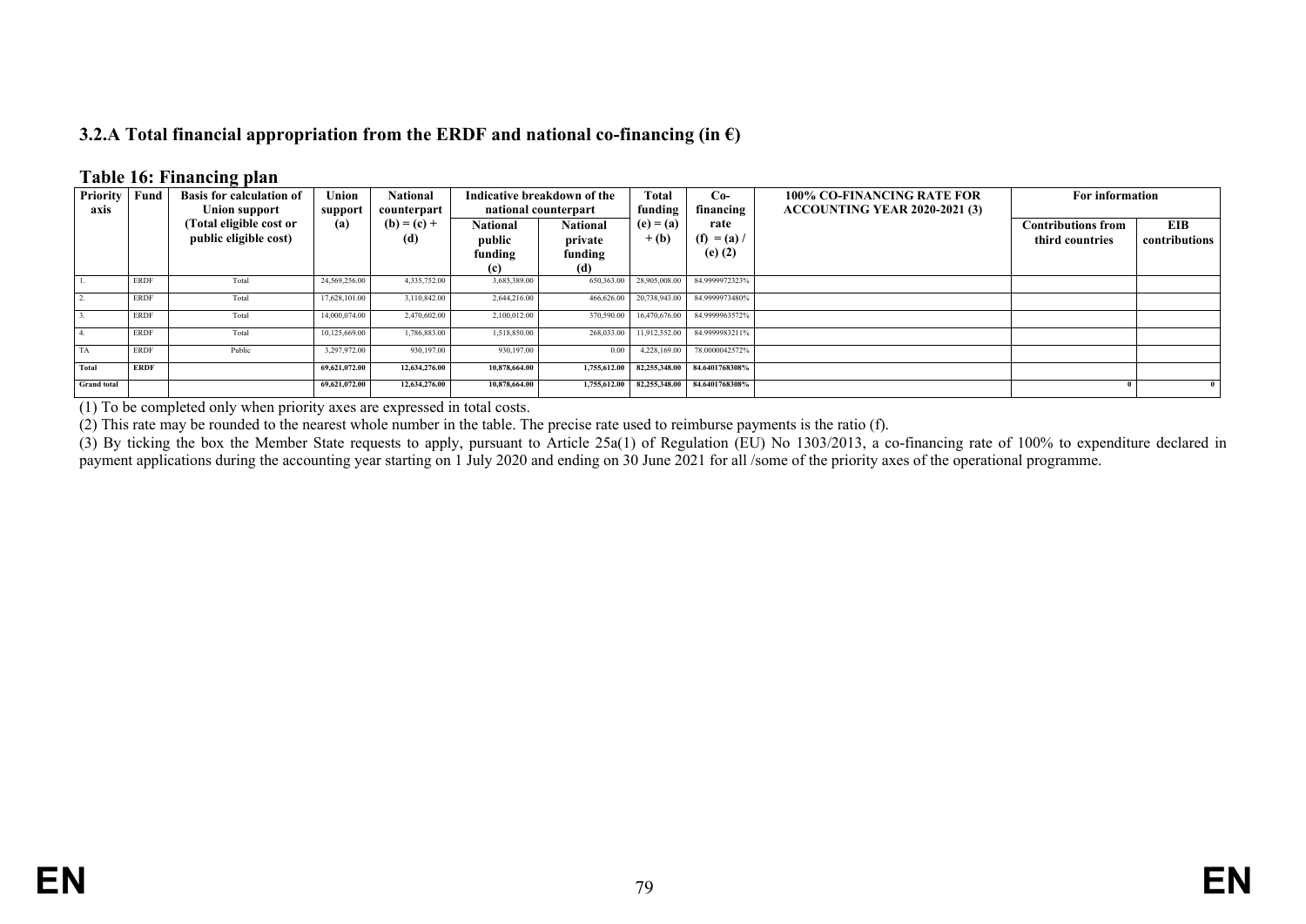### 3.2.A Total financial appropriation from the ERDF and national co-financing (in €)

#### Table 16: Financing plan

| Priority axis | Fund | Basis for calculation of Union support (Total eligible cost or public eligible cost) | Union support (a) | National counterpart (b) = (c) + (d) | Indicative breakdown of the national counterpart | | Total funding (e) = (a) + (b) | Co-financing rate (f) = (a) / (e) (2) | 100% CO-FINANCING RATE FOR ACCOUNTING YEAR 2020-2021 (3) | For information | |
|---|---|---|---|---|---|---|---|---|---|---|---|
| | | | | | National public funding (c) | National private funding (d) | | | | Contributions from third countries | EIB contributions |
| 1. | ERDF | Total | 24,569,256.00 | 4,335,752.00 | 3,685,389.00 | 650,363.00 | 28,905,008.00 | 84.9999972323% | | | |
| 2. | ERDF | Total | 17,628,101.00 | 3,110,842.00 | 2,644,216.00 | 466,626.00 | 20,738,943.00 | 84.9999973480% | | | |
| 3. | ERDF | Total | 14,000,074.00 | 2,470,602.00 | 2,100,012.00 | 370,590.00 | 16,470,676.00 | 84.9999963572% | | | |
| 4. | ERDF | Total | 10,125,669.00 | 1,786,883.00 | 1,518,850.00 | 268,033.00 | 11,912,552.00 | 84.9999983211% | | | |
| TA | ERDF | Public | 3,297,972.00 | 930,197.00 | 930,197.00 | 0.00 | 4,228,169.00 | 78.0000042572% | | | |
| **Total** | **ERDF** | | **69,621,072.00** | **12,634,276.00** | **10,878,664.00** | **1,755,612.00** | **82,255,348.00** | **84.6401768308%** | | | |
| **Grand total** | | | **69,621,072.00** | **12,634,276.00** | **10,878,664.00** | **1,755,612.00** | **82,255,348.00** | **84.6401768308%** | | **0** | **0** |

(1) To be completed only when priority axes are expressed in total costs.

(2) This rate may be rounded to the nearest whole number in the table. The precise rate used to reimburse payments is the ratio (f).

(3) By ticking the box the Member State requests to apply, pursuant to Article 25a(1) of Regulation (EU) No 1303/2013, a co-financing rate of 100% to expenditure declared in payment applications during the accounting year starting on 1 July 2020 and ending on 30 June 2021 for all /some of the priority axes of the operational programme.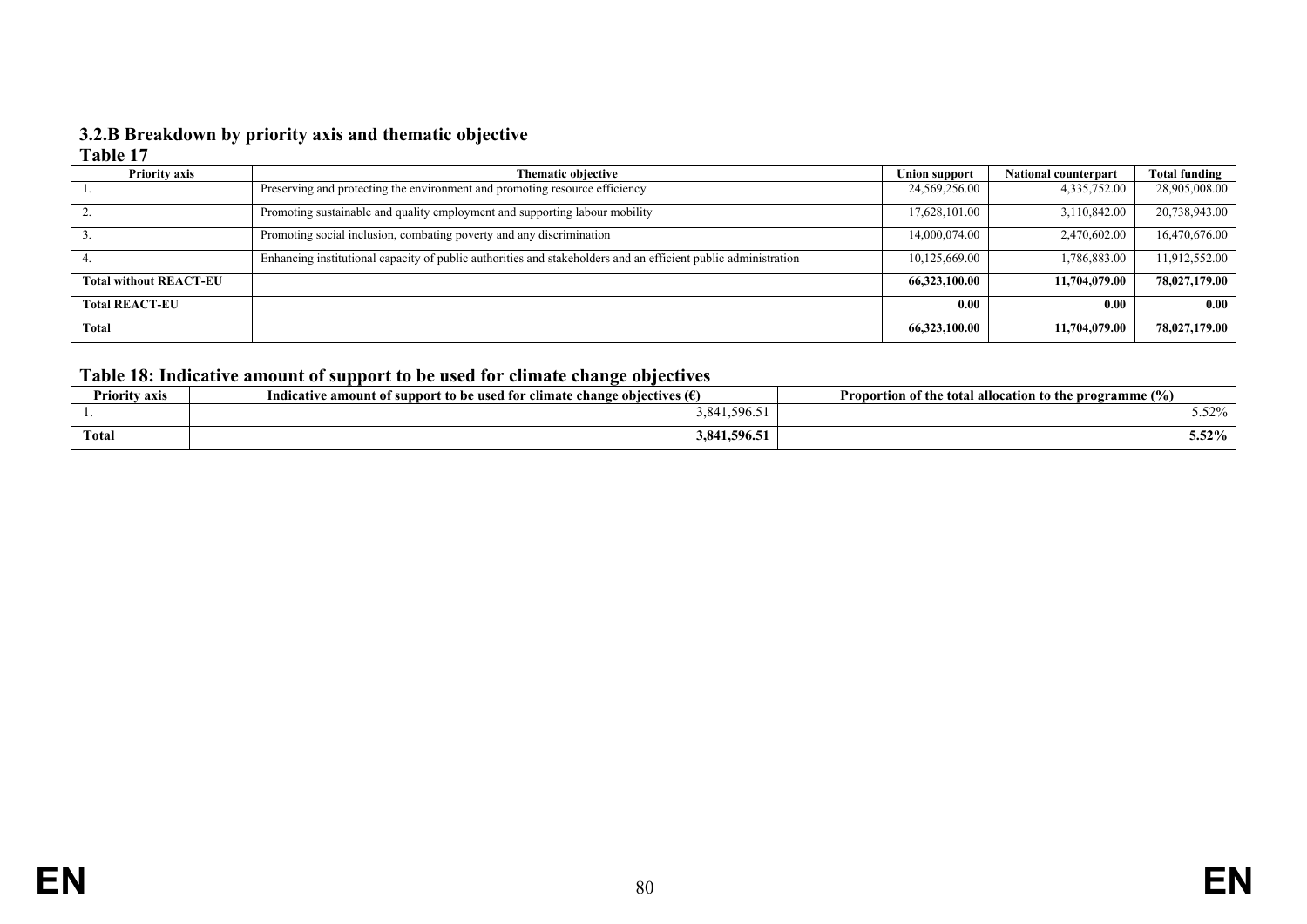### 3.2.B Breakdown by priority axis and thematic objective

**Table 17**

| Priority axis | Thematic objective | Union support | National counterpart | Total funding |
|---|---|---|---|---|
| 1. | Preserving and protecting the environment and promoting resource efficiency | 24,569,256.00 | 4,335,752.00 | 28,905,008.00 |
| 2. | Promoting sustainable and quality employment and supporting labour mobility | 17,628,101.00 | 3,110,842.00 | 20,738,943.00 |
| 3. | Promoting social inclusion, combating poverty and any discrimination | 14,000,074.00 | 2,470,602.00 | 16,470,676.00 |
| 4. | Enhancing institutional capacity of public authorities and stakeholders and an efficient public administration | 10,125,669.00 | 1,786,883.00 | 11,912,552.00 |
| **Total without REACT-EU** | | **66,323,100.00** | **11,704,079.00** | **78,027,179.00** |
| **Total REACT-EU** | | **0.00** | **0.00** | **0.00** |
| **Total** | | **66,323,100.00** | **11,704,079.00** | **78,027,179.00** |

### Table 18: Indicative amount of support to be used for climate change objectives

| Priority axis | Indicative amount of support to be used for climate change objectives (€) | Proportion of the total allocation to the programme (%) |
|---|---|---|
| 1. | 3,841,596.51 | 5.52% |
| **Total** | **3,841,596.51** | **5.52%** |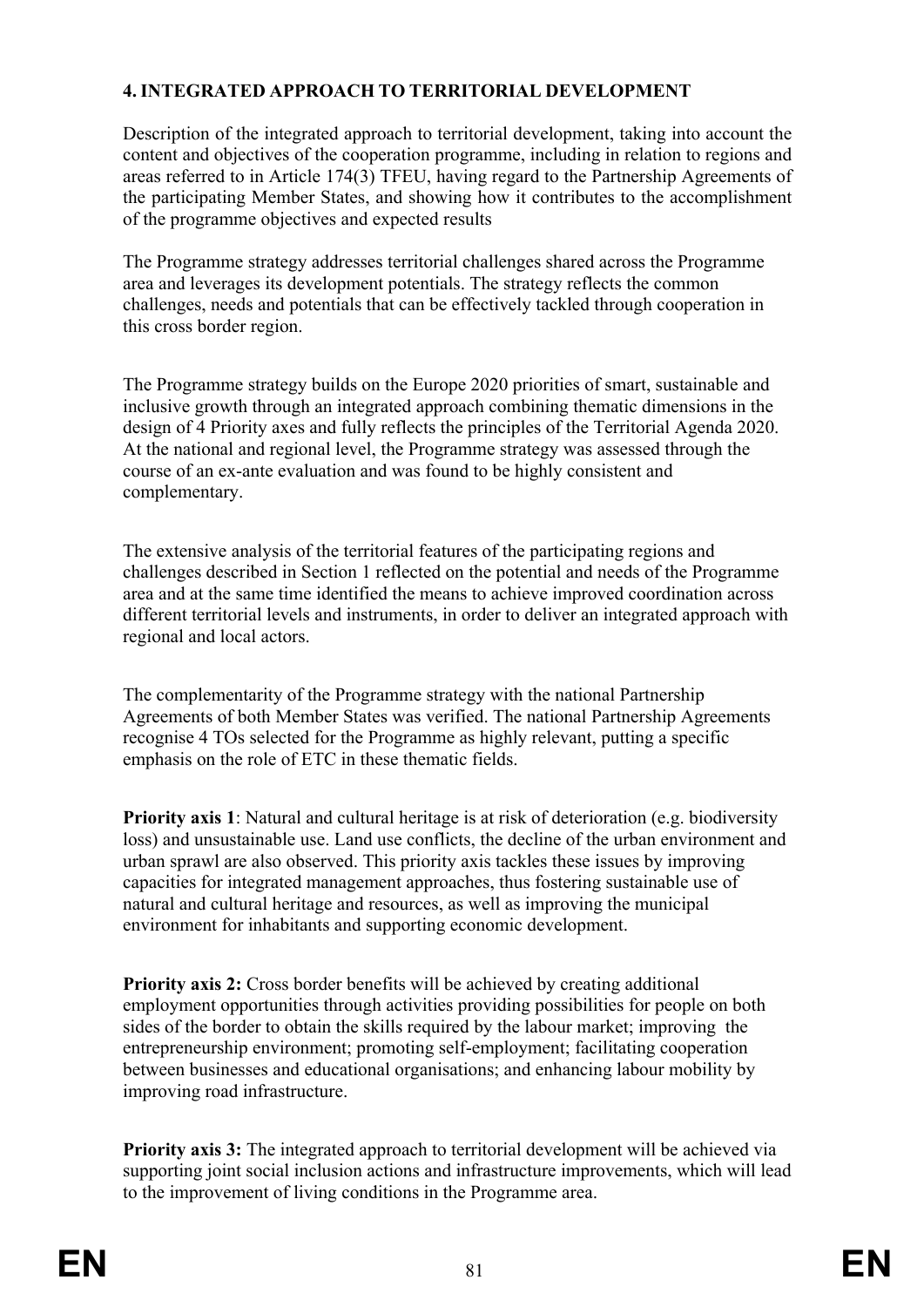## 4. INTEGRATED APPROACH TO TERRITORIAL DEVELOPMENT

Description of the integrated approach to territorial development, taking into account the content and objectives of the cooperation programme, including in relation to regions and areas referred to in Article 174(3) TFEU, having regard to the Partnership Agreements of the participating Member States, and showing how it contributes to the accomplishment of the programme objectives and expected results

The Programme strategy addresses territorial challenges shared across the Programme area and leverages its development potentials. The strategy reflects the common challenges, needs and potentials that can be effectively tackled through cooperation in this cross border region.

The Programme strategy builds on the Europe 2020 priorities of smart, sustainable and inclusive growth through an integrated approach combining thematic dimensions in the design of 4 Priority axes and fully reflects the principles of the Territorial Agenda 2020. At the national and regional level, the Programme strategy was assessed through the course of an ex-ante evaluation and was found to be highly consistent and complementary.

The extensive analysis of the territorial features of the participating regions and challenges described in Section 1 reflected on the potential and needs of the Programme area and at the same time identified the means to achieve improved coordination across different territorial levels and instruments, in order to deliver an integrated approach with regional and local actors.

The complementarity of the Programme strategy with the national Partnership Agreements of both Member States was verified. The national Partnership Agreements recognise 4 TOs selected for the Programme as highly relevant, putting a specific emphasis on the role of ETC in these thematic fields.

**Priority axis 1**: Natural and cultural heritage is at risk of deterioration (e.g. biodiversity loss) and unsustainable use. Land use conflicts, the decline of the urban environment and urban sprawl are also observed. This priority axis tackles these issues by improving capacities for integrated management approaches, thus fostering sustainable use of natural and cultural heritage and resources, as well as improving the municipal environment for inhabitants and supporting economic development.

**Priority axis 2:** Cross border benefits will be achieved by creating additional employment opportunities through activities providing possibilities for people on both sides of the border to obtain the skills required by the labour market; improving the entrepreneurship environment; promoting self-employment; facilitating cooperation between businesses and educational organisations; and enhancing labour mobility by improving road infrastructure.

**Priority axis 3:** The integrated approach to territorial development will be achieved via supporting joint social inclusion actions and infrastructure improvements, which will lead to the improvement of living conditions in the Programme area.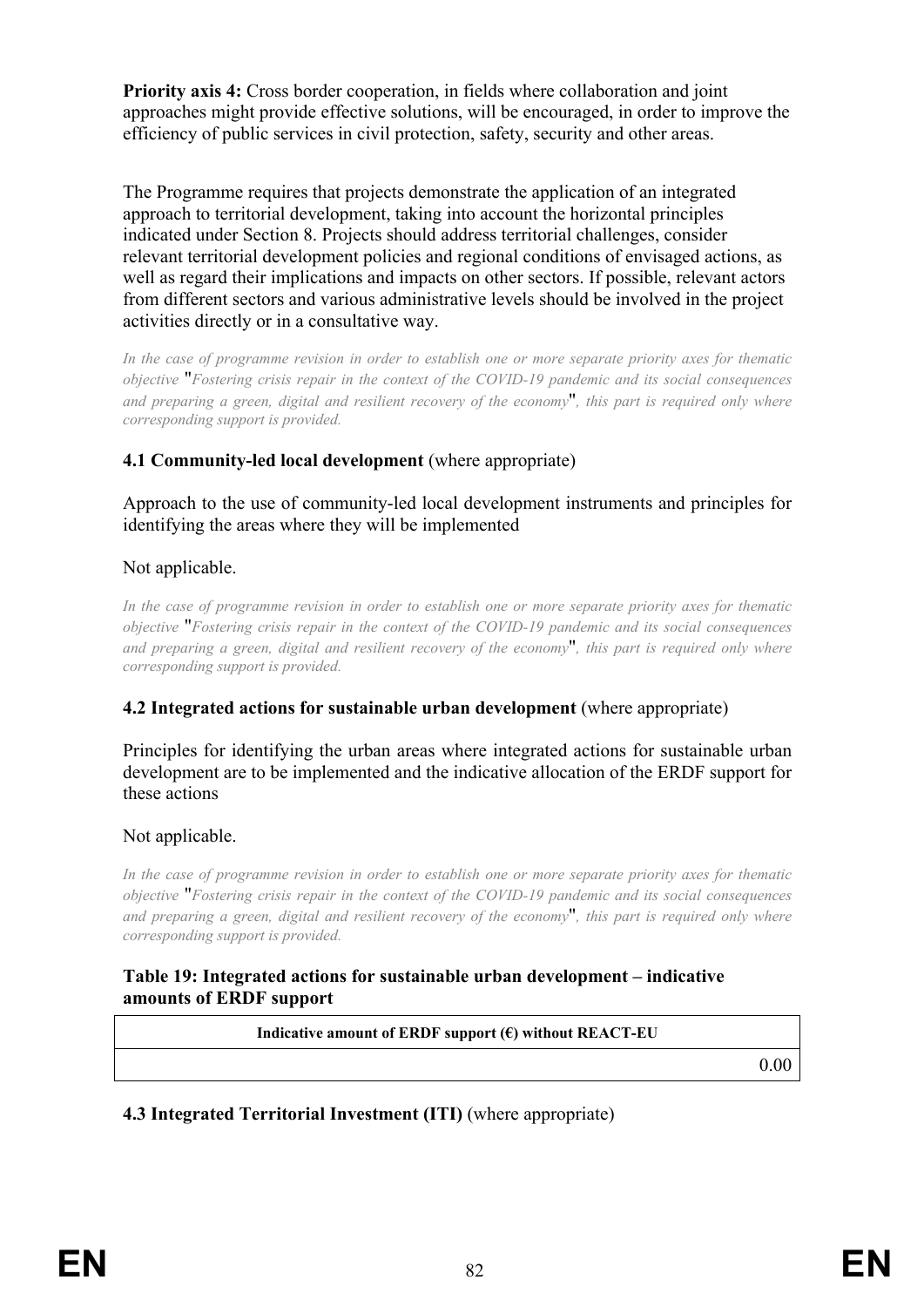**Priority axis 4:** Cross border cooperation, in fields where collaboration and joint approaches might provide effective solutions, will be encouraged, in order to improve the efficiency of public services in civil protection, safety, security and other areas.

The Programme requires that projects demonstrate the application of an integrated approach to territorial development, taking into account the horizontal principles indicated under Section 8. Projects should address territorial challenges, consider relevant territorial development policies and regional conditions of envisaged actions, as well as regard their implications and impacts on other sectors. If possible, relevant actors from different sectors and various administrative levels should be involved in the project activities directly or in a consultative way.

*In the case of programme revision in order to establish one or more separate priority axes for thematic objective "Fostering crisis repair in the context of the COVID-19 pandemic and its social consequences and preparing a green, digital and resilient recovery of the economy", this part is required only where corresponding support is provided.*

### 4.1 Community-led local development (where appropriate)

Approach to the use of community-led local development instruments and principles for identifying the areas where they will be implemented

Not applicable.

*In the case of programme revision in order to establish one or more separate priority axes for thematic objective "Fostering crisis repair in the context of the COVID-19 pandemic and its social consequences and preparing a green, digital and resilient recovery of the economy", this part is required only where corresponding support is provided.*

### 4.2 Integrated actions for sustainable urban development (where appropriate)

Principles for identifying the urban areas where integrated actions for sustainable urban development are to be implemented and the indicative allocation of the ERDF support for these actions

Not applicable.

*In the case of programme revision in order to establish one or more separate priority axes for thematic objective "Fostering crisis repair in the context of the COVID-19 pandemic and its social consequences and preparing a green, digital and resilient recovery of the economy", this part is required only where corresponding support is provided.*

**Table 19: Integrated actions for sustainable urban development – indicative amounts of ERDF support**

| Indicative amount of ERDF support (€) without REACT-EU |
|---|
| 0.00 |

### 4.3 Integrated Territorial Investment (ITI) (where appropriate)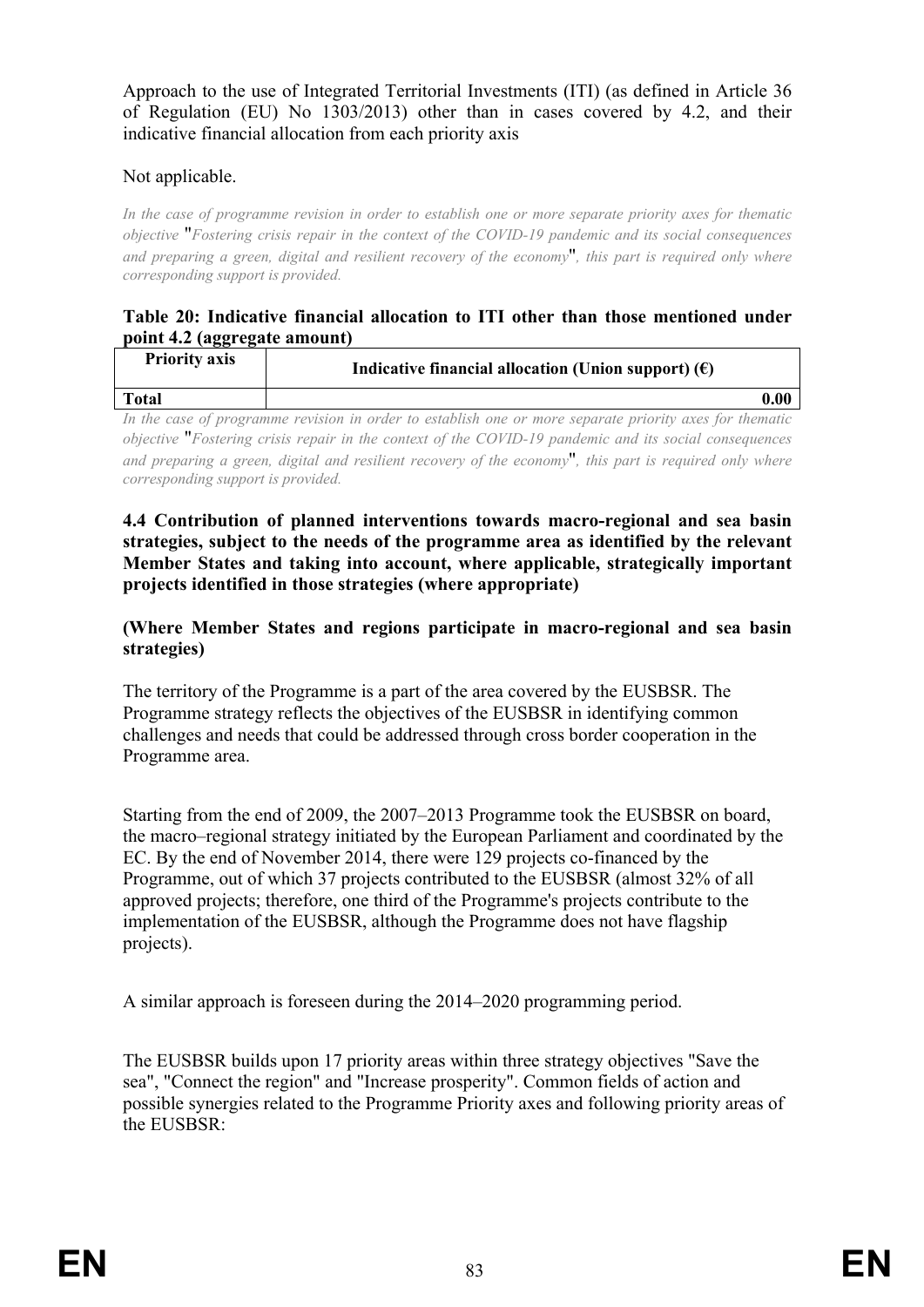Approach to the use of Integrated Territorial Investments (ITI) (as defined in Article 36 of Regulation (EU) No 1303/2013) other than in cases covered by 4.2, and their indicative financial allocation from each priority axis

Not applicable.

*In the case of programme revision in order to establish one or more separate priority axes for thematic objective "Fostering crisis repair in the context of the COVID-19 pandemic and its social consequences and preparing a green, digital and resilient recovery of the economy", this part is required only where corresponding support is provided.*

**Table 20: Indicative financial allocation to ITI other than those mentioned under point 4.2 (aggregate amount)**

| Priority axis | Indicative financial allocation (Union support) (€) |
|---|---|
| **Total** | **0.00** |

*In the case of programme revision in order to establish one or more separate priority axes for thematic objective "Fostering crisis repair in the context of the COVID-19 pandemic and its social consequences and preparing a green, digital and resilient recovery of the economy", this part is required only where corresponding support is provided.*

### 4.4 Contribution of planned interventions towards macro-regional and sea basin strategies, subject to the needs of the programme area as identified by the relevant Member States and taking into account, where applicable, strategically important projects identified in those strategies (where appropriate)

**(Where Member States and regions participate in macro-regional and sea basin strategies)**

The territory of the Programme is a part of the area covered by the EUSBSR. The Programme strategy reflects the objectives of the EUSBSR in identifying common challenges and needs that could be addressed through cross border cooperation in the Programme area.

Starting from the end of 2009, the 2007–2013 Programme took the EUSBSR on board, the macro–regional strategy initiated by the European Parliament and coordinated by the EC. By the end of November 2014, there were 129 projects co-financed by the Programme, out of which 37 projects contributed to the EUSBSR (almost 32% of all approved projects; therefore, one third of the Programme's projects contribute to the implementation of the EUSBSR, although the Programme does not have flagship projects).

A similar approach is foreseen during the 2014–2020 programming period.

The EUSBSR builds upon 17 priority areas within three strategy objectives "Save the sea", "Connect the region" and "Increase prosperity". Common fields of action and possible synergies related to the Programme Priority axes and following priority areas of the EUSBSR: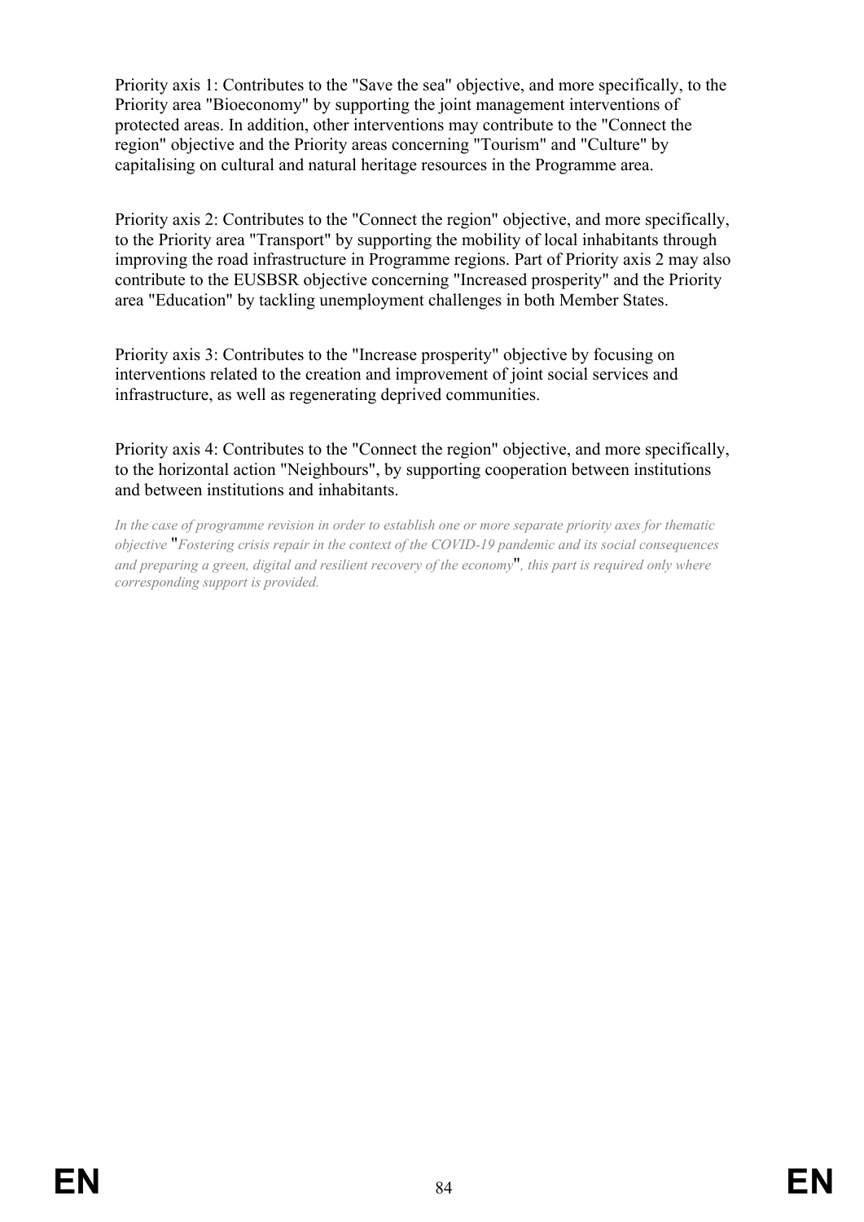Priority axis 1: Contributes to the "Save the sea" objective, and more specifically, to the Priority area "Bioeconomy" by supporting the joint management interventions of protected areas. In addition, other interventions may contribute to the "Connect the region" objective and the Priority areas concerning "Tourism" and "Culture" by capitalising on cultural and natural heritage resources in the Programme area.

Priority axis 2: Contributes to the "Connect the region" objective, and more specifically, to the Priority area "Transport" by supporting the mobility of local inhabitants through improving the road infrastructure in Programme regions. Part of Priority axis 2 may also contribute to the EUSBSR objective concerning "Increased prosperity" and the Priority area "Education" by tackling unemployment challenges in both Member States.

Priority axis 3: Contributes to the "Increase prosperity" objective by focusing on interventions related to the creation and improvement of joint social services and infrastructure, as well as regenerating deprived communities.

Priority axis 4: Contributes to the "Connect the region" objective, and more specifically, to the horizontal action "Neighbours", by supporting cooperation between institutions and between institutions and inhabitants.

*In the case of programme revision in order to establish one or more separate priority axes for thematic objective "Fostering crisis repair in the context of the COVID-19 pandemic and its social consequences and preparing a green, digital and resilient recovery of the economy", this part is required only where corresponding support is provided.*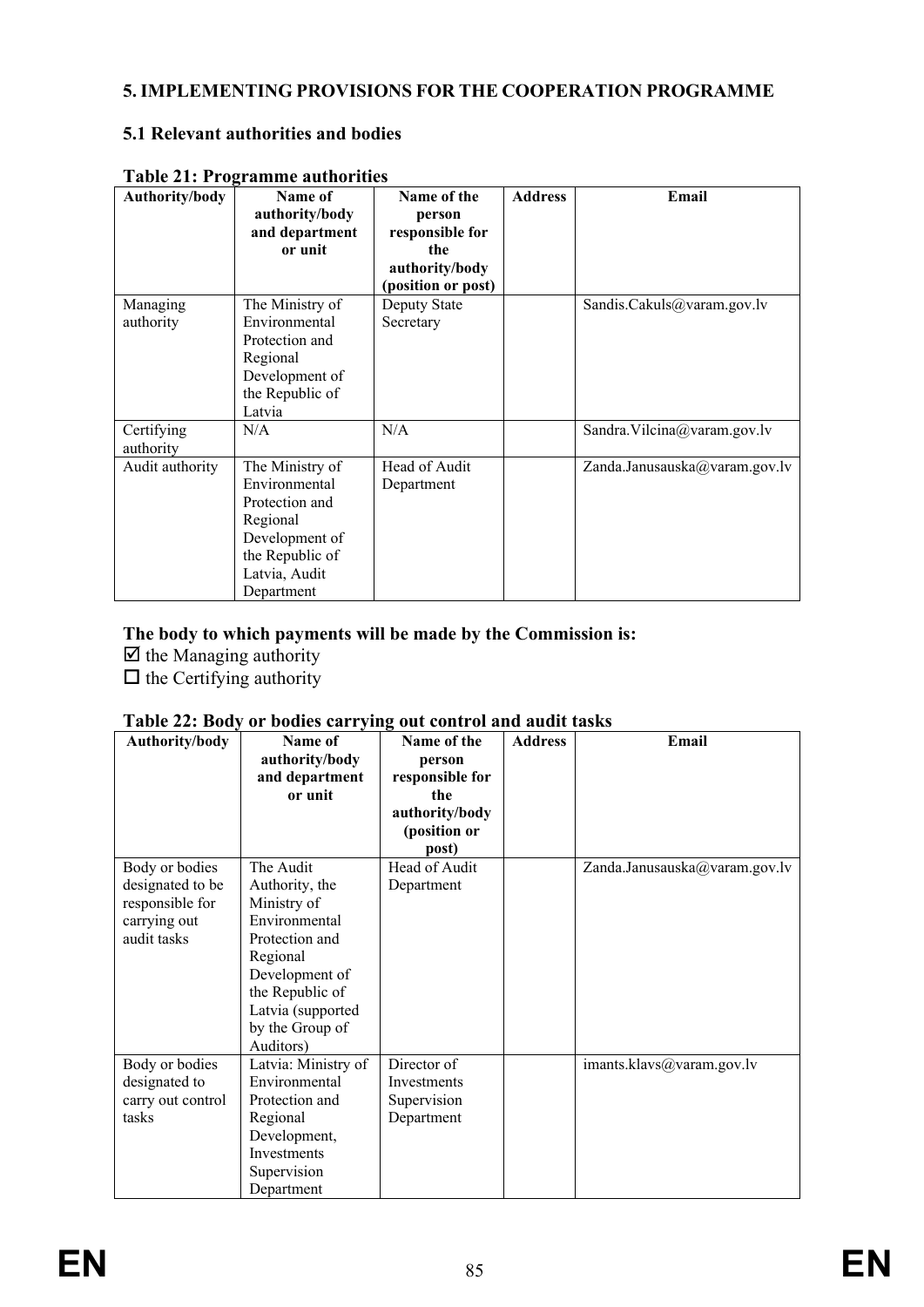# 5. IMPLEMENTING PROVISIONS FOR THE COOPERATION PROGRAMME

## 5.1 Relevant authorities and bodies

**Table 21: Programme authorities**

| Authority/body | Name of authority/body and department or unit | Name of the person responsible for the authority/body (position or post) | Address | Email |
|---|---|---|---|---|
| Managing authority | The Ministry of Environmental Protection and Regional Development of the Republic of Latvia | Deputy State Secretary | | Sandis.Cakuls@varam.gov.lv |
| Certifying authority | N/A | N/A | | Sandra.Vilcina@varam.gov.lv |
| Audit authority | The Ministry of Environmental Protection and Regional Development of the Republic of Latvia, Audit Department | Head of Audit Department | | Zanda.Janusauska@varam.gov.lv |

**The body to which payments will be made by the Commission is:**

☑ the Managing authority

☐ the Certifying authority

**Table 22: Body or bodies carrying out control and audit tasks**

| Authority/body | Name of authority/body and department or unit | Name of the person responsible for the authority/body (position or post) | Address | Email |
|---|---|---|---|---|
| Body or bodies designated to be responsible for carrying out audit tasks | The Audit Authority, the Ministry of Environmental Protection and Regional Development of the Republic of Latvia (supported by the Group of Auditors) | Head of Audit Department | | Zanda.Janusauska@varam.gov.lv |
| Body or bodies designated to carry out control tasks | Latvia: Ministry of Environmental Protection and Regional Development, Investments Supervision Department | Director of Investments Supervision Department | | imants.klavs@varam.gov.lv |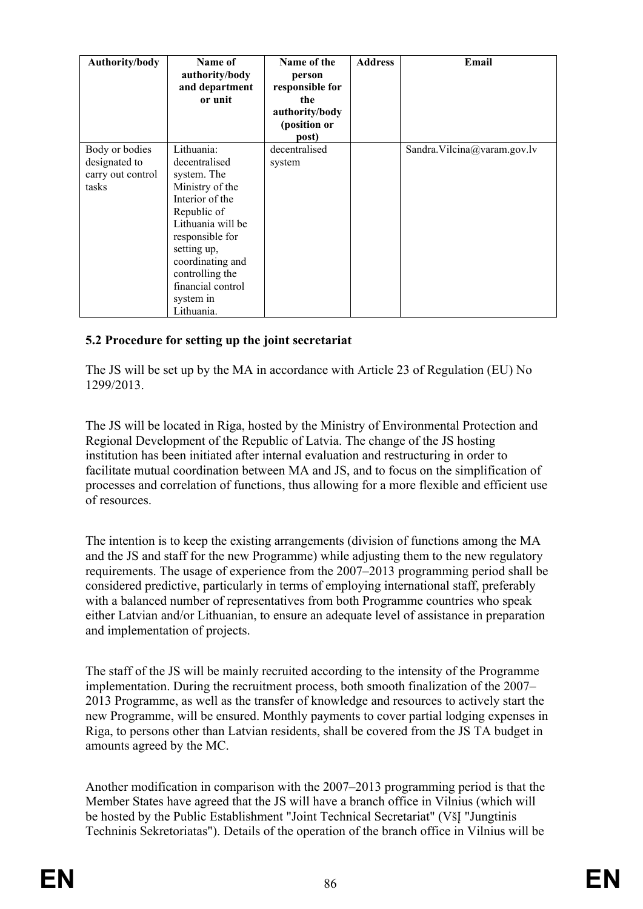| Authority/body | Name of authority/body and department or unit | Name of the person responsible for the authority/body (position or post) | Address | Email |
|---|---|---|---|---|
| Body or bodies designated to carry out control tasks | Lithuania: decentralised system. The Ministry of the Interior of the Republic of Lithuania will be responsible for setting up, coordinating and controlling the financial control system in Lithuania. | decentralised system | | Sandra.Vilcina@varam.gov.lv |

### 5.2 Procedure for setting up the joint secretariat

The JS will be set up by the MA in accordance with Article 23 of Regulation (EU) No 1299/2013.

The JS will be located in Riga, hosted by the Ministry of Environmental Protection and Regional Development of the Republic of Latvia. The change of the JS hosting institution has been initiated after internal evaluation and restructuring in order to facilitate mutual coordination between MA and JS, and to focus on the simplification of processes and correlation of functions, thus allowing for a more flexible and efficient use of resources.

The intention is to keep the existing arrangements (division of functions among the MA and the JS and staff for the new Programme) while adjusting them to the new regulatory requirements. The usage of experience from the 2007–2013 programming period shall be considered predictive, particularly in terms of employing international staff, preferably with a balanced number of representatives from both Programme countries who speak either Latvian and/or Lithuanian, to ensure an adequate level of assistance in preparation and implementation of projects.

The staff of the JS will be mainly recruited according to the intensity of the Programme implementation. During the recruitment process, both smooth finalization of the 2007–2013 Programme, as well as the transfer of knowledge and resources to actively start the new Programme, will be ensured. Monthly payments to cover partial lodging expenses in Riga, to persons other than Latvian residents, shall be covered from the JS TA budget in amounts agreed by the MC.

Another modification in comparison with the 2007–2013 programming period is that the Member States have agreed that the JS will have a branch office in Vilnius (which will be hosted by the Public Establishment "Joint Technical Secretariat" (VšĮ "Jungtinis Techninis Sekretoriatas"). Details of the operation of the branch office in Vilnius will be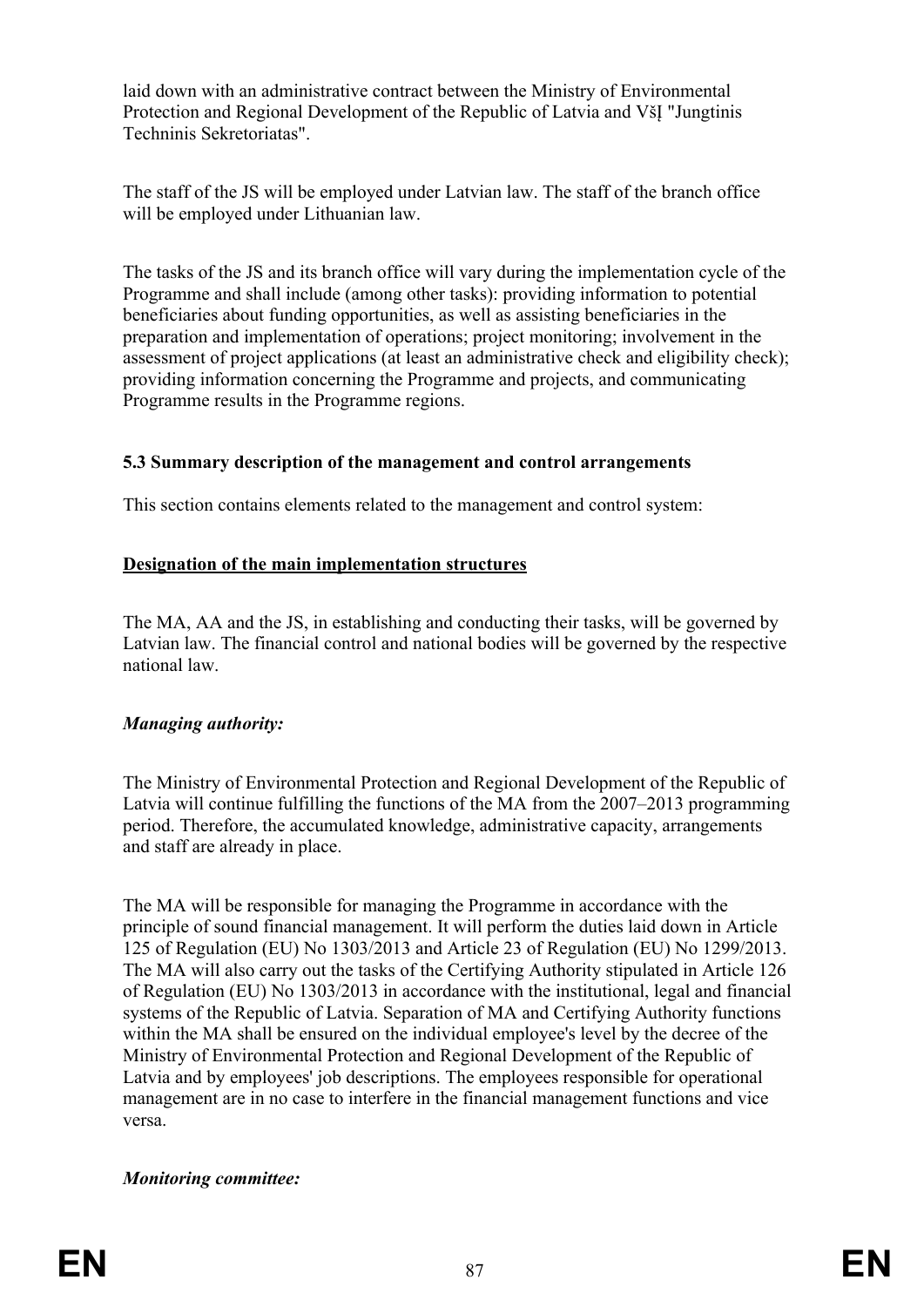laid down with an administrative contract between the Ministry of Environmental Protection and Regional Development of the Republic of Latvia and VšĮ "Jungtinis Techninis Sekretoriatas".

The staff of the JS will be employed under Latvian law. The staff of the branch office will be employed under Lithuanian law.

The tasks of the JS and its branch office will vary during the implementation cycle of the Programme and shall include (among other tasks): providing information to potential beneficiaries about funding opportunities, as well as assisting beneficiaries in the preparation and implementation of operations; project monitoring; involvement in the assessment of project applications (at least an administrative check and eligibility check); providing information concerning the Programme and projects, and communicating Programme results in the Programme regions.

### 5.3 Summary description of the management and control arrangements

This section contains elements related to the management and control system:

**Designation of the main implementation structures**

The MA, AA and the JS, in establishing and conducting their tasks, will be governed by Latvian law. The financial control and national bodies will be governed by the respective national law.

***Managing authority:***

The Ministry of Environmental Protection and Regional Development of the Republic of Latvia will continue fulfilling the functions of the MA from the 2007–2013 programming period. Therefore, the accumulated knowledge, administrative capacity, arrangements and staff are already in place.

The MA will be responsible for managing the Programme in accordance with the principle of sound financial management. It will perform the duties laid down in Article 125 of Regulation (EU) No 1303/2013 and Article 23 of Regulation (EU) No 1299/2013. The MA will also carry out the tasks of the Certifying Authority stipulated in Article 126 of Regulation (EU) No 1303/2013 in accordance with the institutional, legal and financial systems of the Republic of Latvia. Separation of MA and Certifying Authority functions within the MA shall be ensured on the individual employee's level by the decree of the Ministry of Environmental Protection and Regional Development of the Republic of Latvia and by employees' job descriptions. The employees responsible for operational management are in no case to interfere in the financial management functions and vice versa.

***Monitoring committee:***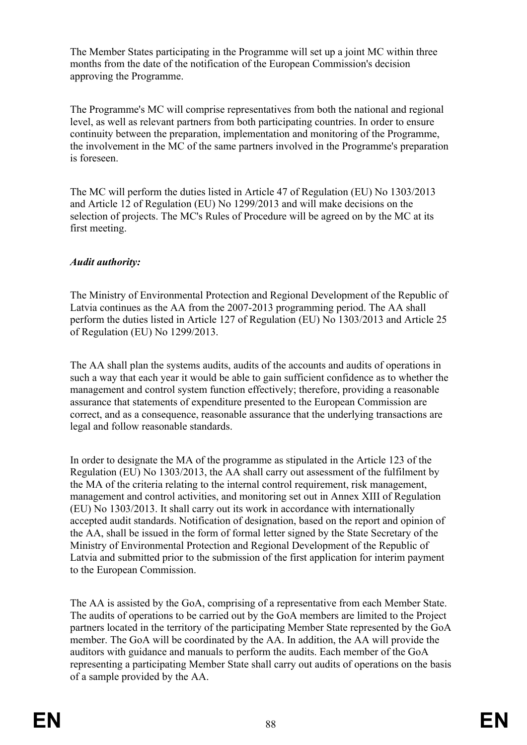The Member States participating in the Programme will set up a joint MC within three months from the date of the notification of the European Commission's decision approving the Programme.

The Programme's MC will comprise representatives from both the national and regional level, as well as relevant partners from both participating countries. In order to ensure continuity between the preparation, implementation and monitoring of the Programme, the involvement in the MC of the same partners involved in the Programme's preparation is foreseen.

The MC will perform the duties listed in Article 47 of Regulation (EU) No 1303/2013 and Article 12 of Regulation (EU) No 1299/2013 and will make decisions on the selection of projects. The MC's Rules of Procedure will be agreed on by the MC at its first meeting.

***Audit authority:***

The Ministry of Environmental Protection and Regional Development of the Republic of Latvia continues as the AA from the 2007-2013 programming period. The AA shall perform the duties listed in Article 127 of Regulation (EU) No 1303/2013 and Article 25 of Regulation (EU) No 1299/2013.

The AA shall plan the systems audits, audits of the accounts and audits of operations in such a way that each year it would be able to gain sufficient confidence as to whether the management and control system function effectively; therefore, providing a reasonable assurance that statements of expenditure presented to the European Commission are correct, and as a consequence, reasonable assurance that the underlying transactions are legal and follow reasonable standards.

In order to designate the MA of the programme as stipulated in the Article 123 of the Regulation (EU) No 1303/2013, the AA shall carry out assessment of the fulfilment by the MA of the criteria relating to the internal control requirement, risk management, management and control activities, and monitoring set out in Annex XIII of Regulation (EU) No 1303/2013. It shall carry out its work in accordance with internationally accepted audit standards. Notification of designation, based on the report and opinion of the AA, shall be issued in the form of formal letter signed by the State Secretary of the Ministry of Environmental Protection and Regional Development of the Republic of Latvia and submitted prior to the submission of the first application for interim payment to the European Commission.

The AA is assisted by the GoA, comprising of a representative from each Member State. The audits of operations to be carried out by the GoA members are limited to the Project partners located in the territory of the participating Member State represented by the GoA member. The GoA will be coordinated by the AA. In addition, the AA will provide the auditors with guidance and manuals to perform the audits. Each member of the GoA representing a participating Member State shall carry out audits of operations on the basis of a sample provided by the AA.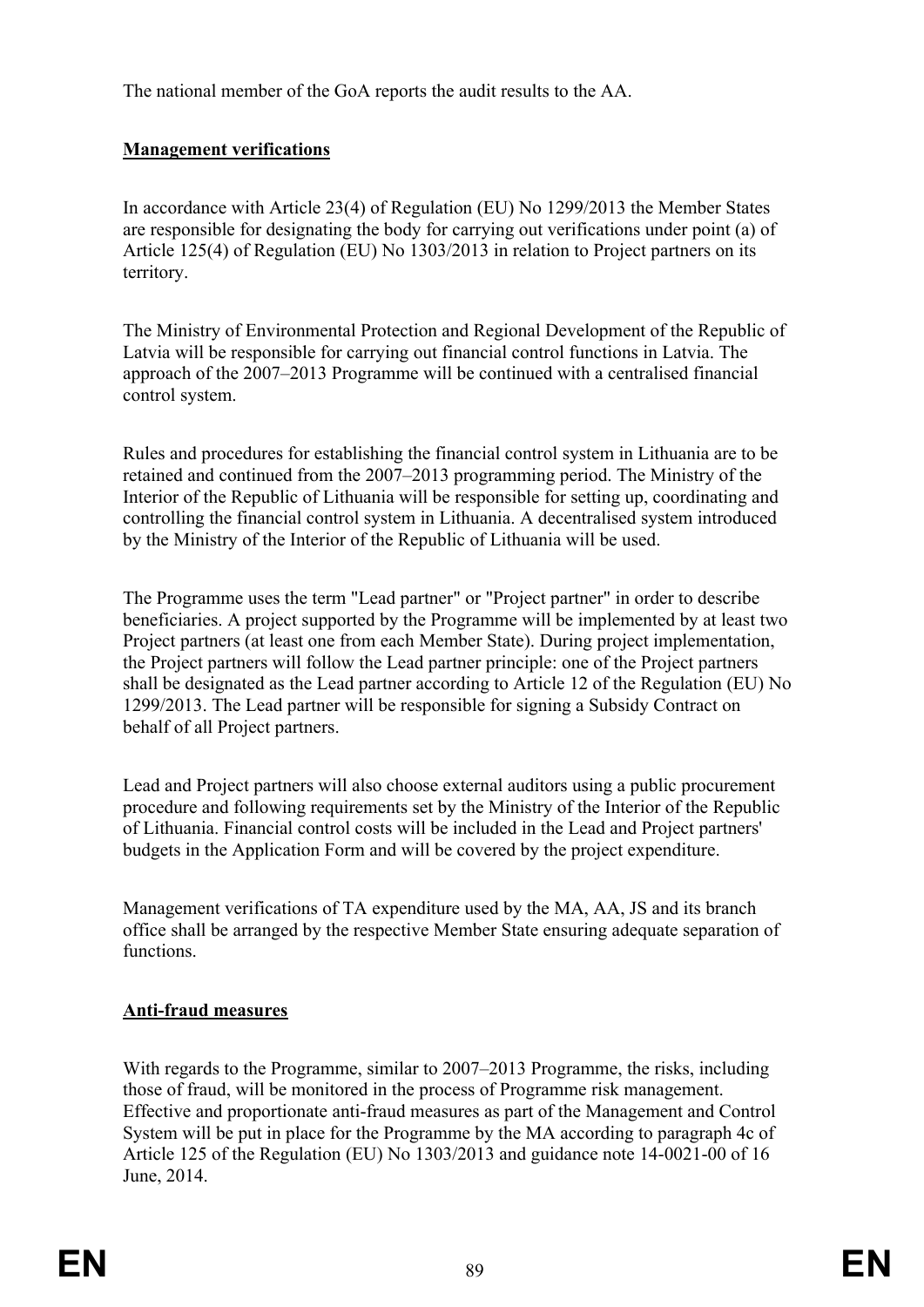The national member of the GoA reports the audit results to the AA.

**Management verifications**

In accordance with Article 23(4) of Regulation (EU) No 1299/2013 the Member States are responsible for designating the body for carrying out verifications under point (a) of Article 125(4) of Regulation (EU) No 1303/2013 in relation to Project partners on its territory.

The Ministry of Environmental Protection and Regional Development of the Republic of Latvia will be responsible for carrying out financial control functions in Latvia. The approach of the 2007–2013 Programme will be continued with a centralised financial control system.

Rules and procedures for establishing the financial control system in Lithuania are to be retained and continued from the 2007–2013 programming period. The Ministry of the Interior of the Republic of Lithuania will be responsible for setting up, coordinating and controlling the financial control system in Lithuania. A decentralised system introduced by the Ministry of the Interior of the Republic of Lithuania will be used.

The Programme uses the term "Lead partner" or "Project partner" in order to describe beneficiaries. A project supported by the Programme will be implemented by at least two Project partners (at least one from each Member State). During project implementation, the Project partners will follow the Lead partner principle: one of the Project partners shall be designated as the Lead partner according to Article 12 of the Regulation (EU) No 1299/2013. The Lead partner will be responsible for signing a Subsidy Contract on behalf of all Project partners.

Lead and Project partners will also choose external auditors using a public procurement procedure and following requirements set by the Ministry of the Interior of the Republic of Lithuania. Financial control costs will be included in the Lead and Project partners' budgets in the Application Form and will be covered by the project expenditure.

Management verifications of TA expenditure used by the MA, AA, JS and its branch office shall be arranged by the respective Member State ensuring adequate separation of functions.

**Anti-fraud measures**

With regards to the Programme, similar to 2007–2013 Programme, the risks, including those of fraud, will be monitored in the process of Programme risk management. Effective and proportionate anti-fraud measures as part of the Management and Control System will be put in place for the Programme by the MA according to paragraph 4c of Article 125 of the Regulation (EU) No 1303/2013 and guidance note 14-0021-00 of 16 June, 2014.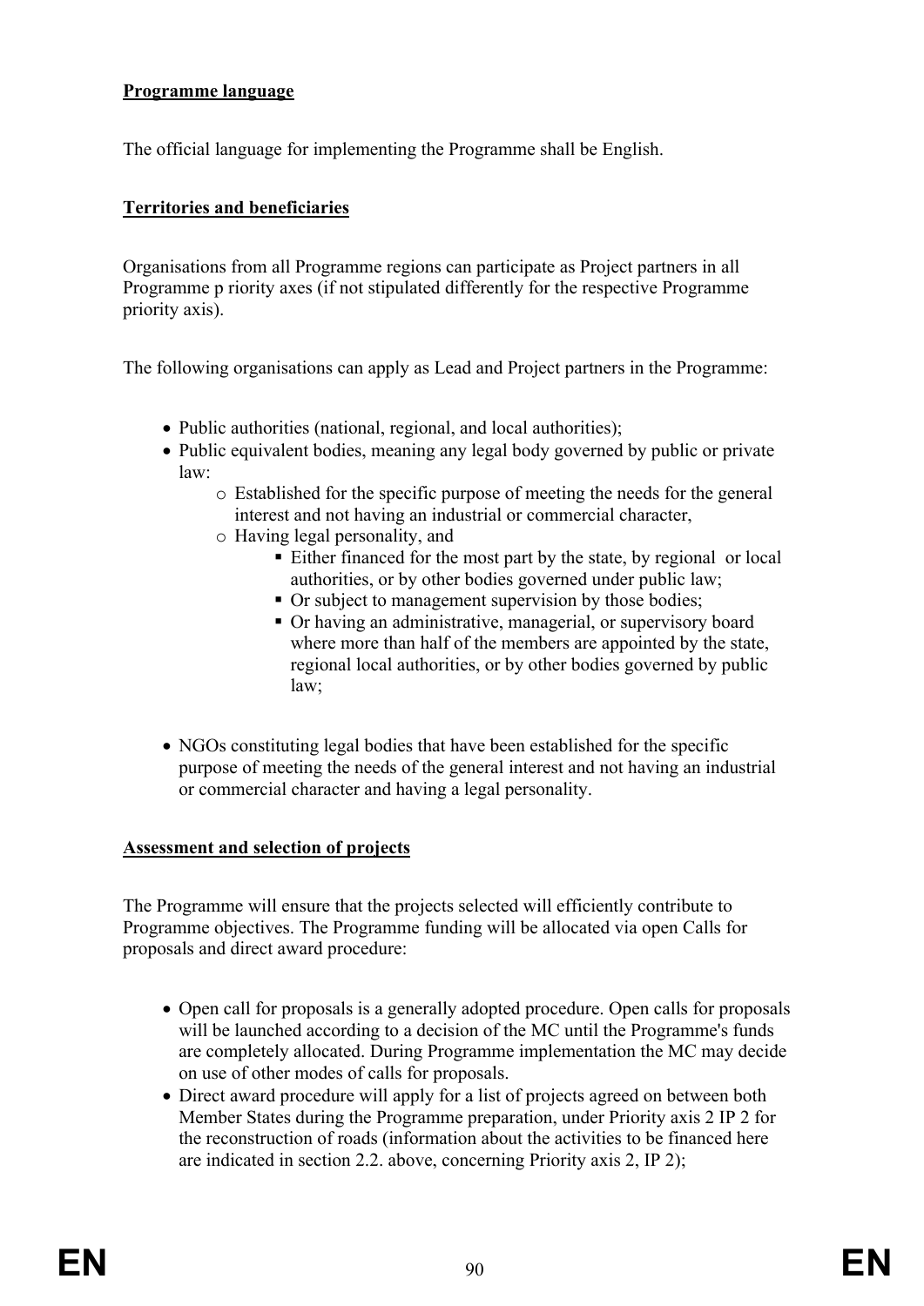**Programme language**

The official language for implementing the Programme shall be English.

**Territories and beneficiaries**

Organisations from all Programme regions can participate as Project partners in all Programme p riority axes (if not stipulated differently for the respective Programme priority axis).

The following organisations can apply as Lead and Project partners in the Programme:

- Public authorities (national, regional, and local authorities);
- Public equivalent bodies, meaning any legal body governed by public or private law:
  - Established for the specific purpose of meeting the needs for the general interest and not having an industrial or commercial character,
  - Having legal personality, and
    - Either financed for the most part by the state, by regional or local authorities, or by other bodies governed under public law;
    - Or subject to management supervision by those bodies;
    - Or having an administrative, managerial, or supervisory board where more than half of the members are appointed by the state, regional local authorities, or by other bodies governed by public law;
- NGOs constituting legal bodies that have been established for the specific purpose of meeting the needs of the general interest and not having an industrial or commercial character and having a legal personality.

**Assessment and selection of projects**

The Programme will ensure that the projects selected will efficiently contribute to Programme objectives. The Programme funding will be allocated via open Calls for proposals and direct award procedure:

- Open call for proposals is a generally adopted procedure. Open calls for proposals will be launched according to a decision of the MC until the Programme's funds are completely allocated. During Programme implementation the MC may decide on use of other modes of calls for proposals.
- Direct award procedure will apply for a list of projects agreed on between both Member States during the Programme preparation, under Priority axis 2 IP 2 for the reconstruction of roads (information about the activities to be financed here are indicated in section 2.2. above, concerning Priority axis 2, IP 2);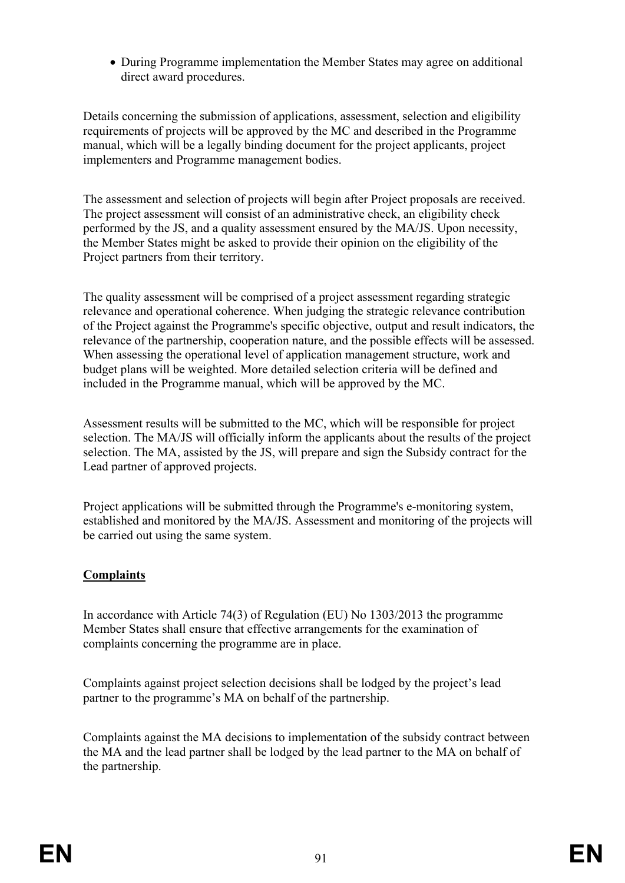- During Programme implementation the Member States may agree on additional direct award procedures.

Details concerning the submission of applications, assessment, selection and eligibility requirements of projects will be approved by the MC and described in the Programme manual, which will be a legally binding document for the project applicants, project implementers and Programme management bodies.

The assessment and selection of projects will begin after Project proposals are received. The project assessment will consist of an administrative check, an eligibility check performed by the JS, and a quality assessment ensured by the MA/JS. Upon necessity, the Member States might be asked to provide their opinion on the eligibility of the Project partners from their territory.

The quality assessment will be comprised of a project assessment regarding strategic relevance and operational coherence. When judging the strategic relevance contribution of the Project against the Programme's specific objective, output and result indicators, the relevance of the partnership, cooperation nature, and the possible effects will be assessed. When assessing the operational level of application management structure, work and budget plans will be weighted. More detailed selection criteria will be defined and included in the Programme manual, which will be approved by the MC.

Assessment results will be submitted to the MC, which will be responsible for project selection. The MA/JS will officially inform the applicants about the results of the project selection. The MA, assisted by the JS, will prepare and sign the Subsidy contract for the Lead partner of approved projects.

Project applications will be submitted through the Programme's e-monitoring system, established and monitored by the MA/JS. Assessment and monitoring of the projects will be carried out using the same system.

**Complaints**

In accordance with Article 74(3) of Regulation (EU) No 1303/2013 the programme Member States shall ensure that effective arrangements for the examination of complaints concerning the programme are in place.

Complaints against project selection decisions shall be lodged by the project's lead partner to the programme's MA on behalf of the partnership.

Complaints against the MA decisions to implementation of the subsidy contract between the MA and the lead partner shall be lodged by the lead partner to the MA on behalf of the partnership.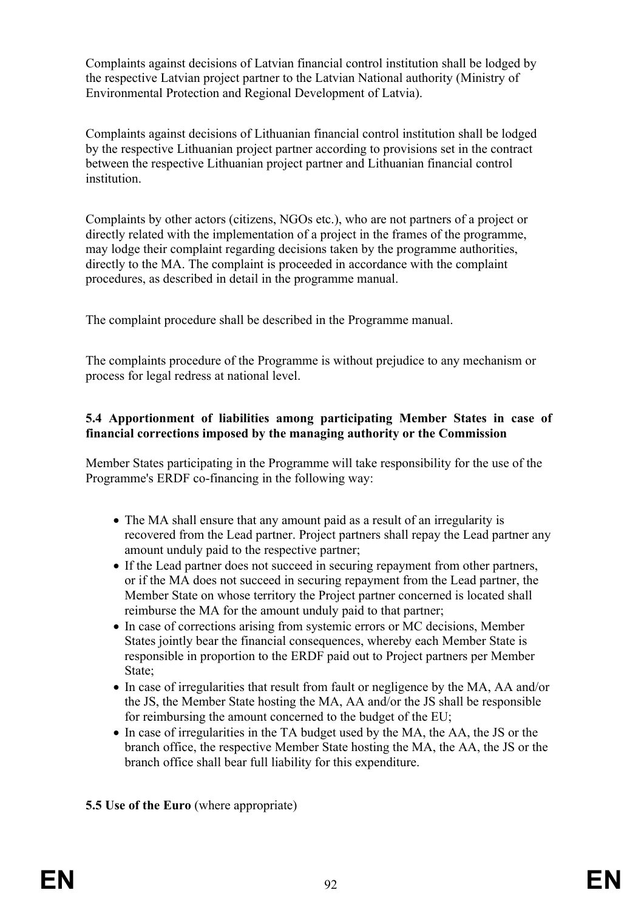Complaints against decisions of Latvian financial control institution shall be lodged by the respective Latvian project partner to the Latvian National authority (Ministry of Environmental Protection and Regional Development of Latvia).

Complaints against decisions of Lithuanian financial control institution shall be lodged by the respective Lithuanian project partner according to provisions set in the contract between the respective Lithuanian project partner and Lithuanian financial control institution.

Complaints by other actors (citizens, NGOs etc.), who are not partners of a project or directly related with the implementation of a project in the frames of the programme, may lodge their complaint regarding decisions taken by the programme authorities, directly to the MA. The complaint is proceeded in accordance with the complaint procedures, as described in detail in the programme manual.

The complaint procedure shall be described in the Programme manual.

The complaints procedure of the Programme is without prejudice to any mechanism or process for legal redress at national level.

**5.4 Apportionment of liabilities among participating Member States in case of financial corrections imposed by the managing authority or the Commission**

Member States participating in the Programme will take responsibility for the use of the Programme's ERDF co-financing in the following way:

- The MA shall ensure that any amount paid as a result of an irregularity is recovered from the Lead partner. Project partners shall repay the Lead partner any amount unduly paid to the respective partner;
- If the Lead partner does not succeed in securing repayment from other partners, or if the MA does not succeed in securing repayment from the Lead partner, the Member State on whose territory the Project partner concerned is located shall reimburse the MA for the amount unduly paid to that partner;
- In case of corrections arising from systemic errors or MC decisions, Member States jointly bear the financial consequences, whereby each Member State is responsible in proportion to the ERDF paid out to Project partners per Member State;
- In case of irregularities that result from fault or negligence by the MA, AA and/or the JS, the Member State hosting the MA, AA and/or the JS shall be responsible for reimbursing the amount concerned to the budget of the EU;
- In case of irregularities in the TA budget used by the MA, the AA, the JS or the branch office, the respective Member State hosting the MA, the AA, the JS or the branch office shall bear full liability for this expenditure.

**5.5 Use of the Euro** (where appropriate)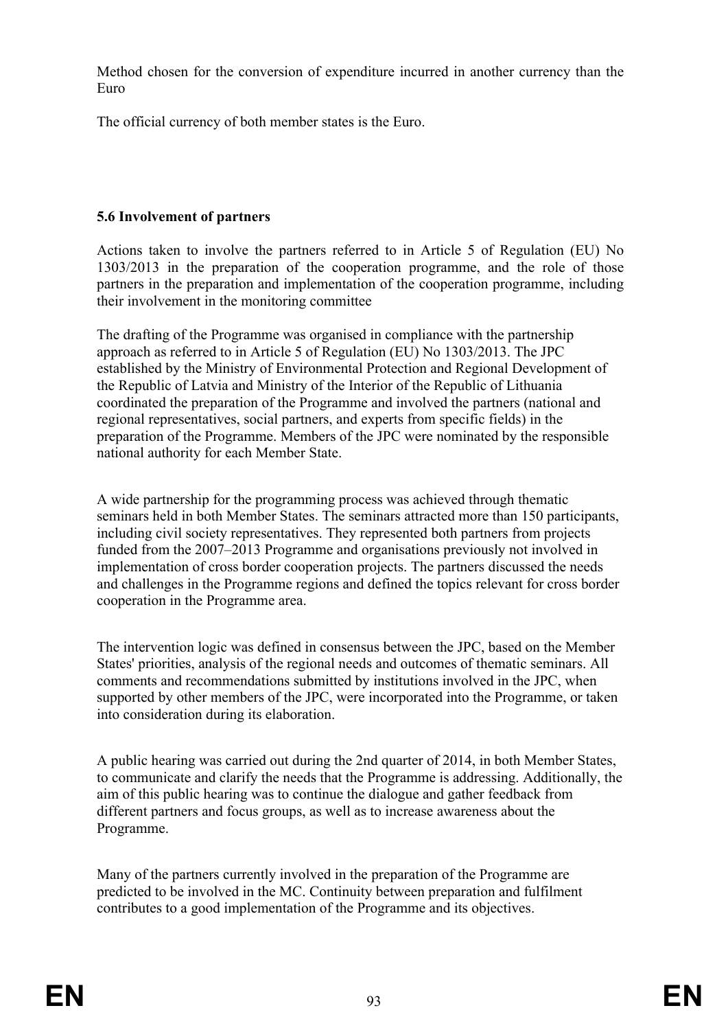Method chosen for the conversion of expenditure incurred in another currency than the Euro

The official currency of both member states is the Euro.

### 5.6 Involvement of partners

Actions taken to involve the partners referred to in Article 5 of Regulation (EU) No 1303/2013 in the preparation of the cooperation programme, and the role of those partners in the preparation and implementation of the cooperation programme, including their involvement in the monitoring committee

The drafting of the Programme was organised in compliance with the partnership approach as referred to in Article 5 of Regulation (EU) No 1303/2013. The JPC established by the Ministry of Environmental Protection and Regional Development of the Republic of Latvia and Ministry of the Interior of the Republic of Lithuania coordinated the preparation of the Programme and involved the partners (national and regional representatives, social partners, and experts from specific fields) in the preparation of the Programme. Members of the JPC were nominated by the responsible national authority for each Member State.

A wide partnership for the programming process was achieved through thematic seminars held in both Member States. The seminars attracted more than 150 participants, including civil society representatives. They represented both partners from projects funded from the 2007–2013 Programme and organisations previously not involved in implementation of cross border cooperation projects. The partners discussed the needs and challenges in the Programme regions and defined the topics relevant for cross border cooperation in the Programme area.

The intervention logic was defined in consensus between the JPC, based on the Member States' priorities, analysis of the regional needs and outcomes of thematic seminars. All comments and recommendations submitted by institutions involved in the JPC, when supported by other members of the JPC, were incorporated into the Programme, or taken into consideration during its elaboration.

A public hearing was carried out during the 2nd quarter of 2014, in both Member States, to communicate and clarify the needs that the Programme is addressing. Additionally, the aim of this public hearing was to continue the dialogue and gather feedback from different partners and focus groups, as well as to increase awareness about the Programme.

Many of the partners currently involved in the preparation of the Programme are predicted to be involved in the MC. Continuity between preparation and fulfilment contributes to a good implementation of the Programme and its objectives.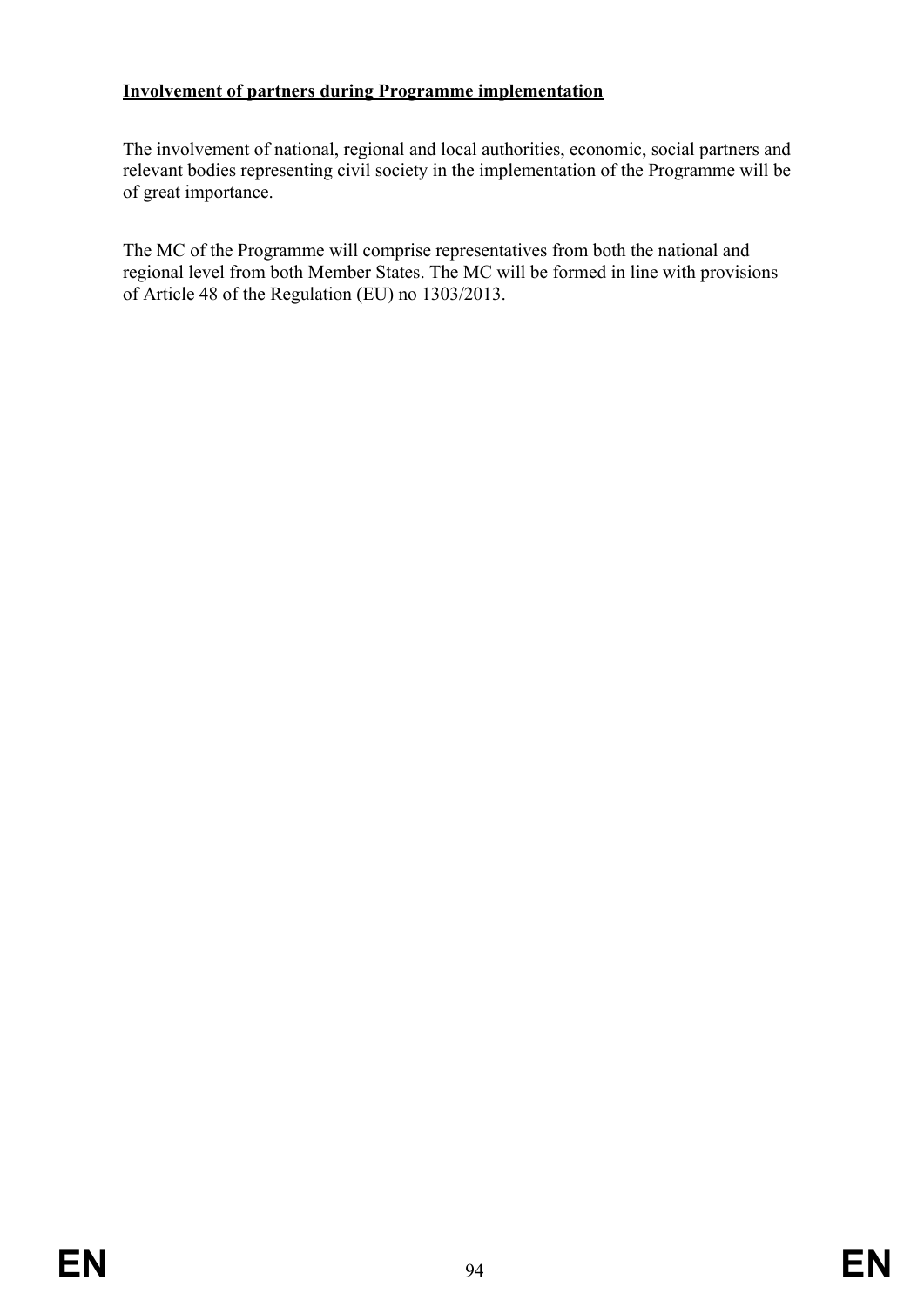**Involvement of partners during Programme implementation**

The involvement of national, regional and local authorities, economic, social partners and relevant bodies representing civil society in the implementation of the Programme will be of great importance.

The MC of the Programme will comprise representatives from both the national and regional level from both Member States. The MC will be formed in line with provisions of Article 48 of the Regulation (EU) no 1303/2013.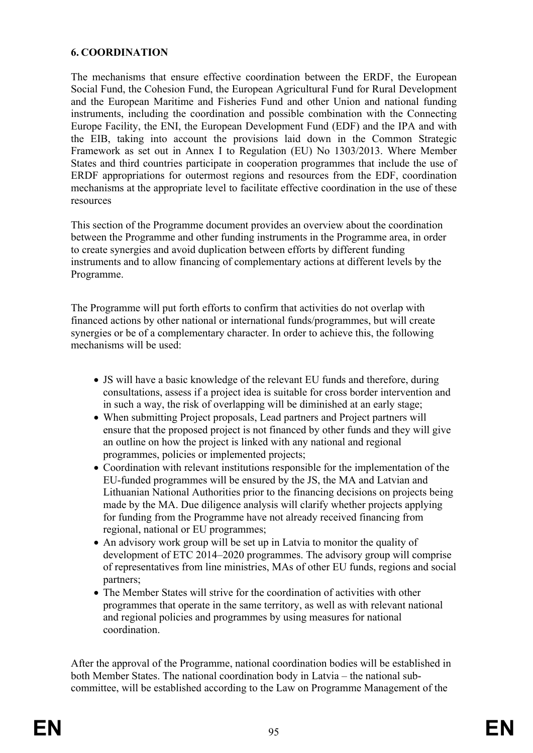## 6. COORDINATION

The mechanisms that ensure effective coordination between the ERDF, the European Social Fund, the Cohesion Fund, the European Agricultural Fund for Rural Development and the European Maritime and Fisheries Fund and other Union and national funding instruments, including the coordination and possible combination with the Connecting Europe Facility, the ENI, the European Development Fund (EDF) and the IPA and with the EIB, taking into account the provisions laid down in the Common Strategic Framework as set out in Annex I to Regulation (EU) No 1303/2013. Where Member States and third countries participate in cooperation programmes that include the use of ERDF appropriations for outermost regions and resources from the EDF, coordination mechanisms at the appropriate level to facilitate effective coordination in the use of these resources

This section of the Programme document provides an overview about the coordination between the Programme and other funding instruments in the Programme area, in order to create synergies and avoid duplication between efforts by different funding instruments and to allow financing of complementary actions at different levels by the Programme.

The Programme will put forth efforts to confirm that activities do not overlap with financed actions by other national or international funds/programmes, but will create synergies or be of a complementary character. In order to achieve this, the following mechanisms will be used:

- JS will have a basic knowledge of the relevant EU funds and therefore, during consultations, assess if a project idea is suitable for cross border intervention and in such a way, the risk of overlapping will be diminished at an early stage;
- When submitting Project proposals, Lead partners and Project partners will ensure that the proposed project is not financed by other funds and they will give an outline on how the project is linked with any national and regional programmes, policies or implemented projects;
- Coordination with relevant institutions responsible for the implementation of the EU-funded programmes will be ensured by the JS, the MA and Latvian and Lithuanian National Authorities prior to the financing decisions on projects being made by the MA. Due diligence analysis will clarify whether projects applying for funding from the Programme have not already received financing from regional, national or EU programmes;
- An advisory work group will be set up in Latvia to monitor the quality of development of ETC 2014–2020 programmes. The advisory group will comprise of representatives from line ministries, MAs of other EU funds, regions and social partners;
- The Member States will strive for the coordination of activities with other programmes that operate in the same territory, as well as with relevant national and regional policies and programmes by using measures for national coordination.

After the approval of the Programme, national coordination bodies will be established in both Member States. The national coordination body in Latvia – the national sub-committee, will be established according to the Law on Programme Management of the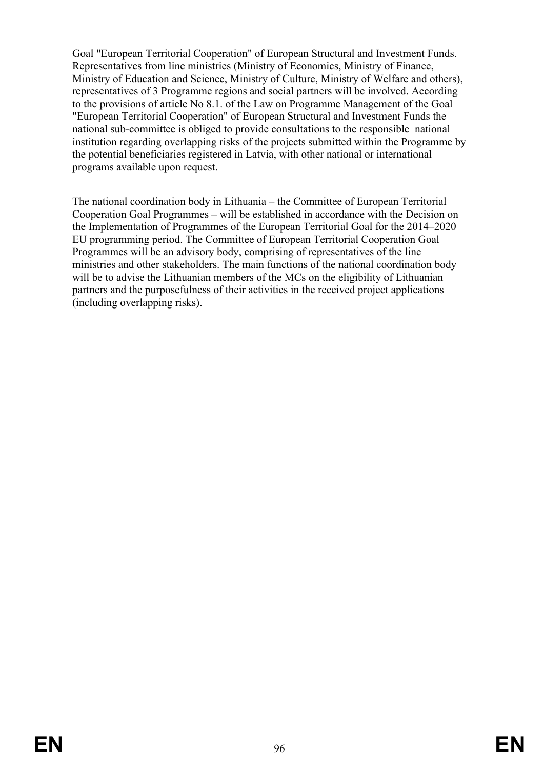Goal "European Territorial Cooperation" of European Structural and Investment Funds. Representatives from line ministries (Ministry of Economics, Ministry of Finance, Ministry of Education and Science, Ministry of Culture, Ministry of Welfare and others), representatives of 3 Programme regions and social partners will be involved. According to the provisions of article No 8.1. of the Law on Programme Management of the Goal "European Territorial Cooperation" of European Structural and Investment Funds the national sub-committee is obliged to provide consultations to the responsible national institution regarding overlapping risks of the projects submitted within the Programme by the potential beneficiaries registered in Latvia, with other national or international programs available upon request.

The national coordination body in Lithuania – the Committee of European Territorial Cooperation Goal Programmes – will be established in accordance with the Decision on the Implementation of Programmes of the European Territorial Goal for the 2014–2020 EU programming period. The Committee of European Territorial Cooperation Goal Programmes will be an advisory body, comprising of representatives of the line ministries and other stakeholders. The main functions of the national coordination body will be to advise the Lithuanian members of the MCs on the eligibility of Lithuanian partners and the purposefulness of their activities in the received project applications (including overlapping risks).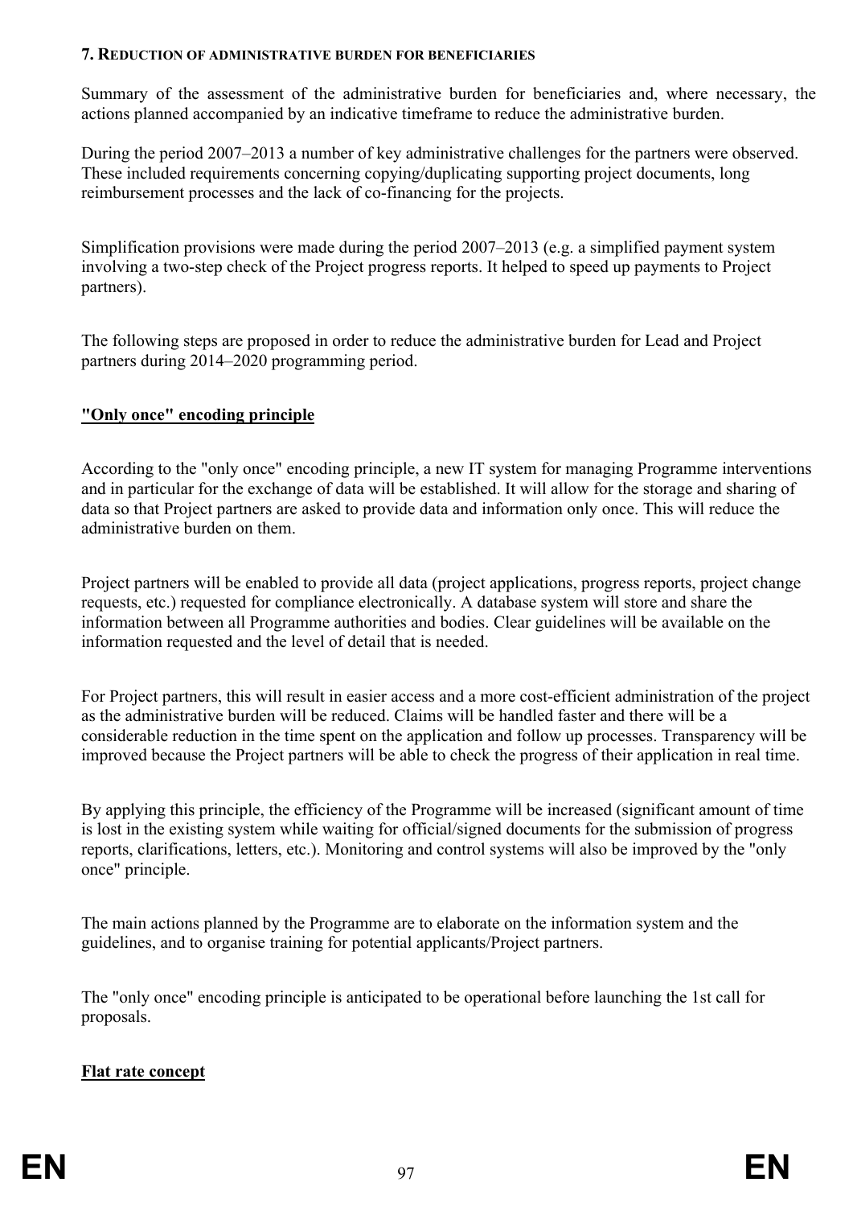## 7. Reduction of administrative burden for beneficiaries

Summary of the assessment of the administrative burden for beneficiaries and, where necessary, the actions planned accompanied by an indicative timeframe to reduce the administrative burden.

During the period 2007–2013 a number of key administrative challenges for the partners were observed. These included requirements concerning copying/duplicating supporting project documents, long reimbursement processes and the lack of co-financing for the projects.

Simplification provisions were made during the period 2007–2013 (e.g. a simplified payment system involving a two-step check of the Project progress reports. It helped to speed up payments to Project partners).

The following steps are proposed in order to reduce the administrative burden for Lead and Project partners during 2014–2020 programming period.

**"Only once" encoding principle**

According to the "only once" encoding principle, a new IT system for managing Programme interventions and in particular for the exchange of data will be established. It will allow for the storage and sharing of data so that Project partners are asked to provide data and information only once. This will reduce the administrative burden on them.

Project partners will be enabled to provide all data (project applications, progress reports, project change requests, etc.) requested for compliance electronically. A database system will store and share the information between all Programme authorities and bodies. Clear guidelines will be available on the information requested and the level of detail that is needed.

For Project partners, this will result in easier access and a more cost-efficient administration of the project as the administrative burden will be reduced. Claims will be handled faster and there will be a considerable reduction in the time spent on the application and follow up processes. Transparency will be improved because the Project partners will be able to check the progress of their application in real time.

By applying this principle, the efficiency of the Programme will be increased (significant amount of time is lost in the existing system while waiting for official/signed documents for the submission of progress reports, clarifications, letters, etc.). Monitoring and control systems will also be improved by the "only once" principle.

The main actions planned by the Programme are to elaborate on the information system and the guidelines, and to organise training for potential applicants/Project partners.

The "only once" encoding principle is anticipated to be operational before launching the 1st call for proposals.

**Flat rate concept**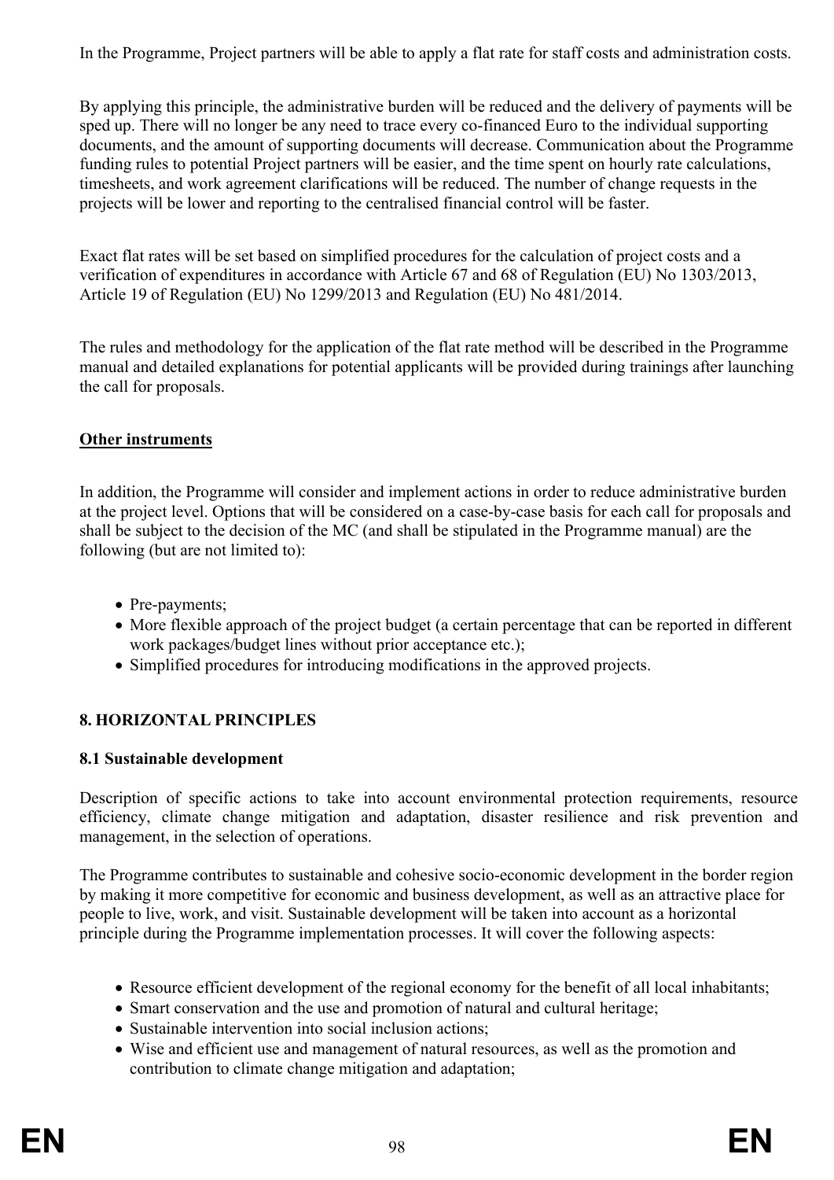In the Programme, Project partners will be able to apply a flat rate for staff costs and administration costs.

By applying this principle, the administrative burden will be reduced and the delivery of payments will be sped up. There will no longer be any need to trace every co-financed Euro to the individual supporting documents, and the amount of supporting documents will decrease. Communication about the Programme funding rules to potential Project partners will be easier, and the time spent on hourly rate calculations, timesheets, and work agreement clarifications will be reduced. The number of change requests in the projects will be lower and reporting to the centralised financial control will be faster.

Exact flat rates will be set based on simplified procedures for the calculation of project costs and a verification of expenditures in accordance with Article 67 and 68 of Regulation (EU) No 1303/2013, Article 19 of Regulation (EU) No 1299/2013 and Regulation (EU) No 481/2014.

The rules and methodology for the application of the flat rate method will be described in the Programme manual and detailed explanations for potential applicants will be provided during trainings after launching the call for proposals.

**Other instruments**

In addition, the Programme will consider and implement actions in order to reduce administrative burden at the project level. Options that will be considered on a case-by-case basis for each call for proposals and shall be subject to the decision of the MC (and shall be stipulated in the Programme manual) are the following (but are not limited to):

- Pre-payments;
- More flexible approach of the project budget (a certain percentage that can be reported in different work packages/budget lines without prior acceptance etc.);
- Simplified procedures for introducing modifications in the approved projects.

## 8. HORIZONTAL PRINCIPLES

### 8.1 Sustainable development

Description of specific actions to take into account environmental protection requirements, resource efficiency, climate change mitigation and adaptation, disaster resilience and risk prevention and management, in the selection of operations.

The Programme contributes to sustainable and cohesive socio-economic development in the border region by making it more competitive for economic and business development, as well as an attractive place for people to live, work, and visit. Sustainable development will be taken into account as a horizontal principle during the Programme implementation processes. It will cover the following aspects:

- Resource efficient development of the regional economy for the benefit of all local inhabitants;
- Smart conservation and the use and promotion of natural and cultural heritage;
- Sustainable intervention into social inclusion actions;
- Wise and efficient use and management of natural resources, as well as the promotion and contribution to climate change mitigation and adaptation;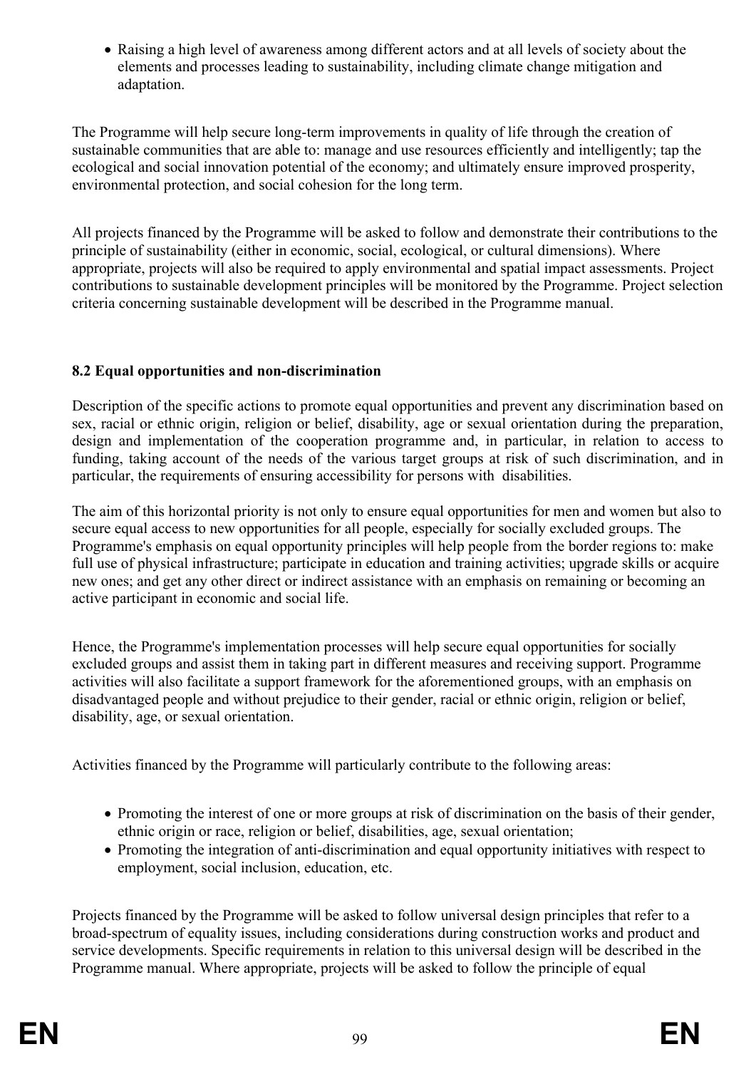- Raising a high level of awareness among different actors and at all levels of society about the elements and processes leading to sustainability, including climate change mitigation and adaptation.

The Programme will help secure long-term improvements in quality of life through the creation of sustainable communities that are able to: manage and use resources efficiently and intelligently; tap the ecological and social innovation potential of the economy; and ultimately ensure improved prosperity, environmental protection, and social cohesion for the long term.

All projects financed by the Programme will be asked to follow and demonstrate their contributions to the principle of sustainability (either in economic, social, ecological, or cultural dimensions). Where appropriate, projects will also be required to apply environmental and spatial impact assessments. Project contributions to sustainable development principles will be monitored by the Programme. Project selection criteria concerning sustainable development will be described in the Programme manual.

**8.2 Equal opportunities and non-discrimination**

Description of the specific actions to promote equal opportunities and prevent any discrimination based on sex, racial or ethnic origin, religion or belief, disability, age or sexual orientation during the preparation, design and implementation of the cooperation programme and, in particular, in relation to access to funding, taking account of the needs of the various target groups at risk of such discrimination, and in particular, the requirements of ensuring accessibility for persons with disabilities.

The aim of this horizontal priority is not only to ensure equal opportunities for men and women but also to secure equal access to new opportunities for all people, especially for socially excluded groups. The Programme's emphasis on equal opportunity principles will help people from the border regions to: make full use of physical infrastructure; participate in education and training activities; upgrade skills or acquire new ones; and get any other direct or indirect assistance with an emphasis on remaining or becoming an active participant in economic and social life.

Hence, the Programme's implementation processes will help secure equal opportunities for socially excluded groups and assist them in taking part in different measures and receiving support. Programme activities will also facilitate a support framework for the aforementioned groups, with an emphasis on disadvantaged people and without prejudice to their gender, racial or ethnic origin, religion or belief, disability, age, or sexual orientation.

Activities financed by the Programme will particularly contribute to the following areas:

- Promoting the interest of one or more groups at risk of discrimination on the basis of their gender, ethnic origin or race, religion or belief, disabilities, age, sexual orientation;
- Promoting the integration of anti-discrimination and equal opportunity initiatives with respect to employment, social inclusion, education, etc.

Projects financed by the Programme will be asked to follow universal design principles that refer to a broad-spectrum of equality issues, including considerations during construction works and product and service developments. Specific requirements in relation to this universal design will be described in the Programme manual. Where appropriate, projects will be asked to follow the principle of equal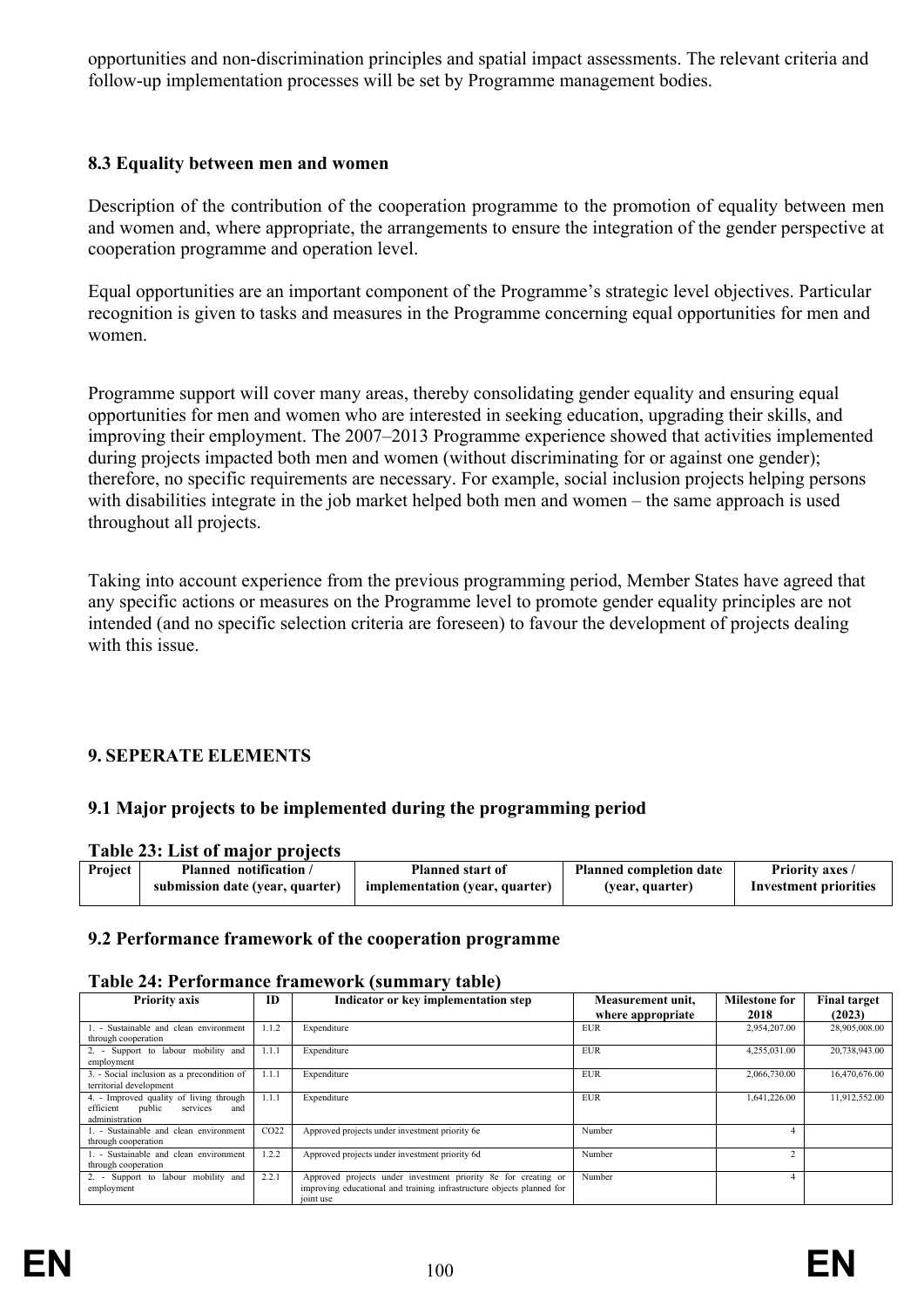opportunities and non-discrimination principles and spatial impact assessments. The relevant criteria and follow-up implementation processes will be set by Programme management bodies.

### 8.3 Equality between men and women

Description of the contribution of the cooperation programme to the promotion of equality between men and women and, where appropriate, the arrangements to ensure the integration of the gender perspective at cooperation programme and operation level.

Equal opportunities are an important component of the Programme's strategic level objectives. Particular recognition is given to tasks and measures in the Programme concerning equal opportunities for men and women.

Programme support will cover many areas, thereby consolidating gender equality and ensuring equal opportunities for men and women who are interested in seeking education, upgrading their skills, and improving their employment. The 2007–2013 Programme experience showed that activities implemented during projects impacted both men and women (without discriminating for or against one gender); therefore, no specific requirements are necessary. For example, social inclusion projects helping persons with disabilities integrate in the job market helped both men and women – the same approach is used throughout all projects.

Taking into account experience from the previous programming period, Member States have agreed that any specific actions or measures on the Programme level to promote gender equality principles are not intended (and no specific selection criteria are foreseen) to favour the development of projects dealing with this issue.

## 9. SEPERATE ELEMENTS

### 9.1 Major projects to be implemented during the programming period

**Table 23: List of major projects**

| Project | Planned notification / submission date (year, quarter) | Planned start of implementation (year, quarter) | Planned completion date (year, quarter) | Priority axes / Investment priorities |
|---|---|---|---|---|

### 9.2 Performance framework of the cooperation programme

**Table 24: Performance framework (summary table)**

| Priority axis | ID | Indicator or key implementation step | Measurement unit, where appropriate | Milestone for 2018 | Final target (2023) |
|---|---|---|---|---|---|
| 1. - Sustainable and clean environment through cooperation | 1.1.2 | Expenditure | EUR | 2,954,207.00 | 28,905,008.00 |
| 2. - Support to labour mobility and employment | 1.1.1 | Expenditure | EUR | 4,255,031.00 | 20,738,943.00 |
| 3. - Social inclusion as a precondition of territorial development | 1.1.1 | Expenditure | EUR | 2,066,730.00 | 16,470,676.00 |
| 4. - Improved quality of living through efficient public services and administration | 1.1.1 | Expenditure | EUR | 1,641,226.00 | 11,912,552.00 |
| 1. - Sustainable and clean environment through cooperation | CO22 | Approved projects under investment priority 6e | Number | 4 | |
| 1. - Sustainable and clean environment through cooperation | 1.2.2 | Approved projects under investment priority 6d | Number | 2 | |
| 2. - Support to labour mobility and employment | 2.2.1 | Approved projects under investment priority 8e for creating or improving educational and training infrastructure objects planned for joint use | Number | 4 | |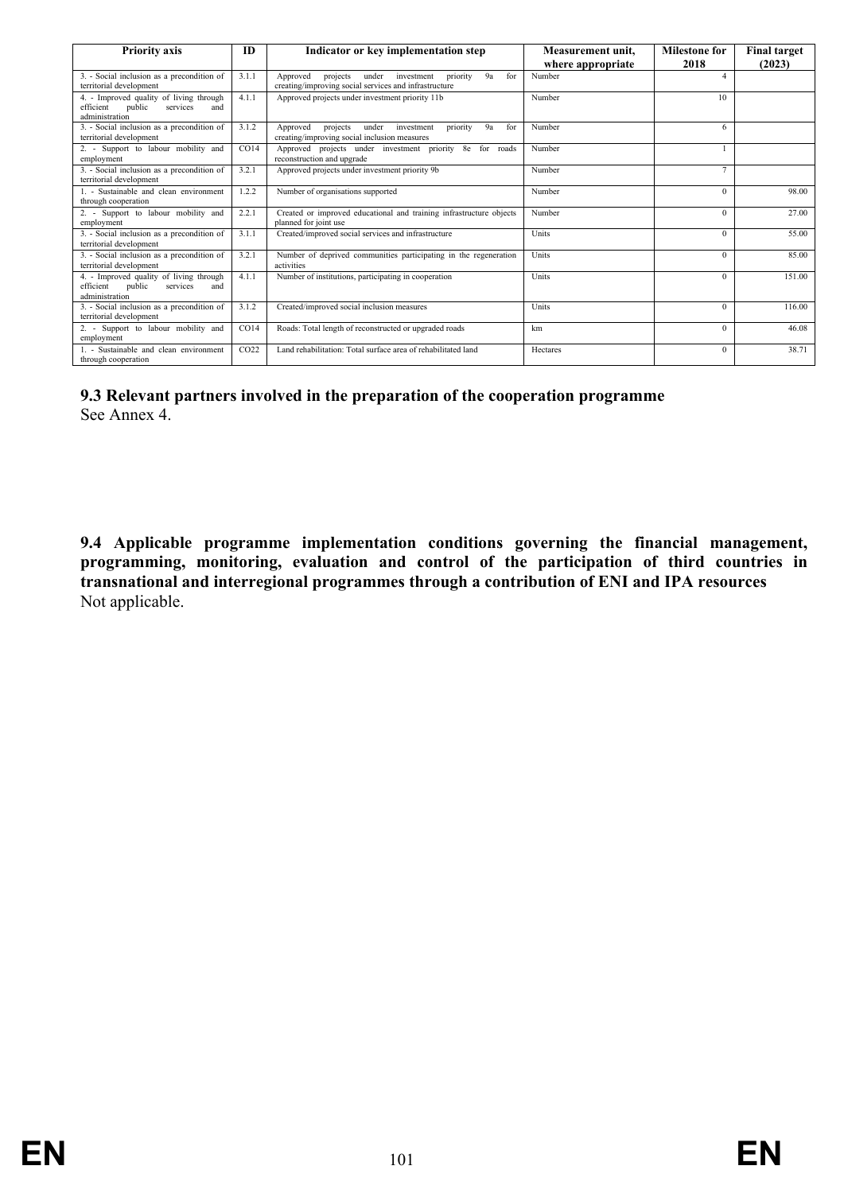| Priority axis | ID | Indicator or key implementation step | Measurement unit, where appropriate | Milestone for 2018 | Final target (2023) |
|---|---|---|---|---|---|
| 3. - Social inclusion as a precondition of territorial development | 3.1.1 | Approved projects under investment priority 9a for creating/improving social services and infrastructure | Number | 4 | |
| 4. - Improved quality of living through efficient public services and administration | 4.1.1 | Approved projects under investment priority 11b | Number | 10 | |
| 3. - Social inclusion as a precondition of territorial development | 3.1.2 | Approved projects under investment priority 9a for creating/improving social inclusion measures | Number | 6 | |
| 2. - Support to labour mobility and employment | CO14 | Approved projects under investment priority 8e for roads reconstruction and upgrade | Number | 1 | |
| 3. - Social inclusion as a precondition of territorial development | 3.2.1 | Approved projects under investment priority 9b | Number | 7 | |
| 1. - Sustainable and clean environment through cooperation | 1.2.2 | Number of organisations supported | Number | 0 | 98.00 |
| 2. - Support to labour mobility and employment | 2.2.1 | Created or improved educational and training infrastructure objects planned for joint use | Number | 0 | 27.00 |
| 3. - Social inclusion as a precondition of territorial development | 3.1.1 | Created/improved social services and infrastructure | Units | 0 | 55.00 |
| 3. - Social inclusion as a precondition of territorial development | 3.2.1 | Number of deprived communities participating in the regeneration activities | Units | 0 | 85.00 |
| 4. - Improved quality of living through efficient public services and administration | 4.1.1 | Number of institutions, participating in cooperation | Units | 0 | 151.00 |
| 3. - Social inclusion as a precondition of territorial development | 3.1.2 | Created/improved social inclusion measures | Units | 0 | 116.00 |
| 2. - Support to labour mobility and employment | CO14 | Roads: Total length of reconstructed or upgraded roads | km | 0 | 46.08 |
| 1. - Sustainable and clean environment through cooperation | CO22 | Land rehabilitation: Total surface area of rehabilitated land | Hectares | 0 | 38.71 |

## 9.3 Relevant partners involved in the preparation of the cooperation programme

See Annex 4.

## 9.4 Applicable programme implementation conditions governing the financial management, programming, monitoring, evaluation and control of the participation of third countries in transnational and interregional programmes through a contribution of ENI and IPA resources

Not applicable.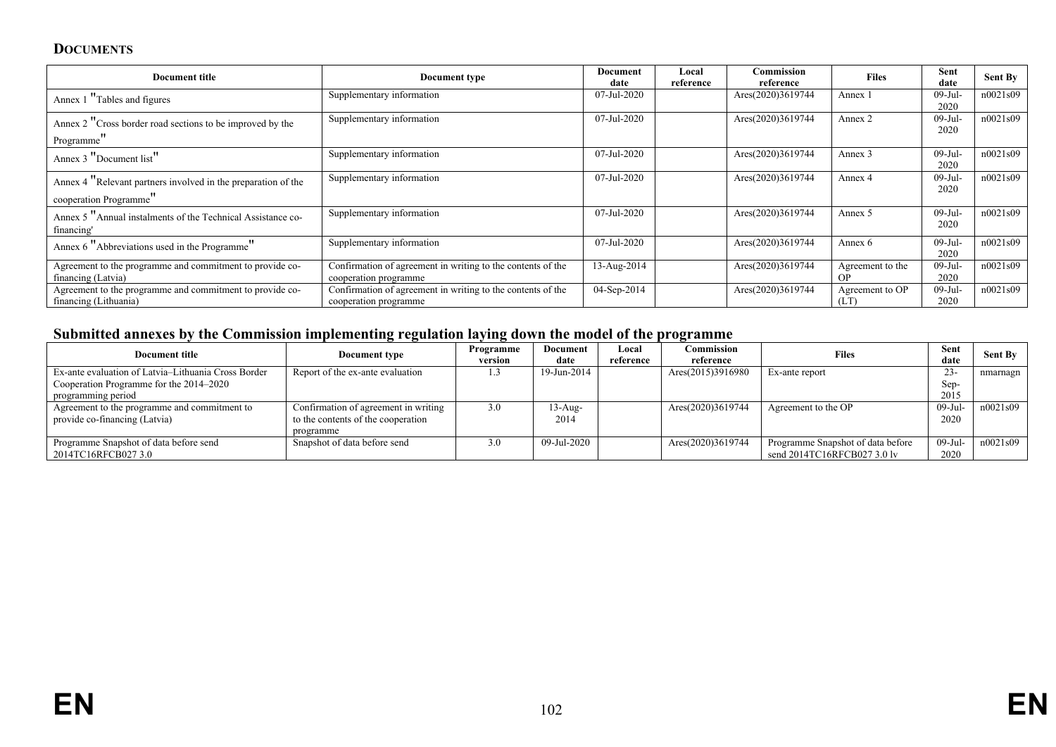**DOCUMENTS**

| Document title | Document type | Document date | Local reference | Commission reference | Files | Sent date | Sent By |
|---|---|---|---|---|---|---|---|
| Annex 1 "Tables and figures | Supplementary information | 07-Jul-2020 | | Ares(2020)3619744 | Annex 1 | 09-Jul-2020 | n0021s09 |
| Annex 2 "Cross border road sections to be improved by the Programme" | Supplementary information | 07-Jul-2020 | | Ares(2020)3619744 | Annex 2 | 09-Jul-2020 | n0021s09 |
| Annex 3 "Document list" | Supplementary information | 07-Jul-2020 | | Ares(2020)3619744 | Annex 3 | 09-Jul-2020 | n0021s09 |
| Annex 4 "Relevant partners involved in the preparation of the cooperation Programme" | Supplementary information | 07-Jul-2020 | | Ares(2020)3619744 | Annex 4 | 09-Jul-2020 | n0021s09 |
| Annex 5 "Annual instalments of the Technical Assistance co-financing' | Supplementary information | 07-Jul-2020 | | Ares(2020)3619744 | Annex 5 | 09-Jul-2020 | n0021s09 |
| Annex 6 "Abbreviations used in the Programme" | Supplementary information | 07-Jul-2020 | | Ares(2020)3619744 | Annex 6 | 09-Jul-2020 | n0021s09 |
| Agreement to the programme and commitment to provide co-financing (Latvia) | Confirmation of agreement in writing to the contents of the cooperation programme | 13-Aug-2014 | | Ares(2020)3619744 | Agreement to the OP | 09-Jul-2020 | n0021s09 |
| Agreement to the programme and commitment to provide co-financing (Lithuania) | Confirmation of agreement in writing to the contents of the cooperation programme | 04-Sep-2014 | | Ares(2020)3619744 | Agreement to OP (LT) | 09-Jul-2020 | n0021s09 |

## Submitted annexes by the Commission implementing regulation laying down the model of the programme

| Document title | Document type | Programme version | Document date | Local reference | Commission reference | Files | Sent date | Sent By |
|---|---|---|---|---|---|---|---|---|
| Ex-ante evaluation of Latvia–Lithuania Cross Border Cooperation Programme for the 2014–2020 programming period | Report of the ex-ante evaluation | 1.3 | 19-Jun-2014 | | Ares(2015)3916980 | Ex-ante report | 23-Sep-2015 | nmarnagn |
| Agreement to the programme and commitment to provide co-financing (Latvia) | Confirmation of agreement in writing to the contents of the cooperation programme | 3.0 | 13-Aug-2014 | | Ares(2020)3619744 | Agreement to the OP | 09-Jul-2020 | n0021s09 |
| Programme Snapshot of data before send 2014TC16RFCB027 3.0 | Snapshot of data before send | 3.0 | 09-Jul-2020 | | Ares(2020)3619744 | Programme Snapshot of data before send 2014TC16RFCB027 3.0 lv | 09-Jul-2020 | n0021s09 |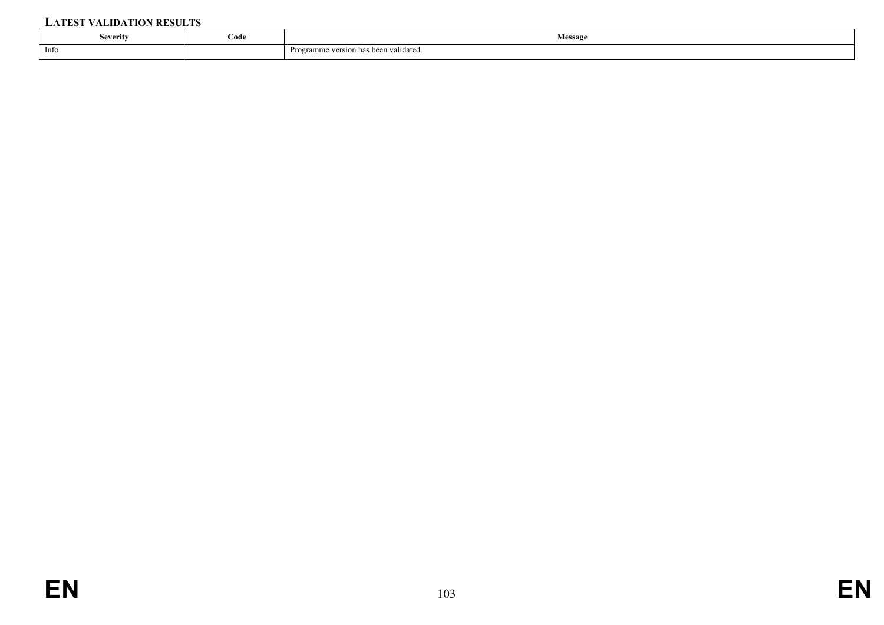**LATEST VALIDATION RESULTS**

| Severity | Code | Message |
| --- | --- | --- |
| Info | | Programme version has been validated. |